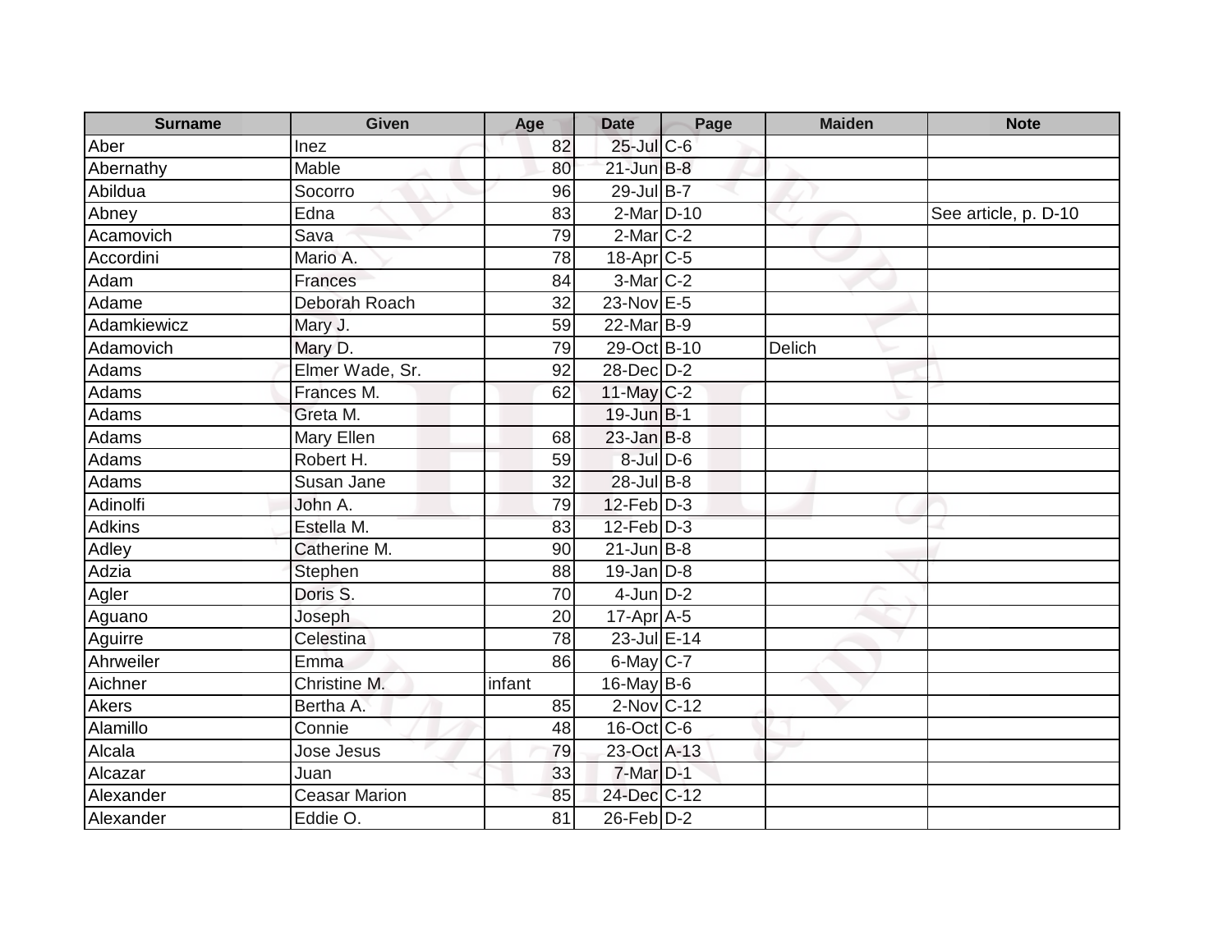| Surname | Given | Age | Date | Page | Maiden | Note |
|---|---|---|---|---|---|---|
| Aber | Inez | 82 | 25-Jul | C-6 | | |
| Abernathy | Mable | 80 | 21-Jun | B-8 | | |
| Abildua | Socorro | 96 | 29-Jul | B-7 | | |
| Abney | Edna | 83 | 2-Mar | D-10 | | See article, p. D-10 |
| Acamovich | Sava | 79 | 2-Mar | C-2 | | |
| Accordini | Mario A. | 78 | 18-Apr | C-5 | | |
| Adam | Frances | 84 | 3-Mar | C-2 | | |
| Adame | Deborah Roach | 32 | 23-Nov | E-5 | | |
| Adamkiewicz | Mary J. | 59 | 22-Mar | B-9 | | |
| Adamovich | Mary D. | 79 | 29-Oct | B-10 | Delich | |
| Adams | Elmer Wade, Sr. | 92 | 28-Dec | D-2 | | |
| Adams | Frances M. | 62 | 11-May | C-2 | | |
| Adams | Greta M. | | 19-Jun | B-1 | | |
| Adams | Mary Ellen | 68 | 23-Jan | B-8 | | |
| Adams | Robert H. | 59 | 8-Jul | D-6 | | |
| Adams | Susan Jane | 32 | 28-Jul | B-8 | | |
| Adinolfi | John A. | 79 | 12-Feb | D-3 | | |
| Adkins | Estella M. | 83 | 12-Feb | D-3 | | |
| Adley | Catherine M. | 90 | 21-Jun | B-8 | | |
| Adzia | Stephen | 88 | 19-Jan | D-8 | | |
| Agler | Doris S. | 70 | 4-Jun | D-2 | | |
| Aguano | Joseph | 20 | 17-Apr | A-5 | | |
| Aguirre | Celestina | 78 | 23-Jul | E-14 | | |
| Ahrweiler | Emma | 86 | 6-May | C-7 | | |
| Aichner | Christine M. | infant | 16-May | B-6 | | |
| Akers | Bertha A. | 85 | 2-Nov | C-12 | | |
| Alamillo | Connie | 48 | 16-Oct | C-6 | | |
| Alcala | Jose Jesus | 79 | 23-Oct | A-13 | | |
| Alcazar | Juan | 33 | 7-Mar | D-1 | | |
| Alexander | Ceasar Marion | 85 | 24-Dec | C-12 | | |
| Alexander | Eddie O. | 81 | 26-Feb | D-2 | | |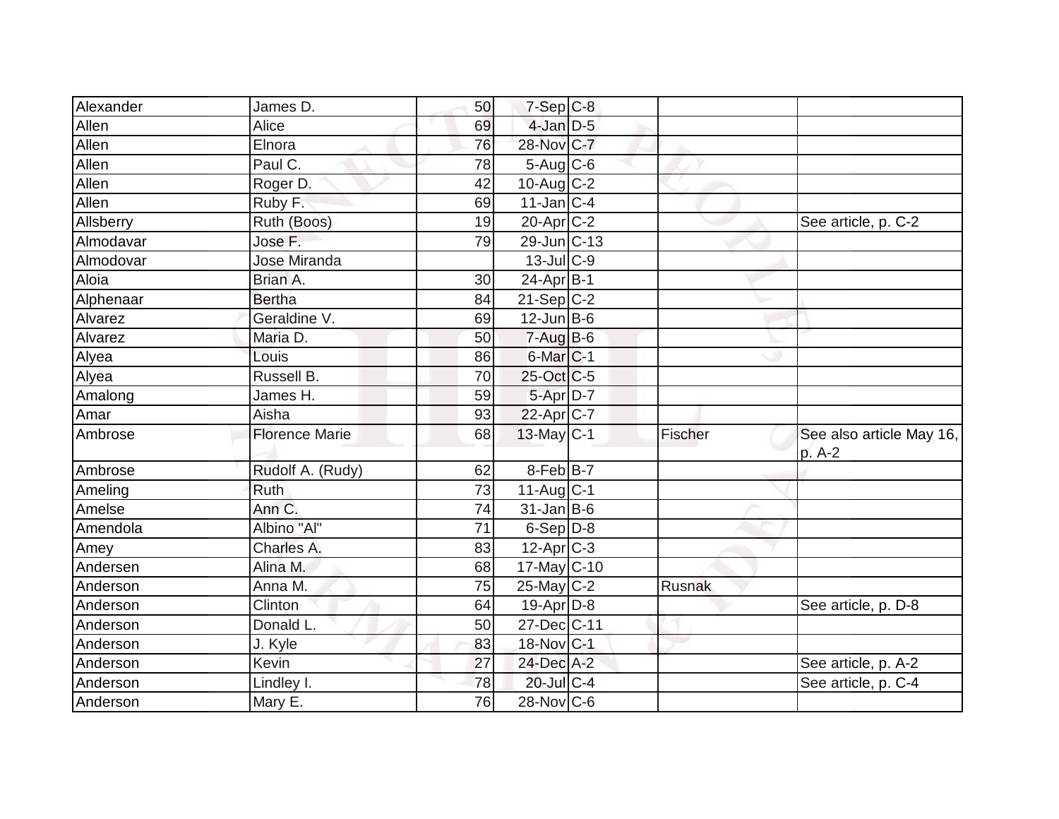| Alexander | James D. | 50 | 7-Sep | C-8 | | |
|---|---|---|---|---|---|---|
| Allen | Alice | 69 | 4-Jan | D-5 | | |
| Allen | Elnora | 76 | 28-Nov | C-7 | | |
| Allen | Paul C. | 78 | 5-Aug | C-6 | | |
| Allen | Roger D. | 42 | 10-Aug | C-2 | | |
| Allen | Ruby F. | 69 | 11-Jan | C-4 | | |
| Allsberry | Ruth (Boos) | 19 | 20-Apr | C-2 | | See article, p. C-2 |
| Almodavar | Jose F. | 79 | 29-Jun | C-13 | | |
| Almodovar | Jose Miranda | | 13-Jul | C-9 | | |
| Aloia | Brian A. | 30 | 24-Apr | B-1 | | |
| Alphenaar | Bertha | 84 | 21-Sep | C-2 | | |
| Alvarez | Geraldine V. | 69 | 12-Jun | B-6 | | |
| Alvarez | Maria D. | 50 | 7-Aug | B-6 | | |
| Alyea | Louis | 86 | 6-Mar | C-1 | | |
| Alyea | Russell B. | 70 | 25-Oct | C-5 | | |
| Amalong | James H. | 59 | 5-Apr | D-7 | | |
| Amar | Aisha | 93 | 22-Apr | C-7 | | |
| Ambrose | Florence Marie | 68 | 13-May | C-1 | Fischer | See also article May 16, p. A-2 |
| Ambrose | Rudolf A. (Rudy) | 62 | 8-Feb | B-7 | | |
| Ameling | Ruth | 73 | 11-Aug | C-1 | | |
| Amelse | Ann C. | 74 | 31-Jan | B-6 | | |
| Amendola | Albino "Al" | 71 | 6-Sep | D-8 | | |
| Amey | Charles A. | 83 | 12-Apr | C-3 | | |
| Andersen | Alina M. | 68 | 17-May | C-10 | | |
| Anderson | Anna M. | 75 | 25-May | C-2 | Rusnak | |
| Anderson | Clinton | 64 | 19-Apr | D-8 | | See article, p. D-8 |
| Anderson | Donald L. | 50 | 27-Dec | C-11 | | |
| Anderson | J. Kyle | 83 | 18-Nov | C-1 | | |
| Anderson | Kevin | 27 | 24-Dec | A-2 | | See article, p. A-2 |
| Anderson | Lindley I. | 78 | 20-Jul | C-4 | | See article, p. C-4 |
| Anderson | Mary E. | 76 | 28-Nov | C-6 | | |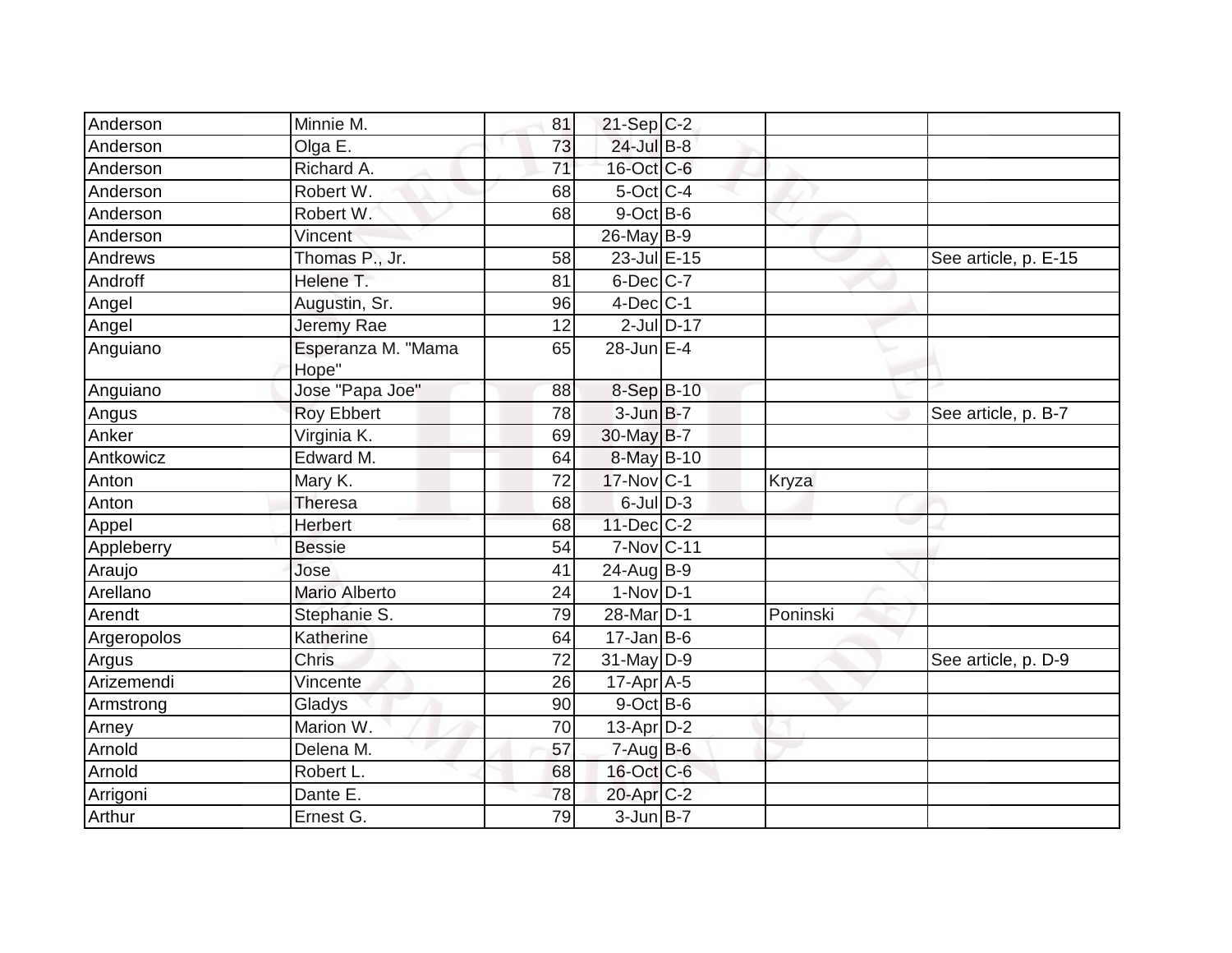| Anderson | Minnie M. | 81 | 21-Sep | C-2 | | |
|---|---|---|---|---|---|---|
| Anderson | Olga E. | 73 | 24-Jul | B-8 | | |
| Anderson | Richard A. | 71 | 16-Oct | C-6 | | |
| Anderson | Robert W. | 68 | 5-Oct | C-4 | | |
| Anderson | Robert W. | 68 | 9-Oct | B-6 | | |
| Anderson | Vincent | | 26-May | B-9 | | |
| Andrews | Thomas P., Jr. | 58 | 23-Jul | E-15 | | See article, p. E-15 |
| Androff | Helene T. | 81 | 6-Dec | C-7 | | |
| Angel | Augustin, Sr. | 96 | 4-Dec | C-1 | | |
| Angel | Jeremy Rae | 12 | 2-Jul | D-17 | | |
| Anguiano | Esperanza M. "Mama Hope" | 65 | 28-Jun | E-4 | | |
| Anguiano | Jose "Papa Joe" | 88 | 8-Sep | B-10 | | |
| Angus | Roy Ebbert | 78 | 3-Jun | B-7 | | See article, p. B-7 |
| Anker | Virginia K. | 69 | 30-May | B-7 | | |
| Antkowicz | Edward M. | 64 | 8-May | B-10 | | |
| Anton | Mary K. | 72 | 17-Nov | C-1 | Kryza | |
| Anton | Theresa | 68 | 6-Jul | D-3 | | |
| Appel | Herbert | 68 | 11-Dec | C-2 | | |
| Appleberry | Bessie | 54 | 7-Nov | C-11 | | |
| Araujo | Jose | 41 | 24-Aug | B-9 | | |
| Arellano | Mario Alberto | 24 | 1-Nov | D-1 | | |
| Arendt | Stephanie S. | 79 | 28-Mar | D-1 | Poninski | |
| Argeropolos | Katherine | 64 | 17-Jan | B-6 | | |
| Argus | Chris | 72 | 31-May | D-9 | | See article, p. D-9 |
| Arizemendi | Vincente | 26 | 17-Apr | A-5 | | |
| Armstrong | Gladys | 90 | 9-Oct | B-6 | | |
| Arney | Marion W. | 70 | 13-Apr | D-2 | | |
| Arnold | Delena M. | 57 | 7-Aug | B-6 | | |
| Arnold | Robert L. | 68 | 16-Oct | C-6 | | |
| Arrigoni | Dante E. | 78 | 20-Apr | C-2 | | |
| Arthur | Ernest G. | 79 | 3-Jun | B-7 | | |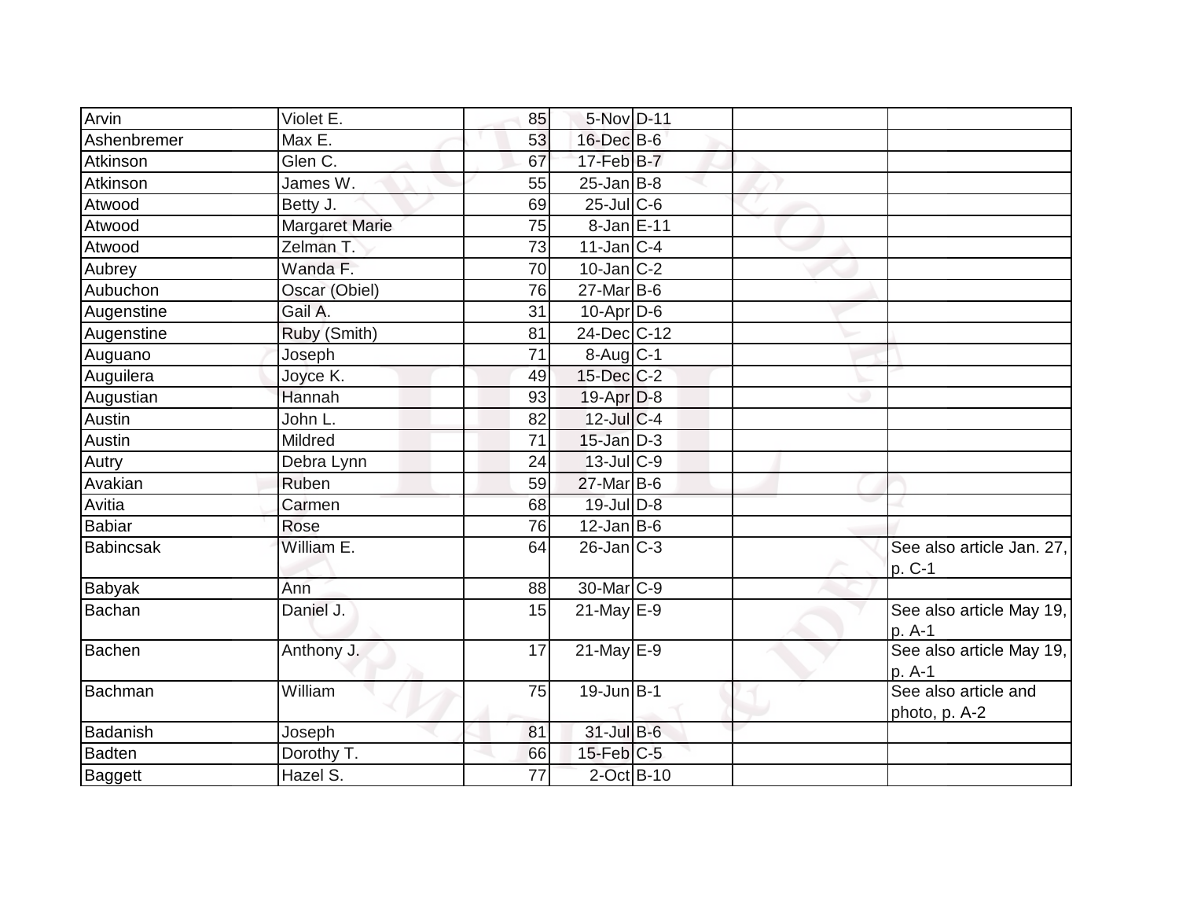| | | | | | | |
|---|---|---|---|---|---|---|
| Arvin | Violet E. | 85 | 5-Nov | D-11 | | |
| Ashenbremer | Max E. | 53 | 16-Dec | B-6 | | |
| Atkinson | Glen C. | 67 | 17-Feb | B-7 | | |
| Atkinson | James W. | 55 | 25-Jan | B-8 | | |
| Atwood | Betty J. | 69 | 25-Jul | C-6 | | |
| Atwood | Margaret Marie | 75 | 8-Jan | E-11 | | |
| Atwood | Zelman T. | 73 | 11-Jan | C-4 | | |
| Aubrey | Wanda F. | 70 | 10-Jan | C-2 | | |
| Aubuchon | Oscar (Obiel) | 76 | 27-Mar | B-6 | | |
| Augenstine | Gail A. | 31 | 10-Apr | D-6 | | |
| Augenstine | Ruby (Smith) | 81 | 24-Dec | C-12 | | |
| Auguano | Joseph | 71 | 8-Aug | C-1 | | |
| Auguilera | Joyce K. | 49 | 15-Dec | C-2 | | |
| Augustian | Hannah | 93 | 19-Apr | D-8 | | |
| Austin | John L. | 82 | 12-Jul | C-4 | | |
| Austin | Mildred | 71 | 15-Jan | D-3 | | |
| Autry | Debra Lynn | 24 | 13-Jul | C-9 | | |
| Avakian | Ruben | 59 | 27-Mar | B-6 | | |
| Avitia | Carmen | 68 | 19-Jul | D-8 | | |
| Babiar | Rose | 76 | 12-Jan | B-6 | | |
| Babincsak | William E. | 64 | 26-Jan | C-3 | | See also article Jan. 27, p. C-1 |
| Babyak | Ann | 88 | 30-Mar | C-9 | | |
| Bachan | Daniel J. | 15 | 21-May | E-9 | | See also article May 19, p. A-1 |
| Bachen | Anthony J. | 17 | 21-May | E-9 | | See also article May 19, p. A-1 |
| Bachman | William | 75 | 19-Jun | B-1 | | See also article and photo, p. A-2 |
| Badanish | Joseph | 81 | 31-Jul | B-6 | | |
| Badten | Dorothy T. | 66 | 15-Feb | C-5 | | |
| Baggett | Hazel S. | 77 | 2-Oct | B-10 | | |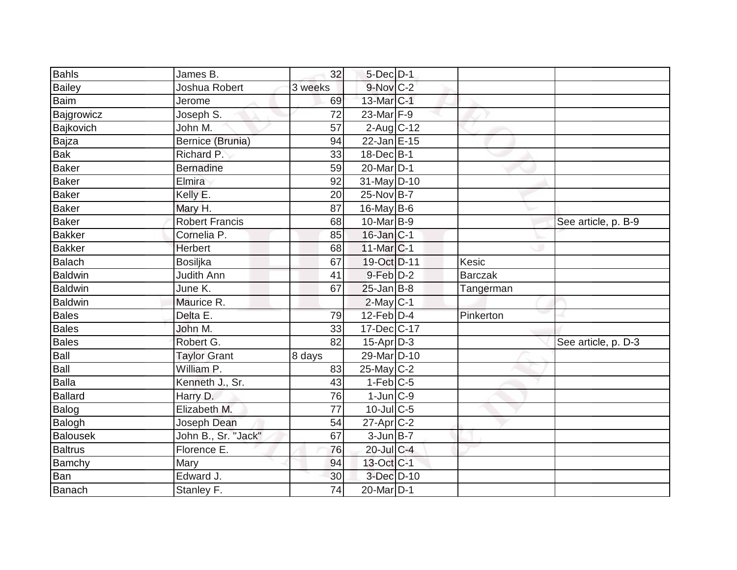| | | | | | | |
|---|---|---|---|---|---|---|
| Bahls | James B. | 32 | 5-Dec | D-1 | | |
| Bailey | Joshua Robert | 3 weeks | 9-Nov | C-2 | | |
| Baim | Jerome | 69 | 13-Mar | C-1 | | |
| Bajgrowicz | Joseph S. | 72 | 23-Mar | F-9 | | |
| Bajkovich | John M. | 57 | 2-Aug | C-12 | | |
| Bajza | Bernice (Brunia) | 94 | 22-Jan | E-15 | | |
| Bak | Richard P. | 33 | 18-Dec | B-1 | | |
| Baker | Bernadine | 59 | 20-Mar | D-1 | | |
| Baker | Elmira | 92 | 31-May | D-10 | | |
| Baker | Kelly E. | 20 | 25-Nov | B-7 | | |
| Baker | Mary H. | 87 | 16-May | B-6 | | |
| Baker | Robert Francis | 68 | 10-Mar | B-9 | | See article, p. B-9 |
| Bakker | Cornelia P. | 85 | 16-Jan | C-1 | | |
| Bakker | Herbert | 68 | 11-Mar | C-1 | | |
| Balach | Bosiljka | 67 | 19-Oct | D-11 | Kesic | |
| Baldwin | Judith Ann | 41 | 9-Feb | D-2 | Barczak | |
| Baldwin | June K. | 67 | 25-Jan | B-8 | Tangerman | |
| Baldwin | Maurice R. | | 2-May | C-1 | | |
| Bales | Delta E. | 79 | 12-Feb | D-4 | Pinkerton | |
| Bales | John M. | 33 | 17-Dec | C-17 | | |
| Bales | Robert G. | 82 | 15-Apr | D-3 | | See article, p. D-3 |
| Ball | Taylor Grant | 8 days | 29-Mar | D-10 | | |
| Ball | William P. | 83 | 25-May | C-2 | | |
| Balla | Kenneth J., Sr. | 43 | 1-Feb | C-5 | | |
| Ballard | Harry D. | 76 | 1-Jun | C-9 | | |
| Balog | Elizabeth M. | 77 | 10-Jul | C-5 | | |
| Balogh | Joseph Dean | 54 | 27-Apr | C-2 | | |
| Balousek | John B., Sr. "Jack" | 67 | 3-Jun | B-7 | | |
| Baltrus | Florence E. | 76 | 20-Jul | C-4 | | |
| Bamchy | Mary | 94 | 13-Oct | C-1 | | |
| Ban | Edward J. | 30 | 3-Dec | D-10 | | |
| Banach | Stanley F. | 74 | 20-Mar | D-1 | | |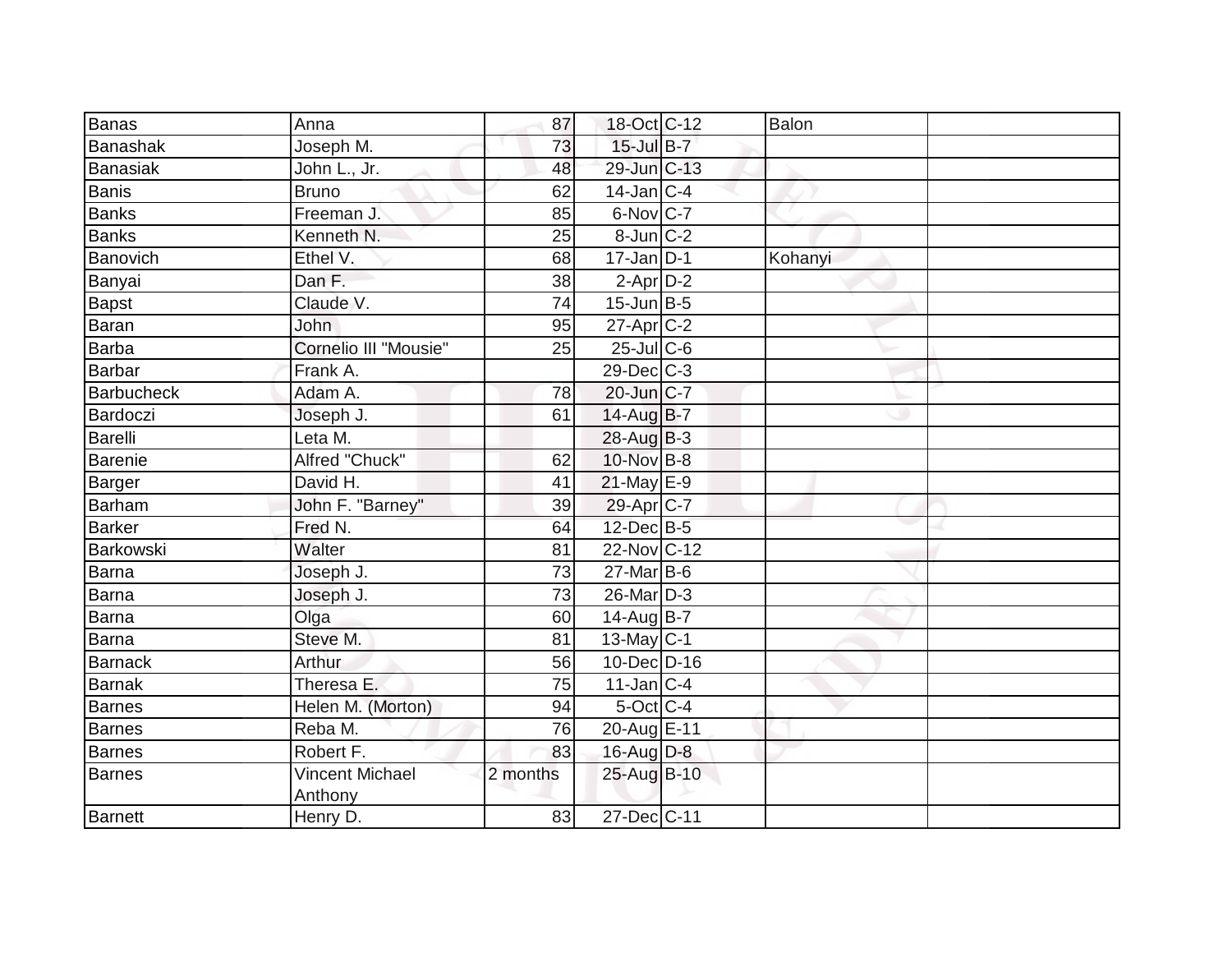| Banas | Anna | 87 | 18-Oct | C-12 | Balon | |
|---|---|---|---|---|---|---|
| Banashak | Joseph M. | 73 | 15-Jul | B-7 | | |
| Banasiak | John L., Jr. | 48 | 29-Jun | C-13 | | |
| Banis | Bruno | 62 | 14-Jan | C-4 | | |
| Banks | Freeman J. | 85 | 6-Nov | C-7 | | |
| Banks | Kenneth N. | 25 | 8-Jun | C-2 | | |
| Banovich | Ethel V. | 68 | 17-Jan | D-1 | Kohanyi | |
| Banyai | Dan F. | 38 | 2-Apr | D-2 | | |
| Bapst | Claude V. | 74 | 15-Jun | B-5 | | |
| Baran | John | 95 | 27-Apr | C-2 | | |
| Barba | Cornelio III "Mousie" | 25 | 25-Jul | C-6 | | |
| Barbar | Frank A. | | 29-Dec | C-3 | | |
| Barbucheck | Adam A. | 78 | 20-Jun | C-7 | | |
| Bardoczi | Joseph J. | 61 | 14-Aug | B-7 | | |
| Barelli | Leta M. | | 28-Aug | B-3 | | |
| Barenie | Alfred "Chuck" | 62 | 10-Nov | B-8 | | |
| Barger | David H. | 41 | 21-May | E-9 | | |
| Barham | John F. "Barney" | 39 | 29-Apr | C-7 | | |
| Barker | Fred N. | 64 | 12-Dec | B-5 | | |
| Barkowski | Walter | 81 | 22-Nov | C-12 | | |
| Barna | Joseph J. | 73 | 27-Mar | B-6 | | |
| Barna | Joseph J. | 73 | 26-Mar | D-3 | | |
| Barna | Olga | 60 | 14-Aug | B-7 | | |
| Barna | Steve M. | 81 | 13-May | C-1 | | |
| Barnack | Arthur | 56 | 10-Dec | D-16 | | |
| Barnak | Theresa E. | 75 | 11-Jan | C-4 | | |
| Barnes | Helen M. (Morton) | 94 | 5-Oct | C-4 | | |
| Barnes | Reba M. | 76 | 20-Aug | E-11 | | |
| Barnes | Robert F. | 83 | 16-Aug | D-8 | | |
| Barnes | Vincent Michael Anthony | 2 months | 25-Aug | B-10 | | |
| Barnett | Henry D. | 83 | 27-Dec | C-11 | | |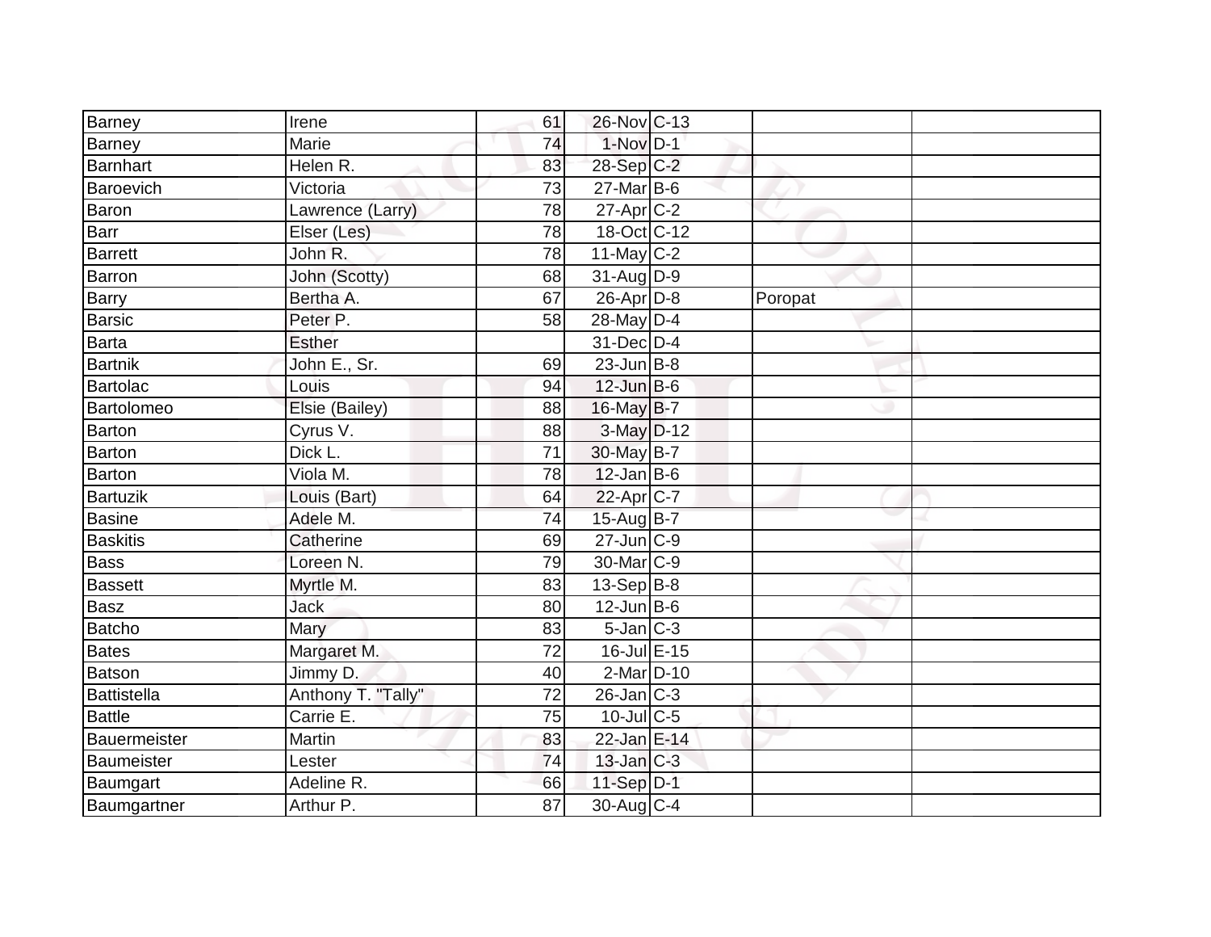| | | | | | | |
|---|---|---|---|---|---|---|
| Barney | Irene | 61 | 26-Nov | C-13 | | |
| Barney | Marie | 74 | 1-Nov | D-1 | | |
| Barnhart | Helen R. | 83 | 28-Sep | C-2 | | |
| Baroevich | Victoria | 73 | 27-Mar | B-6 | | |
| Baron | Lawrence (Larry) | 78 | 27-Apr | C-2 | | |
| Barr | Elser (Les) | 78 | 18-Oct | C-12 | | |
| Barrett | John R. | 78 | 11-May | C-2 | | |
| Barron | John (Scotty) | 68 | 31-Aug | D-9 | | |
| Barry | Bertha A. | 67 | 26-Apr | D-8 | Poropat | |
| Barsic | Peter P. | 58 | 28-May | D-4 | | |
| Barta | Esther | | 31-Dec | D-4 | | |
| Bartnik | John E., Sr. | 69 | 23-Jun | B-8 | | |
| Bartolac | Louis | 94 | 12-Jun | B-6 | | |
| Bartolomeo | Elsie (Bailey) | 88 | 16-May | B-7 | | |
| Barton | Cyrus V. | 88 | 3-May | D-12 | | |
| Barton | Dick L. | 71 | 30-May | B-7 | | |
| Barton | Viola M. | 78 | 12-Jan | B-6 | | |
| Bartuzik | Louis (Bart) | 64 | 22-Apr | C-7 | | |
| Basine | Adele M. | 74 | 15-Aug | B-7 | | |
| Baskitis | Catherine | 69 | 27-Jun | C-9 | | |
| Bass | Loreen N. | 79 | 30-Mar | C-9 | | |
| Bassett | Myrtle M. | 83 | 13-Sep | B-8 | | |
| Basz | Jack | 80 | 12-Jun | B-6 | | |
| Batcho | Mary | 83 | 5-Jan | C-3 | | |
| Bates | Margaret M. | 72 | 16-Jul | E-15 | | |
| Batson | Jimmy D. | 40 | 2-Mar | D-10 | | |
| Battistella | Anthony T. "Tally" | 72 | 26-Jan | C-3 | | |
| Battle | Carrie E. | 75 | 10-Jul | C-5 | | |
| Bauermeister | Martin | 83 | 22-Jan | E-14 | | |
| Baumeister | Lester | 74 | 13-Jan | C-3 | | |
| Baumgart | Adeline R. | 66 | 11-Sep | D-1 | | |
| Baumgartner | Arthur P. | 87 | 30-Aug | C-4 | | |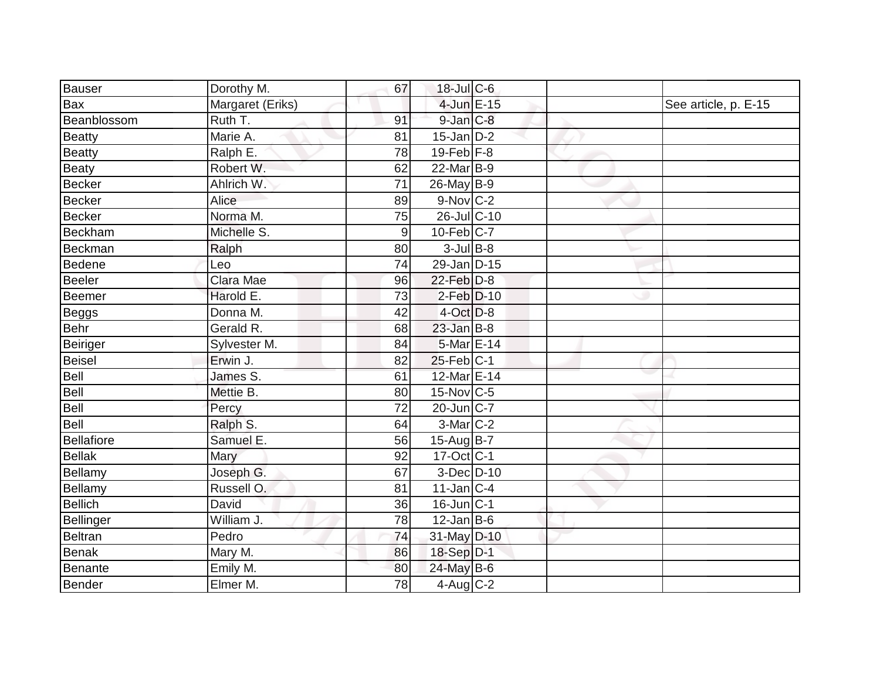| | | | | | | |
|---|---|---|---|---|---|---|
| Bauser | Dorothy M. | 67 | 18-Jul | C-6 | | |
| Bax | Margaret (Eriks) | | 4-Jun | E-15 | | See article, p. E-15 |
| Beanblossom | Ruth T. | 91 | 9-Jan | C-8 | | |
| Beatty | Marie A. | 81 | 15-Jan | D-2 | | |
| Beatty | Ralph E. | 78 | 19-Feb | F-8 | | |
| Beaty | Robert W. | 62 | 22-Mar | B-9 | | |
| Becker | Ahlrich W. | 71 | 26-May | B-9 | | |
| Becker | Alice | 89 | 9-Nov | C-2 | | |
| Becker | Norma M. | 75 | 26-Jul | C-10 | | |
| Beckham | Michelle S. | 9 | 10-Feb | C-7 | | |
| Beckman | Ralph | 80 | 3-Jul | B-8 | | |
| Bedene | Leo | 74 | 29-Jan | D-15 | | |
| Beeler | Clara Mae | 96 | 22-Feb | D-8 | | |
| Beemer | Harold E. | 73 | 2-Feb | D-10 | | |
| Beggs | Donna M. | 42 | 4-Oct | D-8 | | |
| Behr | Gerald R. | 68 | 23-Jan | B-8 | | |
| Beiriger | Sylvester M. | 84 | 5-Mar | E-14 | | |
| Beisel | Erwin J. | 82 | 25-Feb | C-1 | | |
| Bell | James S. | 61 | 12-Mar | E-14 | | |
| Bell | Mettie B. | 80 | 15-Nov | C-5 | | |
| Bell | Percy | 72 | 20-Jun | C-7 | | |
| Bell | Ralph S. | 64 | 3-Mar | C-2 | | |
| Bellafiore | Samuel E. | 56 | 15-Aug | B-7 | | |
| Bellak | Mary | 92 | 17-Oct | C-1 | | |
| Bellamy | Joseph G. | 67 | 3-Dec | D-10 | | |
| Bellamy | Russell O. | 81 | 11-Jan | C-4 | | |
| Bellich | David | 36 | 16-Jun | C-1 | | |
| Bellinger | William J. | 78 | 12-Jan | B-6 | | |
| Beltran | Pedro | 74 | 31-May | D-10 | | |
| Benak | Mary M. | 86 | 18-Sep | D-1 | | |
| Benante | Emily M. | 80 | 24-May | B-6 | | |
| Bender | Elmer M. | 78 | 4-Aug | C-2 | | |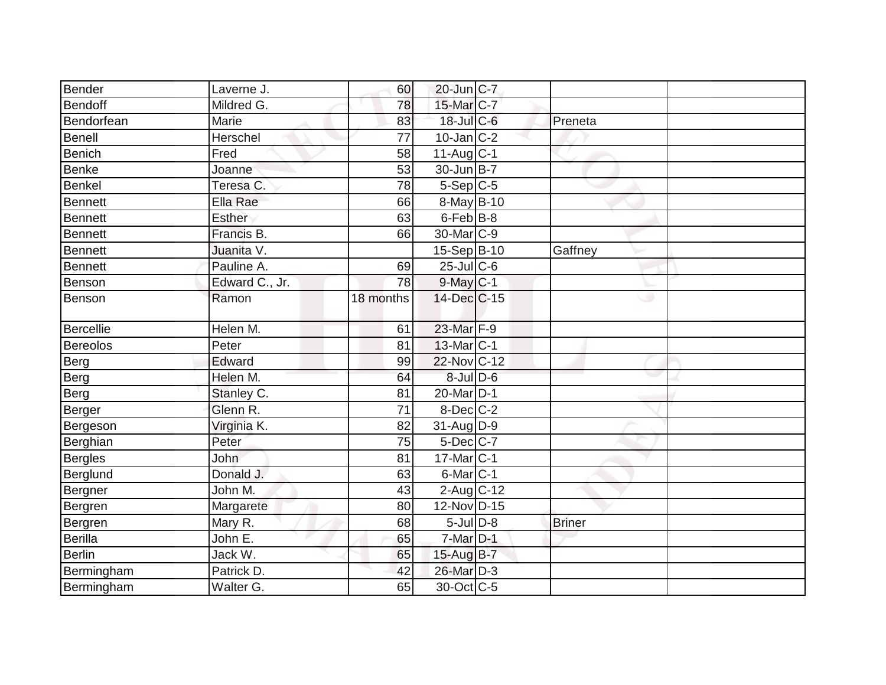| Bender | Laverne J. | 60 | 20-Jun | C-7 | | |
|---|---|---|---|---|---|---|
| Bendoff | Mildred G. | 78 | 15-Mar | C-7 | | |
| Bendorfean | Marie | 83 | 18-Jul | C-6 | Preneta | |
| Benell | Herschel | 77 | 10-Jan | C-2 | | |
| Benich | Fred | 58 | 11-Aug | C-1 | | |
| Benke | Joanne | 53 | 30-Jun | B-7 | | |
| Benkel | Teresa C. | 78 | 5-Sep | C-5 | | |
| Bennett | Ella Rae | 66 | 8-May | B-10 | | |
| Bennett | Esther | 63 | 6-Feb | B-8 | | |
| Bennett | Francis B. | 66 | 30-Mar | C-9 | | |
| Bennett | Juanita V. | | 15-Sep | B-10 | Gaffney | |
| Bennett | Pauline A. | 69 | 25-Jul | C-6 | | |
| Benson | Edward C., Jr. | 78 | 9-May | C-1 | | |
| Benson | Ramon | 18 months | 14-Dec | C-15 | | |
| Bercellie | Helen M. | 61 | 23-Mar | F-9 | | |
| Bereolos | Peter | 81 | 13-Mar | C-1 | | |
| Berg | Edward | 99 | 22-Nov | C-12 | | |
| Berg | Helen M. | 64 | 8-Jul | D-6 | | |
| Berg | Stanley C. | 81 | 20-Mar | D-1 | | |
| Berger | Glenn R. | 71 | 8-Dec | C-2 | | |
| Bergeson | Virginia K. | 82 | 31-Aug | D-9 | | |
| Berghian | Peter | 75 | 5-Dec | C-7 | | |
| Bergles | John | 81 | 17-Mar | C-1 | | |
| Berglund | Donald J. | 63 | 6-Mar | C-1 | | |
| Bergner | John M. | 43 | 2-Aug | C-12 | | |
| Bergren | Margarete | 80 | 12-Nov | D-15 | | |
| Bergren | Mary R. | 68 | 5-Jul | D-8 | Briner | |
| Berilla | John E. | 65 | 7-Mar | D-1 | | |
| Berlin | Jack W. | 65 | 15-Aug | B-7 | | |
| Bermingham | Patrick D. | 42 | 26-Mar | D-3 | | |
| Bermingham | Walter G. | 65 | 30-Oct | C-5 | | |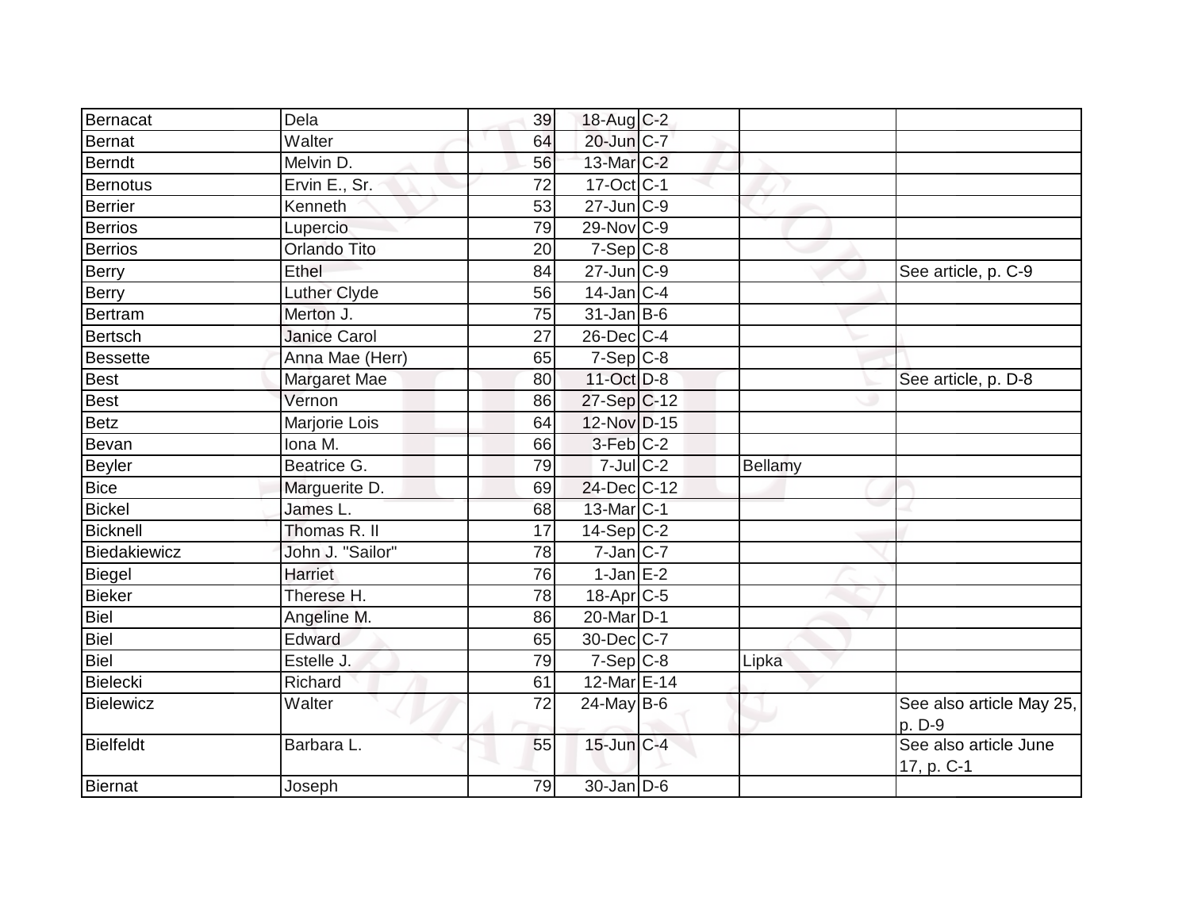| | | | | | | |
|---|---|---|---|---|---|---|
| Bernacat | Dela | 39 | 18-Aug | C-2 | | |
| Bernat | Walter | 64 | 20-Jun | C-7 | | |
| Berndt | Melvin D. | 56 | 13-Mar | C-2 | | |
| Bernotus | Ervin E., Sr. | 72 | 17-Oct | C-1 | | |
| Berrier | Kenneth | 53 | 27-Jun | C-9 | | |
| Berrios | Lupercio | 79 | 29-Nov | C-9 | | |
| Berrios | Orlando Tito | 20 | 7-Sep | C-8 | | |
| Berry | Ethel | 84 | 27-Jun | C-9 | | See article, p. C-9 |
| Berry | Luther Clyde | 56 | 14-Jan | C-4 | | |
| Bertram | Merton J. | 75 | 31-Jan | B-6 | | |
| Bertsch | Janice Carol | 27 | 26-Dec | C-4 | | |
| Bessette | Anna Mae (Herr) | 65 | 7-Sep | C-8 | | |
| Best | Margaret Mae | 80 | 11-Oct | D-8 | | See article, p. D-8 |
| Best | Vernon | 86 | 27-Sep | C-12 | | |
| Betz | Marjorie Lois | 64 | 12-Nov | D-15 | | |
| Bevan | Iona M. | 66 | 3-Feb | C-2 | | |
| Beyler | Beatrice G. | 79 | 7-Jul | C-2 | Bellamy | |
| Bice | Marguerite D. | 69 | 24-Dec | C-12 | | |
| Bickel | James L. | 68 | 13-Mar | C-1 | | |
| Bicknell | Thomas R. II | 17 | 14-Sep | C-2 | | |
| Biedakiewicz | John J. "Sailor" | 78 | 7-Jan | C-7 | | |
| Biegel | Harriet | 76 | 1-Jan | E-2 | | |
| Bieker | Therese H. | 78 | 18-Apr | C-5 | | |
| Biel | Angeline M. | 86 | 20-Mar | D-1 | | |
| Biel | Edward | 65 | 30-Dec | C-7 | | |
| Biel | Estelle J. | 79 | 7-Sep | C-8 | Lipka | |
| Bielecki | Richard | 61 | 12-Mar | E-14 | | |
| Bielewicz | Walter | 72 | 24-May | B-6 | | See also article May 25, p. D-9 |
| Bielfeldt | Barbara L. | 55 | 15-Jun | C-4 | | See also article June 17, p. C-1 |
| Biernat | Joseph | 79 | 30-Jan | D-6 | | |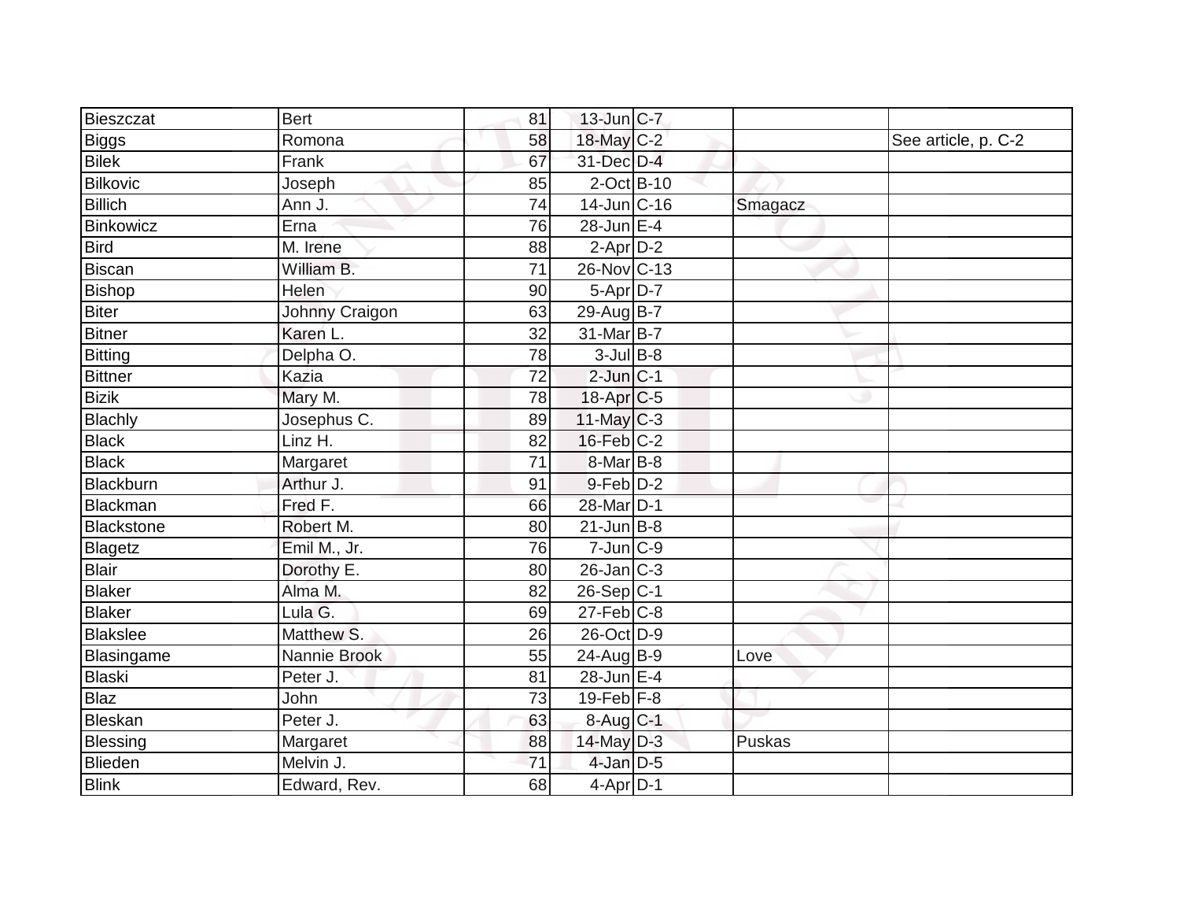| | | | | | | |
|---|---|---|---|---|---|---|
| Bieszczat | Bert | 81 | 13-Jun | C-7 | | |
| Biggs | Romona | 58 | 18-May | C-2 | | See article, p. C-2 |
| Bilek | Frank | 67 | 31-Dec | D-4 | | |
| Bilkovic | Joseph | 85 | 2-Oct | B-10 | | |
| Billich | Ann J. | 74 | 14-Jun | C-16 | Smagacz | |
| Binkowicz | Erna | 76 | 28-Jun | E-4 | | |
| Bird | M. Irene | 88 | 2-Apr | D-2 | | |
| Biscan | William B. | 71 | 26-Nov | C-13 | | |
| Bishop | Helen | 90 | 5-Apr | D-7 | | |
| Biter | Johnny Craigon | 63 | 29-Aug | B-7 | | |
| Bitner | Karen L. | 32 | 31-Mar | B-7 | | |
| Bitting | Delpha O. | 78 | 3-Jul | B-8 | | |
| Bittner | Kazia | 72 | 2-Jun | C-1 | | |
| Bizik | Mary M. | 78 | 18-Apr | C-5 | | |
| Blachly | Josephus C. | 89 | 11-May | C-3 | | |
| Black | Linz H. | 82 | 16-Feb | C-2 | | |
| Black | Margaret | 71 | 8-Mar | B-8 | | |
| Blackburn | Arthur J. | 91 | 9-Feb | D-2 | | |
| Blackman | Fred F. | 66 | 28-Mar | D-1 | | |
| Blackstone | Robert M. | 80 | 21-Jun | B-8 | | |
| Blagetz | Emil M., Jr. | 76 | 7-Jun | C-9 | | |
| Blair | Dorothy E. | 80 | 26-Jan | C-3 | | |
| Blaker | Alma M. | 82 | 26-Sep | C-1 | | |
| Blaker | Lula G. | 69 | 27-Feb | C-8 | | |
| Blakslee | Matthew S. | 26 | 26-Oct | D-9 | | |
| Blasingame | Nannie Brook | 55 | 24-Aug | B-9 | Love | |
| Blaski | Peter J. | 81 | 28-Jun | E-4 | | |
| Blaz | John | 73 | 19-Feb | F-8 | | |
| Bleskan | Peter J. | 63 | 8-Aug | C-1 | | |
| Blessing | Margaret | 88 | 14-May | D-3 | Puskas | |
| Blieden | Melvin J. | 71 | 4-Jan | D-5 | | |
| Blink | Edward, Rev. | 68 | 4-Apr | D-1 | | |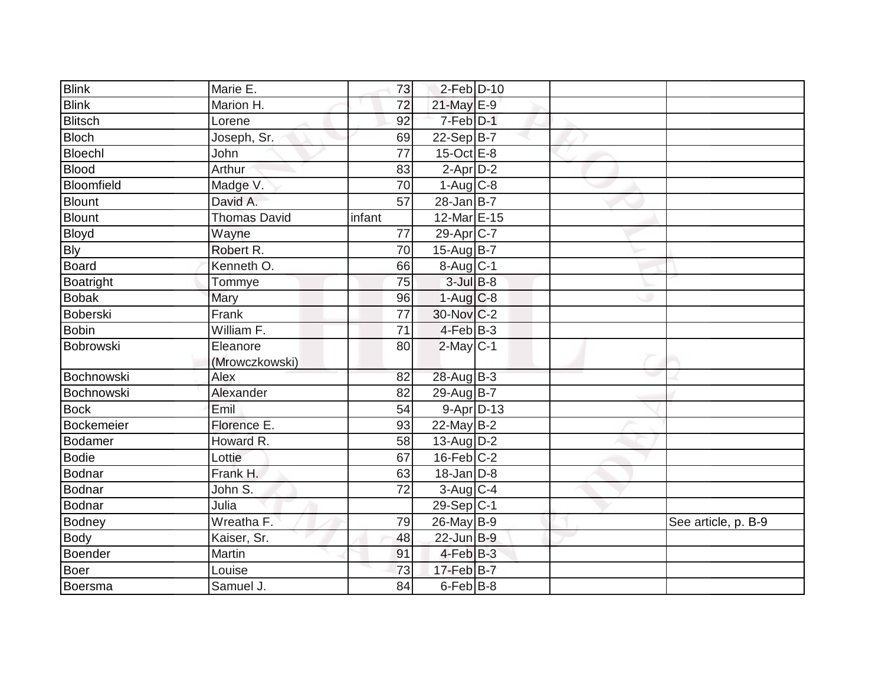| | | | | | | |
|---|---|---|---|---|---|---|
| Blink | Marie E. | 73 | 2-Feb | D-10 | | |
| Blink | Marion H. | 72 | 21-May | E-9 | | |
| Blitsch | Lorene | 92 | 7-Feb | D-1 | | |
| Bloch | Joseph, Sr. | 69 | 22-Sep | B-7 | | |
| Bloechl | John | 77 | 15-Oct | E-8 | | |
| Blood | Arthur | 83 | 2-Apr | D-2 | | |
| Bloomfield | Madge V. | 70 | 1-Aug | C-8 | | |
| Blount | David A. | 57 | 28-Jan | B-7 | | |
| Blount | Thomas David | infant | 12-Mar | E-15 | | |
| Bloyd | Wayne | 77 | 29-Apr | C-7 | | |
| Bly | Robert R. | 70 | 15-Aug | B-7 | | |
| Board | Kenneth O. | 66 | 8-Aug | C-1 | | |
| Boatright | Tommye | 75 | 3-Jul | B-8 | | |
| Bobak | Mary | 96 | 1-Aug | C-8 | | |
| Boberski | Frank | 77 | 30-Nov | C-2 | | |
| Bobin | William F. | 71 | 4-Feb | B-3 | | |
| Bobrowski | Eleanore (Mrowczkowski) | 80 | 2-May | C-1 | | |
| Bochnowski | Alex | 82 | 28-Aug | B-3 | | |
| Bochnowski | Alexander | 82 | 29-Aug | B-7 | | |
| Bock | Emil | 54 | 9-Apr | D-13 | | |
| Bockemeier | Florence E. | 93 | 22-May | B-2 | | |
| Bodamer | Howard R. | 58 | 13-Aug | D-2 | | |
| Bodie | Lottie | 67 | 16-Feb | C-2 | | |
| Bodnar | Frank H. | 63 | 18-Jan | D-8 | | |
| Bodnar | John S. | 72 | 3-Aug | C-4 | | |
| Bodnar | Julia | | 29-Sep | C-1 | | |
| Bodney | Wreatha F. | 79 | 26-May | B-9 | | See article, p. B-9 |
| Body | Kaiser, Sr. | 48 | 22-Jun | B-9 | | |
| Boender | Martin | 91 | 4-Feb | B-3 | | |
| Boer | Louise | 73 | 17-Feb | B-7 | | |
| Boersma | Samuel J. | 84 | 6-Feb | B-8 | | |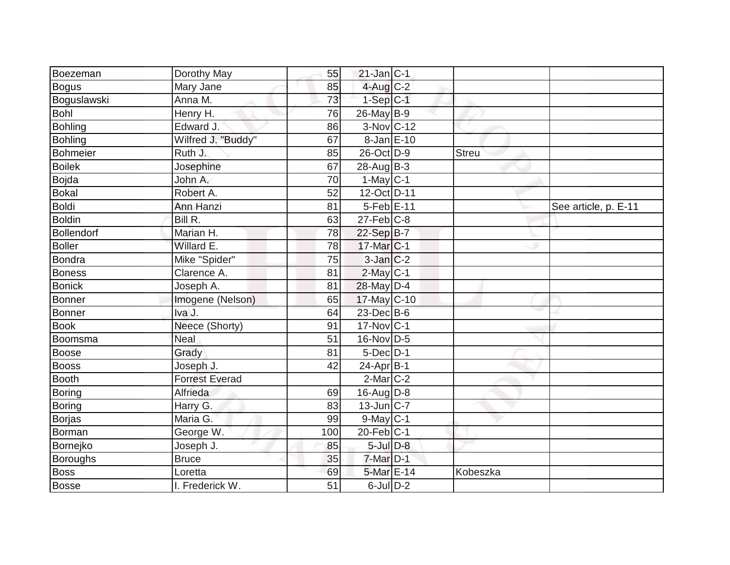| | | | | | | |
|---|---|---|---|---|---|---|
| Boezeman | Dorothy May | 55 | 21-Jan | C-1 | | |
| Bogus | Mary Jane | 85 | 4-Aug | C-2 | | |
| Boguslawski | Anna M. | 73 | 1-Sep | C-1 | | |
| Bohl | Henry H. | 76 | 26-May | B-9 | | |
| Bohling | Edward J. | 86 | 3-Nov | C-12 | | |
| Bohling | Wilfred J. "Buddy" | 67 | 8-Jan | E-10 | | |
| Bohmeier | Ruth J. | 85 | 26-Oct | D-9 | Streu | |
| Boilek | Josephine | 67 | 28-Aug | B-3 | | |
| Bojda | John A. | 70 | 1-May | C-1 | | |
| Bokal | Robert A. | 52 | 12-Oct | D-11 | | |
| Boldi | Ann Hanzi | 81 | 5-Feb | E-11 | | See article, p. E-11 |
| Boldin | Bill R. | 63 | 27-Feb | C-8 | | |
| Bollendorf | Marian H. | 78 | 22-Sep | B-7 | | |
| Boller | Willard E. | 78 | 17-Mar | C-1 | | |
| Bondra | Mike "Spider" | 75 | 3-Jan | C-2 | | |
| Boness | Clarence A. | 81 | 2-May | C-1 | | |
| Bonick | Joseph A. | 81 | 28-May | D-4 | | |
| Bonner | Imogene (Nelson) | 65 | 17-May | C-10 | | |
| Bonner | Iva J. | 64 | 23-Dec | B-6 | | |
| Book | Neece (Shorty) | 91 | 17-Nov | C-1 | | |
| Boomsma | Neal | 51 | 16-Nov | D-5 | | |
| Boose | Grady | 81 | 5-Dec | D-1 | | |
| Booss | Joseph J. | 42 | 24-Apr | B-1 | | |
| Booth | Forrest Everad | | 2-Mar | C-2 | | |
| Boring | Alfrieda | 69 | 16-Aug | D-8 | | |
| Boring | Harry G. | 83 | 13-Jun | C-7 | | |
| Borjas | Maria G. | 99 | 9-May | C-1 | | |
| Borman | George W. | 100 | 20-Feb | C-1 | | |
| Bornejko | Joseph J. | 85 | 5-Jul | D-8 | | |
| Boroughs | Bruce | 35 | 7-Mar | D-1 | | |
| Boss | Loretta | 69 | 5-Mar | E-14 | Kobeszka | |
| Bosse | I. Frederick W. | 51 | 6-Jul | D-2 | | |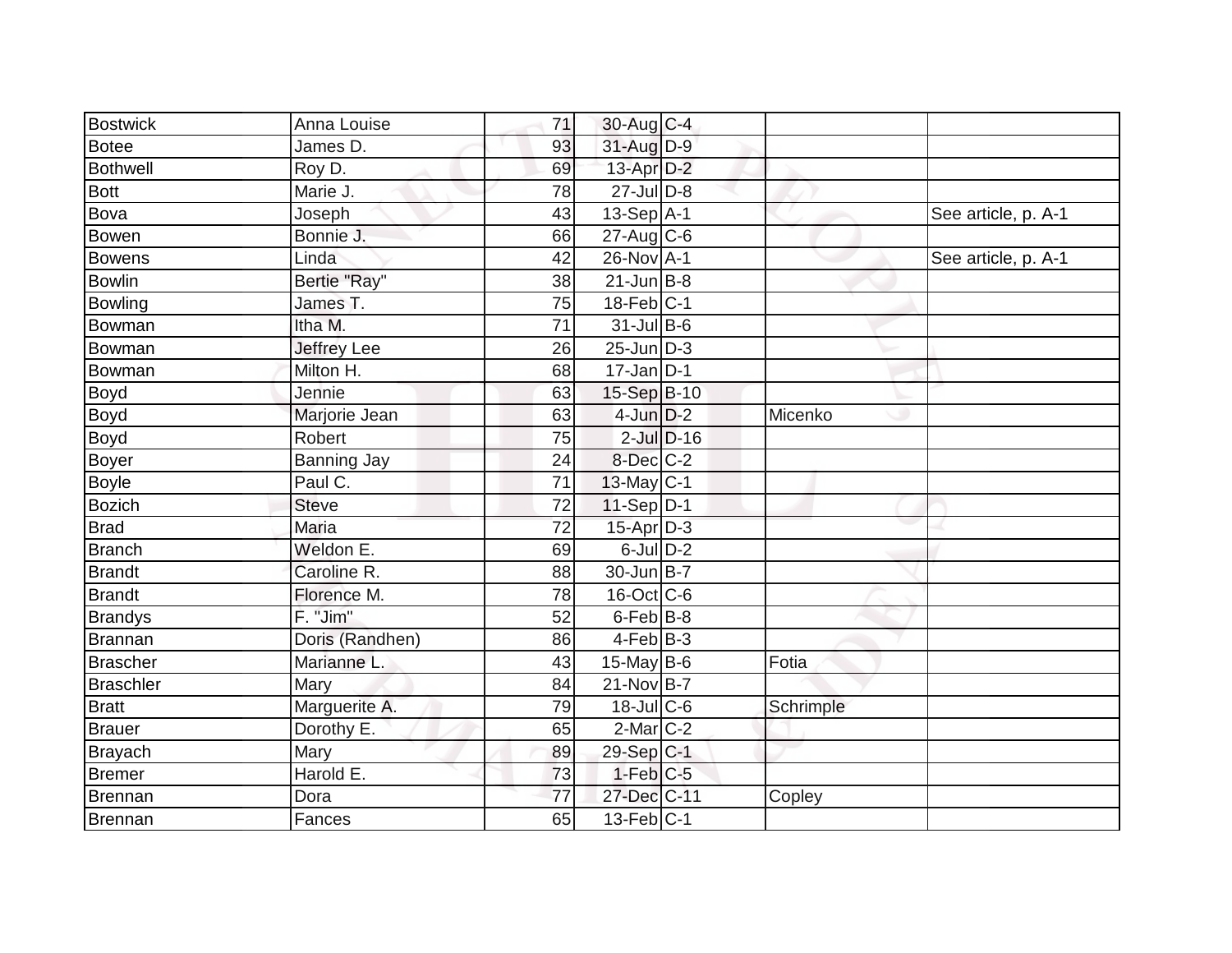| | | | | | | |
|---|---|---|---|---|---|---|
| Bostwick | Anna Louise | 71 | 30-Aug | C-4 | | |
| Botee | James D. | 93 | 31-Aug | D-9 | | |
| Bothwell | Roy D. | 69 | 13-Apr | D-2 | | |
| Bott | Marie J. | 78 | 27-Jul | D-8 | | |
| Bova | Joseph | 43 | 13-Sep | A-1 | | See article, p. A-1 |
| Bowen | Bonnie J. | 66 | 27-Aug | C-6 | | |
| Bowens | Linda | 42 | 26-Nov | A-1 | | See article, p. A-1 |
| Bowlin | Bertie "Ray" | 38 | 21-Jun | B-8 | | |
| Bowling | James T. | 75 | 18-Feb | C-1 | | |
| Bowman | Itha M. | 71 | 31-Jul | B-6 | | |
| Bowman | Jeffrey Lee | 26 | 25-Jun | D-3 | | |
| Bowman | Milton H. | 68 | 17-Jan | D-1 | | |
| Boyd | Jennie | 63 | 15-Sep | B-10 | | |
| Boyd | Marjorie Jean | 63 | 4-Jun | D-2 | Micenko | |
| Boyd | Robert | 75 | 2-Jul | D-16 | | |
| Boyer | Banning Jay | 24 | 8-Dec | C-2 | | |
| Boyle | Paul C. | 71 | 13-May | C-1 | | |
| Bozich | Steve | 72 | 11-Sep | D-1 | | |
| Brad | Maria | 72 | 15-Apr | D-3 | | |
| Branch | Weldon E. | 69 | 6-Jul | D-2 | | |
| Brandt | Caroline R. | 88 | 30-Jun | B-7 | | |
| Brandt | Florence M. | 78 | 16-Oct | C-6 | | |
| Brandys | F. "Jim" | 52 | 6-Feb | B-8 | | |
| Brannan | Doris (Randhen) | 86 | 4-Feb | B-3 | | |
| Brascher | Marianne L. | 43 | 15-May | B-6 | Fotia | |
| Braschler | Mary | 84 | 21-Nov | B-7 | | |
| Bratt | Marguerite A. | 79 | 18-Jul | C-6 | Schrimple | |
| Brauer | Dorothy E. | 65 | 2-Mar | C-2 | | |
| Brayach | Mary | 89 | 29-Sep | C-1 | | |
| Bremer | Harold E. | 73 | 1-Feb | C-5 | | |
| Brennan | Dora | 77 | 27-Dec | C-11 | Copley | |
| Brennan | Fances | 65 | 13-Feb | C-1 | | |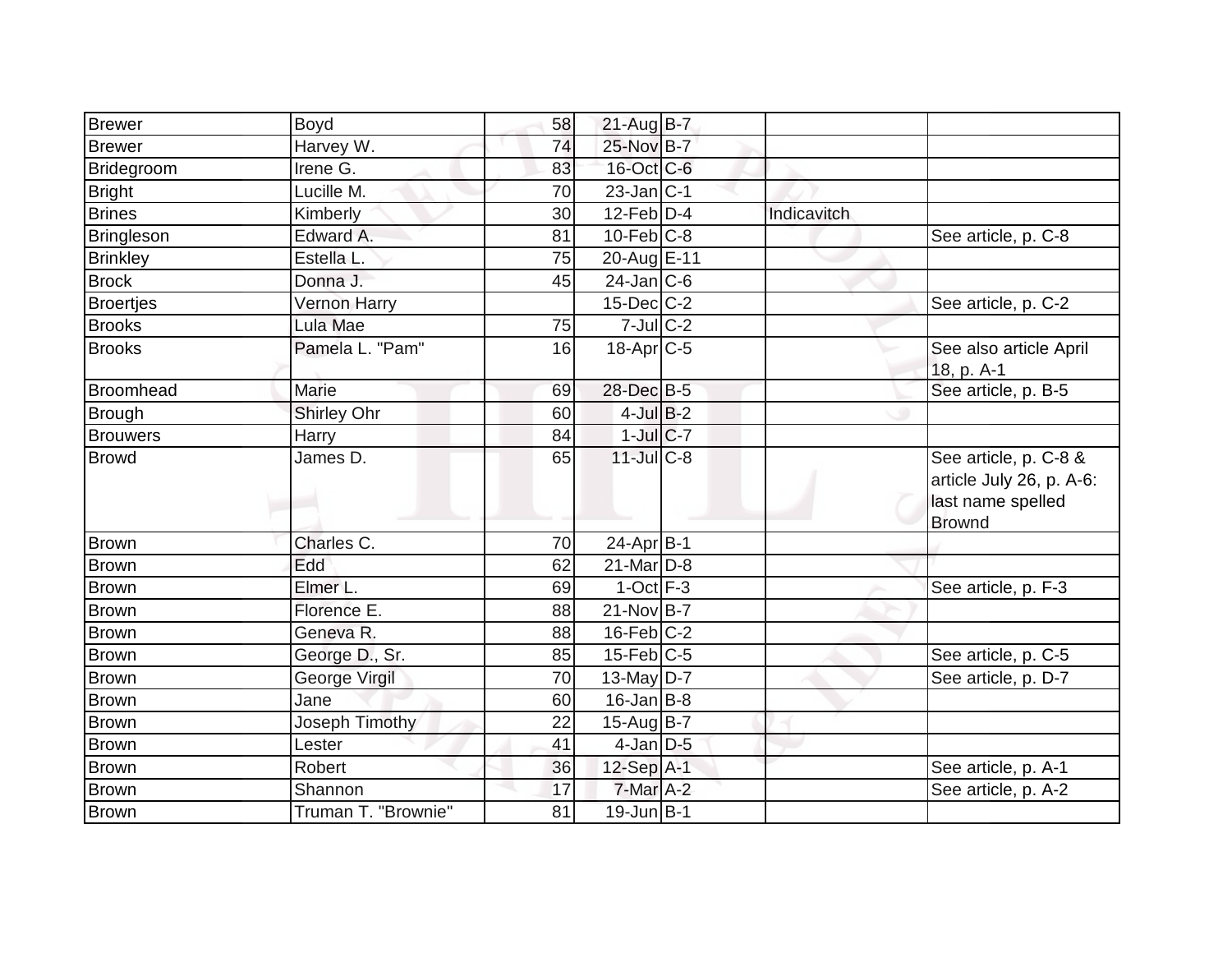| | | | | | | |
|---|---|---|---|---|---|---|
| Brewer | Boyd | 58 | 21-Aug | B-7 | | |
| Brewer | Harvey W. | 74 | 25-Nov | B-7 | | |
| Bridegroom | Irene G. | 83 | 16-Oct | C-6 | | |
| Bright | Lucille M. | 70 | 23-Jan | C-1 | | |
| Brines | Kimberly | 30 | 12-Feb | D-4 | Indicavitch | |
| Bringleson | Edward A. | 81 | 10-Feb | C-8 | | See article, p. C-8 |
| Brinkley | Estella L. | 75 | 20-Aug | E-11 | | |
| Brock | Donna J. | 45 | 24-Jan | C-6 | | |
| Broertjes | Vernon Harry | | 15-Dec | C-2 | | See article, p. C-2 |
| Brooks | Lula Mae | 75 | 7-Jul | C-2 | | |
| Brooks | Pamela L. "Pam" | 16 | 18-Apr | C-5 | | See also article April 18, p. A-1 |
| Broomhead | Marie | 69 | 28-Dec | B-5 | | See article, p. B-5 |
| Brough | Shirley Ohr | 60 | 4-Jul | B-2 | | |
| Brouwers | Harry | 84 | 1-Jul | C-7 | | |
| Browd | James D. | 65 | 11-Jul | C-8 | | See article, p. C-8 & article July 26, p. A-6: last name spelled Brownd |
| Brown | Charles C. | 70 | 24-Apr | B-1 | | |
| Brown | Edd | 62 | 21-Mar | D-8 | | |
| Brown | Elmer L. | 69 | 1-Oct | F-3 | | See article, p. F-3 |
| Brown | Florence E. | 88 | 21-Nov | B-7 | | |
| Brown | Geneva R. | 88 | 16-Feb | C-2 | | |
| Brown | George D., Sr. | 85 | 15-Feb | C-5 | | See article, p. C-5 |
| Brown | George Virgil | 70 | 13-May | D-7 | | See article, p. D-7 |
| Brown | Jane | 60 | 16-Jan | B-8 | | |
| Brown | Joseph Timothy | 22 | 15-Aug | B-7 | | |
| Brown | Lester | 41 | 4-Jan | D-5 | | |
| Brown | Robert | 36 | 12-Sep | A-1 | | See article, p. A-1 |
| Brown | Shannon | 17 | 7-Mar | A-2 | | See article, p. A-2 |
| Brown | Truman T. "Brownie" | 81 | 19-Jun | B-1 | | |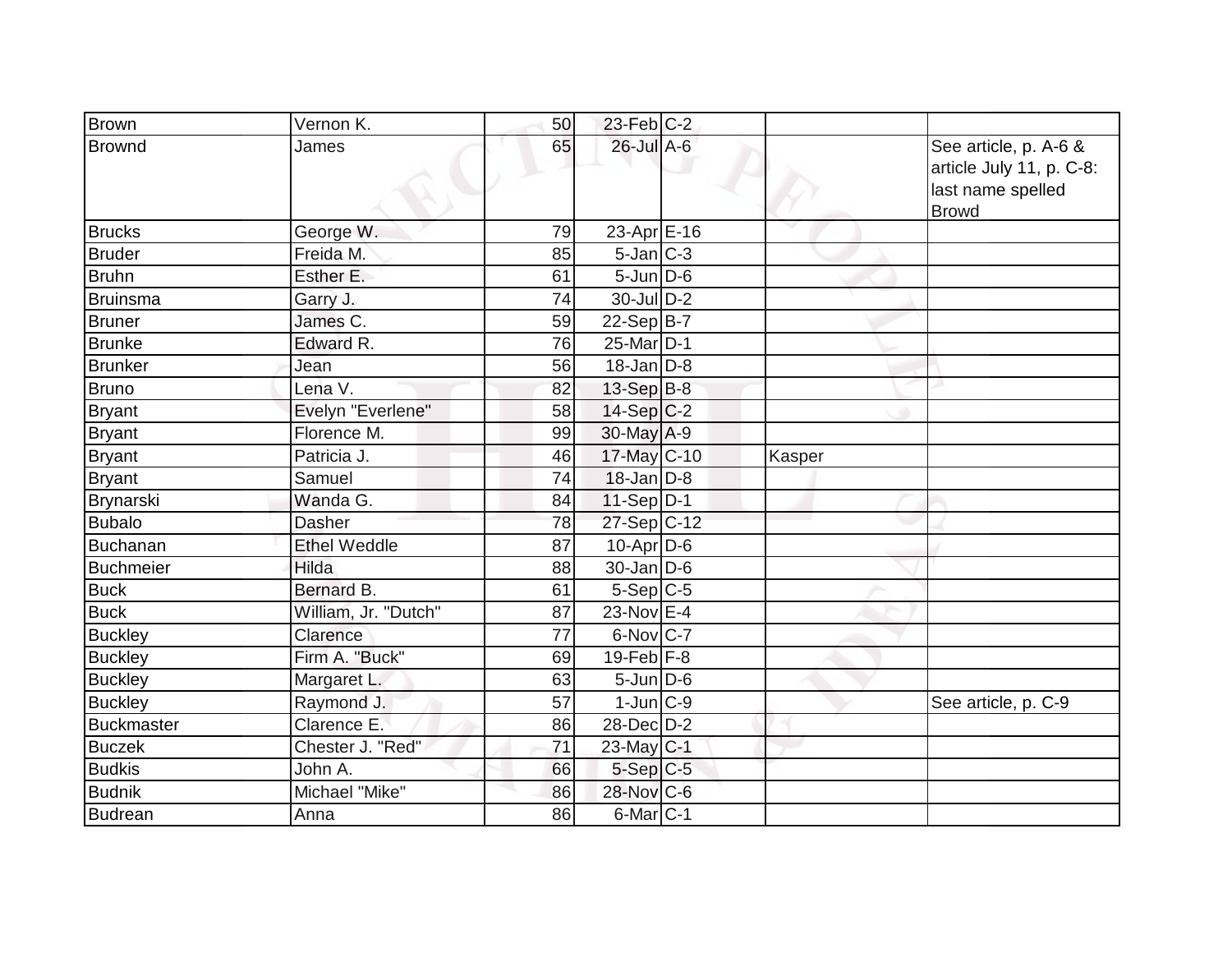| | | | | | | |
|---|---|---|---|---|---|---|
| Brown | Vernon K. | 50 | 23-Feb | C-2 | | |
| Brownd | James | 65 | 26-Jul | A-6 | | See article, p. A-6 & article July 11, p. C-8: last name spelled Browd |
| Brucks | George W. | 79 | 23-Apr | E-16 | | |
| Bruder | Freida M. | 85 | 5-Jan | C-3 | | |
| Bruhn | Esther E. | 61 | 5-Jun | D-6 | | |
| Bruinsma | Garry J. | 74 | 30-Jul | D-2 | | |
| Bruner | James C. | 59 | 22-Sep | B-7 | | |
| Brunke | Edward R. | 76 | 25-Mar | D-1 | | |
| Brunker | Jean | 56 | 18-Jan | D-8 | | |
| Bruno | Lena V. | 82 | 13-Sep | B-8 | | |
| Bryant | Evelyn "Everlene" | 58 | 14-Sep | C-2 | | |
| Bryant | Florence M. | 99 | 30-May | A-9 | | |
| Bryant | Patricia J. | 46 | 17-May | C-10 | Kasper | |
| Bryant | Samuel | 74 | 18-Jan | D-8 | | |
| Brynarski | Wanda G. | 84 | 11-Sep | D-1 | | |
| Bubalo | Dasher | 78 | 27-Sep | C-12 | | |
| Buchanan | Ethel Weddle | 87 | 10-Apr | D-6 | | |
| Buchmeier | Hilda | 88 | 30-Jan | D-6 | | |
| Buck | Bernard B. | 61 | 5-Sep | C-5 | | |
| Buck | William, Jr. "Dutch" | 87 | 23-Nov | E-4 | | |
| Buckley | Clarence | 77 | 6-Nov | C-7 | | |
| Buckley | Firm A. "Buck" | 69 | 19-Feb | F-8 | | |
| Buckley | Margaret L. | 63 | 5-Jun | D-6 | | |
| Buckley | Raymond J. | 57 | 1-Jun | C-9 | | See article, p. C-9 |
| Buckmaster | Clarence E. | 86 | 28-Dec | D-2 | | |
| Buczek | Chester J. "Red" | 71 | 23-May | C-1 | | |
| Budkis | John A. | 66 | 5-Sep | C-5 | | |
| Budnik | Michael "Mike" | 86 | 28-Nov | C-6 | | |
| Budrean | Anna | 86 | 6-Mar | C-1 | | |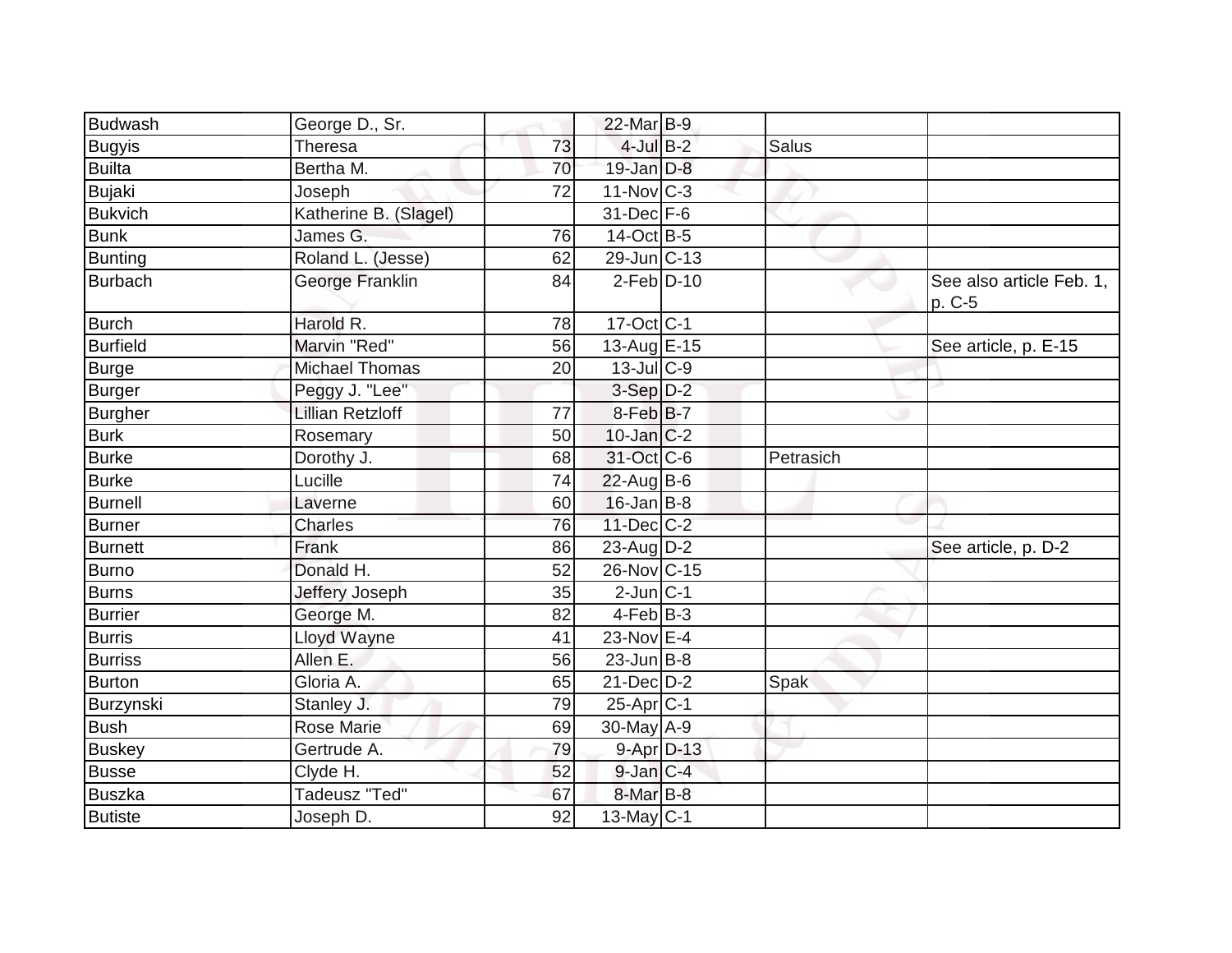| Budwash | George D., Sr. | | 22-Mar | B-9 | | |
|---|---|---|---|---|---|---|
| Bugyis | Theresa | 73 | 4-Jul | B-2 | Salus | |
| Builta | Bertha M. | 70 | 19-Jan | D-8 | | |
| Bujaki | Joseph | 72 | 11-Nov | C-3 | | |
| Bukvich | Katherine B. (Slagel) | | 31-Dec | F-6 | | |
| Bunk | James G. | 76 | 14-Oct | B-5 | | |
| Bunting | Roland L. (Jesse) | 62 | 29-Jun | C-13 | | |
| Burbach | George Franklin | 84 | 2-Feb | D-10 | | See also article Feb. 1, p. C-5 |
| Burch | Harold R. | 78 | 17-Oct | C-1 | | |
| Burfield | Marvin "Red" | 56 | 13-Aug | E-15 | | See article, p. E-15 |
| Burge | Michael Thomas | 20 | 13-Jul | C-9 | | |
| Burger | Peggy J. "Lee" | | 3-Sep | D-2 | | |
| Burgher | Lillian Retzloff | 77 | 8-Feb | B-7 | | |
| Burk | Rosemary | 50 | 10-Jan | C-2 | | |
| Burke | Dorothy J. | 68 | 31-Oct | C-6 | Petrasich | |
| Burke | Lucille | 74 | 22-Aug | B-6 | | |
| Burnell | Laverne | 60 | 16-Jan | B-8 | | |
| Burner | Charles | 76 | 11-Dec | C-2 | | |
| Burnett | Frank | 86 | 23-Aug | D-2 | | See article, p. D-2 |
| Burno | Donald H. | 52 | 26-Nov | C-15 | | |
| Burns | Jeffery Joseph | 35 | 2-Jun | C-1 | | |
| Burrier | George M. | 82 | 4-Feb | B-3 | | |
| Burris | Lloyd Wayne | 41 | 23-Nov | E-4 | | |
| Burriss | Allen E. | 56 | 23-Jun | B-8 | | |
| Burton | Gloria A. | 65 | 21-Dec | D-2 | Spak | |
| Burzynski | Stanley J. | 79 | 25-Apr | C-1 | | |
| Bush | Rose Marie | 69 | 30-May | A-9 | | |
| Buskey | Gertrude A. | 79 | 9-Apr | D-13 | | |
| Busse | Clyde H. | 52 | 9-Jan | C-4 | | |
| Buszka | Tadeusz "Ted" | 67 | 8-Mar | B-8 | | |
| Butiste | Joseph D. | 92 | 13-May | C-1 | | |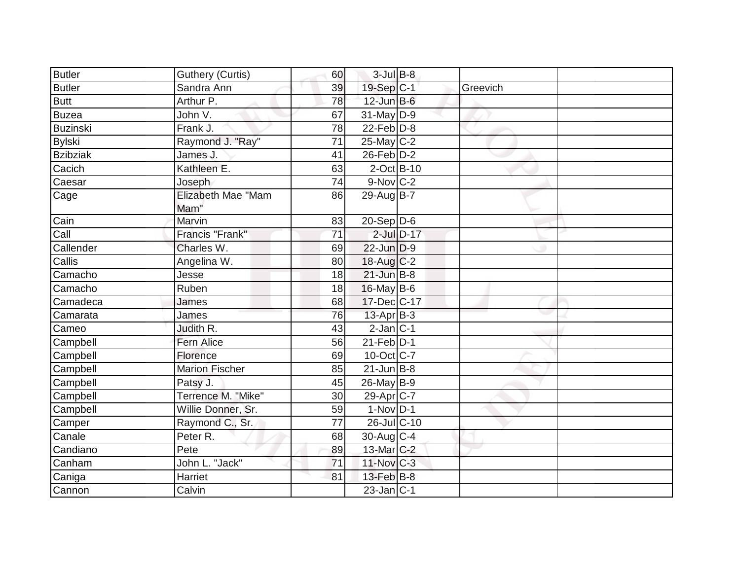| | | | | | | |
|---|---|---|---|---|---|---|
| Butler | Guthery (Curtis) | 60 | 3-Jul | B-8 | | |
| Butler | Sandra Ann | 39 | 19-Sep | C-1 | Greevich | |
| Butt | Arthur P. | 78 | 12-Jun | B-6 | | |
| Buzea | John V. | 67 | 31-May | D-9 | | |
| Buzinski | Frank J. | 78 | 22-Feb | D-8 | | |
| Bylski | Raymond J. "Ray" | 71 | 25-May | C-2 | | |
| Bzibziak | James J. | 41 | 26-Feb | D-2 | | |
| Cacich | Kathleen E. | 63 | 2-Oct | B-10 | | |
| Caesar | Joseph | 74 | 9-Nov | C-2 | | |
| Cage | Elizabeth Mae "Mam Mam" | 86 | 29-Aug | B-7 | | |
| Cain | Marvin | 83 | 20-Sep | D-6 | | |
| Call | Francis "Frank" | 71 | 2-Jul | D-17 | | |
| Callender | Charles W. | 69 | 22-Jun | D-9 | | |
| Callis | Angelina W. | 80 | 18-Aug | C-2 | | |
| Camacho | Jesse | 18 | 21-Jun | B-8 | | |
| Camacho | Ruben | 18 | 16-May | B-6 | | |
| Camadeca | James | 68 | 17-Dec | C-17 | | |
| Camarata | James | 76 | 13-Apr | B-3 | | |
| Cameo | Judith R. | 43 | 2-Jan | C-1 | | |
| Campbell | Fern Alice | 56 | 21-Feb | D-1 | | |
| Campbell | Florence | 69 | 10-Oct | C-7 | | |
| Campbell | Marion Fischer | 85 | 21-Jun | B-8 | | |
| Campbell | Patsy J. | 45 | 26-May | B-9 | | |
| Campbell | Terrence M. "Mike" | 30 | 29-Apr | C-7 | | |
| Campbell | Willie Donner, Sr. | 59 | 1-Nov | D-1 | | |
| Camper | Raymond C., Sr. | 77 | 26-Jul | C-10 | | |
| Canale | Peter R. | 68 | 30-Aug | C-4 | | |
| Candiano | Pete | 89 | 13-Mar | C-2 | | |
| Canham | John L. "Jack" | 71 | 11-Nov | C-3 | | |
| Caniga | Harriet | 81 | 13-Feb | B-8 | | |
| Cannon | Calvin | | 23-Jan | C-1 | | |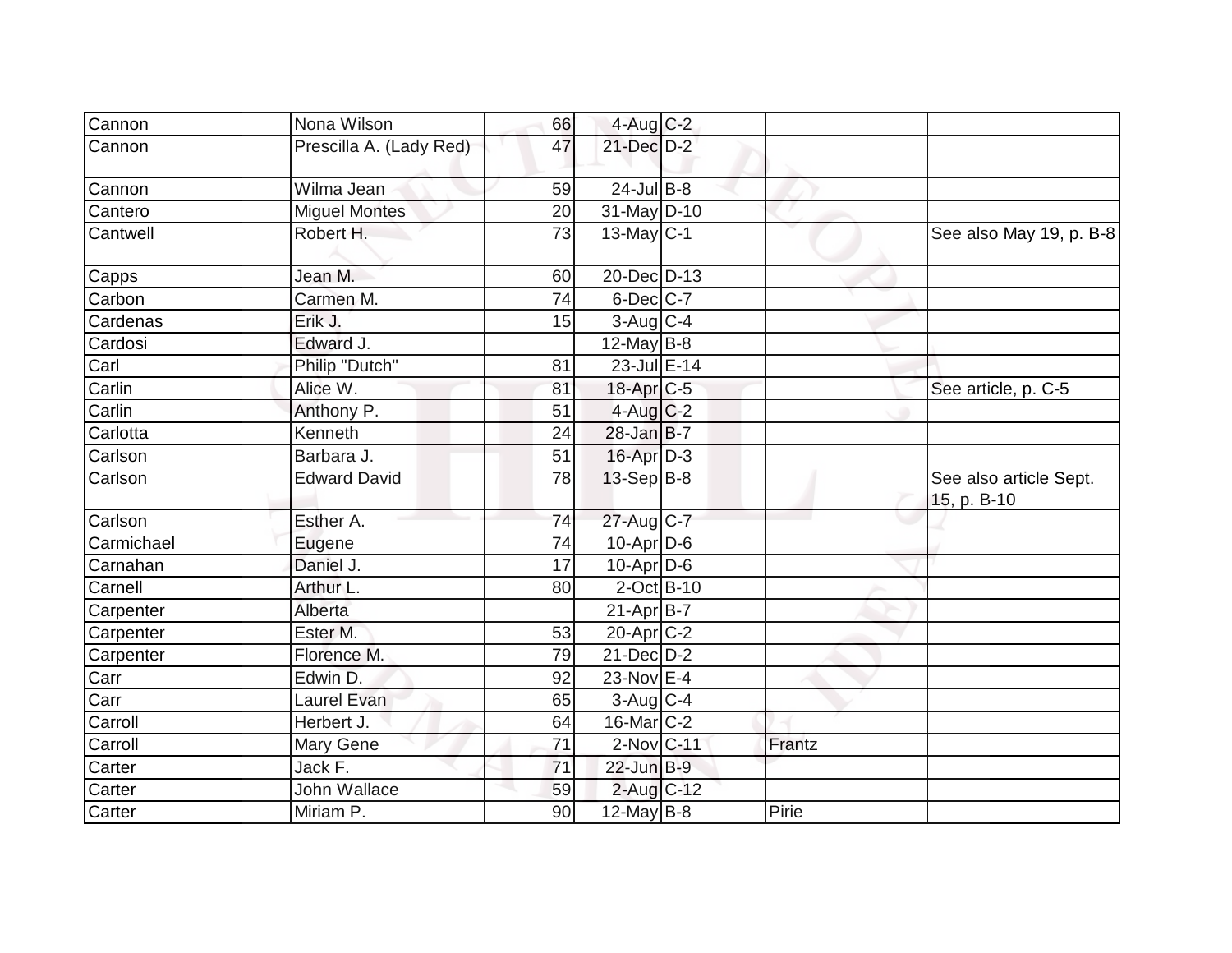| | | | | | | |
|---|---|---|---|---|---|---|
| Cannon | Nona Wilson | 66 | 4-Aug | C-2 | | |
| Cannon | Prescilla A. (Lady Red) | 47 | 21-Dec | D-2 | | |
| Cannon | Wilma Jean | 59 | 24-Jul | B-8 | | |
| Cantero | Miguel Montes | 20 | 31-May | D-10 | | |
| Cantwell | Robert H. | 73 | 13-May | C-1 | | See also May 19, p. B-8 |
| Capps | Jean M. | 60 | 20-Dec | D-13 | | |
| Carbon | Carmen M. | 74 | 6-Dec | C-7 | | |
| Cardenas | Erik J. | 15 | 3-Aug | C-4 | | |
| Cardosi | Edward J. | | 12-May | B-8 | | |
| Carl | Philip "Dutch" | 81 | 23-Jul | E-14 | | |
| Carlin | Alice W. | 81 | 18-Apr | C-5 | | See article, p. C-5 |
| Carlin | Anthony P. | 51 | 4-Aug | C-2 | | |
| Carlotta | Kenneth | 24 | 28-Jan | B-7 | | |
| Carlson | Barbara J. | 51 | 16-Apr | D-3 | | |
| Carlson | Edward David | 78 | 13-Sep | B-8 | | See also article Sept. 15, p. B-10 |
| Carlson | Esther A. | 74 | 27-Aug | C-7 | | |
| Carmichael | Eugene | 74 | 10-Apr | D-6 | | |
| Carnahan | Daniel J. | 17 | 10-Apr | D-6 | | |
| Carnell | Arthur L. | 80 | 2-Oct | B-10 | | |
| Carpenter | Alberta | | 21-Apr | B-7 | | |
| Carpenter | Ester M. | 53 | 20-Apr | C-2 | | |
| Carpenter | Florence M. | 79 | 21-Dec | D-2 | | |
| Carr | Edwin D. | 92 | 23-Nov | E-4 | | |
| Carr | Laurel Evan | 65 | 3-Aug | C-4 | | |
| Carroll | Herbert J. | 64 | 16-Mar | C-2 | | |
| Carroll | Mary Gene | 71 | 2-Nov | C-11 | Frantz | |
| Carter | Jack F. | 71 | 22-Jun | B-9 | | |
| Carter | John Wallace | 59 | 2-Aug | C-12 | | |
| Carter | Miriam P. | 90 | 12-May | B-8 | Pirie | |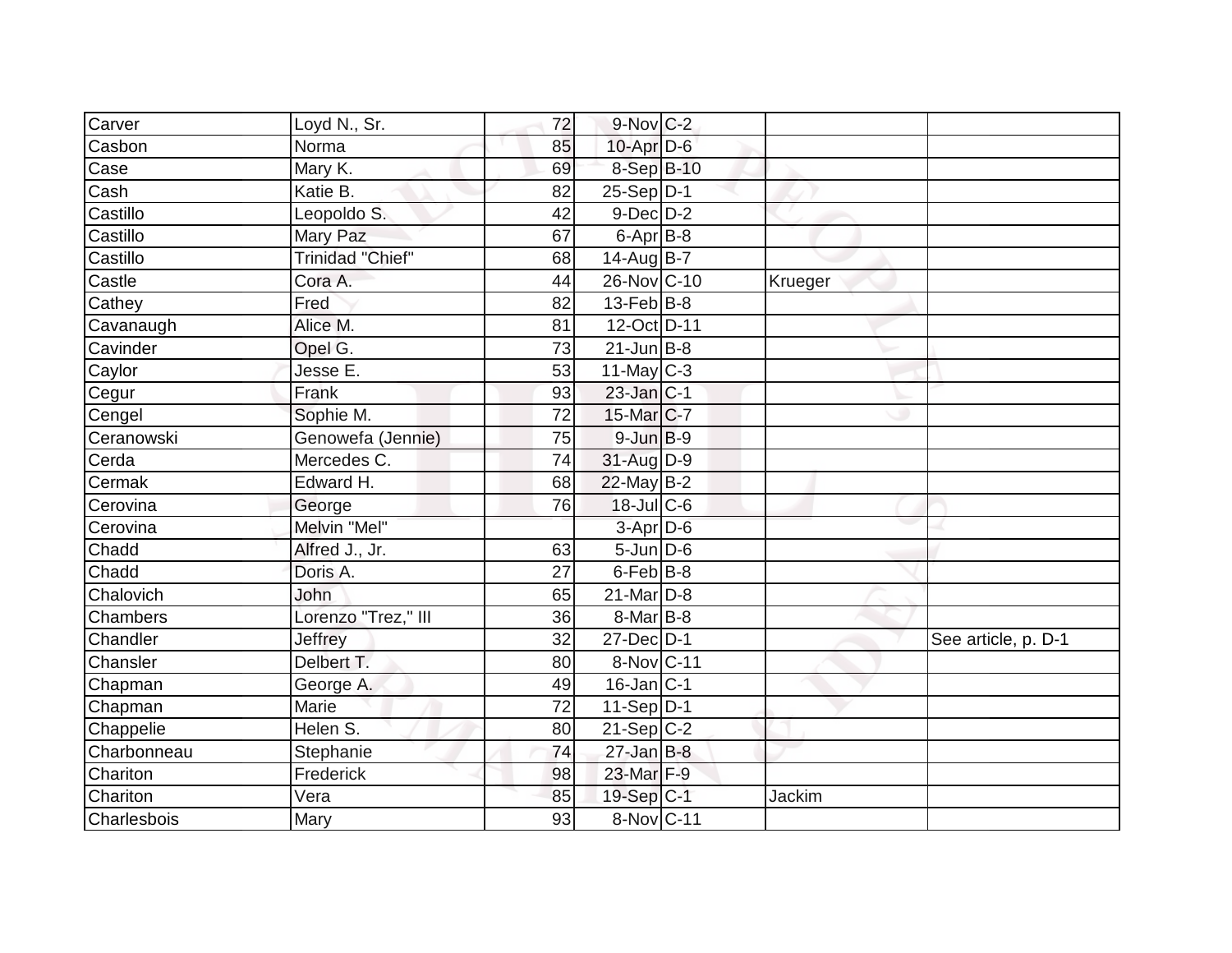| | | | | | | |
|---|---|---|---|---|---|---|
| Carver | Loyd N., Sr. | 72 | 9-Nov | C-2 | | |
| Casbon | Norma | 85 | 10-Apr | D-6 | | |
| Case | Mary K. | 69 | 8-Sep | B-10 | | |
| Cash | Katie B. | 82 | 25-Sep | D-1 | | |
| Castillo | Leopoldo S. | 42 | 9-Dec | D-2 | | |
| Castillo | Mary Paz | 67 | 6-Apr | B-8 | | |
| Castillo | Trinidad "Chief" | 68 | 14-Aug | B-7 | | |
| Castle | Cora A. | 44 | 26-Nov | C-10 | Krueger | |
| Cathey | Fred | 82 | 13-Feb | B-8 | | |
| Cavanaugh | Alice M. | 81 | 12-Oct | D-11 | | |
| Cavinder | Opel G. | 73 | 21-Jun | B-8 | | |
| Caylor | Jesse E. | 53 | 11-May | C-3 | | |
| Cegur | Frank | 93 | 23-Jan | C-1 | | |
| Cengel | Sophie M. | 72 | 15-Mar | C-7 | | |
| Ceranowski | Genowefa (Jennie) | 75 | 9-Jun | B-9 | | |
| Cerda | Mercedes C. | 74 | 31-Aug | D-9 | | |
| Cermak | Edward H. | 68 | 22-May | B-2 | | |
| Cerovina | George | 76 | 18-Jul | C-6 | | |
| Cerovina | Melvin "Mel" | | 3-Apr | D-6 | | |
| Chadd | Alfred J., Jr. | 63 | 5-Jun | D-6 | | |
| Chadd | Doris A. | 27 | 6-Feb | B-8 | | |
| Chalovich | John | 65 | 21-Mar | D-8 | | |
| Chambers | Lorenzo "Trez," III | 36 | 8-Mar | B-8 | | |
| Chandler | Jeffrey | 32 | 27-Dec | D-1 | | See article, p. D-1 |
| Chansler | Delbert T. | 80 | 8-Nov | C-11 | | |
| Chapman | George A. | 49 | 16-Jan | C-1 | | |
| Chapman | Marie | 72 | 11-Sep | D-1 | | |
| Chappelie | Helen S. | 80 | 21-Sep | C-2 | | |
| Charbonneau | Stephanie | 74 | 27-Jan | B-8 | | |
| Chariton | Frederick | 98 | 23-Mar | F-9 | | |
| Chariton | Vera | 85 | 19-Sep | C-1 | Jackim | |
| Charlesbois | Mary | 93 | 8-Nov | C-11 | | |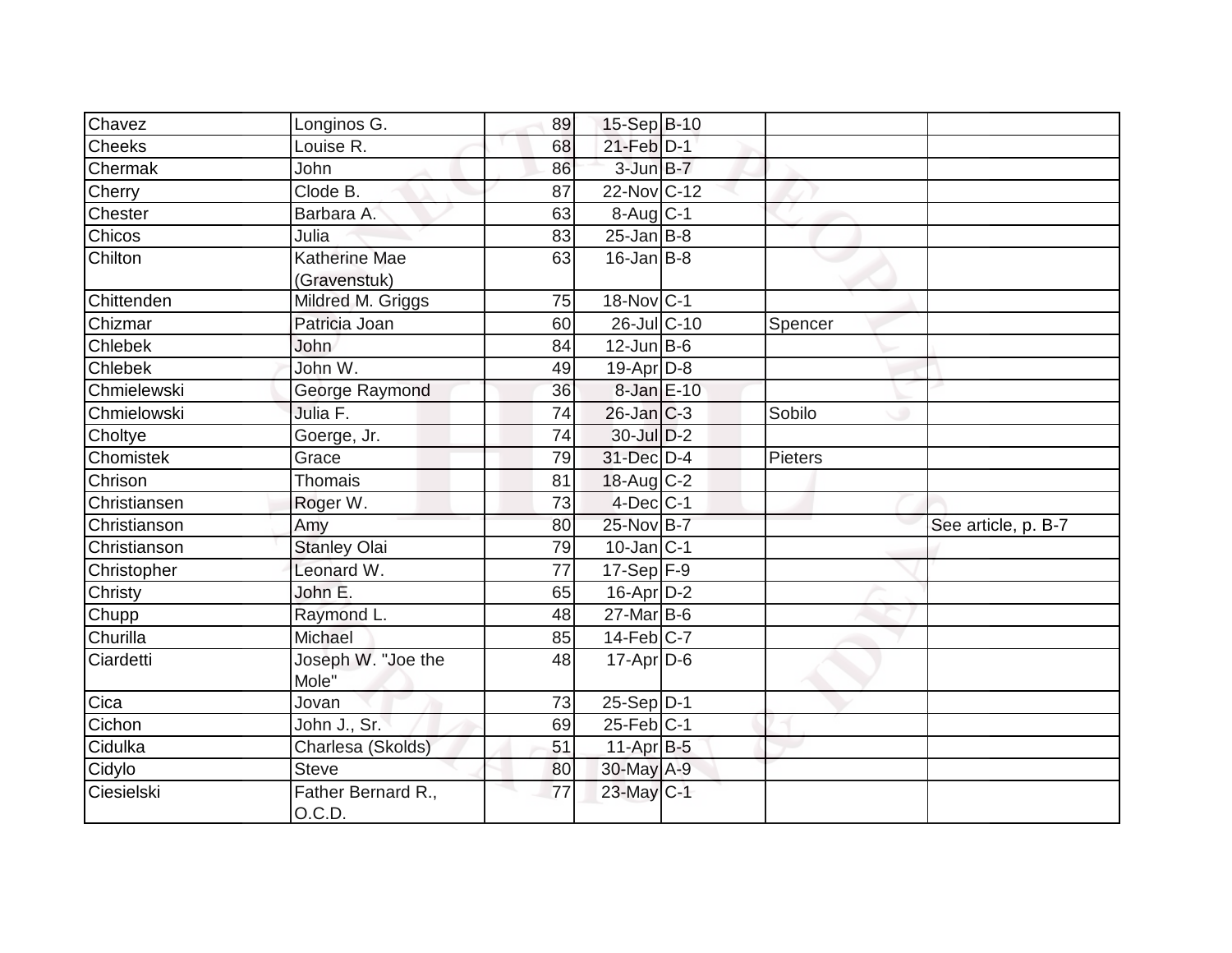| | | | | | | |
|---|---|---|---|---|---|---|
| Chavez | Longinos G. | 89 | 15-Sep | B-10 | | |
| Cheeks | Louise R. | 68 | 21-Feb | D-1 | | |
| Chermak | John | 86 | 3-Jun | B-7 | | |
| Cherry | Clode B. | 87 | 22-Nov | C-12 | | |
| Chester | Barbara A. | 63 | 8-Aug | C-1 | | |
| Chicos | Julia | 83 | 25-Jan | B-8 | | |
| Chilton | Katherine Mae (Gravenstuk) | 63 | 16-Jan | B-8 | | |
| Chittenden | Mildred M. Griggs | 75 | 18-Nov | C-1 | | |
| Chizmar | Patricia Joan | 60 | 26-Jul | C-10 | Spencer | |
| Chlebek | John | 84 | 12-Jun | B-6 | | |
| Chlebek | John W. | 49 | 19-Apr | D-8 | | |
| Chmielewski | George Raymond | 36 | 8-Jan | E-10 | | |
| Chmielowski | Julia F. | 74 | 26-Jan | C-3 | Sobilo | |
| Choltye | Goerge, Jr. | 74 | 30-Jul | D-2 | | |
| Chomistek | Grace | 79 | 31-Dec | D-4 | Pieters | |
| Chrison | Thomais | 81 | 18-Aug | C-2 | | |
| Christiansen | Roger W. | 73 | 4-Dec | C-1 | | |
| Christianson | Amy | 80 | 25-Nov | B-7 | | See article, p. B-7 |
| Christianson | Stanley Olai | 79 | 10-Jan | C-1 | | |
| Christopher | Leonard W. | 77 | 17-Sep | F-9 | | |
| Christy | John E. | 65 | 16-Apr | D-2 | | |
| Chupp | Raymond L. | 48 | 27-Mar | B-6 | | |
| Churilla | Michael | 85 | 14-Feb | C-7 | | |
| Ciardetti | Joseph W. "Joe the Mole" | 48 | 17-Apr | D-6 | | |
| Cica | Jovan | 73 | 25-Sep | D-1 | | |
| Cichon | John J., Sr. | 69 | 25-Feb | C-1 | | |
| Cidulka | Charlesa (Skolds) | 51 | 11-Apr | B-5 | | |
| Cidylo | Steve | 80 | 30-May | A-9 | | |
| Ciesielski | Father Bernard R., O.C.D. | 77 | 23-May | C-1 | | |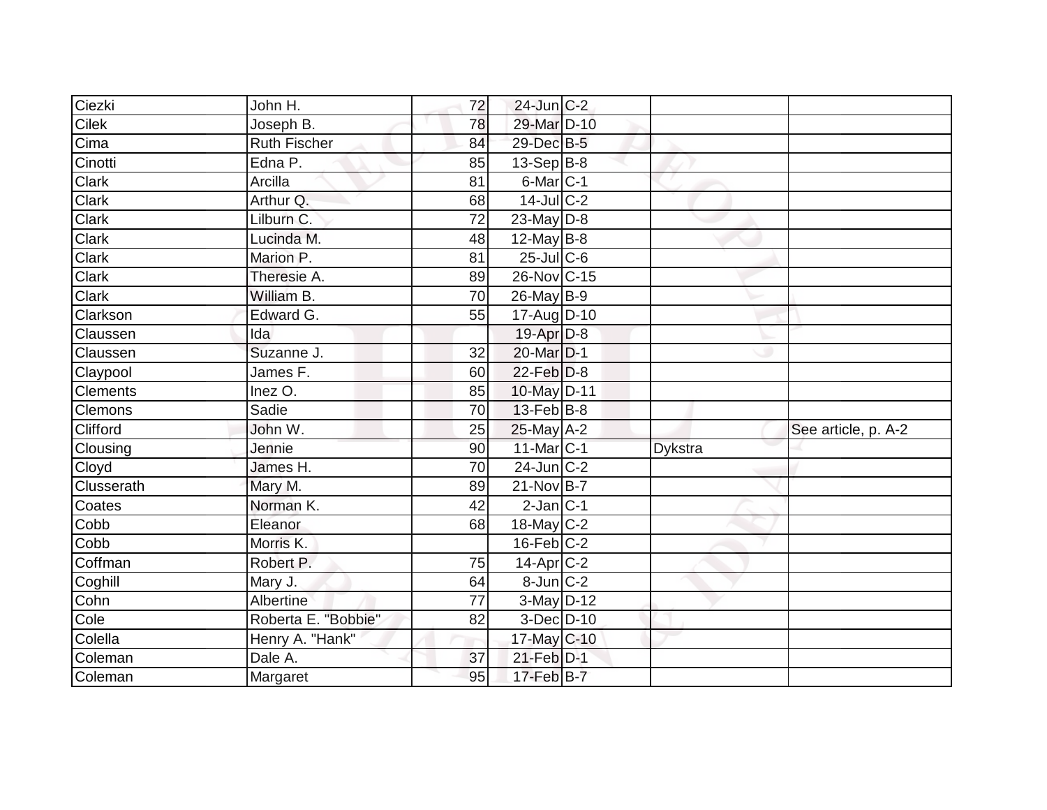| | | | | | | |
|---|---|---|---|---|---|---|
| Ciezki | John H. | 72 | 24-Jun | C-2 | | |
| Cilek | Joseph B. | 78 | 29-Mar | D-10 | | |
| Cima | Ruth Fischer | 84 | 29-Dec | B-5 | | |
| Cinotti | Edna P. | 85 | 13-Sep | B-8 | | |
| Clark | Arcilla | 81 | 6-Mar | C-1 | | |
| Clark | Arthur Q. | 68 | 14-Jul | C-2 | | |
| Clark | Lilburn C. | 72 | 23-May | D-8 | | |
| Clark | Lucinda M. | 48 | 12-May | B-8 | | |
| Clark | Marion P. | 81 | 25-Jul | C-6 | | |
| Clark | Theresie A. | 89 | 26-Nov | C-15 | | |
| Clark | William B. | 70 | 26-May | B-9 | | |
| Clarkson | Edward G. | 55 | 17-Aug | D-10 | | |
| Claussen | Ida | | 19-Apr | D-8 | | |
| Claussen | Suzanne J. | 32 | 20-Mar | D-1 | | |
| Claypool | James F. | 60 | 22-Feb | D-8 | | |
| Clements | Inez O. | 85 | 10-May | D-11 | | |
| Clemons | Sadie | 70 | 13-Feb | B-8 | | |
| Clifford | John W. | 25 | 25-May | A-2 | | See article, p. A-2 |
| Clousing | Jennie | 90 | 11-Mar | C-1 | Dykstra | |
| Cloyd | James H. | 70 | 24-Jun | C-2 | | |
| Clusserath | Mary M. | 89 | 21-Nov | B-7 | | |
| Coates | Norman K. | 42 | 2-Jan | C-1 | | |
| Cobb | Eleanor | 68 | 18-May | C-2 | | |
| Cobb | Morris K. | | 16-Feb | C-2 | | |
| Coffman | Robert P. | 75 | 14-Apr | C-2 | | |
| Coghill | Mary J. | 64 | 8-Jun | C-2 | | |
| Cohn | Albertine | 77 | 3-May | D-12 | | |
| Cole | Roberta E. "Bobbie" | 82 | 3-Dec | D-10 | | |
| Colella | Henry A. "Hank" | | 17-May | C-10 | | |
| Coleman | Dale A. | 37 | 21-Feb | D-1 | | |
| Coleman | Margaret | 95 | 17-Feb | B-7 | | |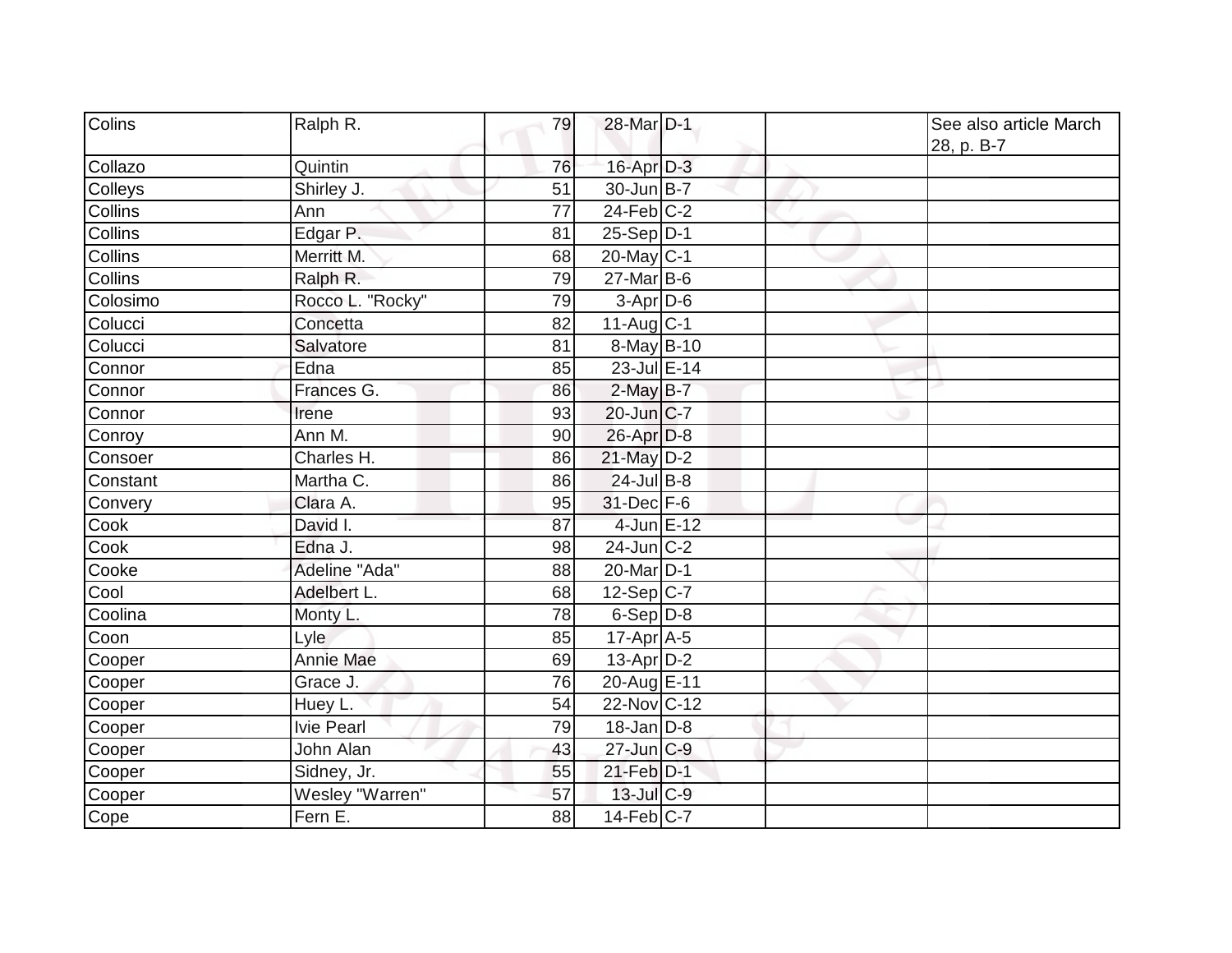| | | | | | | |
|---|---|---|---|---|---|---|
| Colins | Ralph R. | 79 | 28-Mar | D-1 | | See also article March 28, p. B-7 |
| Collazo | Quintin | 76 | 16-Apr | D-3 | | |
| Colleys | Shirley J. | 51 | 30-Jun | B-7 | | |
| Collins | Ann | 77 | 24-Feb | C-2 | | |
| Collins | Edgar P. | 81 | 25-Sep | D-1 | | |
| Collins | Merritt M. | 68 | 20-May | C-1 | | |
| Collins | Ralph R. | 79 | 27-Mar | B-6 | | |
| Colosimo | Rocco L. "Rocky" | 79 | 3-Apr | D-6 | | |
| Colucci | Concetta | 82 | 11-Aug | C-1 | | |
| Colucci | Salvatore | 81 | 8-May | B-10 | | |
| Connor | Edna | 85 | 23-Jul | E-14 | | |
| Connor | Frances G. | 86 | 2-May | B-7 | | |
| Connor | Irene | 93 | 20-Jun | C-7 | | |
| Conroy | Ann M. | 90 | 26-Apr | D-8 | | |
| Consoer | Charles H. | 86 | 21-May | D-2 | | |
| Constant | Martha C. | 86 | 24-Jul | B-8 | | |
| Convery | Clara A. | 95 | 31-Dec | F-6 | | |
| Cook | David I. | 87 | 4-Jun | E-12 | | |
| Cook | Edna J. | 98 | 24-Jun | C-2 | | |
| Cooke | Adeline "Ada" | 88 | 20-Mar | D-1 | | |
| Cool | Adelbert L. | 68 | 12-Sep | C-7 | | |
| Coolina | Monty L. | 78 | 6-Sep | D-8 | | |
| Coon | Lyle | 85 | 17-Apr | A-5 | | |
| Cooper | Annie Mae | 69 | 13-Apr | D-2 | | |
| Cooper | Grace J. | 76 | 20-Aug | E-11 | | |
| Cooper | Huey L. | 54 | 22-Nov | C-12 | | |
| Cooper | Ivie Pearl | 79 | 18-Jan | D-8 | | |
| Cooper | John Alan | 43 | 27-Jun | C-9 | | |
| Cooper | Sidney, Jr. | 55 | 21-Feb | D-1 | | |
| Cooper | Wesley "Warren" | 57 | 13-Jul | C-9 | | |
| Cope | Fern E. | 88 | 14-Feb | C-7 | | |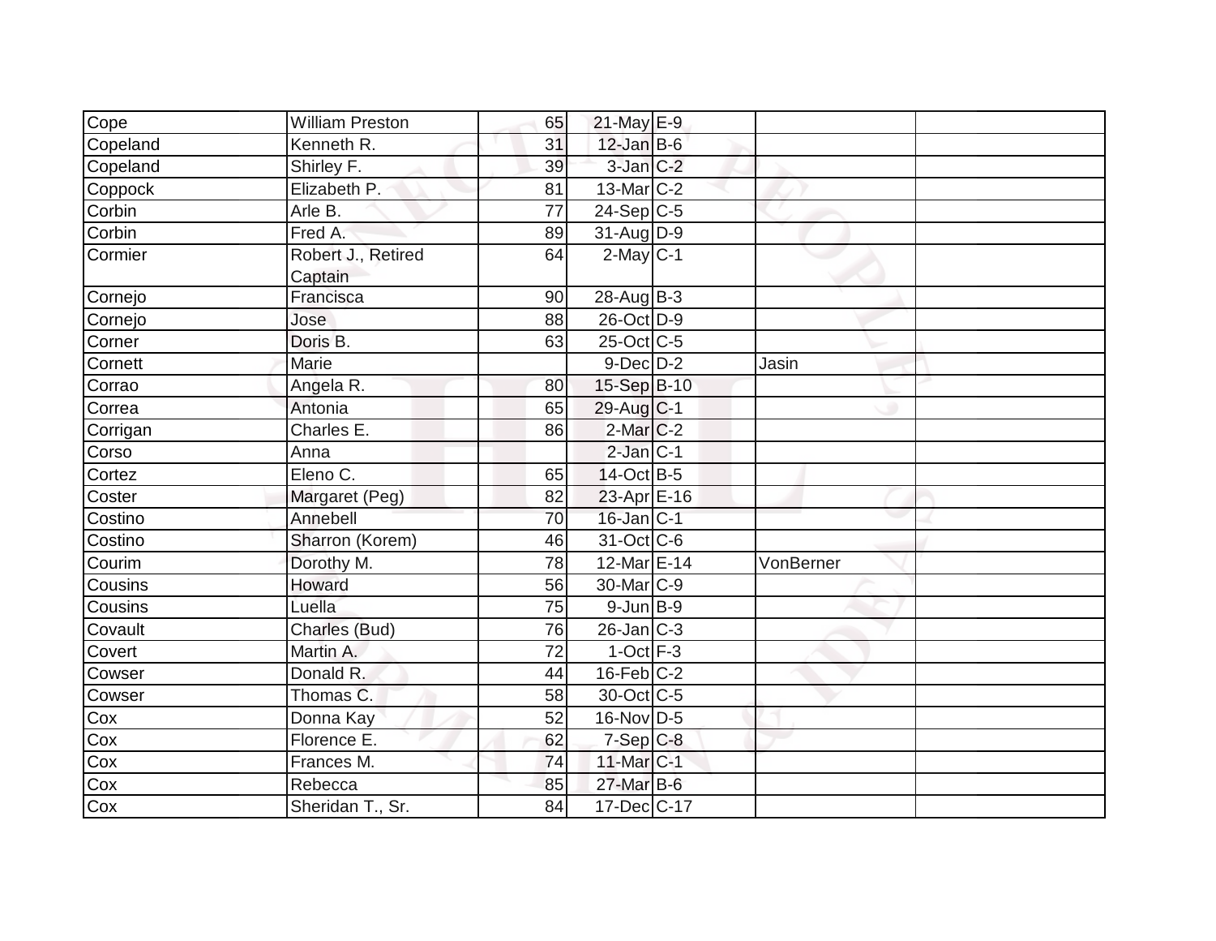| | | | | | | |
|---|---|---|---|---|---|---|
| Cope | William Preston | 65 | 21-May | E-9 | | |
| Copeland | Kenneth R. | 31 | 12-Jan | B-6 | | |
| Copeland | Shirley F. | 39 | 3-Jan | C-2 | | |
| Coppock | Elizabeth P. | 81 | 13-Mar | C-2 | | |
| Corbin | Arle B. | 77 | 24-Sep | C-5 | | |
| Corbin | Fred A. | 89 | 31-Aug | D-9 | | |
| Cormier | Robert J., Retired Captain | 64 | 2-May | C-1 | | |
| Cornejo | Francisca | 90 | 28-Aug | B-3 | | |
| Cornejo | Jose | 88 | 26-Oct | D-9 | | |
| Corner | Doris B. | 63 | 25-Oct | C-5 | | |
| Cornett | Marie | | 9-Dec | D-2 | Jasin | |
| Corrao | Angela R. | 80 | 15-Sep | B-10 | | |
| Correa | Antonia | 65 | 29-Aug | C-1 | | |
| Corrigan | Charles E. | 86 | 2-Mar | C-2 | | |
| Corso | Anna | | 2-Jan | C-1 | | |
| Cortez | Eleno C. | 65 | 14-Oct | B-5 | | |
| Coster | Margaret (Peg) | 82 | 23-Apr | E-16 | | |
| Costino | Annebell | 70 | 16-Jan | C-1 | | |
| Costino | Sharron (Korem) | 46 | 31-Oct | C-6 | | |
| Courim | Dorothy M. | 78 | 12-Mar | E-14 | VonBerner | |
| Cousins | Howard | 56 | 30-Mar | C-9 | | |
| Cousins | Luella | 75 | 9-Jun | B-9 | | |
| Covault | Charles (Bud) | 76 | 26-Jan | C-3 | | |
| Covert | Martin A. | 72 | 1-Oct | F-3 | | |
| Cowser | Donald R. | 44 | 16-Feb | C-2 | | |
| Cowser | Thomas C. | 58 | 30-Oct | C-5 | | |
| Cox | Donna Kay | 52 | 16-Nov | D-5 | | |
| Cox | Florence E. | 62 | 7-Sep | C-8 | | |
| Cox | Frances M. | 74 | 11-Mar | C-1 | | |
| Cox | Rebecca | 85 | 27-Mar | B-6 | | |
| Cox | Sheridan T., Sr. | 84 | 17-Dec | C-17 | | |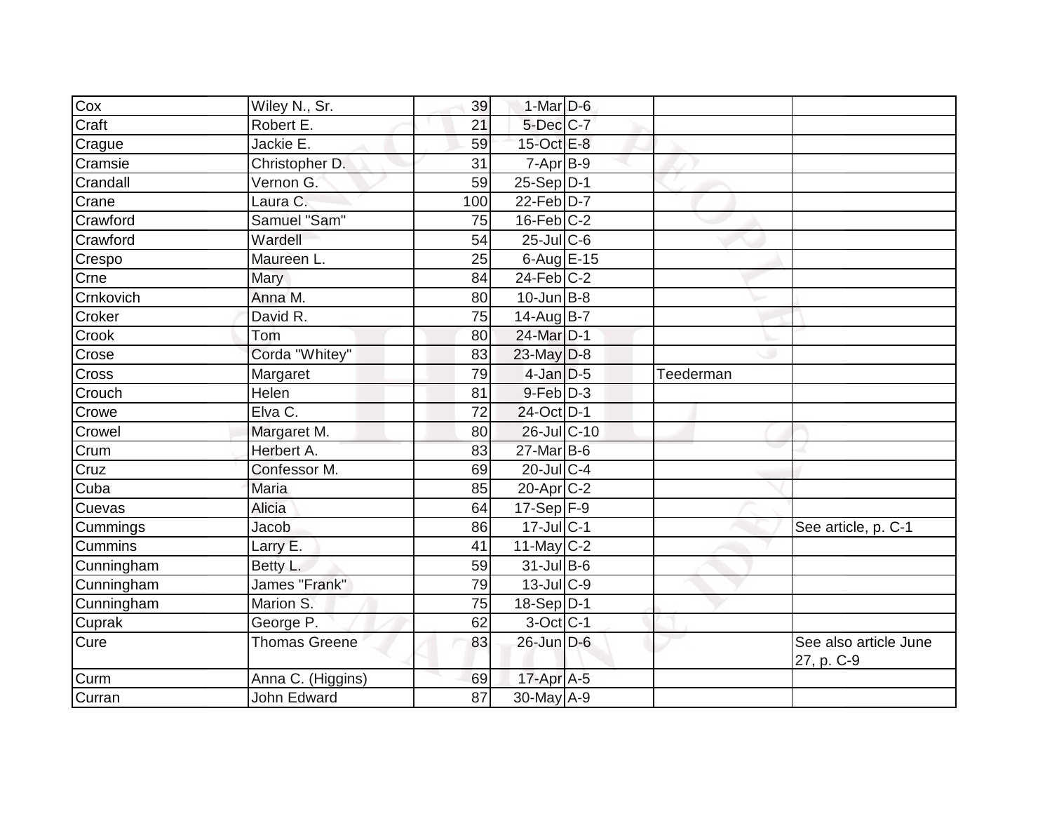| | | | | | | |
|---|---|---|---|---|---|---|
| Cox | Wiley N., Sr. | 39 | 1-Mar | D-6 | | |
| Craft | Robert E. | 21 | 5-Dec | C-7 | | |
| Crague | Jackie E. | 59 | 15-Oct | E-8 | | |
| Cramsie | Christopher D. | 31 | 7-Apr | B-9 | | |
| Crandall | Vernon G. | 59 | 25-Sep | D-1 | | |
| Crane | Laura C. | 100 | 22-Feb | D-7 | | |
| Crawford | Samuel "Sam" | 75 | 16-Feb | C-2 | | |
| Crawford | Wardell | 54 | 25-Jul | C-6 | | |
| Crespo | Maureen L. | 25 | 6-Aug | E-15 | | |
| Crne | Mary | 84 | 24-Feb | C-2 | | |
| Crnkovich | Anna M. | 80 | 10-Jun | B-8 | | |
| Croker | David R. | 75 | 14-Aug | B-7 | | |
| Crook | Tom | 80 | 24-Mar | D-1 | | |
| Crose | Corda "Whitey" | 83 | 23-May | D-8 | | |
| Cross | Margaret | 79 | 4-Jan | D-5 | Teederman | |
| Crouch | Helen | 81 | 9-Feb | D-3 | | |
| Crowe | Elva C. | 72 | 24-Oct | D-1 | | |
| Crowel | Margaret M. | 80 | 26-Jul | C-10 | | |
| Crum | Herbert A. | 83 | 27-Mar | B-6 | | |
| Cruz | Confessor M. | 69 | 20-Jul | C-4 | | |
| Cuba | Maria | 85 | 20-Apr | C-2 | | |
| Cuevas | Alicia | 64 | 17-Sep | F-9 | | |
| Cummings | Jacob | 86 | 17-Jul | C-1 | | See article, p. C-1 |
| Cummins | Larry E. | 41 | 11-May | C-2 | | |
| Cunningham | Betty L. | 59 | 31-Jul | B-6 | | |
| Cunningham | James "Frank" | 79 | 13-Jul | C-9 | | |
| Cunningham | Marion S. | 75 | 18-Sep | D-1 | | |
| Cuprak | George P. | 62 | 3-Oct | C-1 | | |
| Cure | Thomas Greene | 83 | 26-Jun | D-6 | | See also article June 27, p. C-9 |
| Curm | Anna C. (Higgins) | 69 | 17-Apr | A-5 | | |
| Curran | John Edward | 87 | 30-May | A-9 | | |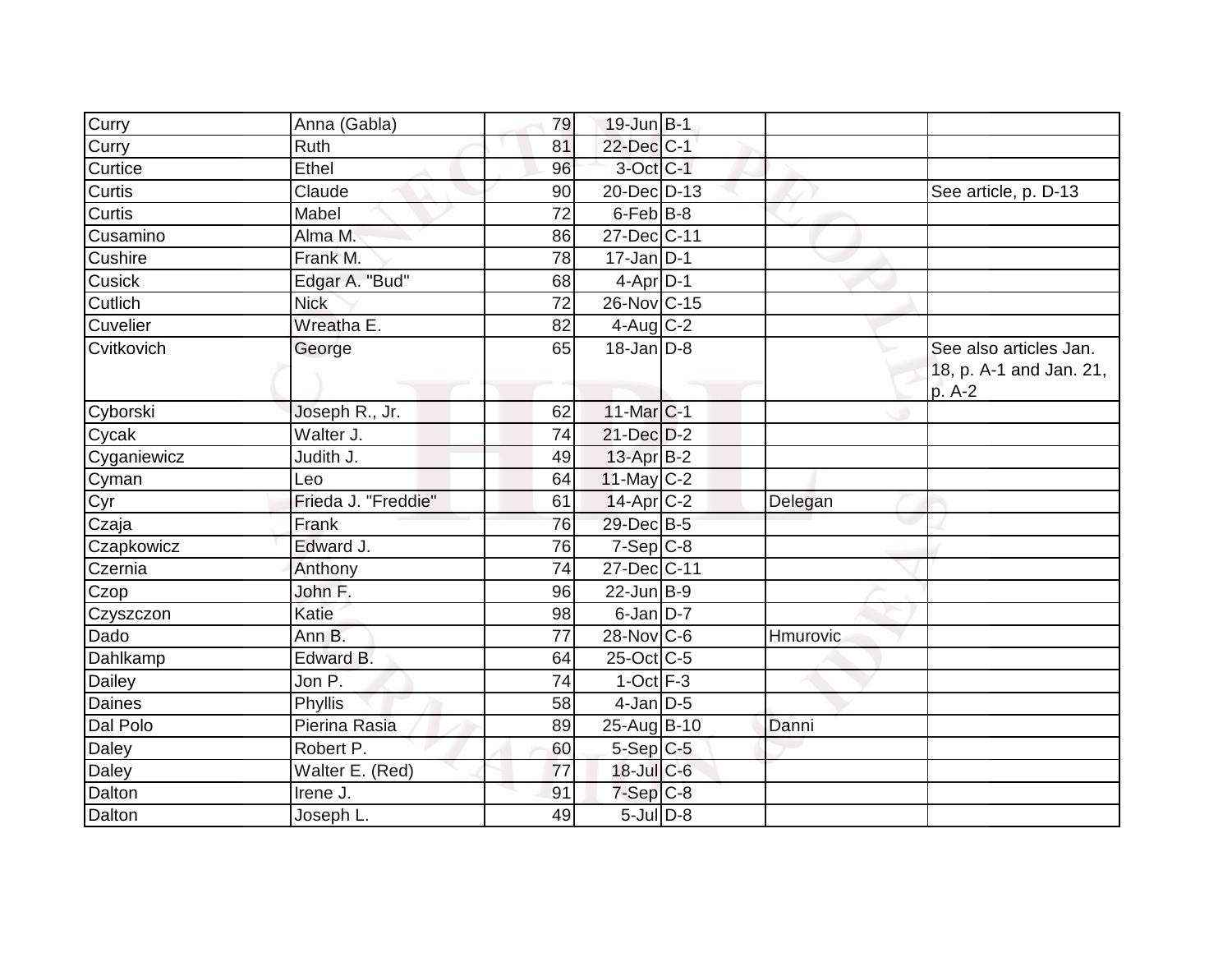| | | | | | | |
|---|---|---|---|---|---|---|
| Curry | Anna (Gabla) | 79 | 19-Jun | B-1 | | |
| Curry | Ruth | 81 | 22-Dec | C-1 | | |
| Curtice | Ethel | 96 | 3-Oct | C-1 | | |
| Curtis | Claude | 90 | 20-Dec | D-13 | | See article, p. D-13 |
| Curtis | Mabel | 72 | 6-Feb | B-8 | | |
| Cusamino | Alma M. | 86 | 27-Dec | C-11 | | |
| Cushire | Frank M. | 78 | 17-Jan | D-1 | | |
| Cusick | Edgar A. "Bud" | 68 | 4-Apr | D-1 | | |
| Cutlich | Nick | 72 | 26-Nov | C-15 | | |
| Cuvelier | Wreatha E. | 82 | 4-Aug | C-2 | | |
| Cvitkovich | George | 65 | 18-Jan | D-8 | | See also articles Jan. 18, p. A-1 and Jan. 21, p. A-2 |
| Cyborski | Joseph R., Jr. | 62 | 11-Mar | C-1 | | |
| Cycak | Walter J. | 74 | 21-Dec | D-2 | | |
| Cyganiewicz | Judith J. | 49 | 13-Apr | B-2 | | |
| Cyman | Leo | 64 | 11-May | C-2 | | |
| Cyr | Frieda J. "Freddie" | 61 | 14-Apr | C-2 | Delegan | |
| Czaja | Frank | 76 | 29-Dec | B-5 | | |
| Czapkowicz | Edward J. | 76 | 7-Sep | C-8 | | |
| Czernia | Anthony | 74 | 27-Dec | C-11 | | |
| Czop | John F. | 96 | 22-Jun | B-9 | | |
| Czyszczon | Katie | 98 | 6-Jan | D-7 | | |
| Dado | Ann B. | 77 | 28-Nov | C-6 | Hmurovic | |
| Dahlkamp | Edward B. | 64 | 25-Oct | C-5 | | |
| Dailey | Jon P. | 74 | 1-Oct | F-3 | | |
| Daines | Phyllis | 58 | 4-Jan | D-5 | | |
| Dal Polo | Pierina Rasia | 89 | 25-Aug | B-10 | Danni | |
| Daley | Robert P. | 60 | 5-Sep | C-5 | | |
| Daley | Walter E. (Red) | 77 | 18-Jul | C-6 | | |
| Dalton | Irene J. | 91 | 7-Sep | C-8 | | |
| Dalton | Joseph L. | 49 | 5-Jul | D-8 | | |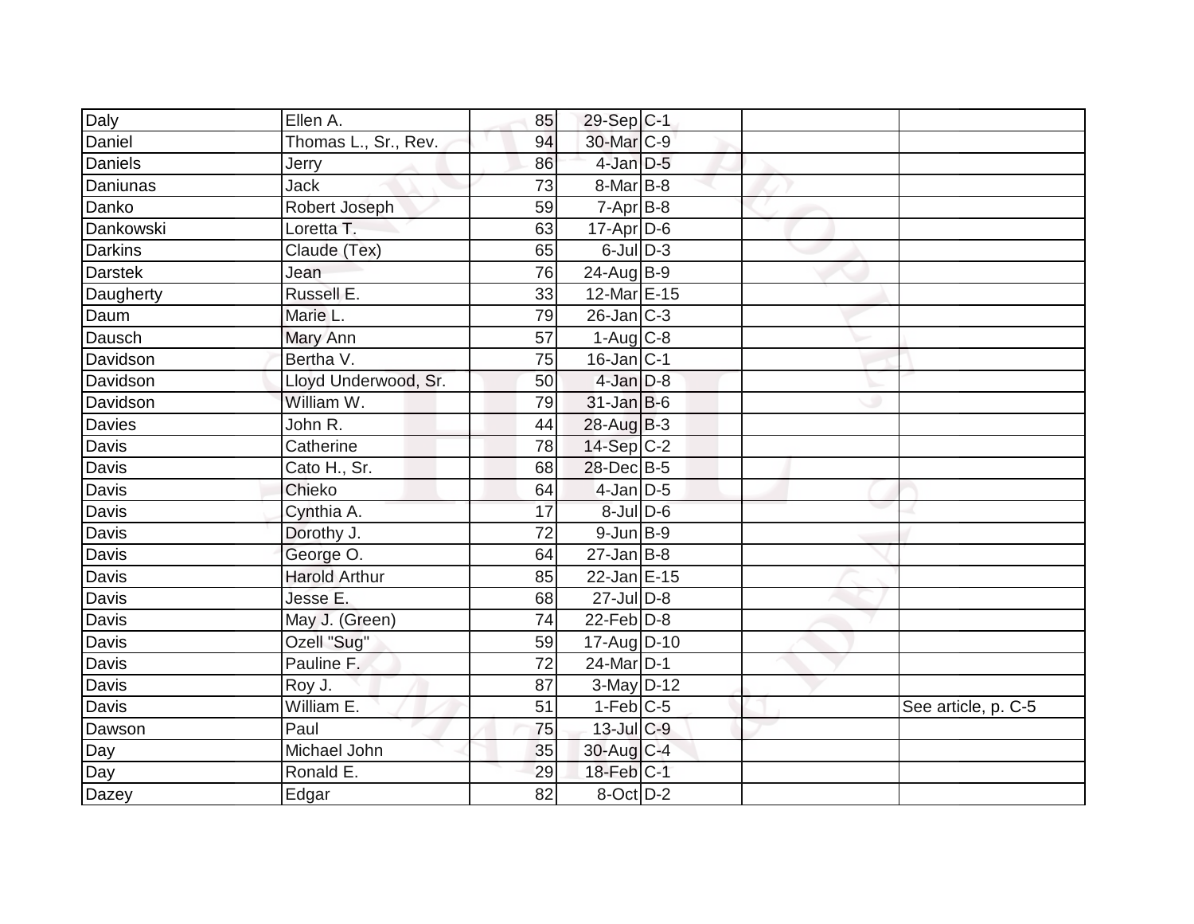| Daly | Ellen A. | 85 | 29-Sep | C-1 | | |
|---|---|---|---|---|---|---|
| Daniel | Thomas L., Sr., Rev. | 94 | 30-Mar | C-9 | | |
| Daniels | Jerry | 86 | 4-Jan | D-5 | | |
| Daniunas | Jack | 73 | 8-Mar | B-8 | | |
| Danko | Robert Joseph | 59 | 7-Apr | B-8 | | |
| Dankowski | Loretta T. | 63 | 17-Apr | D-6 | | |
| Darkins | Claude (Tex) | 65 | 6-Jul | D-3 | | |
| Darstek | Jean | 76 | 24-Aug | B-9 | | |
| Daugherty | Russell E. | 33 | 12-Mar | E-15 | | |
| Daum | Marie L. | 79 | 26-Jan | C-3 | | |
| Dausch | Mary Ann | 57 | 1-Aug | C-8 | | |
| Davidson | Bertha V. | 75 | 16-Jan | C-1 | | |
| Davidson | Lloyd Underwood, Sr. | 50 | 4-Jan | D-8 | | |
| Davidson | William W. | 79 | 31-Jan | B-6 | | |
| Davies | John R. | 44 | 28-Aug | B-3 | | |
| Davis | Catherine | 78 | 14-Sep | C-2 | | |
| Davis | Cato H., Sr. | 68 | 28-Dec | B-5 | | |
| Davis | Chieko | 64 | 4-Jan | D-5 | | |
| Davis | Cynthia A. | 17 | 8-Jul | D-6 | | |
| Davis | Dorothy J. | 72 | 9-Jun | B-9 | | |
| Davis | George O. | 64 | 27-Jan | B-8 | | |
| Davis | Harold Arthur | 85 | 22-Jan | E-15 | | |
| Davis | Jesse E. | 68 | 27-Jul | D-8 | | |
| Davis | May J. (Green) | 74 | 22-Feb | D-8 | | |
| Davis | Ozell "Sug" | 59 | 17-Aug | D-10 | | |
| Davis | Pauline F. | 72 | 24-Mar | D-1 | | |
| Davis | Roy J. | 87 | 3-May | D-12 | | |
| Davis | William E. | 51 | 1-Feb | C-5 | | See article, p. C-5 |
| Dawson | Paul | 75 | 13-Jul | C-9 | | |
| Day | Michael John | 35 | 30-Aug | C-4 | | |
| Day | Ronald E. | 29 | 18-Feb | C-1 | | |
| Dazey | Edgar | 82 | 8-Oct | D-2 | | |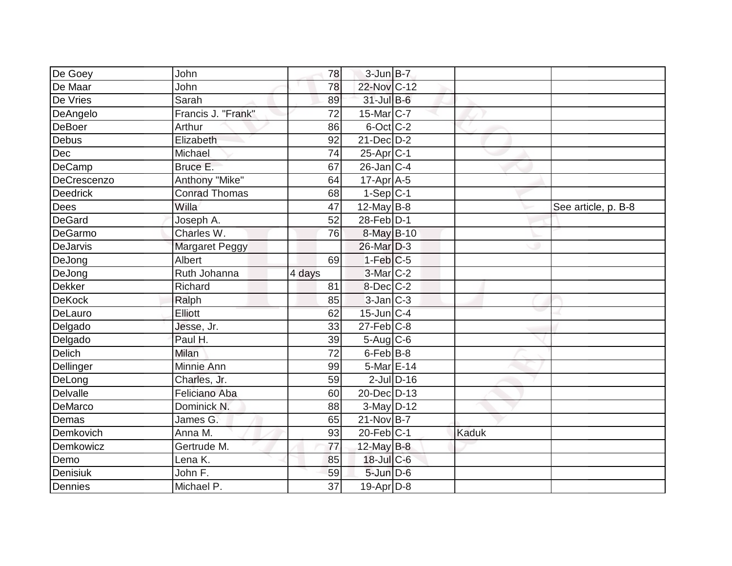| | | | | | | |
|---|---|---|---|---|---|---|
| De Goey | John | 78 | 3-Jun | B-7 | | |
| De Maar | John | 78 | 22-Nov | C-12 | | |
| De Vries | Sarah | 89 | 31-Jul | B-6 | | |
| DeAngelo | Francis J. "Frank" | 72 | 15-Mar | C-7 | | |
| DeBoer | Arthur | 86 | 6-Oct | C-2 | | |
| Debus | Elizabeth | 92 | 21-Dec | D-2 | | |
| Dec | Michael | 74 | 25-Apr | C-1 | | |
| DeCamp | Bruce E. | 67 | 26-Jan | C-4 | | |
| DeCrescenzo | Anthony "Mike" | 64 | 17-Apr | A-5 | | |
| Deedrick | Conrad Thomas | 68 | 1-Sep | C-1 | | |
| Dees | Willa | 47 | 12-May | B-8 | | See article, p. B-8 |
| DeGard | Joseph A. | 52 | 28-Feb | D-1 | | |
| DeGarmo | Charles W. | 76 | 8-May | B-10 | | |
| DeJarvis | Margaret Peggy | | 26-Mar | D-3 | | |
| DeJong | Albert | 69 | 1-Feb | C-5 | | |
| DeJong | Ruth Johanna | 4 days | 3-Mar | C-2 | | |
| Dekker | Richard | 81 | 8-Dec | C-2 | | |
| DeKock | Ralph | 85 | 3-Jan | C-3 | | |
| DeLauro | Elliott | 62 | 15-Jun | C-4 | | |
| Delgado | Jesse, Jr. | 33 | 27-Feb | C-8 | | |
| Delgado | Paul H. | 39 | 5-Aug | C-6 | | |
| Delich | Milan | 72 | 6-Feb | B-8 | | |
| Dellinger | Minnie Ann | 99 | 5-Mar | E-14 | | |
| DeLong | Charles, Jr. | 59 | 2-Jul | D-16 | | |
| Delvalle | Feliciano Aba | 60 | 20-Dec | D-13 | | |
| DeMarco | Dominick N. | 88 | 3-May | D-12 | | |
| Demas | James G. | 65 | 21-Nov | B-7 | | |
| Demkovich | Anna M. | 93 | 20-Feb | C-1 | Kaduk | |
| Demkowicz | Gertrude M. | 77 | 12-May | B-8 | | |
| Demo | Lena K. | 85 | 18-Jul | C-6 | | |
| Denisiuk | John F. | 59 | 5-Jun | D-6 | | |
| Dennies | Michael P. | 37 | 19-Apr | D-8 | | |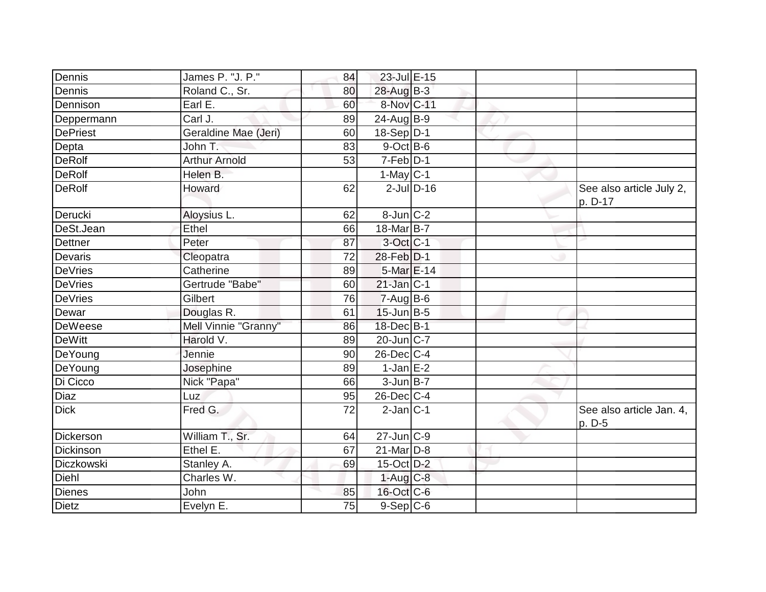| | | | | | | |
|---|---|---|---|---|---|---|
| Dennis | James P. "J. P." | 84 | 23-Jul | E-15 | | |
| Dennis | Roland C., Sr. | 80 | 28-Aug | B-3 | | |
| Dennison | Earl E. | 60 | 8-Nov | C-11 | | |
| Deppermann | Carl J. | 89 | 24-Aug | B-9 | | |
| DePriest | Geraldine Mae (Jeri) | 60 | 18-Sep | D-1 | | |
| Depta | John T. | 83 | 9-Oct | B-6 | | |
| DeRolf | Arthur Arnold | 53 | 7-Feb | D-1 | | |
| DeRolf | Helen B. | | 1-May | C-1 | | |
| DeRolf | Howard | 62 | 2-Jul | D-16 | | See also article July 2, p. D-17 |
| Derucki | Aloysius L. | 62 | 8-Jun | C-2 | | |
| DeSt.Jean | Ethel | 66 | 18-Mar | B-7 | | |
| Dettner | Peter | 87 | 3-Oct | C-1 | | |
| Devaris | Cleopatra | 72 | 28-Feb | D-1 | | |
| DeVries | Catherine | 89 | 5-Mar | E-14 | | |
| DeVries | Gertrude "Babe" | 60 | 21-Jan | C-1 | | |
| DeVries | Gilbert | 76 | 7-Aug | B-6 | | |
| Dewar | Douglas R. | 61 | 15-Jun | B-5 | | |
| DeWeese | Mell Vinnie "Granny" | 86 | 18-Dec | B-1 | | |
| DeWitt | Harold V. | 89 | 20-Jun | C-7 | | |
| DeYoung | Jennie | 90 | 26-Dec | C-4 | | |
| DeYoung | Josephine | 89 | 1-Jan | E-2 | | |
| Di Cicco | Nick "Papa" | 66 | 3-Jun | B-7 | | |
| Diaz | Luz | 95 | 26-Dec | C-4 | | |
| Dick | Fred G. | 72 | 2-Jan | C-1 | | See also article Jan. 4, p. D-5 |
| Dickerson | William T., Sr. | 64 | 27-Jun | C-9 | | |
| Dickinson | Ethel E. | 67 | 21-Mar | D-8 | | |
| Diczkowski | Stanley A. | 69 | 15-Oct | D-2 | | |
| Diehl | Charles W. | | 1-Aug | C-8 | | |
| Dienes | John | 85 | 16-Oct | C-6 | | |
| Dietz | Evelyn E. | 75 | 9-Sep | C-6 | | |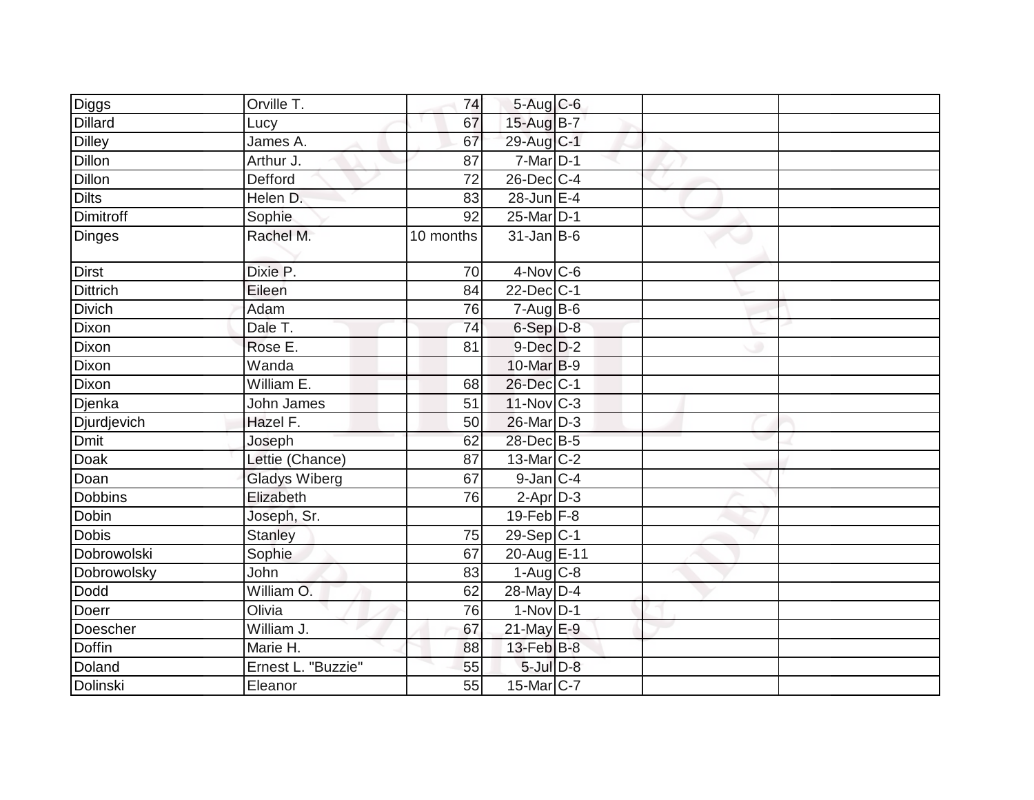| | | | | | | |
|---|---|---|---|---|---|---|
| Diggs | Orville T. | 74 | 5-Aug | C-6 | | |
| Dillard | Lucy | 67 | 15-Aug | B-7 | | |
| Dilley | James A. | 67 | 29-Aug | C-1 | | |
| Dillon | Arthur J. | 87 | 7-Mar | D-1 | | |
| Dillon | Defford | 72 | 26-Dec | C-4 | | |
| Dilts | Helen D. | 83 | 28-Jun | E-4 | | |
| Dimitroff | Sophie | 92 | 25-Mar | D-1 | | |
| Dinges | Rachel M. | 10 months | 31-Jan | B-6 | | |
| Dirst | Dixie P. | 70 | 4-Nov | C-6 | | |
| Dittrich | Eileen | 84 | 22-Dec | C-1 | | |
| Divich | Adam | 76 | 7-Aug | B-6 | | |
| Dixon | Dale T. | 74 | 6-Sep | D-8 | | |
| Dixon | Rose E. | 81 | 9-Dec | D-2 | | |
| Dixon | Wanda | | 10-Mar | B-9 | | |
| Dixon | William E. | 68 | 26-Dec | C-1 | | |
| Djenka | John James | 51 | 11-Nov | C-3 | | |
| Djurdjevich | Hazel F. | 50 | 26-Mar | D-3 | | |
| Dmit | Joseph | 62 | 28-Dec | B-5 | | |
| Doak | Lettie (Chance) | 87 | 13-Mar | C-2 | | |
| Doan | Gladys Wiberg | 67 | 9-Jan | C-4 | | |
| Dobbins | Elizabeth | 76 | 2-Apr | D-3 | | |
| Dobin | Joseph, Sr. | | 19-Feb | F-8 | | |
| Dobis | Stanley | 75 | 29-Sep | C-1 | | |
| Dobrowolski | Sophie | 67 | 20-Aug | E-11 | | |
| Dobrowolsky | John | 83 | 1-Aug | C-8 | | |
| Dodd | William O. | 62 | 28-May | D-4 | | |
| Doerr | Olivia | 76 | 1-Nov | D-1 | | |
| Doescher | William J. | 67 | 21-May | E-9 | | |
| Doffin | Marie H. | 88 | 13-Feb | B-8 | | |
| Doland | Ernest L. "Buzzie" | 55 | 5-Jul | D-8 | | |
| Dolinski | Eleanor | 55 | 15-Mar | C-7 | | |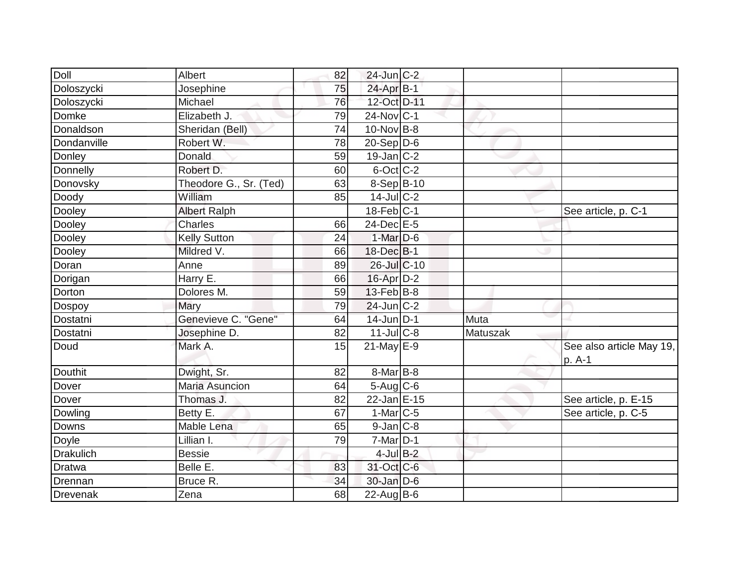| | | | | | | |
|---|---|---|---|---|---|---|
| Doll | Albert | 82 | 24-Jun | C-2 | | |
| Doloszycki | Josephine | 75 | 24-Apr | B-1 | | |
| Doloszycki | Michael | 76 | 12-Oct | D-11 | | |
| Domke | Elizabeth J. | 79 | 24-Nov | C-1 | | |
| Donaldson | Sheridan (Bell) | 74 | 10-Nov | B-8 | | |
| Dondanville | Robert W. | 78 | 20-Sep | D-6 | | |
| Donley | Donald | 59 | 19-Jan | C-2 | | |
| Donnelly | Robert D. | 60 | 6-Oct | C-2 | | |
| Donovsky | Theodore G., Sr. (Ted) | 63 | 8-Sep | B-10 | | |
| Doody | William | 85 | 14-Jul | C-2 | | |
| Dooley | Albert Ralph | | 18-Feb | C-1 | | See article, p. C-1 |
| Dooley | Charles | 66 | 24-Dec | E-5 | | |
| Dooley | Kelly Sutton | 24 | 1-Mar | D-6 | | |
| Dooley | Mildred V. | 66 | 18-Dec | B-1 | | |
| Doran | Anne | 89 | 26-Jul | C-10 | | |
| Dorigan | Harry E. | 66 | 16-Apr | D-2 | | |
| Dorton | Dolores M. | 59 | 13-Feb | B-8 | | |
| Dospoy | Mary | 79 | 24-Jun | C-2 | | |
| Dostatni | Genevieve C. "Gene" | 64 | 14-Jun | D-1 | Muta | |
| Dostatni | Josephine D. | 82 | 11-Jul | C-8 | Matuszak | |
| Doud | Mark A. | 15 | 21-May | E-9 | | See also article May 19, p. A-1 |
| Douthit | Dwight, Sr. | 82 | 8-Mar | B-8 | | |
| Dover | Maria Asuncion | 64 | 5-Aug | C-6 | | |
| Dover | Thomas J. | 82 | 22-Jan | E-15 | | See article, p. E-15 |
| Dowling | Betty E. | 67 | 1-Mar | C-5 | | See article, p. C-5 |
| Downs | Mable Lena | 65 | 9-Jan | C-8 | | |
| Doyle | Lillian I. | 79 | 7-Mar | D-1 | | |
| Drakulich | Bessie | | 4-Jul | B-2 | | |
| Dratwa | Belle E. | 83 | 31-Oct | C-6 | | |
| Drennan | Bruce R. | 34 | 30-Jan | D-6 | | |
| Drevenak | Zena | 68 | 22-Aug | B-6 | | |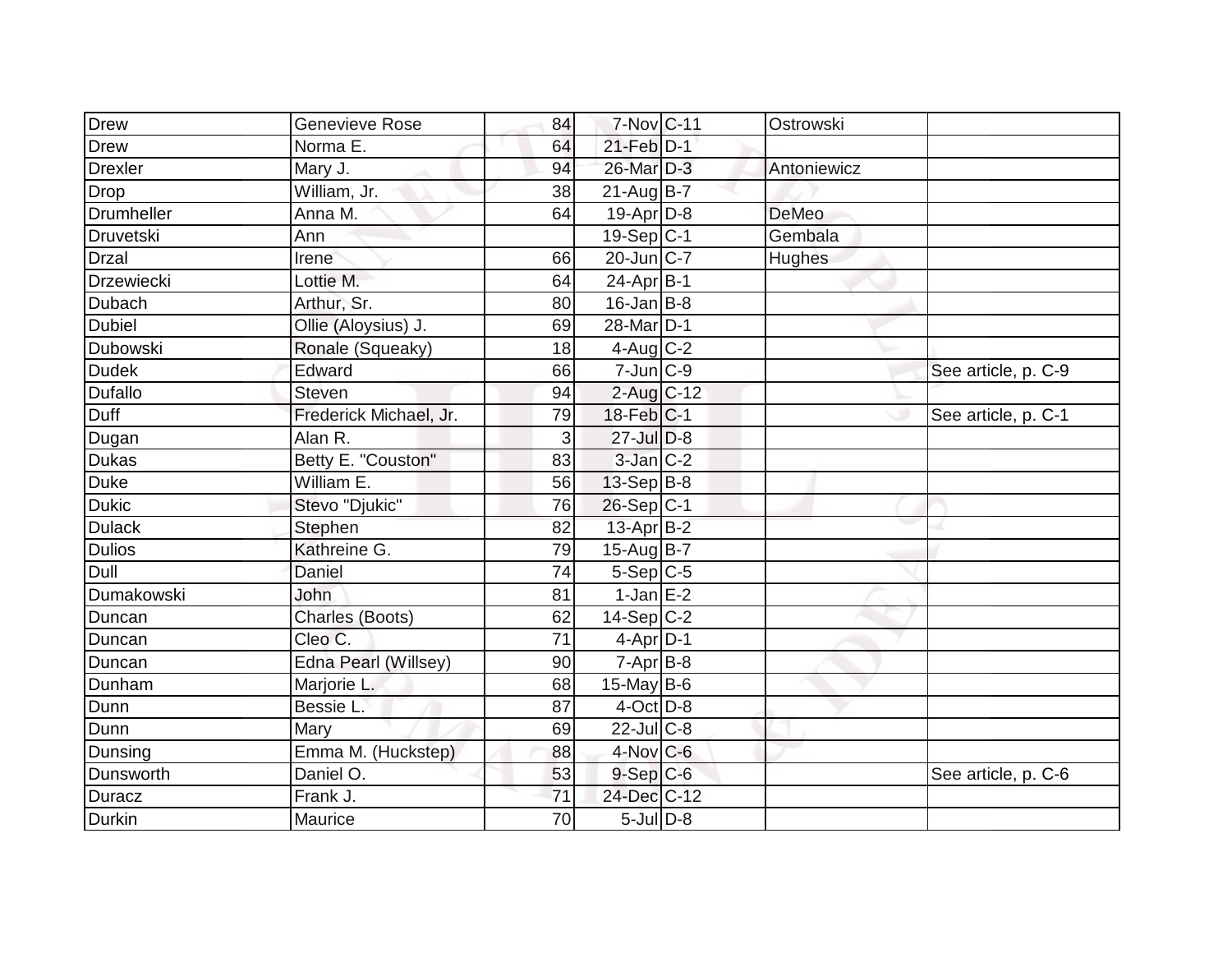| | | | | | | |
|---|---|---|---|---|---|---|
| Drew | Genevieve Rose | 84 | 7-Nov | C-11 | Ostrowski | |
| Drew | Norma E. | 64 | 21-Feb | D-1 | | |
| Drexler | Mary J. | 94 | 26-Mar | D-3 | Antoniewicz | |
| Drop | William, Jr. | 38 | 21-Aug | B-7 | | |
| Drumheller | Anna M. | 64 | 19-Apr | D-8 | DeMeo | |
| Druvetski | Ann | | 19-Sep | C-1 | Gembala | |
| Drzal | Irene | 66 | 20-Jun | C-7 | Hughes | |
| Drzewiecki | Lottie M. | 64 | 24-Apr | B-1 | | |
| Dubach | Arthur, Sr. | 80 | 16-Jan | B-8 | | |
| Dubiel | Ollie (Aloysius) J. | 69 | 28-Mar | D-1 | | |
| Dubowski | Ronale (Squeaky) | 18 | 4-Aug | C-2 | | |
| Dudek | Edward | 66 | 7-Jun | C-9 | | See article, p. C-9 |
| Dufallo | Steven | 94 | 2-Aug | C-12 | | |
| Duff | Frederick Michael, Jr. | 79 | 18-Feb | C-1 | | See article, p. C-1 |
| Dugan | Alan R. | 3 | 27-Jul | D-8 | | |
| Dukas | Betty E. "Couston" | 83 | 3-Jan | C-2 | | |
| Duke | William E. | 56 | 13-Sep | B-8 | | |
| Dukic | Stevo "Djukic" | 76 | 26-Sep | C-1 | | |
| Dulack | Stephen | 82 | 13-Apr | B-2 | | |
| Dulios | Kathreine G. | 79 | 15-Aug | B-7 | | |
| Dull | Daniel | 74 | 5-Sep | C-5 | | |
| Dumakowski | John | 81 | 1-Jan | E-2 | | |
| Duncan | Charles (Boots) | 62 | 14-Sep | C-2 | | |
| Duncan | Cleo C. | 71 | 4-Apr | D-1 | | |
| Duncan | Edna Pearl (Willsey) | 90 | 7-Apr | B-8 | | |
| Dunham | Marjorie L. | 68 | 15-May | B-6 | | |
| Dunn | Bessie L. | 87 | 4-Oct | D-8 | | |
| Dunn | Mary | 69 | 22-Jul | C-8 | | |
| Dunsing | Emma M. (Huckstep) | 88 | 4-Nov | C-6 | | |
| Dunsworth | Daniel O. | 53 | 9-Sep | C-6 | | See article, p. C-6 |
| Duracz | Frank J. | 71 | 24-Dec | C-12 | | |
| Durkin | Maurice | 70 | 5-Jul | D-8 | | |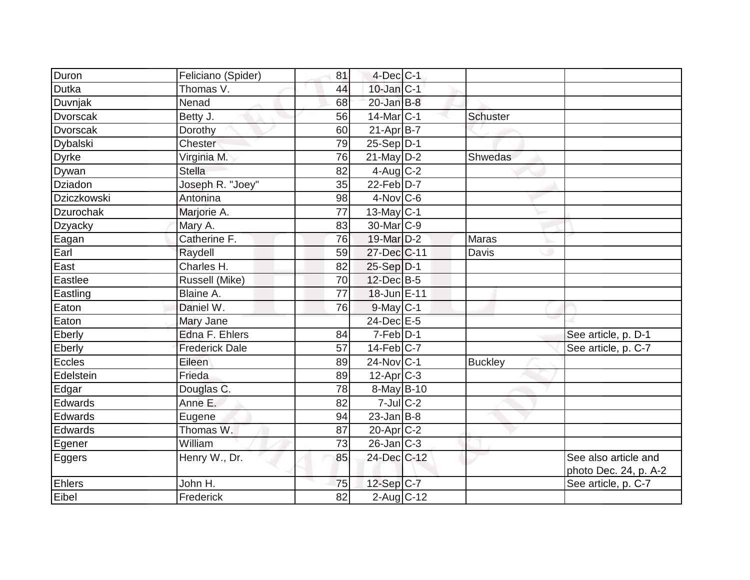| | | | | | | |
|---|---|---|---|---|---|---|
| Duron | Feliciano (Spider) | 81 | 4-Dec | C-1 | | |
| Dutka | Thomas V. | 44 | 10-Jan | C-1 | | |
| Duvnjak | Nenad | 68 | 20-Jan | B-8 | | |
| Dvorscak | Betty J. | 56 | 14-Mar | C-1 | Schuster | |
| Dvorscak | Dorothy | 60 | 21-Apr | B-7 | | |
| Dybalski | Chester | 79 | 25-Sep | D-1 | | |
| Dyrke | Virginia M. | 76 | 21-May | D-2 | Shwedas | |
| Dywan | Stella | 82 | 4-Aug | C-2 | | |
| Dziadon | Joseph R. "Joey" | 35 | 22-Feb | D-7 | | |
| Dziczkowski | Antonina | 98 | 4-Nov | C-6 | | |
| Dzurochak | Marjorie A. | 77 | 13-May | C-1 | | |
| Dzyacky | Mary A. | 83 | 30-Mar | C-9 | | |
| Eagan | Catherine F. | 76 | 19-Mar | D-2 | Maras | |
| Earl | Raydell | 59 | 27-Dec | C-11 | Davis | |
| East | Charles H. | 82 | 25-Sep | D-1 | | |
| Eastlee | Russell (Mike) | 70 | 12-Dec | B-5 | | |
| Eastling | Blaine A. | 77 | 18-Jun | E-11 | | |
| Eaton | Daniel W. | 76 | 9-May | C-1 | | |
| Eaton | Mary Jane | | 24-Dec | E-5 | | |
| Eberly | Edna F. Ehlers | 84 | 7-Feb | D-1 | | See article, p. D-1 |
| Eberly | Frederick Dale | 57 | 14-Feb | C-7 | | See article, p. C-7 |
| Eccles | Eileen | 89 | 24-Nov | C-1 | Buckley | |
| Edelstein | Frieda | 89 | 12-Apr | C-3 | | |
| Edgar | Douglas C. | 78 | 8-May | B-10 | | |
| Edwards | Anne E. | 82 | 7-Jul | C-2 | | |
| Edwards | Eugene | 94 | 23-Jan | B-8 | | |
| Edwards | Thomas W. | 87 | 20-Apr | C-2 | | |
| Egener | William | 73 | 26-Jan | C-3 | | |
| Eggers | Henry W., Dr. | 85 | 24-Dec | C-12 | | See also article and photo Dec. 24, p. A-2 |
| Ehlers | John H. | 75 | 12-Sep | C-7 | | See article, p. C-7 |
| Eibel | Frederick | 82 | 2-Aug | C-12 | | |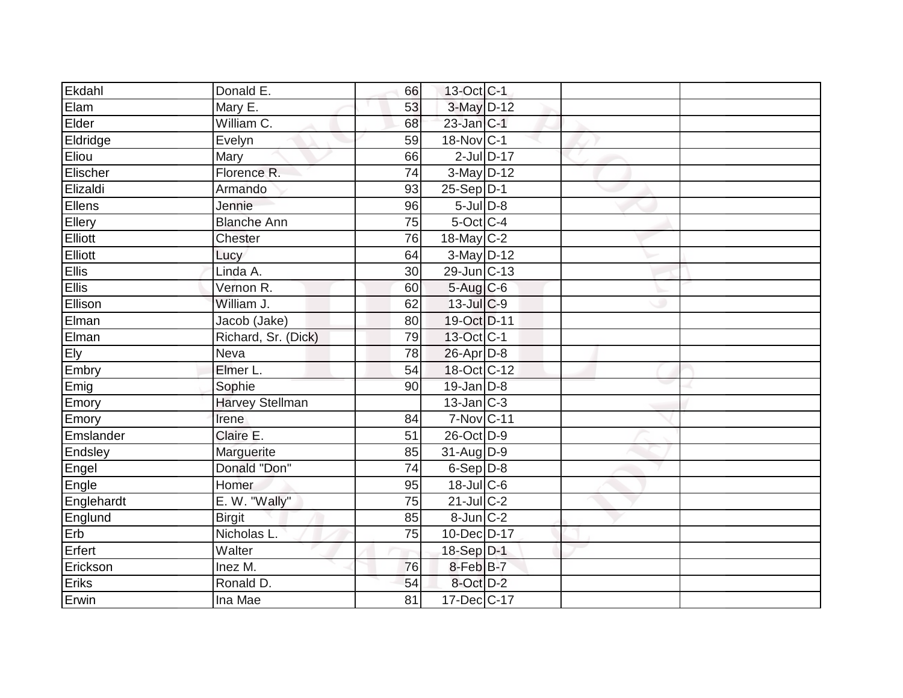| | | | | | | |
|---|---|---|---|---|---|---|
| Ekdahl | Donald E. | 66 | 13-Oct | C-1 | | |
| Elam | Mary E. | 53 | 3-May | D-12 | | |
| Elder | William C. | 68 | 23-Jan | C-1 | | |
| Eldridge | Evelyn | 59 | 18-Nov | C-1 | | |
| Eliou | Mary | 66 | 2-Jul | D-17 | | |
| Elischer | Florence R. | 74 | 3-May | D-12 | | |
| Elizaldi | Armando | 93 | 25-Sep | D-1 | | |
| Ellens | Jennie | 96 | 5-Jul | D-8 | | |
| Ellery | Blanche Ann | 75 | 5-Oct | C-4 | | |
| Elliott | Chester | 76 | 18-May | C-2 | | |
| Elliott | Lucy | 64 | 3-May | D-12 | | |
| Ellis | Linda A. | 30 | 29-Jun | C-13 | | |
| Ellis | Vernon R. | 60 | 5-Aug | C-6 | | |
| Ellison | William J. | 62 | 13-Jul | C-9 | | |
| Elman | Jacob (Jake) | 80 | 19-Oct | D-11 | | |
| Elman | Richard, Sr. (Dick) | 79 | 13-Oct | C-1 | | |
| Ely | Neva | 78 | 26-Apr | D-8 | | |
| Embry | Elmer L. | 54 | 18-Oct | C-12 | | |
| Emig | Sophie | 90 | 19-Jan | D-8 | | |
| Emory | Harvey Stellman | | 13-Jan | C-3 | | |
| Emory | Irene | 84 | 7-Nov | C-11 | | |
| Emslander | Claire E. | 51 | 26-Oct | D-9 | | |
| Endsley | Marguerite | 85 | 31-Aug | D-9 | | |
| Engel | Donald "Don" | 74 | 6-Sep | D-8 | | |
| Engle | Homer | 95 | 18-Jul | C-6 | | |
| Englehardt | E. W. "Wally" | 75 | 21-Jul | C-2 | | |
| Englund | Birgit | 85 | 8-Jun | C-2 | | |
| Erb | Nicholas L. | 75 | 10-Dec | D-17 | | |
| Erfert | Walter | | 18-Sep | D-1 | | |
| Erickson | Inez M. | 76 | 8-Feb | B-7 | | |
| Eriks | Ronald D. | 54 | 8-Oct | D-2 | | |
| Erwin | Ina Mae | 81 | 17-Dec | C-17 | | |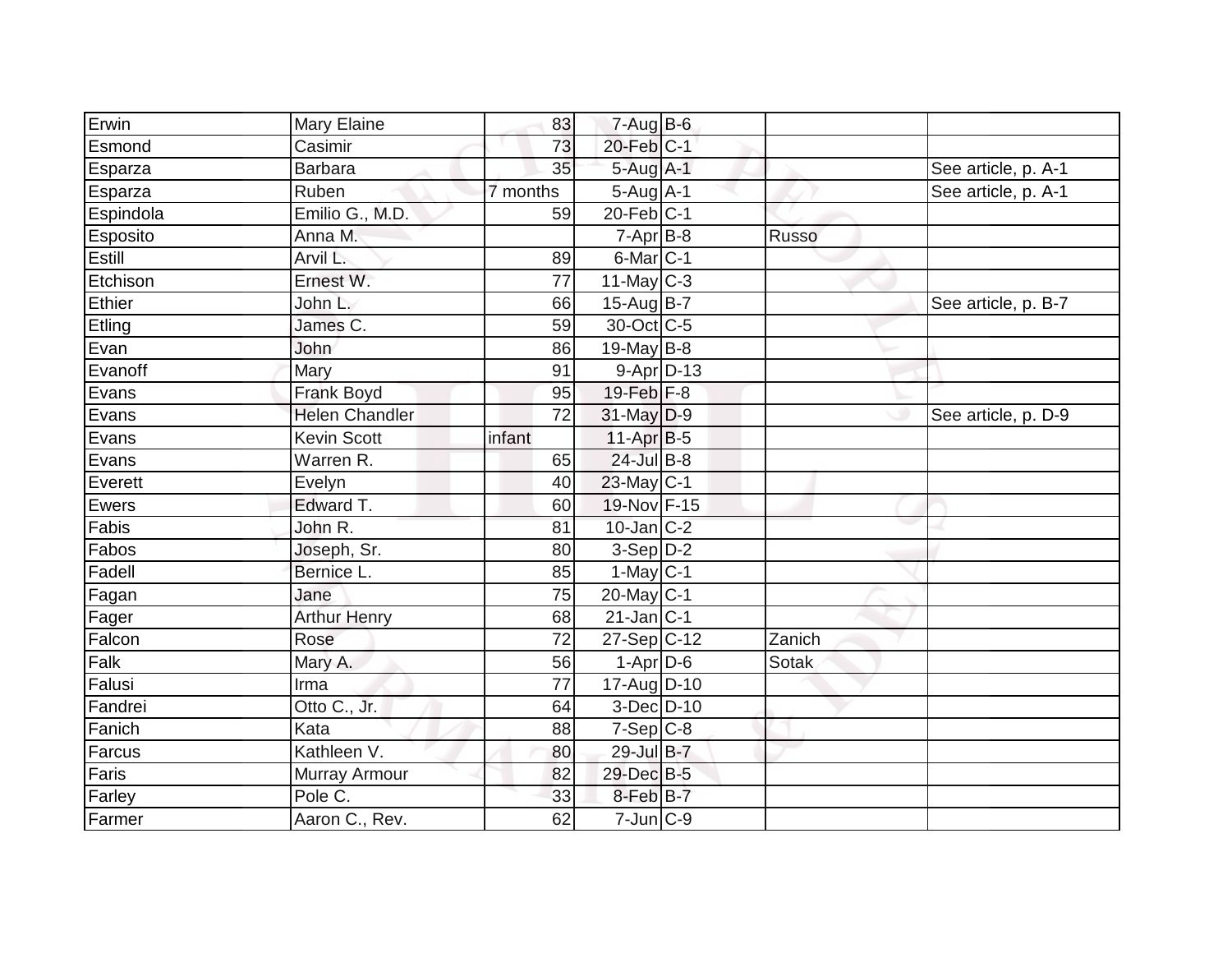| | | | | | | |
|---|---|---|---|---|---|---|
| Erwin | Mary Elaine | 83 | 7-Aug | B-6 | | |
| Esmond | Casimir | 73 | 20-Feb | C-1 | | |
| Esparza | Barbara | 35 | 5-Aug | A-1 | | See article, p. A-1 |
| Esparza | Ruben | 7 months | 5-Aug | A-1 | | See article, p. A-1 |
| Espindola | Emilio G., M.D. | 59 | 20-Feb | C-1 | | |
| Esposito | Anna M. | | 7-Apr | B-8 | Russo | |
| Estill | Arvil L. | 89 | 6-Mar | C-1 | | |
| Etchison | Ernest W. | 77 | 11-May | C-3 | | |
| Ethier | John L. | 66 | 15-Aug | B-7 | | See article, p. B-7 |
| Etling | James C. | 59 | 30-Oct | C-5 | | |
| Evan | John | 86 | 19-May | B-8 | | |
| Evanoff | Mary | 91 | 9-Apr | D-13 | | |
| Evans | Frank Boyd | 95 | 19-Feb | F-8 | | |
| Evans | Helen Chandler | 72 | 31-May | D-9 | | See article, p. D-9 |
| Evans | Kevin Scott | infant | 11-Apr | B-5 | | |
| Evans | Warren R. | 65 | 24-Jul | B-8 | | |
| Everett | Evelyn | 40 | 23-May | C-1 | | |
| Ewers | Edward T. | 60 | 19-Nov | F-15 | | |
| Fabis | John R. | 81 | 10-Jan | C-2 | | |
| Fabos | Joseph, Sr. | 80 | 3-Sep | D-2 | | |
| Fadell | Bernice L. | 85 | 1-May | C-1 | | |
| Fagan | Jane | 75 | 20-May | C-1 | | |
| Fager | Arthur Henry | 68 | 21-Jan | C-1 | | |
| Falcon | Rose | 72 | 27-Sep | C-12 | Zanich | |
| Falk | Mary A. | 56 | 1-Apr | D-6 | Sotak | |
| Falusi | Irma | 77 | 17-Aug | D-10 | | |
| Fandrei | Otto C., Jr. | 64 | 3-Dec | D-10 | | |
| Fanich | Kata | 88 | 7-Sep | C-8 | | |
| Farcus | Kathleen V. | 80 | 29-Jul | B-7 | | |
| Faris | Murray Armour | 82 | 29-Dec | B-5 | | |
| Farley | Pole C. | 33 | 8-Feb | B-7 | | |
| Farmer | Aaron C., Rev. | 62 | 7-Jun | C-9 | | |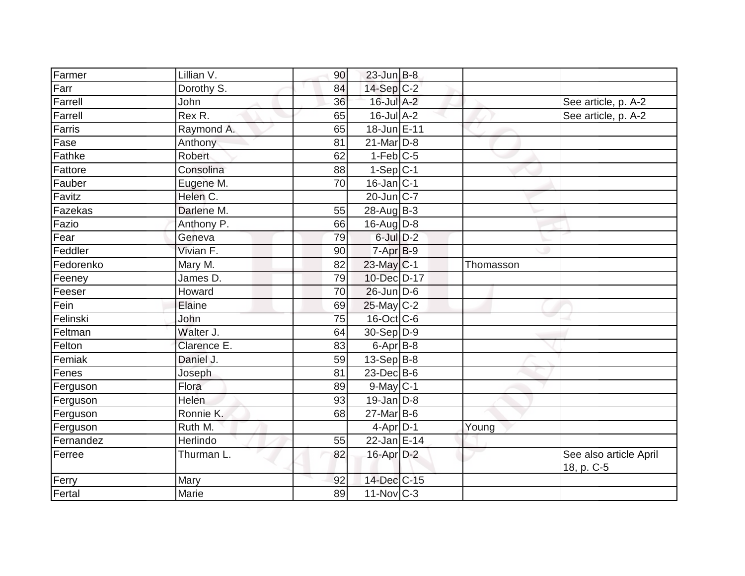| | | | | | | |
|---|---|---|---|---|---|---|
| Farmer | Lillian V. | 90 | 23-Jun | B-8 | | |
| Farr | Dorothy S. | 84 | 14-Sep | C-2 | | |
| Farrell | John | 36 | 16-Jul | A-2 | | See article, p. A-2 |
| Farrell | Rex R. | 65 | 16-Jul | A-2 | | See article, p. A-2 |
| Farris | Raymond A. | 65 | 18-Jun | E-11 | | |
| Fase | Anthony | 81 | 21-Mar | D-8 | | |
| Fathke | Robert | 62 | 1-Feb | C-5 | | |
| Fattore | Consolina | 88 | 1-Sep | C-1 | | |
| Fauber | Eugene M. | 70 | 16-Jan | C-1 | | |
| Favitz | Helen C. | | 20-Jun | C-7 | | |
| Fazekas | Darlene M. | 55 | 28-Aug | B-3 | | |
| Fazio | Anthony P. | 66 | 16-Aug | D-8 | | |
| Fear | Geneva | 79 | 6-Jul | D-2 | | |
| Feddler | Vivian F. | 90 | 7-Apr | B-9 | | |
| Fedorenko | Mary M. | 82 | 23-May | C-1 | Thomasson | |
| Feeney | James D. | 79 | 10-Dec | D-17 | | |
| Feeser | Howard | 70 | 26-Jun | D-6 | | |
| Fein | Elaine | 69 | 25-May | C-2 | | |
| Felinski | John | 75 | 16-Oct | C-6 | | |
| Feltman | Walter J. | 64 | 30-Sep | D-9 | | |
| Felton | Clarence E. | 83 | 6-Apr | B-8 | | |
| Femiak | Daniel J. | 59 | 13-Sep | B-8 | | |
| Fenes | Joseph | 81 | 23-Dec | B-6 | | |
| Ferguson | Flora | 89 | 9-May | C-1 | | |
| Ferguson | Helen | 93 | 19-Jan | D-8 | | |
| Ferguson | Ronnie K. | 68 | 27-Mar | B-6 | | |
| Ferguson | Ruth M. | | 4-Apr | D-1 | Young | |
| Fernandez | Herlindo | 55 | 22-Jan | E-14 | | |
| Ferree | Thurman L. | 82 | 16-Apr | D-2 | | See also article April 18, p. C-5 |
| Ferry | Mary | 92 | 14-Dec | C-15 | | |
| Fertal | Marie | 89 | 11-Nov | C-3 | | |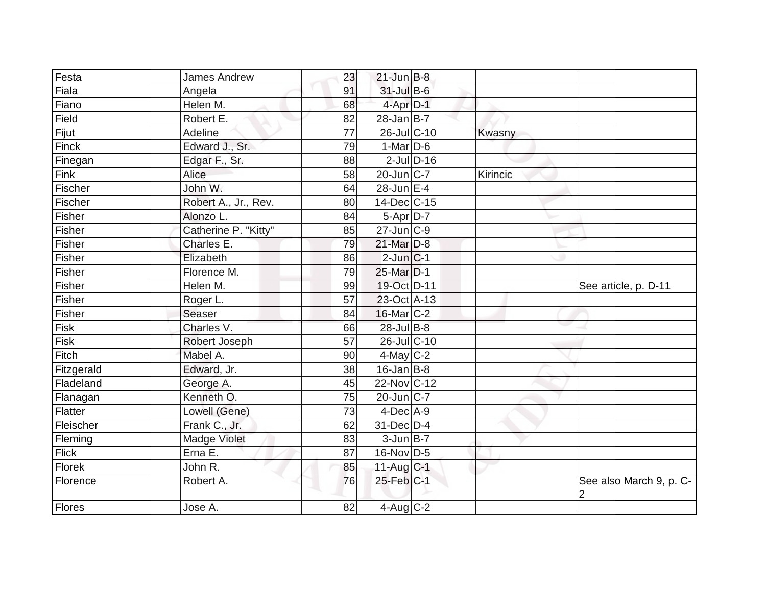| | | | | | | |
|---|---|---|---|---|---|---|
| Festa | James Andrew | 23 | 21-Jun | B-8 | | |
| Fiala | Angela | 91 | 31-Jul | B-6 | | |
| Fiano | Helen M. | 68 | 4-Apr | D-1 | | |
| Field | Robert E. | 82 | 28-Jan | B-7 | | |
| Fijut | Adeline | 77 | 26-Jul | C-10 | Kwasny | |
| Finck | Edward J., Sr. | 79 | 1-Mar | D-6 | | |
| Finegan | Edgar F., Sr. | 88 | 2-Jul | D-16 | | |
| Fink | Alice | 58 | 20-Jun | C-7 | Kirincic | |
| Fischer | John W. | 64 | 28-Jun | E-4 | | |
| Fischer | Robert A., Jr., Rev. | 80 | 14-Dec | C-15 | | |
| Fisher | Alonzo L. | 84 | 5-Apr | D-7 | | |
| Fisher | Catherine P. "Kitty" | 85 | 27-Jun | C-9 | | |
| Fisher | Charles E. | 79 | 21-Mar | D-8 | | |
| Fisher | Elizabeth | 86 | 2-Jun | C-1 | | |
| Fisher | Florence M. | 79 | 25-Mar | D-1 | | |
| Fisher | Helen M. | 99 | 19-Oct | D-11 | | See article, p. D-11 |
| Fisher | Roger L. | 57 | 23-Oct | A-13 | | |
| Fisher | Seaser | 84 | 16-Mar | C-2 | | |
| Fisk | Charles V. | 66 | 28-Jul | B-8 | | |
| Fisk | Robert Joseph | 57 | 26-Jul | C-10 | | |
| Fitch | Mabel A. | 90 | 4-May | C-2 | | |
| Fitzgerald | Edward, Jr. | 38 | 16-Jan | B-8 | | |
| Fladeland | George A. | 45 | 22-Nov | C-12 | | |
| Flanagan | Kenneth O. | 75 | 20-Jun | C-7 | | |
| Flatter | Lowell (Gene) | 73 | 4-Dec | A-9 | | |
| Fleischer | Frank C., Jr. | 62 | 31-Dec | D-4 | | |
| Fleming | Madge Violet | 83 | 3-Jun | B-7 | | |
| Flick | Erna E. | 87 | 16-Nov | D-5 | | |
| Florek | John R. | 85 | 11-Aug | C-1 | | |
| Florence | Robert A. | 76 | 25-Feb | C-1 | | See also March 9, p. C-2 |
| Flores | Jose A. | 82 | 4-Aug | C-2 | | |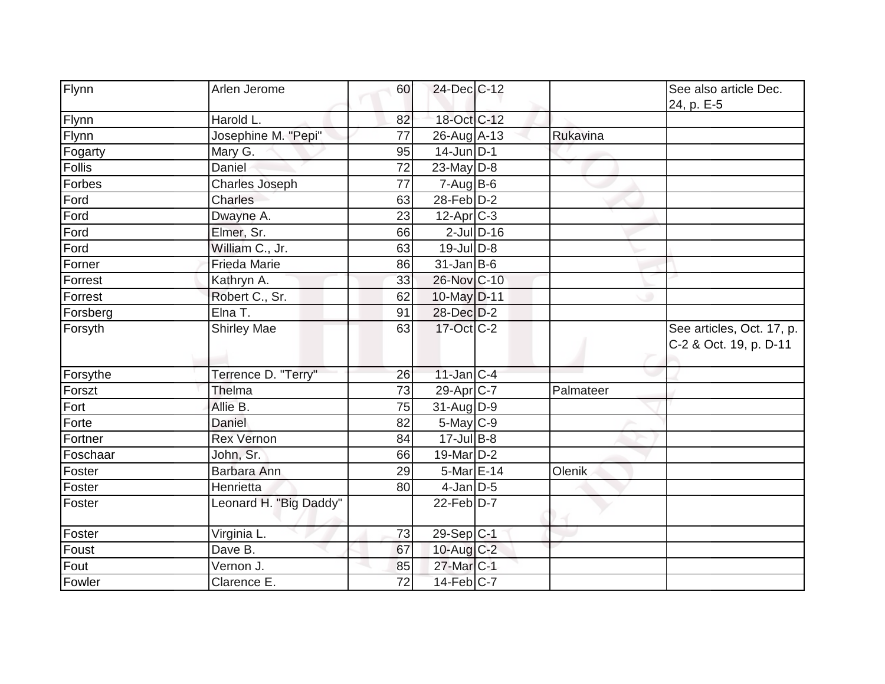| | | | | | | |
|---|---|---|---|---|---|---|
| Flynn | Arlen Jerome | 60 | 24-Dec | C-12 | | See also article Dec. 24, p. E-5 |
| Flynn | Harold L. | 82 | 18-Oct | C-12 | | |
| Flynn | Josephine M. "Pepi" | 77 | 26-Aug | A-13 | Rukavina | |
| Fogarty | Mary G. | 95 | 14-Jun | D-1 | | |
| Follis | Daniel | 72 | 23-May | D-8 | | |
| Forbes | Charles Joseph | 77 | 7-Aug | B-6 | | |
| Ford | Charles | 63 | 28-Feb | D-2 | | |
| Ford | Dwayne A. | 23 | 12-Apr | C-3 | | |
| Ford | Elmer, Sr. | 66 | 2-Jul | D-16 | | |
| Ford | William C., Jr. | 63 | 19-Jul | D-8 | | |
| Forner | Frieda Marie | 86 | 31-Jan | B-6 | | |
| Forrest | Kathryn A. | 33 | 26-Nov | C-10 | | |
| Forrest | Robert C., Sr. | 62 | 10-May | D-11 | | |
| Forsberg | Elna T. | 91 | 28-Dec | D-2 | | |
| Forsyth | Shirley Mae | 63 | 17-Oct | C-2 | | See articles, Oct. 17, p. C-2 & Oct. 19, p. D-11 |
| Forsythe | Terrence D. "Terry" | 26 | 11-Jan | C-4 | | |
| Forszt | Thelma | 73 | 29-Apr | C-7 | Palmateer | |
| Fort | Allie B. | 75 | 31-Aug | D-9 | | |
| Forte | Daniel | 82 | 5-May | C-9 | | |
| Fortner | Rex Vernon | 84 | 17-Jul | B-8 | | |
| Foschaar | John, Sr. | 66 | 19-Mar | D-2 | | |
| Foster | Barbara Ann | 29 | 5-Mar | E-14 | Olenik | |
| Foster | Henrietta | 80 | 4-Jan | D-5 | | |
| Foster | Leonard H. "Big Daddy" | | 22-Feb | D-7 | | |
| Foster | Virginia L. | 73 | 29-Sep | C-1 | | |
| Foust | Dave B. | 67 | 10-Aug | C-2 | | |
| Fout | Vernon J. | 85 | 27-Mar | C-1 | | |
| Fowler | Clarence E. | 72 | 14-Feb | C-7 | | |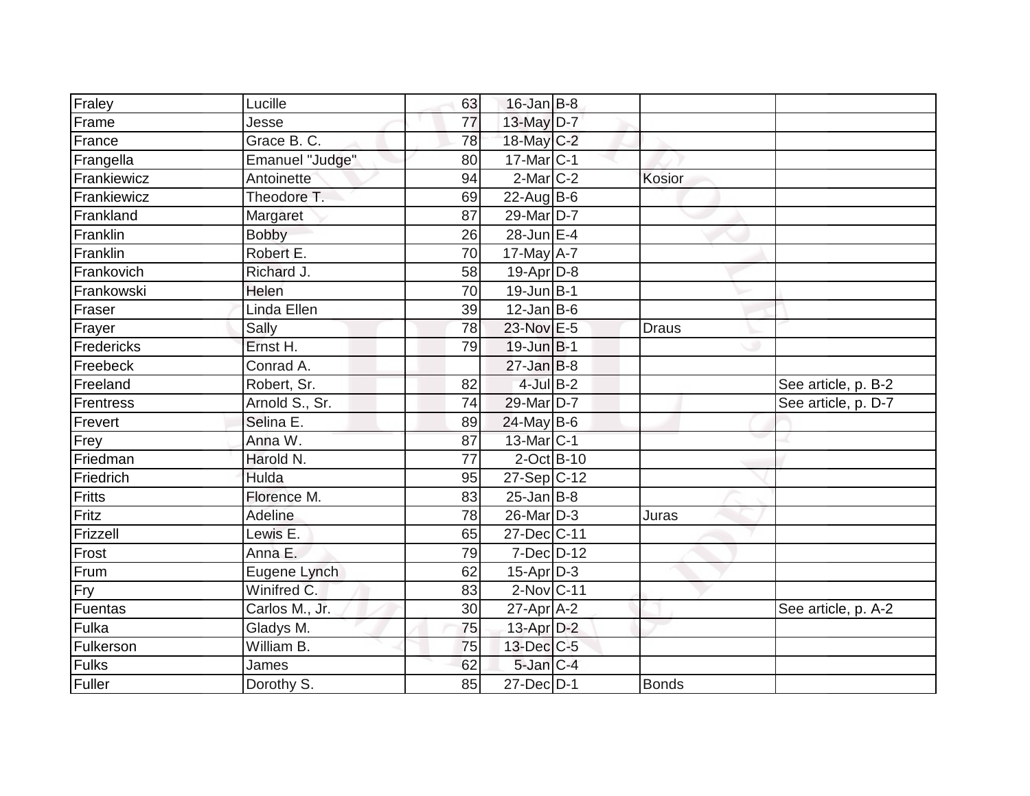| | | | | | | |
|---|---|---|---|---|---|---|
| Fraley | Lucille | 63 | 16-Jan | B-8 | | |
| Frame | Jesse | 77 | 13-May | D-7 | | |
| France | Grace B. C. | 78 | 18-May | C-2 | | |
| Frangella | Emanuel "Judge" | 80 | 17-Mar | C-1 | | |
| Frankiewicz | Antoinette | 94 | 2-Mar | C-2 | Kosior | |
| Frankiewicz | Theodore T. | 69 | 22-Aug | B-6 | | |
| Frankland | Margaret | 87 | 29-Mar | D-7 | | |
| Franklin | Bobby | 26 | 28-Jun | E-4 | | |
| Franklin | Robert E. | 70 | 17-May | A-7 | | |
| Frankovich | Richard J. | 58 | 19-Apr | D-8 | | |
| Frankowski | Helen | 70 | 19-Jun | B-1 | | |
| Fraser | Linda Ellen | 39 | 12-Jan | B-6 | | |
| Frayer | Sally | 78 | 23-Nov | E-5 | Draus | |
| Fredericks | Ernst H. | 79 | 19-Jun | B-1 | | |
| Freebeck | Conrad A. | | 27-Jan | B-8 | | |
| Freeland | Robert, Sr. | 82 | 4-Jul | B-2 | | See article, p. B-2 |
| Frentress | Arnold S., Sr. | 74 | 29-Mar | D-7 | | See article, p. D-7 |
| Frevert | Selina E. | 89 | 24-May | B-6 | | |
| Frey | Anna W. | 87 | 13-Mar | C-1 | | |
| Friedman | Harold N. | 77 | 2-Oct | B-10 | | |
| Friedrich | Hulda | 95 | 27-Sep | C-12 | | |
| Fritts | Florence M. | 83 | 25-Jan | B-8 | | |
| Fritz | Adeline | 78 | 26-Mar | D-3 | Juras | |
| Frizzell | Lewis E. | 65 | 27-Dec | C-11 | | |
| Frost | Anna E. | 79 | 7-Dec | D-12 | | |
| Frum | Eugene Lynch | 62 | 15-Apr | D-3 | | |
| Fry | Winifred C. | 83 | 2-Nov | C-11 | | |
| Fuentas | Carlos M., Jr. | 30 | 27-Apr | A-2 | | See article, p. A-2 |
| Fulka | Gladys M. | 75 | 13-Apr | D-2 | | |
| Fulkerson | William B. | 75 | 13-Dec | C-5 | | |
| Fulks | James | 62 | 5-Jan | C-4 | | |
| Fuller | Dorothy S. | 85 | 27-Dec | D-1 | Bonds | |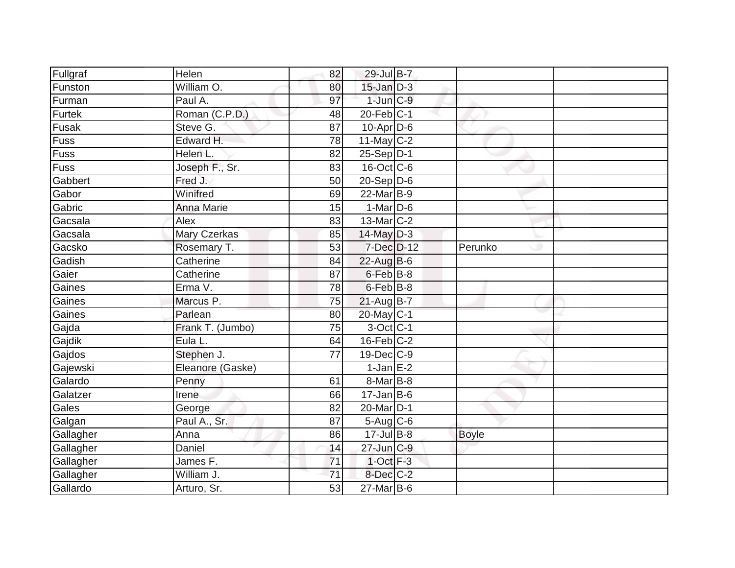| | | | | | | |
|---|---|---|---|---|---|---|
| Fullgraf | Helen | 82 | 29-Jul | B-7 | | |
| Funston | William O. | 80 | 15-Jan | D-3 | | |
| Furman | Paul A. | 97 | 1-Jun | C-9 | | |
| Furtek | Roman (C.P.D.) | 48 | 20-Feb | C-1 | | |
| Fusak | Steve G. | 87 | 10-Apr | D-6 | | |
| Fuss | Edward H. | 78 | 11-May | C-2 | | |
| Fuss | Helen L. | 82 | 25-Sep | D-1 | | |
| Fuss | Joseph F., Sr. | 83 | 16-Oct | C-6 | | |
| Gabbert | Fred J. | 50 | 20-Sep | D-6 | | |
| Gabor | Winifred | 69 | 22-Mar | B-9 | | |
| Gabric | Anna Marie | 15 | 1-Mar | D-6 | | |
| Gacsala | Alex | 83 | 13-Mar | C-2 | | |
| Gacsala | Mary Czerkas | 85 | 14-May | D-3 | | |
| Gacsko | Rosemary T. | 53 | 7-Dec | D-12 | Perunko | |
| Gadish | Catherine | 84 | 22-Aug | B-6 | | |
| Gaier | Catherine | 87 | 6-Feb | B-8 | | |
| Gaines | Erma V. | 78 | 6-Feb | B-8 | | |
| Gaines | Marcus P. | 75 | 21-Aug | B-7 | | |
| Gaines | Parlean | 80 | 20-May | C-1 | | |
| Gajda | Frank T. (Jumbo) | 75 | 3-Oct | C-1 | | |
| Gajdik | Eula L. | 64 | 16-Feb | C-2 | | |
| Gajdos | Stephen J. | 77 | 19-Dec | C-9 | | |
| Gajewski | Eleanore (Gaske) | | 1-Jan | E-2 | | |
| Galardo | Penny | 61 | 8-Mar | B-8 | | |
| Galatzer | Irene | 66 | 17-Jan | B-6 | | |
| Gales | George | 82 | 20-Mar | D-1 | | |
| Galgan | Paul A., Sr. | 87 | 5-Aug | C-6 | | |
| Gallagher | Anna | 86 | 17-Jul | B-8 | Boyle | |
| Gallagher | Daniel | 14 | 27-Jun | C-9 | | |
| Gallagher | James F. | 71 | 1-Oct | F-3 | | |
| Gallagher | William J. | 71 | 8-Dec | C-2 | | |
| Gallardo | Arturo, Sr. | 53 | 27-Mar | B-6 | | |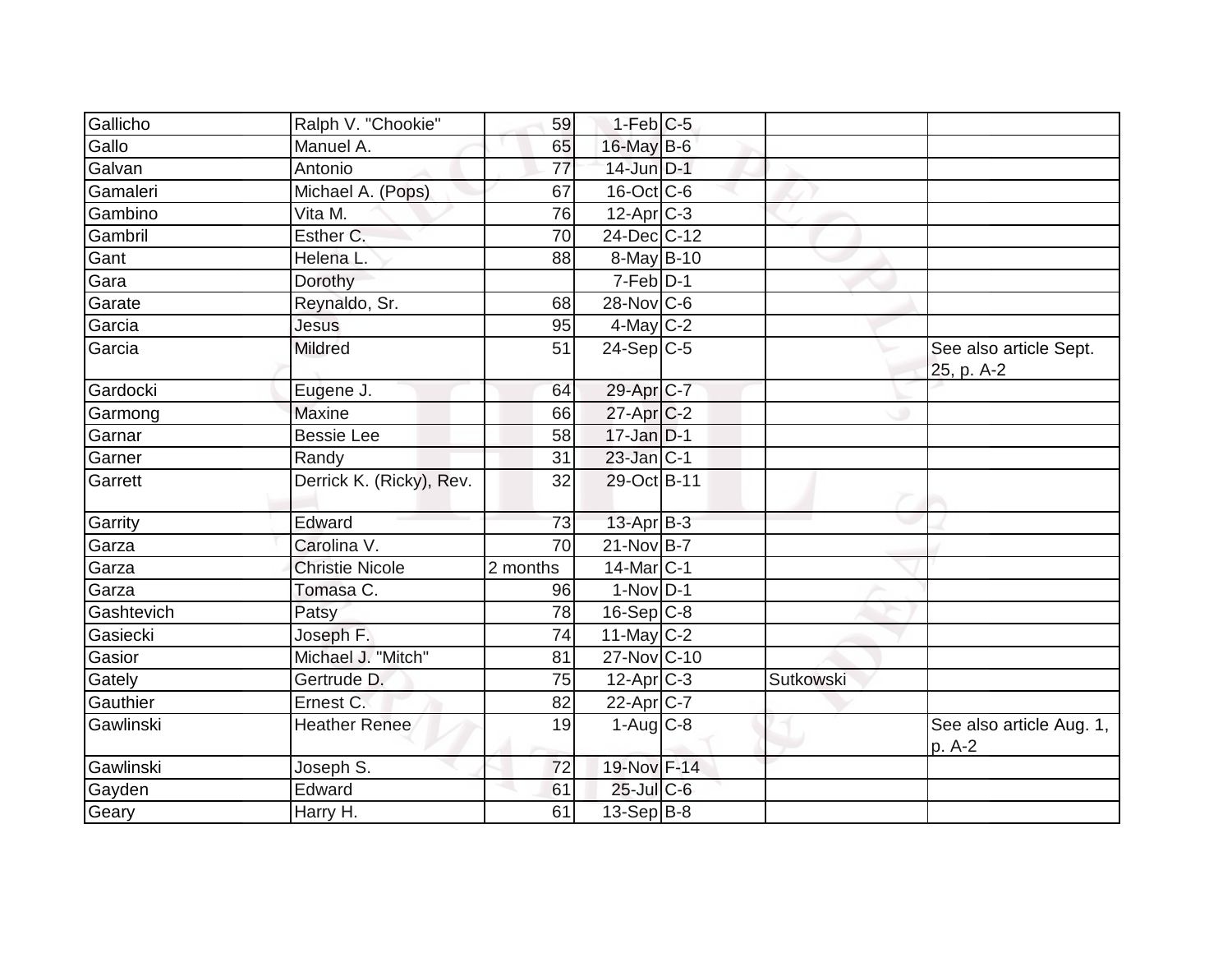| | | | | | | |
|---|---|---|---|---|---|---|
| Gallicho | Ralph V. "Chookie" | 59 | 1-Feb | C-5 | | |
| Gallo | Manuel A. | 65 | 16-May | B-6 | | |
| Galvan | Antonio | 77 | 14-Jun | D-1 | | |
| Gamaleri | Michael A. (Pops) | 67 | 16-Oct | C-6 | | |
| Gambino | Vita M. | 76 | 12-Apr | C-3 | | |
| Gambril | Esther C. | 70 | 24-Dec | C-12 | | |
| Gant | Helena L. | 88 | 8-May | B-10 | | |
| Gara | Dorothy | | 7-Feb | D-1 | | |
| Garate | Reynaldo, Sr. | 68 | 28-Nov | C-6 | | |
| Garcia | Jesus | 95 | 4-May | C-2 | | |
| Garcia | Mildred | 51 | 24-Sep | C-5 | | See also article Sept. 25, p. A-2 |
| Gardocki | Eugene J. | 64 | 29-Apr | C-7 | | |
| Garmong | Maxine | 66 | 27-Apr | C-2 | | |
| Garnar | Bessie Lee | 58 | 17-Jan | D-1 | | |
| Garner | Randy | 31 | 23-Jan | C-1 | | |
| Garrett | Derrick K. (Ricky), Rev. | 32 | 29-Oct | B-11 | | |
| Garrity | Edward | 73 | 13-Apr | B-3 | | |
| Garza | Carolina V. | 70 | 21-Nov | B-7 | | |
| Garza | Christie Nicole | 2 months | 14-Mar | C-1 | | |
| Garza | Tomasa C. | 96 | 1-Nov | D-1 | | |
| Gashtevich | Patsy | 78 | 16-Sep | C-8 | | |
| Gasiecki | Joseph F. | 74 | 11-May | C-2 | | |
| Gasior | Michael J. "Mitch" | 81 | 27-Nov | C-10 | | |
| Gately | Gertrude D. | 75 | 12-Apr | C-3 | Sutkowski | |
| Gauthier | Ernest C. | 82 | 22-Apr | C-7 | | |
| Gawlinski | Heather Renee | 19 | 1-Aug | C-8 | | See also article Aug. 1, p. A-2 |
| Gawlinski | Joseph S. | 72 | 19-Nov | F-14 | | |
| Gayden | Edward | 61 | 25-Jul | C-6 | | |
| Geary | Harry H. | 61 | 13-Sep | B-8 | | |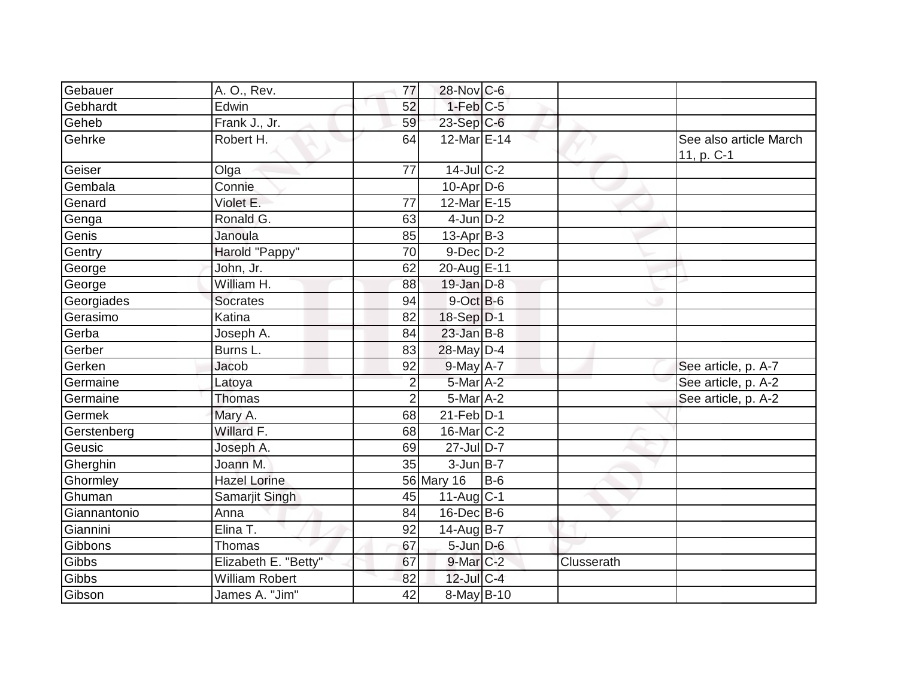| | | | | | | |
|---|---|---|---|---|---|---|
| Gebauer | A. O., Rev. | 77 | 28-Nov | C-6 | | |
| Gebhardt | Edwin | 52 | 1-Feb | C-5 | | |
| Geheb | Frank J., Jr. | 59 | 23-Sep | C-6 | | |
| Gehrke | Robert H. | 64 | 12-Mar | E-14 | | See also article March 11, p. C-1 |
| Geiser | Olga | 77 | 14-Jul | C-2 | | |
| Gembala | Connie | | 10-Apr | D-6 | | |
| Genard | Violet E. | 77 | 12-Mar | E-15 | | |
| Genga | Ronald G. | 63 | 4-Jun | D-2 | | |
| Genis | Janoula | 85 | 13-Apr | B-3 | | |
| Gentry | Harold "Pappy" | 70 | 9-Dec | D-2 | | |
| George | John, Jr. | 62 | 20-Aug | E-11 | | |
| George | William H. | 88 | 19-Jan | D-8 | | |
| Georgiades | Socrates | 94 | 9-Oct | B-6 | | |
| Gerasimo | Katina | 82 | 18-Sep | D-1 | | |
| Gerba | Joseph A. | 84 | 23-Jan | B-8 | | |
| Gerber | Burns L. | 83 | 28-May | D-4 | | |
| Gerken | Jacob | 92 | 9-May | A-7 | | See article, p. A-7 |
| Germaine | Latoya | 2 | 5-Mar | A-2 | | See article, p. A-2 |
| Germaine | Thomas | 2 | 5-Mar | A-2 | | See article, p. A-2 |
| Germek | Mary A. | 68 | 21-Feb | D-1 | | |
| Gerstenberg | Willard F. | 68 | 16-Mar | C-2 | | |
| Geusic | Joseph A. | 69 | 27-Jul | D-7 | | |
| Gherghin | Joann M. | 35 | 3-Jun | B-7 | | |
| Ghormley | Hazel Lorine | 56 | Mary 16 | B-6 | | |
| Ghuman | Samarjit Singh | 45 | 11-Aug | C-1 | | |
| Giannantonio | Anna | 84 | 16-Dec | B-6 | | |
| Giannini | Elina T. | 92 | 14-Aug | B-7 | | |
| Gibbons | Thomas | 67 | 5-Jun | D-6 | | |
| Gibbs | Elizabeth E. "Betty" | 67 | 9-Mar | C-2 | Clusserath | |
| Gibbs | William Robert | 82 | 12-Jul | C-4 | | |
| Gibson | James A. "Jim" | 42 | 8-May | B-10 | | |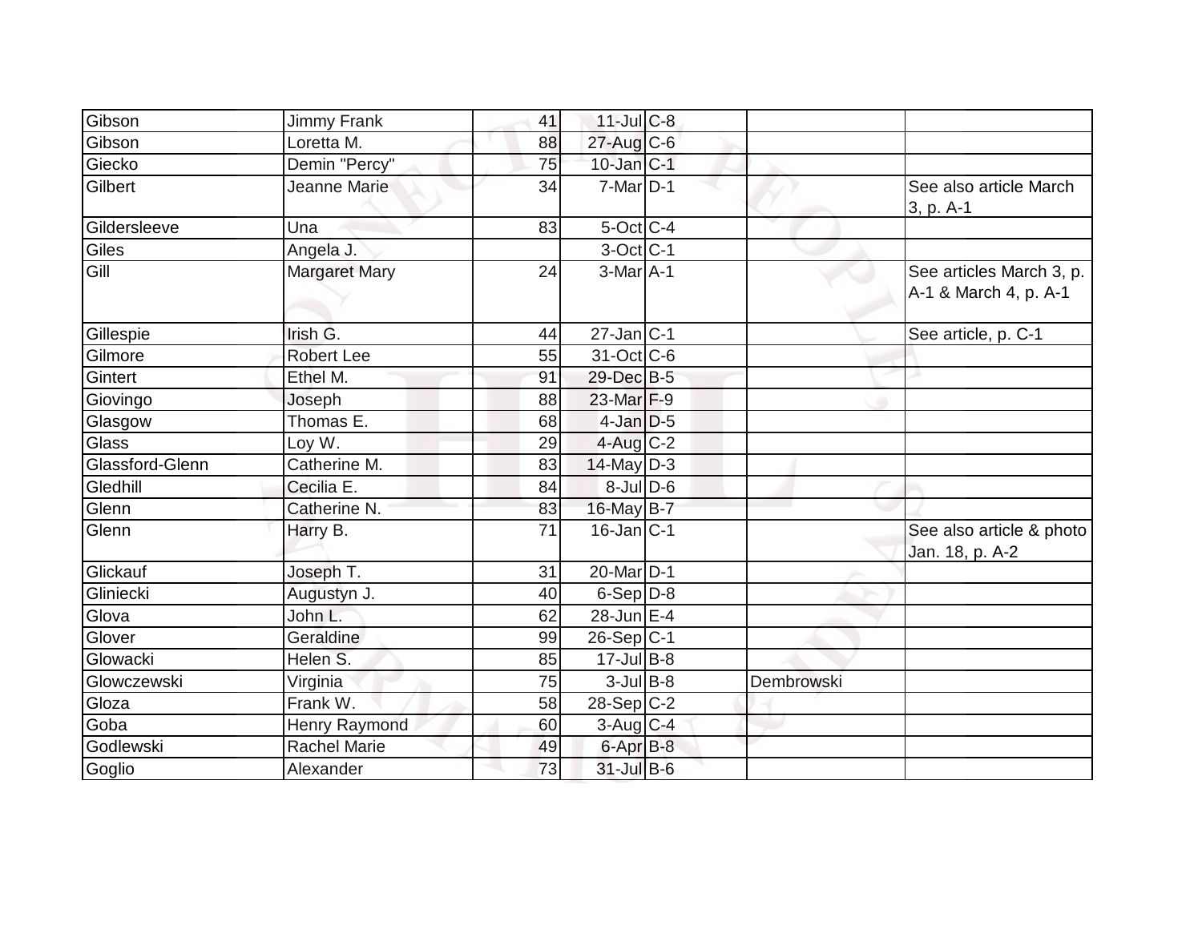| | | | | | | |
|---|---|---|---|---|---|---|
| Gibson | Jimmy Frank | 41 | 11-Jul | C-8 | | |
| Gibson | Loretta M. | 88 | 27-Aug | C-6 | | |
| Giecko | Demin "Percy" | 75 | 10-Jan | C-1 | | |
| Gilbert | Jeanne Marie | 34 | 7-Mar | D-1 | | See also article March 3, p. A-1 |
| Gildersleeve | Una | 83 | 5-Oct | C-4 | | |
| Giles | Angela J. | | 3-Oct | C-1 | | |
| Gill | Margaret Mary | 24 | 3-Mar | A-1 | | See articles March 3, p. A-1 & March 4, p. A-1 |
| Gillespie | Irish G. | 44 | 27-Jan | C-1 | | See article, p. C-1 |
| Gilmore | Robert Lee | 55 | 31-Oct | C-6 | | |
| Gintert | Ethel M. | 91 | 29-Dec | B-5 | | |
| Giovingo | Joseph | 88 | 23-Mar | F-9 | | |
| Glasgow | Thomas E. | 68 | 4-Jan | D-5 | | |
| Glass | Loy W. | 29 | 4-Aug | C-2 | | |
| Glassford-Glenn | Catherine M. | 83 | 14-May | D-3 | | |
| Gledhill | Cecilia E. | 84 | 8-Jul | D-6 | | |
| Glenn | Catherine N. | 83 | 16-May | B-7 | | |
| Glenn | Harry B. | 71 | 16-Jan | C-1 | | See also article & photo Jan. 18, p. A-2 |
| Glickauf | Joseph T. | 31 | 20-Mar | D-1 | | |
| Gliniecki | Augustyn J. | 40 | 6-Sep | D-8 | | |
| Glova | John L. | 62 | 28-Jun | E-4 | | |
| Glover | Geraldine | 99 | 26-Sep | C-1 | | |
| Glowacki | Helen S. | 85 | 17-Jul | B-8 | | |
| Glowczewski | Virginia | 75 | 3-Jul | B-8 | Dembrowski | |
| Gloza | Frank W. | 58 | 28-Sep | C-2 | | |
| Goba | Henry Raymond | 60 | 3-Aug | C-4 | | |
| Godlewski | Rachel Marie | 49 | 6-Apr | B-8 | | |
| Goglio | Alexander | 73 | 31-Jul | B-6 | | |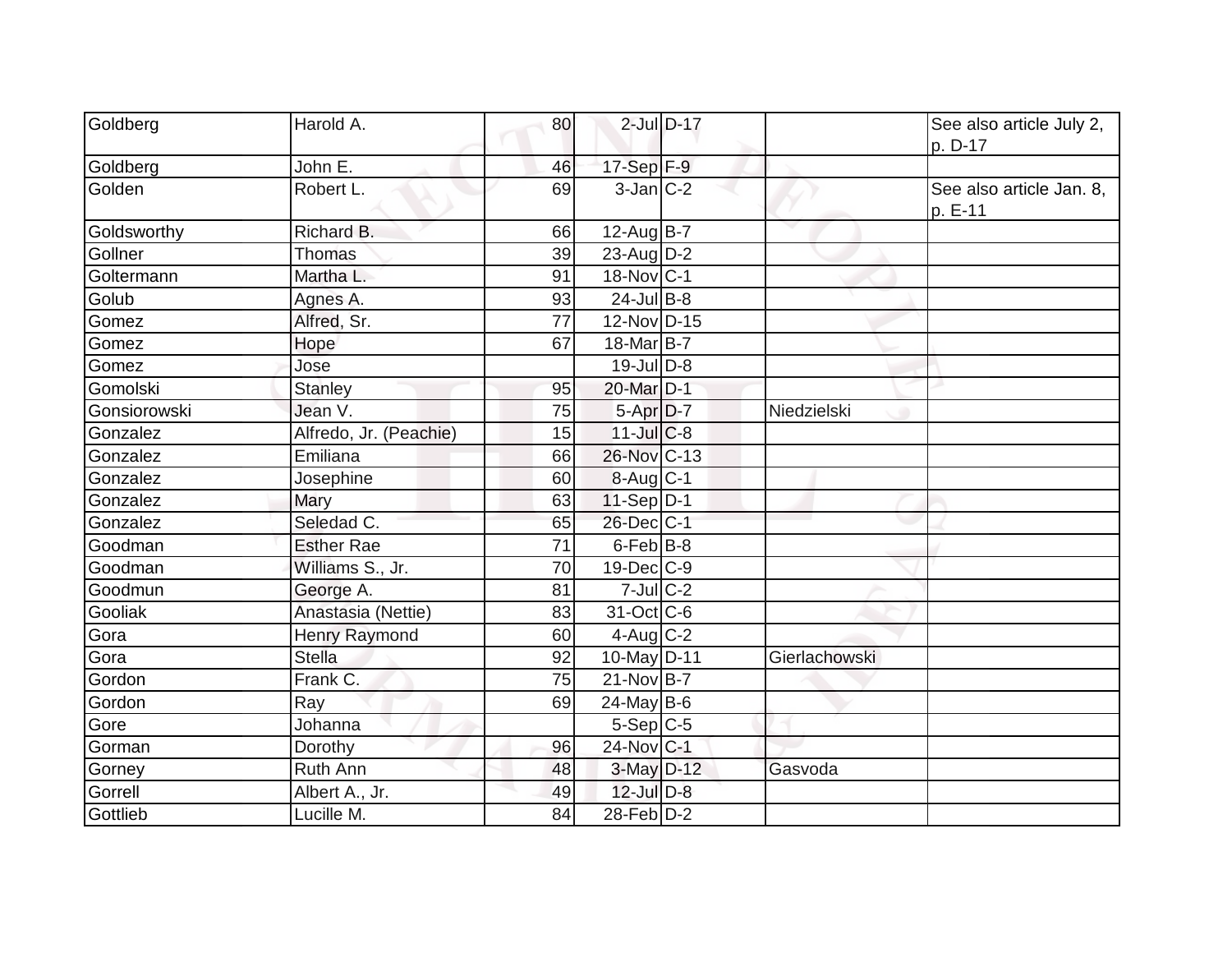| | | | | | | |
|---|---|---|---|---|---|---|
| Goldberg | Harold A. | 80 | 2-Jul | D-17 | | See also article July 2, p. D-17 |
| Goldberg | John E. | 46 | 17-Sep | F-9 | | |
| Golden | Robert L. | 69 | 3-Jan | C-2 | | See also article Jan. 8, p. E-11 |
| Goldsworthy | Richard B. | 66 | 12-Aug | B-7 | | |
| Gollner | Thomas | 39 | 23-Aug | D-2 | | |
| Goltermann | Martha L. | 91 | 18-Nov | C-1 | | |
| Golub | Agnes A. | 93 | 24-Jul | B-8 | | |
| Gomez | Alfred, Sr. | 77 | 12-Nov | D-15 | | |
| Gomez | Hope | 67 | 18-Mar | B-7 | | |
| Gomez | Jose | | 19-Jul | D-8 | | |
| Gomolski | Stanley | 95 | 20-Mar | D-1 | | |
| Gonsiorowski | Jean V. | 75 | 5-Apr | D-7 | Niedzielski | |
| Gonzalez | Alfredo, Jr. (Peachie) | 15 | 11-Jul | C-8 | | |
| Gonzalez | Emiliana | 66 | 26-Nov | C-13 | | |
| Gonzalez | Josephine | 60 | 8-Aug | C-1 | | |
| Gonzalez | Mary | 63 | 11-Sep | D-1 | | |
| Gonzalez | Seledad C. | 65 | 26-Dec | C-1 | | |
| Goodman | Esther Rae | 71 | 6-Feb | B-8 | | |
| Goodman | Williams S., Jr. | 70 | 19-Dec | C-9 | | |
| Goodmun | George A. | 81 | 7-Jul | C-2 | | |
| Gooliak | Anastasia (Nettie) | 83 | 31-Oct | C-6 | | |
| Gora | Henry Raymond | 60 | 4-Aug | C-2 | | |
| Gora | Stella | 92 | 10-May | D-11 | Gierlachowski | |
| Gordon | Frank C. | 75 | 21-Nov | B-7 | | |
| Gordon | Ray | 69 | 24-May | B-6 | | |
| Gore | Johanna | | 5-Sep | C-5 | | |
| Gorman | Dorothy | 96 | 24-Nov | C-1 | | |
| Gorney | Ruth Ann | 48 | 3-May | D-12 | Gasvoda | |
| Gorrell | Albert A., Jr. | 49 | 12-Jul | D-8 | | |
| Gottlieb | Lucille M. | 84 | 28-Feb | D-2 | | |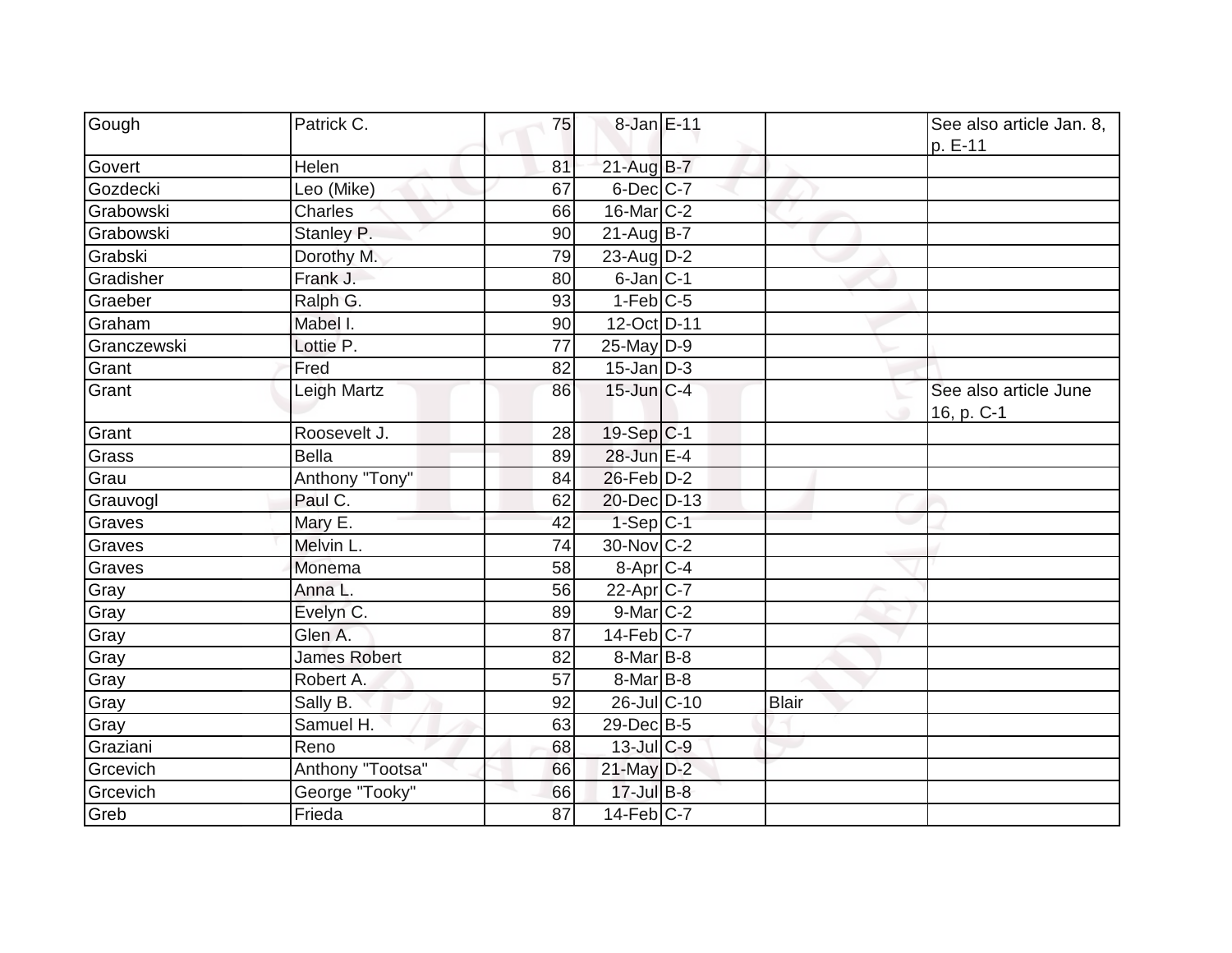| | | | | | | |
|---|---|---|---|---|---|---|
| Gough | Patrick C. | 75 | 8-Jan | E-11 | | See also article Jan. 8, p. E-11 |
| Govert | Helen | 81 | 21-Aug | B-7 | | |
| Gozdecki | Leo (Mike) | 67 | 6-Dec | C-7 | | |
| Grabowski | Charles | 66 | 16-Mar | C-2 | | |
| Grabowski | Stanley P. | 90 | 21-Aug | B-7 | | |
| Grabski | Dorothy M. | 79 | 23-Aug | D-2 | | |
| Gradisher | Frank J. | 80 | 6-Jan | C-1 | | |
| Graeber | Ralph G. | 93 | 1-Feb | C-5 | | |
| Graham | Mabel I. | 90 | 12-Oct | D-11 | | |
| Granczewski | Lottie P. | 77 | 25-May | D-9 | | |
| Grant | Fred | 82 | 15-Jan | D-3 | | |
| Grant | Leigh Martz | 86 | 15-Jun | C-4 | | See also article June 16, p. C-1 |
| Grant | Roosevelt J. | 28 | 19-Sep | C-1 | | |
| Grass | Bella | 89 | 28-Jun | E-4 | | |
| Grau | Anthony "Tony" | 84 | 26-Feb | D-2 | | |
| Grauvogl | Paul C. | 62 | 20-Dec | D-13 | | |
| Graves | Mary E. | 42 | 1-Sep | C-1 | | |
| Graves | Melvin L. | 74 | 30-Nov | C-2 | | |
| Graves | Monema | 58 | 8-Apr | C-4 | | |
| Gray | Anna L. | 56 | 22-Apr | C-7 | | |
| Gray | Evelyn C. | 89 | 9-Mar | C-2 | | |
| Gray | Glen A. | 87 | 14-Feb | C-7 | | |
| Gray | James Robert | 82 | 8-Mar | B-8 | | |
| Gray | Robert A. | 57 | 8-Mar | B-8 | | |
| Gray | Sally B. | 92 | 26-Jul | C-10 | Blair | |
| Gray | Samuel H. | 63 | 29-Dec | B-5 | | |
| Graziani | Reno | 68 | 13-Jul | C-9 | | |
| Grcevich | Anthony "Tootsa" | 66 | 21-May | D-2 | | |
| Grcevich | George "Tooky" | 66 | 17-Jul | B-8 | | |
| Greb | Frieda | 87 | 14-Feb | C-7 | | |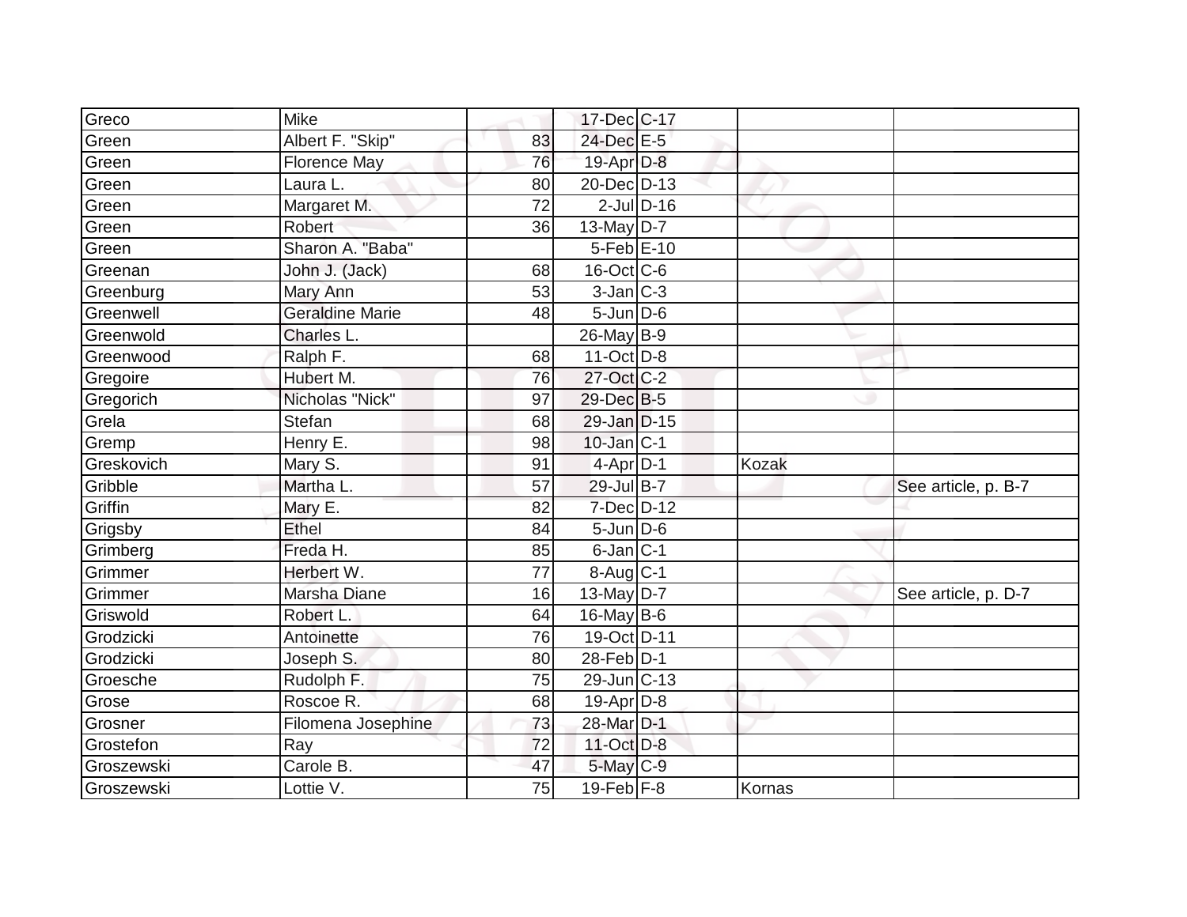| | | | | | | |
|---|---|---|---|---|---|---|
| Greco | Mike | | 17-Dec | C-17 | | |
| Green | Albert F. "Skip" | 83 | 24-Dec | E-5 | | |
| Green | Florence May | 76 | 19-Apr | D-8 | | |
| Green | Laura L. | 80 | 20-Dec | D-13 | | |
| Green | Margaret M. | 72 | 2-Jul | D-16 | | |
| Green | Robert | 36 | 13-May | D-7 | | |
| Green | Sharon A. "Baba" | | 5-Feb | E-10 | | |
| Greenan | John J. (Jack) | 68 | 16-Oct | C-6 | | |
| Greenburg | Mary Ann | 53 | 3-Jan | C-3 | | |
| Greenwell | Geraldine Marie | 48 | 5-Jun | D-6 | | |
| Greenwold | Charles L. | | 26-May | B-9 | | |
| Greenwood | Ralph F. | 68 | 11-Oct | D-8 | | |
| Gregoire | Hubert M. | 76 | 27-Oct | C-2 | | |
| Gregorich | Nicholas "Nick" | 97 | 29-Dec | B-5 | | |
| Grela | Stefan | 68 | 29-Jan | D-15 | | |
| Gremp | Henry E. | 98 | 10-Jan | C-1 | | |
| Greskovich | Mary S. | 91 | 4-Apr | D-1 | Kozak | |
| Gribble | Martha L. | 57 | 29-Jul | B-7 | | See article, p. B-7 |
| Griffin | Mary E. | 82 | 7-Dec | D-12 | | |
| Grigsby | Ethel | 84 | 5-Jun | D-6 | | |
| Grimberg | Freda H. | 85 | 6-Jan | C-1 | | |
| Grimmer | Herbert W. | 77 | 8-Aug | C-1 | | |
| Grimmer | Marsha Diane | 16 | 13-May | D-7 | | See article, p. D-7 |
| Griswold | Robert L. | 64 | 16-May | B-6 | | |
| Grodzicki | Antoinette | 76 | 19-Oct | D-11 | | |
| Grodzicki | Joseph S. | 80 | 28-Feb | D-1 | | |
| Groesche | Rudolph F. | 75 | 29-Jun | C-13 | | |
| Grose | Roscoe R. | 68 | 19-Apr | D-8 | | |
| Grosner | Filomena Josephine | 73 | 28-Mar | D-1 | | |
| Grostefon | Ray | 72 | 11-Oct | D-8 | | |
| Groszewski | Carole B. | 47 | 5-May | C-9 | | |
| Groszewski | Lottie V. | 75 | 19-Feb | F-8 | Kornas | |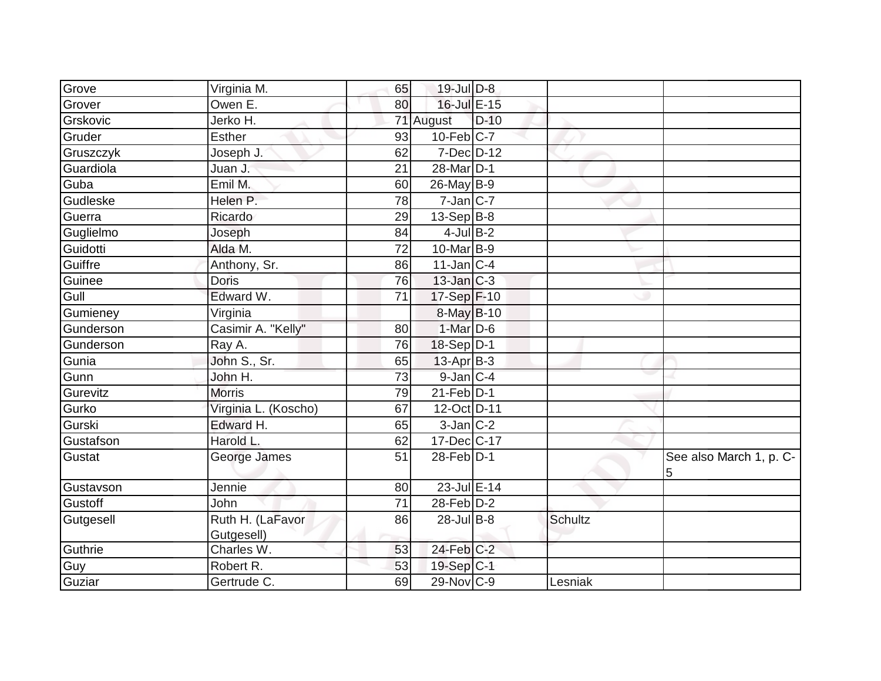| | | | | | | |
|---|---|---|---|---|---|---|
| Grove | Virginia M. | 65 | 19-Jul | D-8 | | |
| Grover | Owen E. | 80 | 16-Jul | E-15 | | |
| Grskovic | Jerko H. | 71 | August | D-10 | | |
| Gruder | Esther | 93 | 10-Feb | C-7 | | |
| Gruszczyk | Joseph J. | 62 | 7-Dec | D-12 | | |
| Guardiola | Juan J. | 21 | 28-Mar | D-1 | | |
| Guba | Emil M. | 60 | 26-May | B-9 | | |
| Gudleske | Helen P. | 78 | 7-Jan | C-7 | | |
| Guerra | Ricardo | 29 | 13-Sep | B-8 | | |
| Guglielmo | Joseph | 84 | 4-Jul | B-2 | | |
| Guidotti | Alda M. | 72 | 10-Mar | B-9 | | |
| Guiffre | Anthony, Sr. | 86 | 11-Jan | C-4 | | |
| Guinee | Doris | 76 | 13-Jan | C-3 | | |
| Gull | Edward W. | 71 | 17-Sep | F-10 | | |
| Gumieney | Virginia | | 8-May | B-10 | | |
| Gunderson | Casimir A. "Kelly" | 80 | 1-Mar | D-6 | | |
| Gunderson | Ray A. | 76 | 18-Sep | D-1 | | |
| Gunia | John S., Sr. | 65 | 13-Apr | B-3 | | |
| Gunn | John H. | 73 | 9-Jan | C-4 | | |
| Gurevitz | Morris | 79 | 21-Feb | D-1 | | |
| Gurko | Virginia L. (Koscho) | 67 | 12-Oct | D-11 | | |
| Gurski | Edward H. | 65 | 3-Jan | C-2 | | |
| Gustafson | Harold L. | 62 | 17-Dec | C-17 | | |
| Gustat | George James | 51 | 28-Feb | D-1 | | See also March 1, p. C-5 |
| Gustavson | Jennie | 80 | 23-Jul | E-14 | | |
| Gustoff | John | 71 | 28-Feb | D-2 | | |
| Gutgesell | Ruth H. (LaFavor Gutgesell) | 86 | 28-Jul | B-8 | Schultz | |
| Guthrie | Charles W. | 53 | 24-Feb | C-2 | | |
| Guy | Robert R. | 53 | 19-Sep | C-1 | | |
| Guziar | Gertrude C. | 69 | 29-Nov | C-9 | Lesniak | |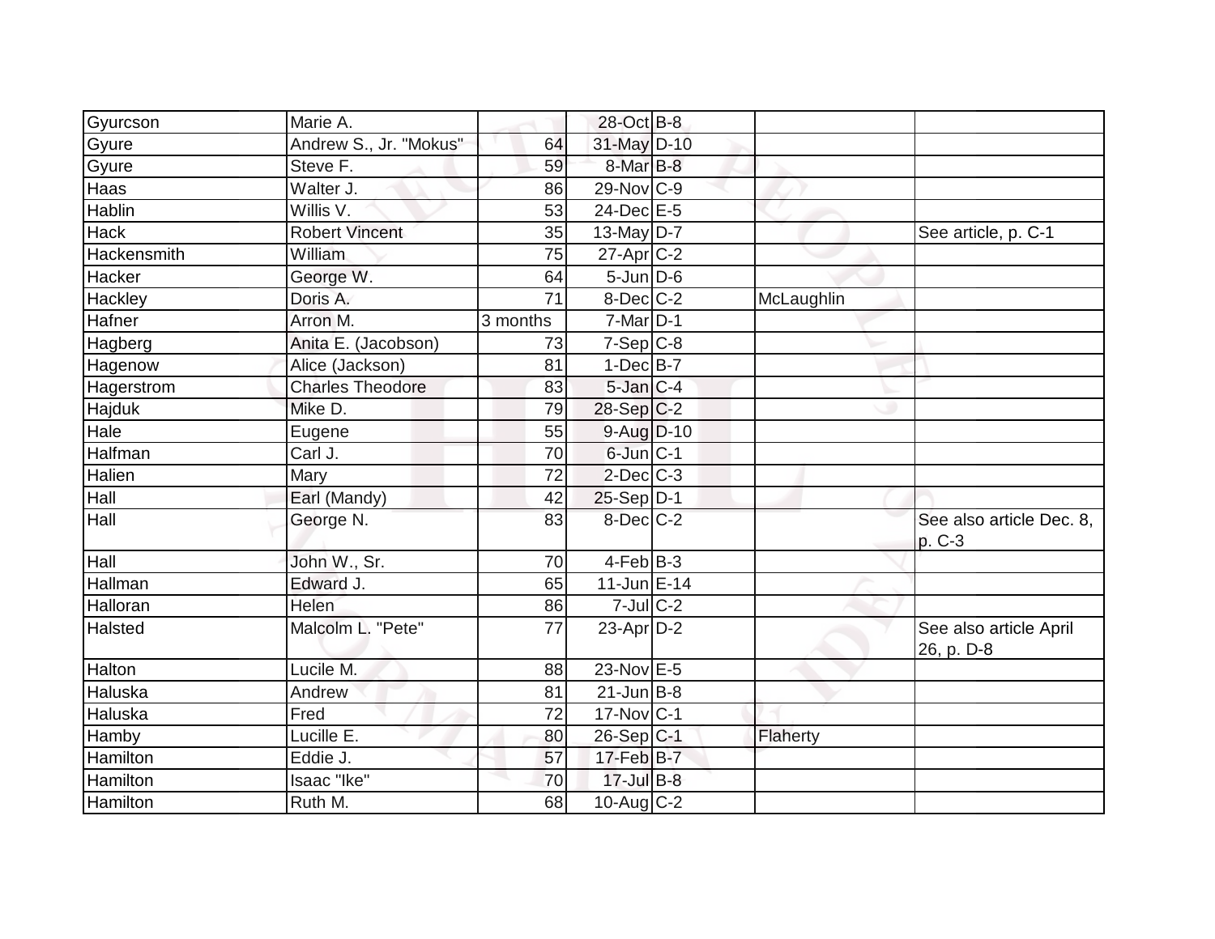| | | | | | | |
|---|---|---|---|---|---|---|
| Gyurcson | Marie A. | | 28-Oct | B-8 | | |
| Gyure | Andrew S., Jr. "Mokus" | 64 | 31-May | D-10 | | |
| Gyure | Steve F. | 59 | 8-Mar | B-8 | | |
| Haas | Walter J. | 86 | 29-Nov | C-9 | | |
| Hablin | Willis V. | 53 | 24-Dec | E-5 | | |
| Hack | Robert Vincent | 35 | 13-May | D-7 | | See article, p. C-1 |
| Hackensmith | William | 75 | 27-Apr | C-2 | | |
| Hacker | George W. | 64 | 5-Jun | D-6 | | |
| Hackley | Doris A. | 71 | 8-Dec | C-2 | McLaughlin | |
| Hafner | Arron M. | 3 months | 7-Mar | D-1 | | |
| Hagberg | Anita E. (Jacobson) | 73 | 7-Sep | C-8 | | |
| Hagenow | Alice (Jackson) | 81 | 1-Dec | B-7 | | |
| Hagerstrom | Charles Theodore | 83 | 5-Jan | C-4 | | |
| Hajduk | Mike D. | 79 | 28-Sep | C-2 | | |
| Hale | Eugene | 55 | 9-Aug | D-10 | | |
| Halfman | Carl J. | 70 | 6-Jun | C-1 | | |
| Halien | Mary | 72 | 2-Dec | C-3 | | |
| Hall | Earl (Mandy) | 42 | 25-Sep | D-1 | | |
| Hall | George N. | 83 | 8-Dec | C-2 | | See also article Dec. 8, p. C-3 |
| Hall | John W., Sr. | 70 | 4-Feb | B-3 | | |
| Hallman | Edward J. | 65 | 11-Jun | E-14 | | |
| Halloran | Helen | 86 | 7-Jul | C-2 | | |
| Halsted | Malcolm L. "Pete" | 77 | 23-Apr | D-2 | | See also article April 26, p. D-8 |
| Halton | Lucile M. | 88 | 23-Nov | E-5 | | |
| Haluska | Andrew | 81 | 21-Jun | B-8 | | |
| Haluska | Fred | 72 | 17-Nov | C-1 | | |
| Hamby | Lucille E. | 80 | 26-Sep | C-1 | Flaherty | |
| Hamilton | Eddie J. | 57 | 17-Feb | B-7 | | |
| Hamilton | Isaac "Ike" | 70 | 17-Jul | B-8 | | |
| Hamilton | Ruth M. | 68 | 10-Aug | C-2 | | |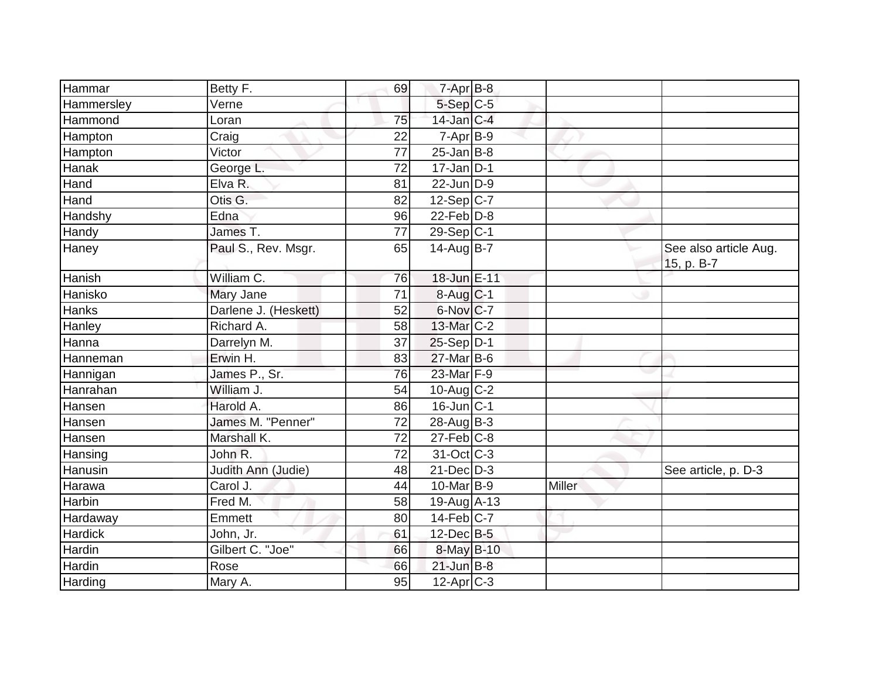| Hammar | Betty F. | 69 | 7-Apr | B-8 | | |
|---|---|---|---|---|---|---|
| Hammersley | Verne | | 5-Sep | C-5 | | |
| Hammond | Loran | 75 | 14-Jan | C-4 | | |
| Hampton | Craig | 22 | 7-Apr | B-9 | | |
| Hampton | Victor | 77 | 25-Jan | B-8 | | |
| Hanak | George L. | 72 | 17-Jan | D-1 | | |
| Hand | Elva R. | 81 | 22-Jun | D-9 | | |
| Hand | Otis G. | 82 | 12-Sep | C-7 | | |
| Handshy | Edna | 96 | 22-Feb | D-8 | | |
| Handy | James T. | 77 | 29-Sep | C-1 | | |
| Haney | Paul S., Rev. Msgr. | 65 | 14-Aug | B-7 | | See also article Aug. 15, p. B-7 |
| Hanish | William C. | 76 | 18-Jun | E-11 | | |
| Hanisko | Mary Jane | 71 | 8-Aug | C-1 | | |
| Hanks | Darlene J. (Heskett) | 52 | 6-Nov | C-7 | | |
| Hanley | Richard A. | 58 | 13-Mar | C-2 | | |
| Hanna | Darrelyn M. | 37 | 25-Sep | D-1 | | |
| Hanneman | Erwin H. | 83 | 27-Mar | B-6 | | |
| Hannigan | James P., Sr. | 76 | 23-Mar | F-9 | | |
| Hanrahan | William J. | 54 | 10-Aug | C-2 | | |
| Hansen | Harold A. | 86 | 16-Jun | C-1 | | |
| Hansen | James M. "Penner" | 72 | 28-Aug | B-3 | | |
| Hansen | Marshall K. | 72 | 27-Feb | C-8 | | |
| Hansing | John R. | 72 | 31-Oct | C-3 | | |
| Hanusin | Judith Ann (Judie) | 48 | 21-Dec | D-3 | | See article, p. D-3 |
| Harawa | Carol J. | 44 | 10-Mar | B-9 | Miller | |
| Harbin | Fred M. | 58 | 19-Aug | A-13 | | |
| Hardaway | Emmett | 80 | 14-Feb | C-7 | | |
| Hardick | John, Jr. | 61 | 12-Dec | B-5 | | |
| Hardin | Gilbert C. "Joe" | 66 | 8-May | B-10 | | |
| Hardin | Rose | 66 | 21-Jun | B-8 | | |
| Harding | Mary A. | 95 | 12-Apr | C-3 | | |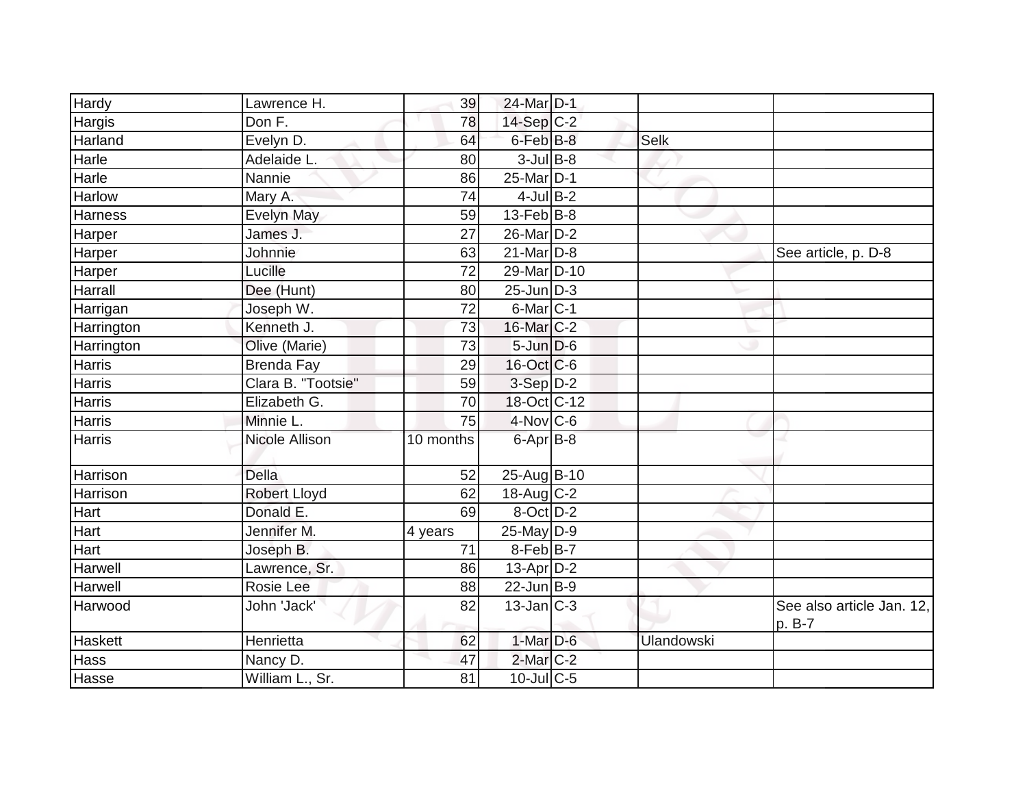| | | | | | | |
|---|---|---|---|---|---|---|
| Hardy | Lawrence H. | 39 | 24-Mar | D-1 | | |
| Hargis | Don F. | 78 | 14-Sep | C-2 | | |
| Harland | Evelyn D. | 64 | 6-Feb | B-8 | Selk | |
| Harle | Adelaide L. | 80 | 3-Jul | B-8 | | |
| Harle | Nannie | 86 | 25-Mar | D-1 | | |
| Harlow | Mary A. | 74 | 4-Jul | B-2 | | |
| Harness | Evelyn May | 59 | 13-Feb | B-8 | | |
| Harper | James J. | 27 | 26-Mar | D-2 | | |
| Harper | Johnnie | 63 | 21-Mar | D-8 | | See article, p. D-8 |
| Harper | Lucille | 72 | 29-Mar | D-10 | | |
| Harrall | Dee (Hunt) | 80 | 25-Jun | D-3 | | |
| Harrigan | Joseph W. | 72 | 6-Mar | C-1 | | |
| Harrington | Kenneth J. | 73 | 16-Mar | C-2 | | |
| Harrington | Olive (Marie) | 73 | 5-Jun | D-6 | | |
| Harris | Brenda Fay | 29 | 16-Oct | C-6 | | |
| Harris | Clara B. "Tootsie" | 59 | 3-Sep | D-2 | | |
| Harris | Elizabeth G. | 70 | 18-Oct | C-12 | | |
| Harris | Minnie L. | 75 | 4-Nov | C-6 | | |
| Harris | Nicole Allison | 10 months | 6-Apr | B-8 | | |
| Harrison | Della | 52 | 25-Aug | B-10 | | |
| Harrison | Robert Lloyd | 62 | 18-Aug | C-2 | | |
| Hart | Donald E. | 69 | 8-Oct | D-2 | | |
| Hart | Jennifer M. | 4 years | 25-May | D-9 | | |
| Hart | Joseph B. | 71 | 8-Feb | B-7 | | |
| Harwell | Lawrence, Sr. | 86 | 13-Apr | D-2 | | |
| Harwell | Rosie Lee | 88 | 22-Jun | B-9 | | |
| Harwood | John 'Jack' | 82 | 13-Jan | C-3 | | See also article Jan. 12, p. B-7 |
| Haskett | Henrietta | 62 | 1-Mar | D-6 | Ulandowski | |
| Hass | Nancy D. | 47 | 2-Mar | C-2 | | |
| Hasse | William L., Sr. | 81 | 10-Jul | C-5 | | |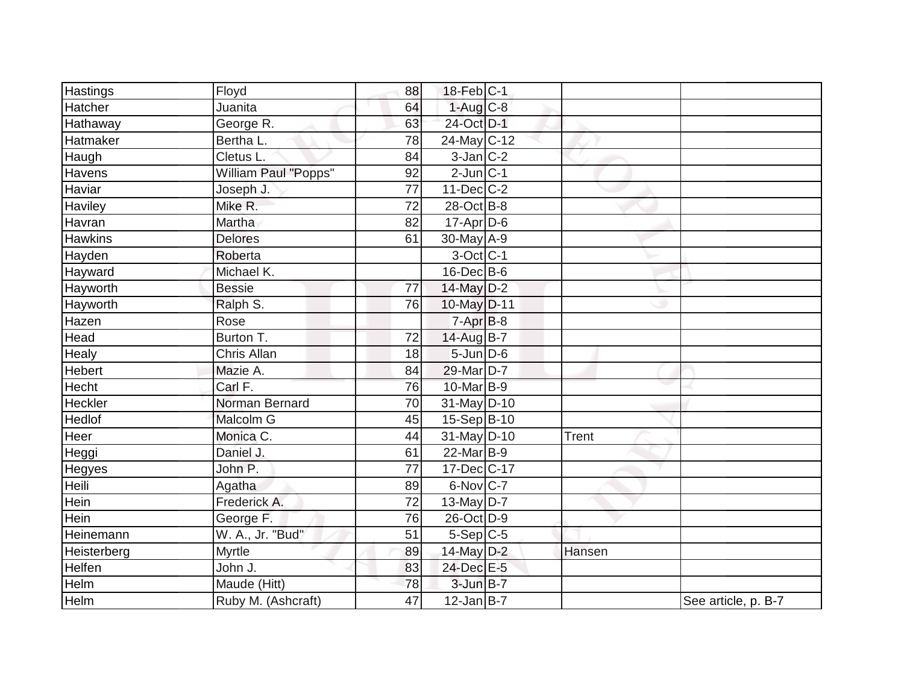| Hastings | Floyd | 88 | 18-Feb | C-1 | | |
|---|---|---|---|---|---|---|
| Hatcher | Juanita | 64 | 1-Aug | C-8 | | |
| Hathaway | George R. | 63 | 24-Oct | D-1 | | |
| Hatmaker | Bertha L. | 78 | 24-May | C-12 | | |
| Haugh | Cletus L. | 84 | 3-Jan | C-2 | | |
| Havens | William Paul "Popps" | 92 | 2-Jun | C-1 | | |
| Haviar | Joseph J. | 77 | 11-Dec | C-2 | | |
| Haviley | Mike R. | 72 | 28-Oct | B-8 | | |
| Havran | Martha | 82 | 17-Apr | D-6 | | |
| Hawkins | Delores | 61 | 30-May | A-9 | | |
| Hayden | Roberta | | 3-Oct | C-1 | | |
| Hayward | Michael K. | | 16-Dec | B-6 | | |
| Hayworth | Bessie | 77 | 14-May | D-2 | | |
| Hayworth | Ralph S. | 76 | 10-May | D-11 | | |
| Hazen | Rose | | 7-Apr | B-8 | | |
| Head | Burton T. | 72 | 14-Aug | B-7 | | |
| Healy | Chris Allan | 18 | 5-Jun | D-6 | | |
| Hebert | Mazie A. | 84 | 29-Mar | D-7 | | |
| Hecht | Carl F. | 76 | 10-Mar | B-9 | | |
| Heckler | Norman Bernard | 70 | 31-May | D-10 | | |
| Hedlof | Malcolm G | 45 | 15-Sep | B-10 | | |
| Heer | Monica C. | 44 | 31-May | D-10 | Trent | |
| Heggi | Daniel J. | 61 | 22-Mar | B-9 | | |
| Hegyes | John P. | 77 | 17-Dec | C-17 | | |
| Heili | Agatha | 89 | 6-Nov | C-7 | | |
| Hein | Frederick A. | 72 | 13-May | D-7 | | |
| Hein | George F. | 76 | 26-Oct | D-9 | | |
| Heinemann | W. A., Jr. "Bud" | 51 | 5-Sep | C-5 | | |
| Heisterberg | Myrtle | 89 | 14-May | D-2 | Hansen | |
| Helfen | John J. | 83 | 24-Dec | E-5 | | |
| Helm | Maude (Hitt) | 78 | 3-Jun | B-7 | | |
| Helm | Ruby M. (Ashcraft) | 47 | 12-Jan | B-7 | | See article, p. B-7 |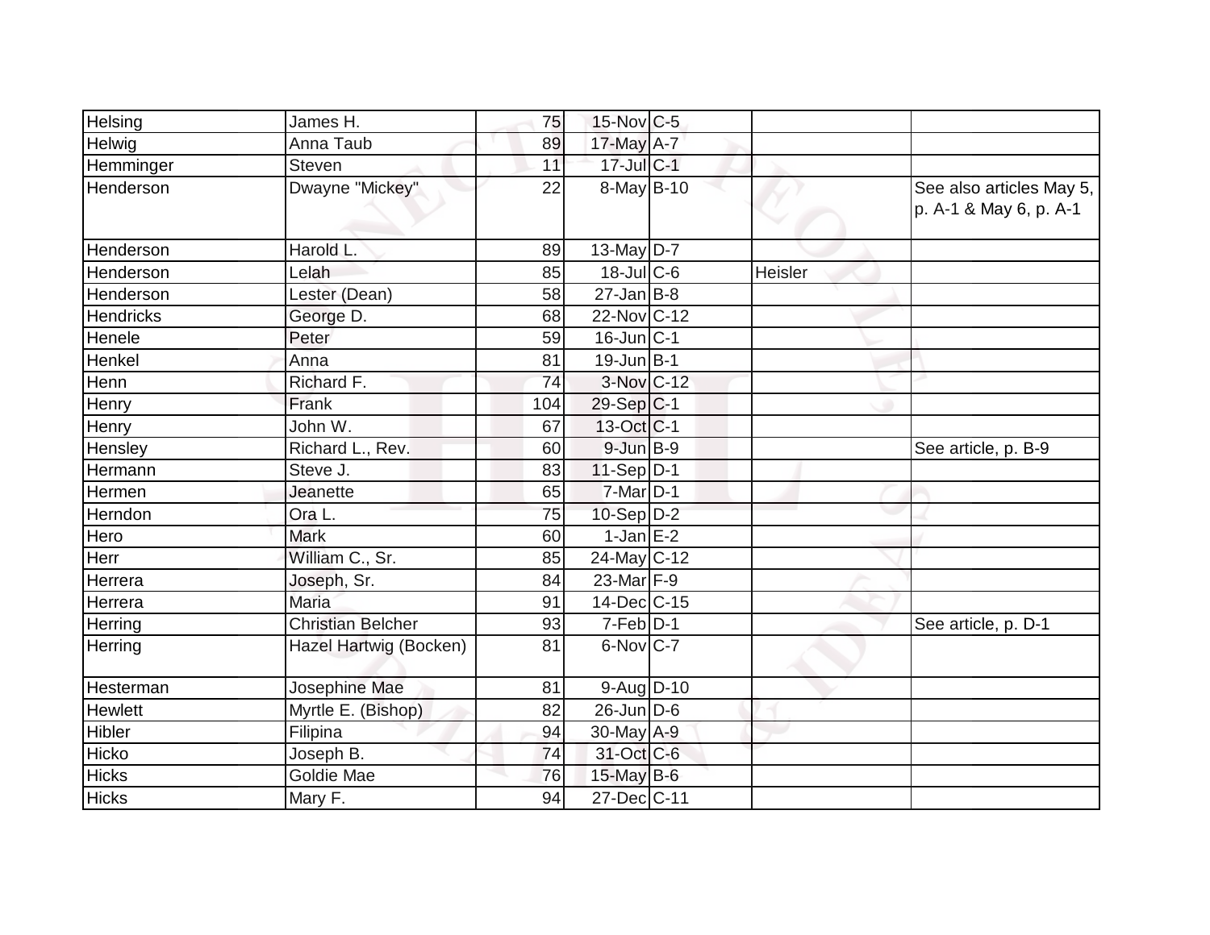| | | | | | | |
|---|---|---|---|---|---|---|
| Helsing | James H. | 75 | 15-Nov | C-5 | | |
| Helwig | Anna Taub | 89 | 17-May | A-7 | | |
| Hemminger | Steven | 11 | 17-Jul | C-1 | | |
| Henderson | Dwayne "Mickey" | 22 | 8-May | B-10 | | See also articles May 5, p. A-1 & May 6, p. A-1 |
| Henderson | Harold L. | 89 | 13-May | D-7 | | |
| Henderson | Lelah | 85 | 18-Jul | C-6 | Heisler | |
| Henderson | Lester (Dean) | 58 | 27-Jan | B-8 | | |
| Hendricks | George D. | 68 | 22-Nov | C-12 | | |
| Henele | Peter | 59 | 16-Jun | C-1 | | |
| Henkel | Anna | 81 | 19-Jun | B-1 | | |
| Henn | Richard F. | 74 | 3-Nov | C-12 | | |
| Henry | Frank | 104 | 29-Sep | C-1 | | |
| Henry | John W. | 67 | 13-Oct | C-1 | | |
| Hensley | Richard L., Rev. | 60 | 9-Jun | B-9 | | See article, p. B-9 |
| Hermann | Steve J. | 83 | 11-Sep | D-1 | | |
| Hermen | Jeanette | 65 | 7-Mar | D-1 | | |
| Herndon | Ora L. | 75 | 10-Sep | D-2 | | |
| Hero | Mark | 60 | 1-Jan | E-2 | | |
| Herr | William C., Sr. | 85 | 24-May | C-12 | | |
| Herrera | Joseph, Sr. | 84 | 23-Mar | F-9 | | |
| Herrera | Maria | 91 | 14-Dec | C-15 | | |
| Herring | Christian Belcher | 93 | 7-Feb | D-1 | | See article, p. D-1 |
| Herring | Hazel Hartwig (Bocken) | 81 | 6-Nov | C-7 | | |
| Hesterman | Josephine Mae | 81 | 9-Aug | D-10 | | |
| Hewlett | Myrtle E. (Bishop) | 82 | 26-Jun | D-6 | | |
| Hibler | Filipina | 94 | 30-May | A-9 | | |
| Hicko | Joseph B. | 74 | 31-Oct | C-6 | | |
| Hicks | Goldie Mae | 76 | 15-May | B-6 | | |
| Hicks | Mary F. | 94 | 27-Dec | C-11 | | |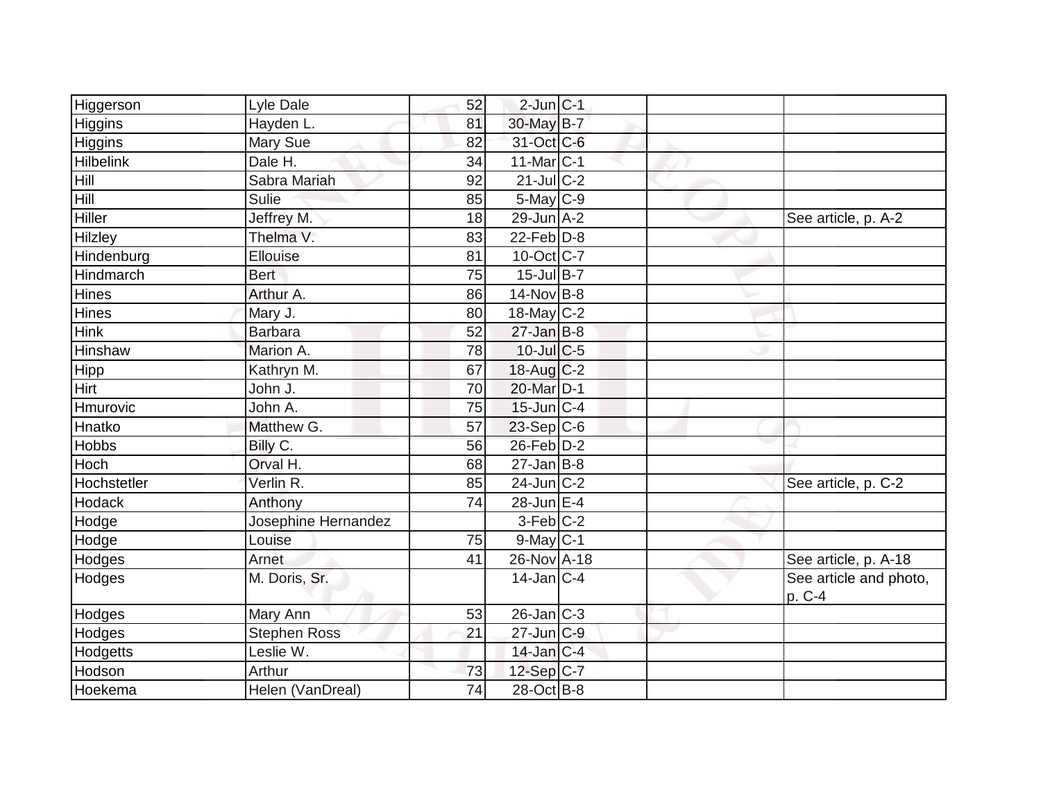| | | | | | | |
|---|---|---|---|---|---|---|
| Higgerson | Lyle Dale | 52 | 2-Jun | C-1 | | |
| Higgins | Hayden L. | 81 | 30-May | B-7 | | |
| Higgins | Mary Sue | 82 | 31-Oct | C-6 | | |
| Hilbelink | Dale H. | 34 | 11-Mar | C-1 | | |
| Hill | Sabra Mariah | 92 | 21-Jul | C-2 | | |
| Hill | Sulie | 85 | 5-May | C-9 | | |
| Hiller | Jeffrey M. | 18 | 29-Jun | A-2 | | See article, p. A-2 |
| Hilzley | Thelma V. | 83 | 22-Feb | D-8 | | |
| Hindenburg | Ellouise | 81 | 10-Oct | C-7 | | |
| Hindmarch | Bert | 75 | 15-Jul | B-7 | | |
| Hines | Arthur A. | 86 | 14-Nov | B-8 | | |
| Hines | Mary J. | 80 | 18-May | C-2 | | |
| Hink | Barbara | 52 | 27-Jan | B-8 | | |
| Hinshaw | Marion A. | 78 | 10-Jul | C-5 | | |
| Hipp | Kathryn M. | 67 | 18-Aug | C-2 | | |
| Hirt | John J. | 70 | 20-Mar | D-1 | | |
| Hmurovic | John A. | 75 | 15-Jun | C-4 | | |
| Hnatko | Matthew G. | 57 | 23-Sep | C-6 | | |
| Hobbs | Billy C. | 56 | 26-Feb | D-2 | | |
| Hoch | Orval H. | 68 | 27-Jan | B-8 | | |
| Hochstetler | Verlin R. | 85 | 24-Jun | C-2 | | See article, p. C-2 |
| Hodack | Anthony | 74 | 28-Jun | E-4 | | |
| Hodge | Josephine Hernandez | | 3-Feb | C-2 | | |
| Hodge | Louise | 75 | 9-May | C-1 | | |
| Hodges | Arnet | 41 | 26-Nov | A-18 | | See article, p. A-18 |
| Hodges | M. Doris, Sr. | | 14-Jan | C-4 | | See article and photo, p. C-4 |
| Hodges | Mary Ann | 53 | 26-Jan | C-3 | | |
| Hodges | Stephen Ross | 21 | 27-Jun | C-9 | | |
| Hodgetts | Leslie W. | | 14-Jan | C-4 | | |
| Hodson | Arthur | 73 | 12-Sep | C-7 | | |
| Hoekema | Helen (VanDreal) | 74 | 28-Oct | B-8 | | |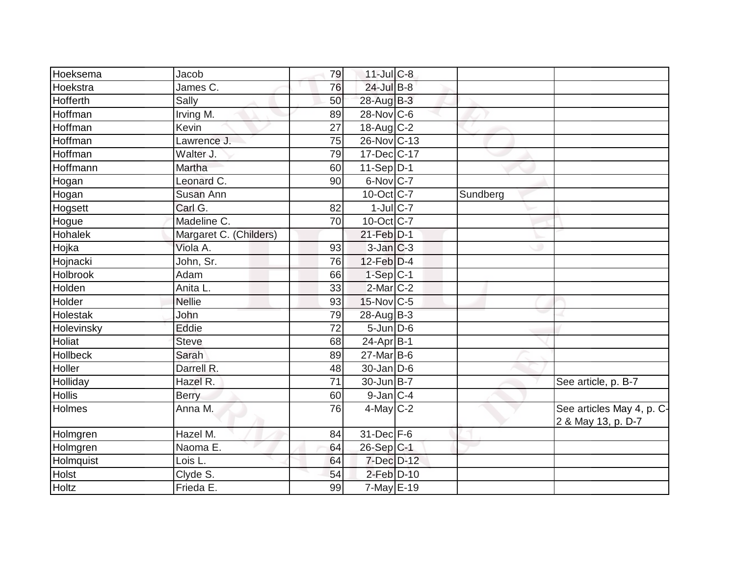| | | | | | | |
|---|---|---|---|---|---|---|
| Hoeksema | Jacob | 79 | 11-Jul | C-8 | | |
| Hoekstra | James C. | 76 | 24-Jul | B-8 | | |
| Hofferth | Sally | 50 | 28-Aug | B-3 | | |
| Hoffman | Irving M. | 89 | 28-Nov | C-6 | | |
| Hoffman | Kevin | 27 | 18-Aug | C-2 | | |
| Hoffman | Lawrence J. | 75 | 26-Nov | C-13 | | |
| Hoffman | Walter J. | 79 | 17-Dec | C-17 | | |
| Hoffmann | Martha | 60 | 11-Sep | D-1 | | |
| Hogan | Leonard C. | 90 | 6-Nov | C-7 | | |
| Hogan | Susan Ann | | 10-Oct | C-7 | Sundberg | |
| Hogsett | Carl G. | 82 | 1-Jul | C-7 | | |
| Hogue | Madeline C. | 70 | 10-Oct | C-7 | | |
| Hohalek | Margaret C. (Childers) | | 21-Feb | D-1 | | |
| Hojka | Viola A. | 93 | 3-Jan | C-3 | | |
| Hojnacki | John, Sr. | 76 | 12-Feb | D-4 | | |
| Holbrook | Adam | 66 | 1-Sep | C-1 | | |
| Holden | Anita L. | 33 | 2-Mar | C-2 | | |
| Holder | Nellie | 93 | 15-Nov | C-5 | | |
| Holestak | John | 79 | 28-Aug | B-3 | | |
| Holevinsky | Eddie | 72 | 5-Jun | D-6 | | |
| Holiat | Steve | 68 | 24-Apr | B-1 | | |
| Hollbeck | Sarah | 89 | 27-Mar | B-6 | | |
| Holler | Darrell R. | 48 | 30-Jan | D-6 | | |
| Holliday | Hazel R. | 71 | 30-Jun | B-7 | | See article, p. B-7 |
| Hollis | Berry | 60 | 9-Jan | C-4 | | |
| Holmes | Anna M. | 76 | 4-May | C-2 | | See articles May 4, p. C-2 & May 13, p. D-7 |
| Holmgren | Hazel M. | 84 | 31-Dec | F-6 | | |
| Holmgren | Naoma E. | 64 | 26-Sep | C-1 | | |
| Holmquist | Lois L. | 64 | 7-Dec | D-12 | | |
| Holst | Clyde S. | 54 | 2-Feb | D-10 | | |
| Holtz | Frieda E. | 99 | 7-May | E-19 | | |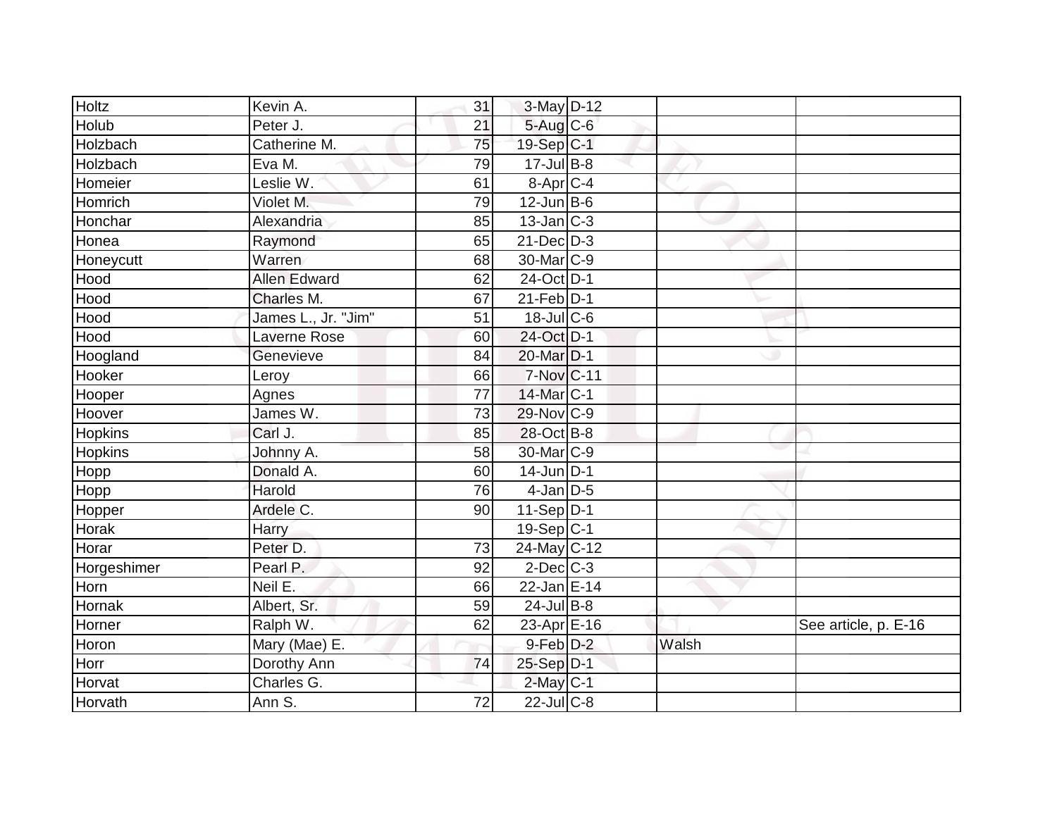| | | | | | | |
|---|---|---|---|---|---|---|
| Holtz | Kevin A. | 31 | 3-May | D-12 | | |
| Holub | Peter J. | 21 | 5-Aug | C-6 | | |
| Holzbach | Catherine M. | 75 | 19-Sep | C-1 | | |
| Holzbach | Eva M. | 79 | 17-Jul | B-8 | | |
| Homeier | Leslie W. | 61 | 8-Apr | C-4 | | |
| Homrich | Violet M. | 79 | 12-Jun | B-6 | | |
| Honchar | Alexandria | 85 | 13-Jan | C-3 | | |
| Honea | Raymond | 65 | 21-Dec | D-3 | | |
| Honeycutt | Warren | 68 | 30-Mar | C-9 | | |
| Hood | Allen Edward | 62 | 24-Oct | D-1 | | |
| Hood | Charles M. | 67 | 21-Feb | D-1 | | |
| Hood | James L., Jr. "Jim" | 51 | 18-Jul | C-6 | | |
| Hood | Laverne Rose | 60 | 24-Oct | D-1 | | |
| Hoogland | Genevieve | 84 | 20-Mar | D-1 | | |
| Hooker | Leroy | 66 | 7-Nov | C-11 | | |
| Hooper | Agnes | 77 | 14-Mar | C-1 | | |
| Hoover | James W. | 73 | 29-Nov | C-9 | | |
| Hopkins | Carl J. | 85 | 28-Oct | B-8 | | |
| Hopkins | Johnny A. | 58 | 30-Mar | C-9 | | |
| Hopp | Donald A. | 60 | 14-Jun | D-1 | | |
| Hopp | Harold | 76 | 4-Jan | D-5 | | |
| Hopper | Ardele C. | 90 | 11-Sep | D-1 | | |
| Horak | Harry | | 19-Sep | C-1 | | |
| Horar | Peter D. | 73 | 24-May | C-12 | | |
| Horgeshimer | Pearl P. | 92 | 2-Dec | C-3 | | |
| Horn | Neil E. | 66 | 22-Jan | E-14 | | |
| Hornak | Albert, Sr. | 59 | 24-Jul | B-8 | | |
| Horner | Ralph W. | 62 | 23-Apr | E-16 | | See article, p. E-16 |
| Horon | Mary (Mae) E. | | 9-Feb | D-2 | Walsh | |
| Horr | Dorothy Ann | 74 | 25-Sep | D-1 | | |
| Horvat | Charles G. | | 2-May | C-1 | | |
| Horvath | Ann S. | 72 | 22-Jul | C-8 | | |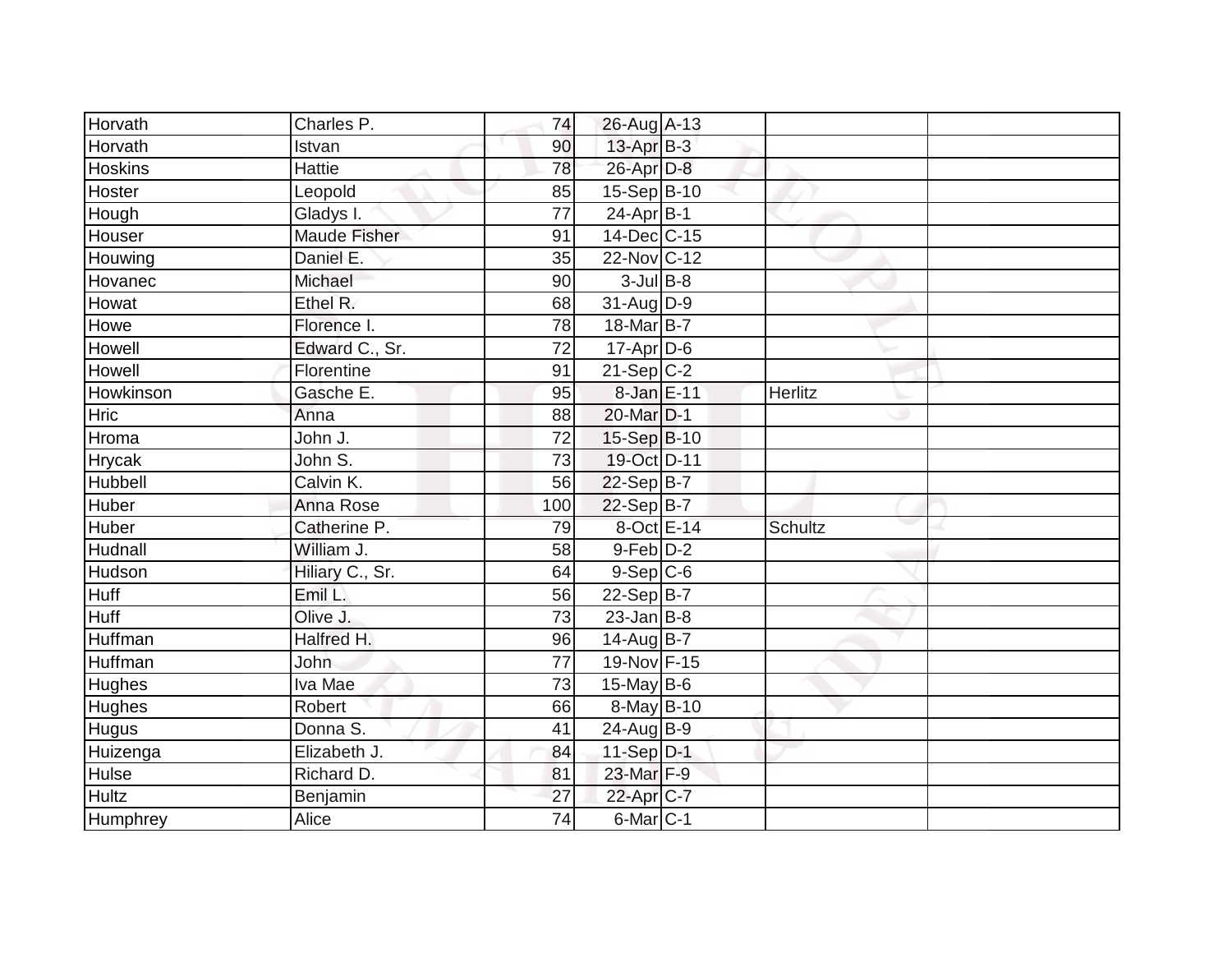| | | | | | | |
|---|---|---|---|---|---|---|
| Horvath | Charles P. | 74 | 26-Aug | A-13 | | |
| Horvath | Istvan | 90 | 13-Apr | B-3 | | |
| Hoskins | Hattie | 78 | 26-Apr | D-8 | | |
| Hoster | Leopold | 85 | 15-Sep | B-10 | | |
| Hough | Gladys I. | 77 | 24-Apr | B-1 | | |
| Houser | Maude Fisher | 91 | 14-Dec | C-15 | | |
| Houwing | Daniel E. | 35 | 22-Nov | C-12 | | |
| Hovanec | Michael | 90 | 3-Jul | B-8 | | |
| Howat | Ethel R. | 68 | 31-Aug | D-9 | | |
| Howe | Florence I. | 78 | 18-Mar | B-7 | | |
| Howell | Edward C., Sr. | 72 | 17-Apr | D-6 | | |
| Howell | Florentine | 91 | 21-Sep | C-2 | | |
| Howkinson | Gasche E. | 95 | 8-Jan | E-11 | Herlitz | |
| Hric | Anna | 88 | 20-Mar | D-1 | | |
| Hroma | John J. | 72 | 15-Sep | B-10 | | |
| Hrycak | John S. | 73 | 19-Oct | D-11 | | |
| Hubbell | Calvin K. | 56 | 22-Sep | B-7 | | |
| Huber | Anna Rose | 100 | 22-Sep | B-7 | | |
| Huber | Catherine P. | 79 | 8-Oct | E-14 | Schultz | |
| Hudnall | William J. | 58 | 9-Feb | D-2 | | |
| Hudson | Hiliary C., Sr. | 64 | 9-Sep | C-6 | | |
| Huff | Emil L. | 56 | 22-Sep | B-7 | | |
| Huff | Olive J. | 73 | 23-Jan | B-8 | | |
| Huffman | Halfred H. | 96 | 14-Aug | B-7 | | |
| Huffman | John | 77 | 19-Nov | F-15 | | |
| Hughes | Iva Mae | 73 | 15-May | B-6 | | |
| Hughes | Robert | 66 | 8-May | B-10 | | |
| Hugus | Donna S. | 41 | 24-Aug | B-9 | | |
| Huizenga | Elizabeth J. | 84 | 11-Sep | D-1 | | |
| Hulse | Richard D. | 81 | 23-Mar | F-9 | | |
| Hultz | Benjamin | 27 | 22-Apr | C-7 | | |
| Humphrey | Alice | 74 | 6-Mar | C-1 | | |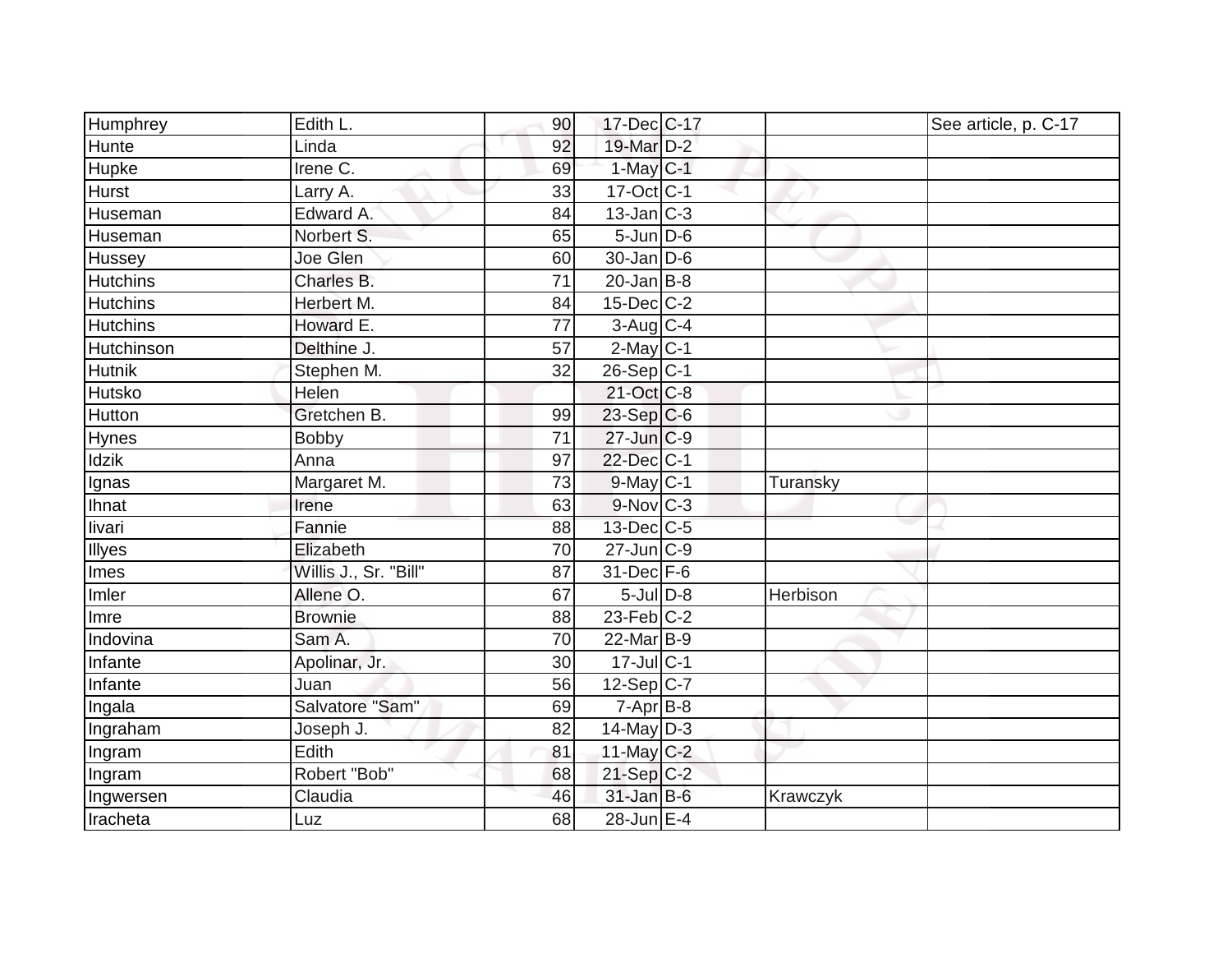| | | | | | | |
|---|---|---|---|---|---|---|
| Humphrey | Edith L. | 90 | 17-Dec | C-17 | | See article, p. C-17 |
| Hunte | Linda | 92 | 19-Mar | D-2 | | |
| Hupke | Irene C. | 69 | 1-May | C-1 | | |
| Hurst | Larry A. | 33 | 17-Oct | C-1 | | |
| Huseman | Edward A. | 84 | 13-Jan | C-3 | | |
| Huseman | Norbert S. | 65 | 5-Jun | D-6 | | |
| Hussey | Joe Glen | 60 | 30-Jan | D-6 | | |
| Hutchins | Charles B. | 71 | 20-Jan | B-8 | | |
| Hutchins | Herbert M. | 84 | 15-Dec | C-2 | | |
| Hutchins | Howard E. | 77 | 3-Aug | C-4 | | |
| Hutchinson | Delthine J. | 57 | 2-May | C-1 | | |
| Hutnik | Stephen M. | 32 | 26-Sep | C-1 | | |
| Hutsko | Helen | | 21-Oct | C-8 | | |
| Hutton | Gretchen B. | 99 | 23-Sep | C-6 | | |
| Hynes | Bobby | 71 | 27-Jun | C-9 | | |
| Idzik | Anna | 97 | 22-Dec | C-1 | | |
| Ignas | Margaret M. | 73 | 9-May | C-1 | Turansky | |
| Ihnat | Irene | 63 | 9-Nov | C-3 | | |
| Iivari | Fannie | 88 | 13-Dec | C-5 | | |
| Illyes | Elizabeth | 70 | 27-Jun | C-9 | | |
| Imes | Willis J., Sr. "Bill" | 87 | 31-Dec | F-6 | | |
| Imler | Allene O. | 67 | 5-Jul | D-8 | Herbison | |
| Imre | Brownie | 88 | 23-Feb | C-2 | | |
| Indovina | Sam A. | 70 | 22-Mar | B-9 | | |
| Infante | Apolinar, Jr. | 30 | 17-Jul | C-1 | | |
| Infante | Juan | 56 | 12-Sep | C-7 | | |
| Ingala | Salvatore "Sam" | 69 | 7-Apr | B-8 | | |
| Ingraham | Joseph J. | 82 | 14-May | D-3 | | |
| Ingram | Edith | 81 | 11-May | C-2 | | |
| Ingram | Robert "Bob" | 68 | 21-Sep | C-2 | | |
| Ingwersen | Claudia | 46 | 31-Jan | B-6 | Krawczyk | |
| Iracheta | Luz | 68 | 28-Jun | E-4 | | |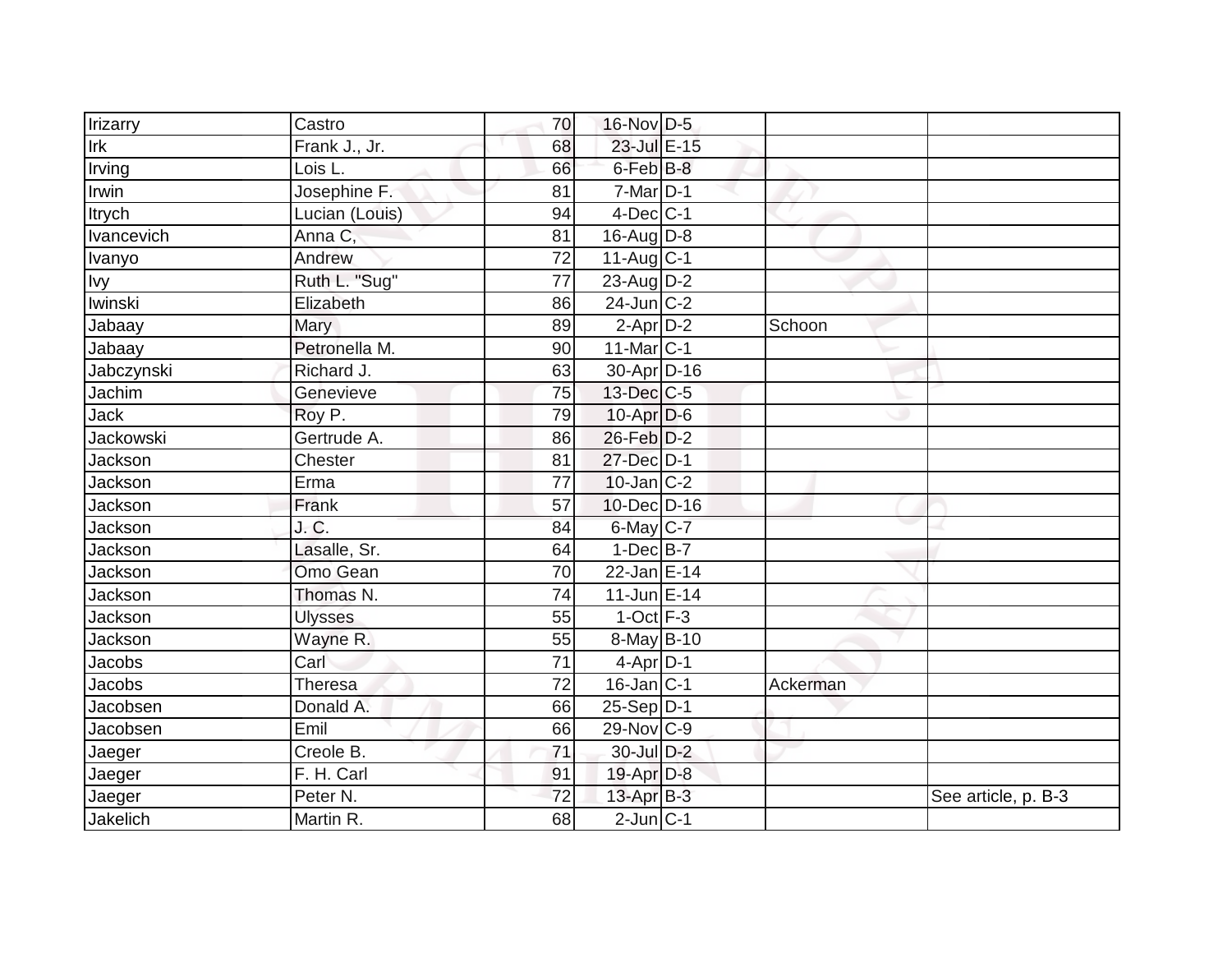| Irizarry | Castro | 70 | 16-Nov | D-5 | | |
|---|---|---|---|---|---|---|
| Irk | Frank J., Jr. | 68 | 23-Jul | E-15 | | |
| Irving | Lois L. | 66 | 6-Feb | B-8 | | |
| Irwin | Josephine F. | 81 | 7-Mar | D-1 | | |
| Itrych | Lucian (Louis) | 94 | 4-Dec | C-1 | | |
| Ivancevich | Anna C, | 81 | 16-Aug | D-8 | | |
| Ivanyo | Andrew | 72 | 11-Aug | C-1 | | |
| Ivy | Ruth L. "Sug" | 77 | 23-Aug | D-2 | | |
| Iwinski | Elizabeth | 86 | 24-Jun | C-2 | | |
| Jabaay | Mary | 89 | 2-Apr | D-2 | Schoon | |
| Jabaay | Petronella M. | 90 | 11-Mar | C-1 | | |
| Jabczynski | Richard J. | 63 | 30-Apr | D-16 | | |
| Jachim | Genevieve | 75 | 13-Dec | C-5 | | |
| Jack | Roy P. | 79 | 10-Apr | D-6 | | |
| Jackowski | Gertrude A. | 86 | 26-Feb | D-2 | | |
| Jackson | Chester | 81 | 27-Dec | D-1 | | |
| Jackson | Erma | 77 | 10-Jan | C-2 | | |
| Jackson | Frank | 57 | 10-Dec | D-16 | | |
| Jackson | J. C. | 84 | 6-May | C-7 | | |
| Jackson | Lasalle, Sr. | 64 | 1-Dec | B-7 | | |
| Jackson | Omo Gean | 70 | 22-Jan | E-14 | | |
| Jackson | Thomas N. | 74 | 11-Jun | E-14 | | |
| Jackson | Ulysses | 55 | 1-Oct | F-3 | | |
| Jackson | Wayne R. | 55 | 8-May | B-10 | | |
| Jacobs | Carl | 71 | 4-Apr | D-1 | | |
| Jacobs | Theresa | 72 | 16-Jan | C-1 | Ackerman | |
| Jacobsen | Donald A. | 66 | 25-Sep | D-1 | | |
| Jacobsen | Emil | 66 | 29-Nov | C-9 | | |
| Jaeger | Creole B. | 71 | 30-Jul | D-2 | | |
| Jaeger | F. H. Carl | 91 | 19-Apr | D-8 | | |
| Jaeger | Peter N. | 72 | 13-Apr | B-3 | | See article, p. B-3 |
| Jakelich | Martin R. | 68 | 2-Jun | C-1 | | |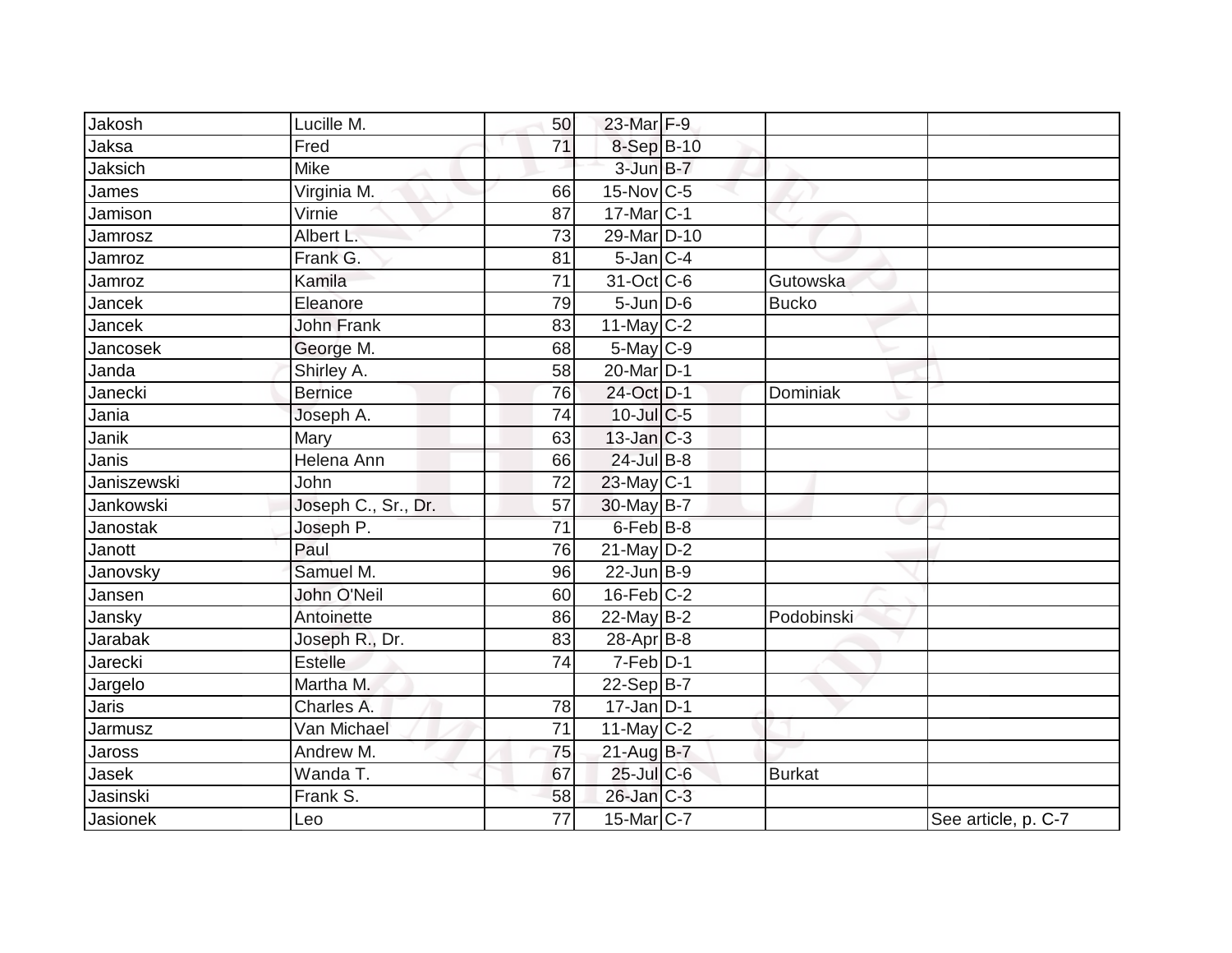| Jakosh | Lucille M. | 50 | 23-Mar | F-9 | | |
|---|---|---|---|---|---|---|
| Jaksa | Fred | 71 | 8-Sep | B-10 | | |
| Jaksich | Mike | | 3-Jun | B-7 | | |
| James | Virginia M. | 66 | 15-Nov | C-5 | | |
| Jamison | Virnie | 87 | 17-Mar | C-1 | | |
| Jamrosz | Albert L. | 73 | 29-Mar | D-10 | | |
| Jamroz | Frank G. | 81 | 5-Jan | C-4 | | |
| Jamroz | Kamila | 71 | 31-Oct | C-6 | Gutowska | |
| Jancek | Eleanore | 79 | 5-Jun | D-6 | Bucko | |
| Jancek | John Frank | 83 | 11-May | C-2 | | |
| Jancosek | George M. | 68 | 5-May | C-9 | | |
| Janda | Shirley A. | 58 | 20-Mar | D-1 | | |
| Janecki | Bernice | 76 | 24-Oct | D-1 | Dominiak | |
| Jania | Joseph A. | 74 | 10-Jul | C-5 | | |
| Janik | Mary | 63 | 13-Jan | C-3 | | |
| Janis | Helena Ann | 66 | 24-Jul | B-8 | | |
| Janiszewski | John | 72 | 23-May | C-1 | | |
| Jankowski | Joseph C., Sr., Dr. | 57 | 30-May | B-7 | | |
| Janostak | Joseph P. | 71 | 6-Feb | B-8 | | |
| Janott | Paul | 76 | 21-May | D-2 | | |
| Janovsky | Samuel M. | 96 | 22-Jun | B-9 | | |
| Jansen | John O'Neil | 60 | 16-Feb | C-2 | | |
| Jansky | Antoinette | 86 | 22-May | B-2 | Podobinski | |
| Jarabak | Joseph R., Dr. | 83 | 28-Apr | B-8 | | |
| Jarecki | Estelle | 74 | 7-Feb | D-1 | | |
| Jargelo | Martha M. | | 22-Sep | B-7 | | |
| Jaris | Charles A. | 78 | 17-Jan | D-1 | | |
| Jarmusz | Van Michael | 71 | 11-May | C-2 | | |
| Jaross | Andrew M. | 75 | 21-Aug | B-7 | | |
| Jasek | Wanda T. | 67 | 25-Jul | C-6 | Burkat | |
| Jasinski | Frank S. | 58 | 26-Jan | C-3 | | |
| Jasionek | Leo | 77 | 15-Mar | C-7 | | See article, p. C-7 |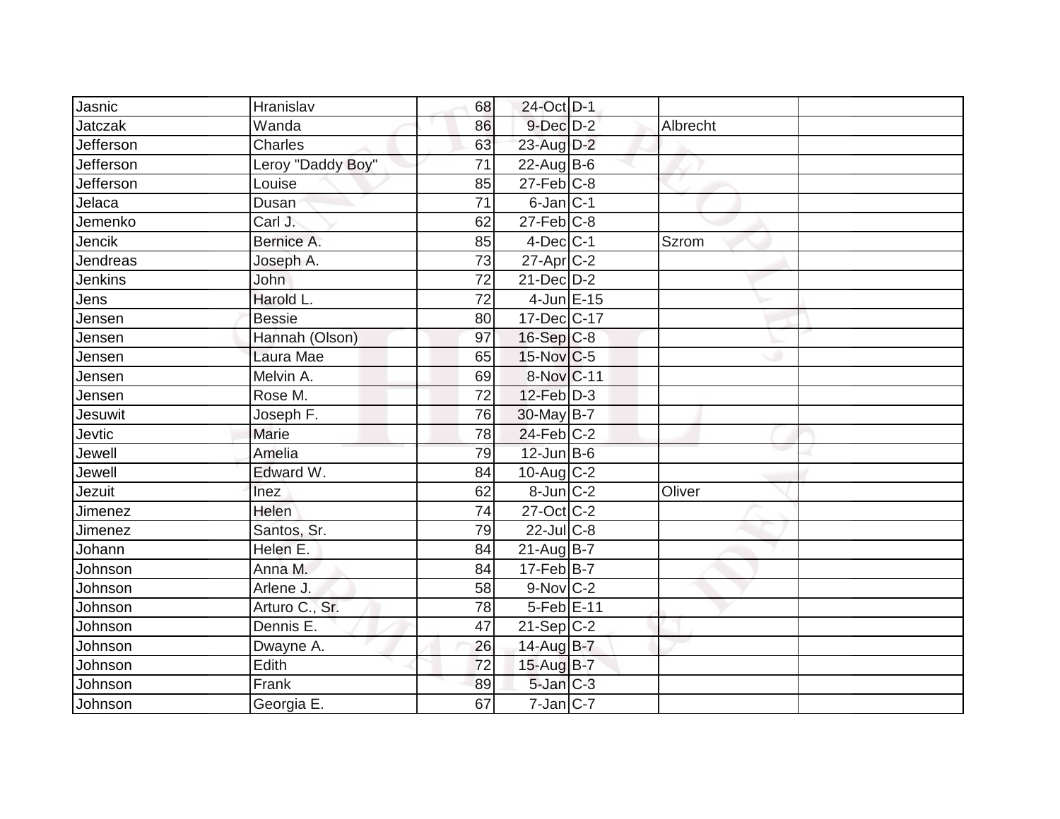| | | | | | | |
|---|---|---|---|---|---|---|
| Jasnic | Hranislav | 68 | 24-Oct | D-1 | | |
| Jatczak | Wanda | 86 | 9-Dec | D-2 | Albrecht | |
| Jefferson | Charles | 63 | 23-Aug | D-2 | | |
| Jefferson | Leroy "Daddy Boy" | 71 | 22-Aug | B-6 | | |
| Jefferson | Louise | 85 | 27-Feb | C-8 | | |
| Jelaca | Dusan | 71 | 6-Jan | C-1 | | |
| Jemenko | Carl J. | 62 | 27-Feb | C-8 | | |
| Jencik | Bernice A. | 85 | 4-Dec | C-1 | Szrom | |
| Jendreas | Joseph A. | 73 | 27-Apr | C-2 | | |
| Jenkins | John | 72 | 21-Dec | D-2 | | |
| Jens | Harold L. | 72 | 4-Jun | E-15 | | |
| Jensen | Bessie | 80 | 17-Dec | C-17 | | |
| Jensen | Hannah (Olson) | 97 | 16-Sep | C-8 | | |
| Jensen | Laura Mae | 65 | 15-Nov | C-5 | | |
| Jensen | Melvin A. | 69 | 8-Nov | C-11 | | |
| Jensen | Rose M. | 72 | 12-Feb | D-3 | | |
| Jesuwit | Joseph F. | 76 | 30-May | B-7 | | |
| Jevtic | Marie | 78 | 24-Feb | C-2 | | |
| Jewell | Amelia | 79 | 12-Jun | B-6 | | |
| Jewell | Edward W. | 84 | 10-Aug | C-2 | | |
| Jezuit | Inez | 62 | 8-Jun | C-2 | Oliver | |
| Jimenez | Helen | 74 | 27-Oct | C-2 | | |
| Jimenez | Santos, Sr. | 79 | 22-Jul | C-8 | | |
| Johann | Helen E. | 84 | 21-Aug | B-7 | | |
| Johnson | Anna M. | 84 | 17-Feb | B-7 | | |
| Johnson | Arlene J. | 58 | 9-Nov | C-2 | | |
| Johnson | Arturo C., Sr. | 78 | 5-Feb | E-11 | | |
| Johnson | Dennis E. | 47 | 21-Sep | C-2 | | |
| Johnson | Dwayne A. | 26 | 14-Aug | B-7 | | |
| Johnson | Edith | 72 | 15-Aug | B-7 | | |
| Johnson | Frank | 89 | 5-Jan | C-3 | | |
| Johnson | Georgia E. | 67 | 7-Jan | C-7 | | |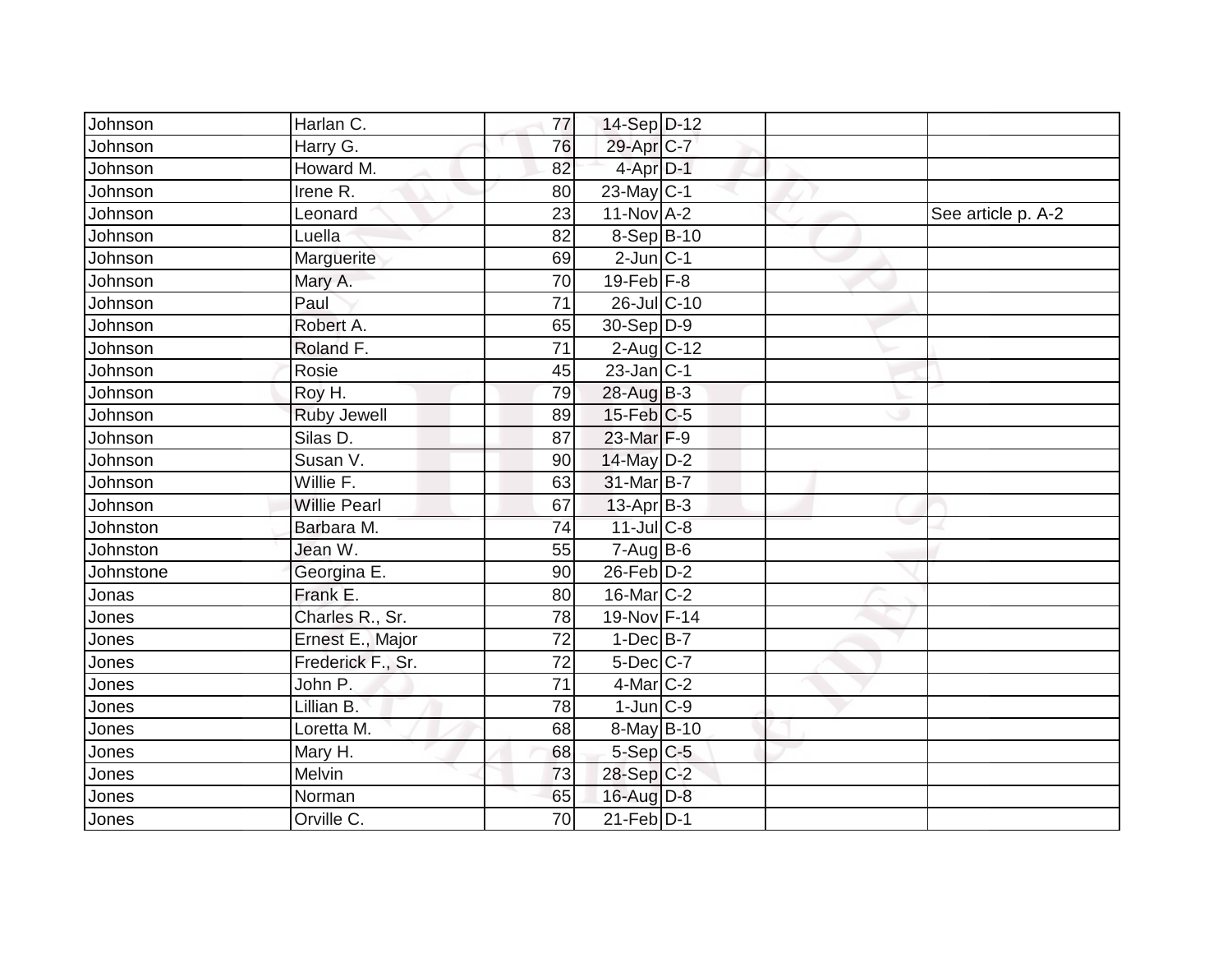| | | | | | | |
|---|---|---|---|---|---|---|
| Johnson | Harlan C. | 77 | 14-Sep | D-12 | | |
| Johnson | Harry G. | 76 | 29-Apr | C-7 | | |
| Johnson | Howard M. | 82 | 4-Apr | D-1 | | |
| Johnson | Irene R. | 80 | 23-May | C-1 | | |
| Johnson | Leonard | 23 | 11-Nov | A-2 | | See article p. A-2 |
| Johnson | Luella | 82 | 8-Sep | B-10 | | |
| Johnson | Marguerite | 69 | 2-Jun | C-1 | | |
| Johnson | Mary A. | 70 | 19-Feb | F-8 | | |
| Johnson | Paul | 71 | 26-Jul | C-10 | | |
| Johnson | Robert A. | 65 | 30-Sep | D-9 | | |
| Johnson | Roland F. | 71 | 2-Aug | C-12 | | |
| Johnson | Rosie | 45 | 23-Jan | C-1 | | |
| Johnson | Roy H. | 79 | 28-Aug | B-3 | | |
| Johnson | Ruby Jewell | 89 | 15-Feb | C-5 | | |
| Johnson | Silas D. | 87 | 23-Mar | F-9 | | |
| Johnson | Susan V. | 90 | 14-May | D-2 | | |
| Johnson | Willie F. | 63 | 31-Mar | B-7 | | |
| Johnson | Willie Pearl | 67 | 13-Apr | B-3 | | |
| Johnston | Barbara M. | 74 | 11-Jul | C-8 | | |
| Johnston | Jean W. | 55 | 7-Aug | B-6 | | |
| Johnstone | Georgina E. | 90 | 26-Feb | D-2 | | |
| Jonas | Frank E. | 80 | 16-Mar | C-2 | | |
| Jones | Charles R., Sr. | 78 | 19-Nov | F-14 | | |
| Jones | Ernest E., Major | 72 | 1-Dec | B-7 | | |
| Jones | Frederick F., Sr. | 72 | 5-Dec | C-7 | | |
| Jones | John P. | 71 | 4-Mar | C-2 | | |
| Jones | Lillian B. | 78 | 1-Jun | C-9 | | |
| Jones | Loretta M. | 68 | 8-May | B-10 | | |
| Jones | Mary H. | 68 | 5-Sep | C-5 | | |
| Jones | Melvin | 73 | 28-Sep | C-2 | | |
| Jones | Norman | 65 | 16-Aug | D-8 | | |
| Jones | Orville C. | 70 | 21-Feb | D-1 | | |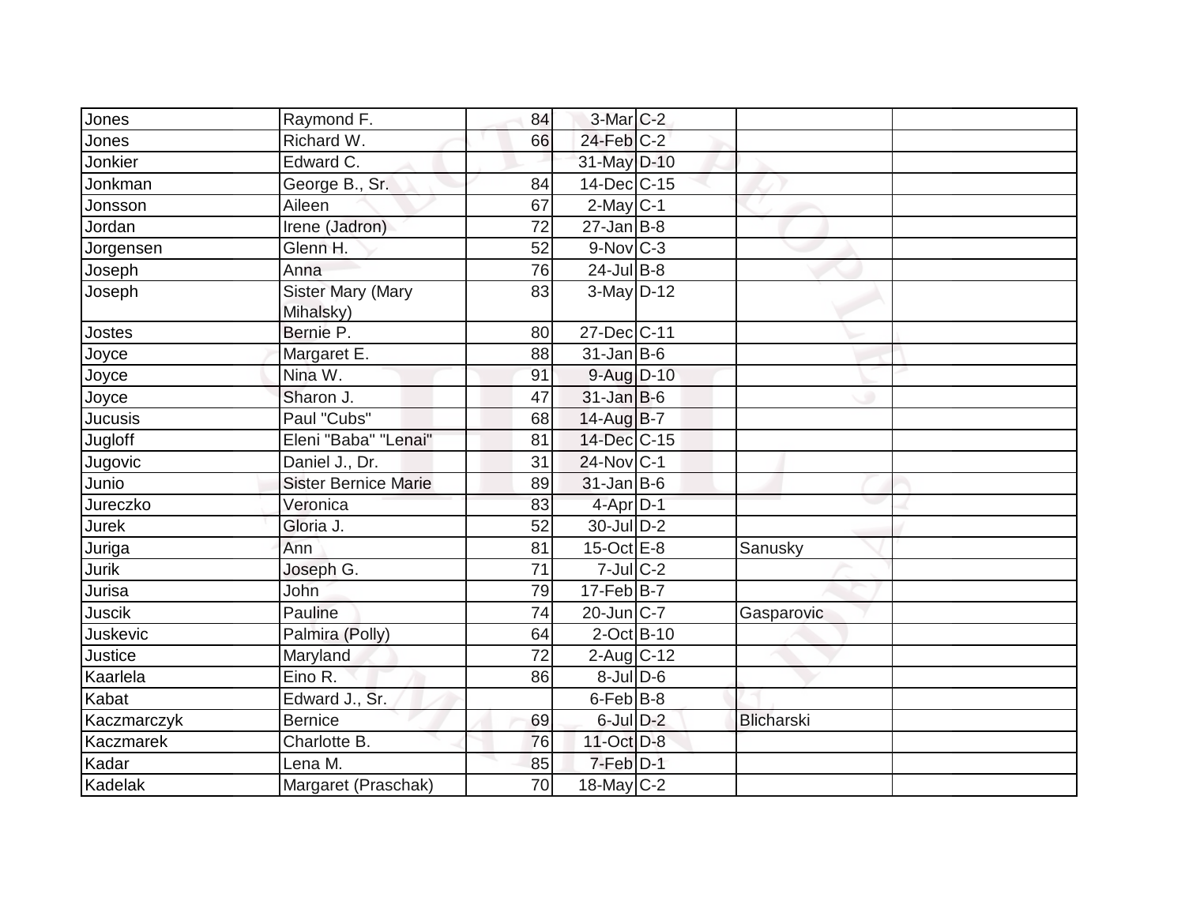| | | | | | | |
|---|---|---|---|---|---|---|
| Jones | Raymond F. | 84 | 3-Mar | C-2 | | |
| Jones | Richard W. | 66 | 24-Feb | C-2 | | |
| Jonkier | Edward C. | | 31-May | D-10 | | |
| Jonkman | George B., Sr. | 84 | 14-Dec | C-15 | | |
| Jonsson | Aileen | 67 | 2-May | C-1 | | |
| Jordan | Irene (Jadron) | 72 | 27-Jan | B-8 | | |
| Jorgensen | Glenn H. | 52 | 9-Nov | C-3 | | |
| Joseph | Anna | 76 | 24-Jul | B-8 | | |
| Joseph | Sister Mary (Mary Mihalsky) | 83 | 3-May | D-12 | | |
| Jostes | Bernie P. | 80 | 27-Dec | C-11 | | |
| Joyce | Margaret E. | 88 | 31-Jan | B-6 | | |
| Joyce | Nina W. | 91 | 9-Aug | D-10 | | |
| Joyce | Sharon J. | 47 | 31-Jan | B-6 | | |
| Jucusis | Paul "Cubs" | 68 | 14-Aug | B-7 | | |
| Jugloff | Eleni "Baba" "Lenai" | 81 | 14-Dec | C-15 | | |
| Jugovic | Daniel J., Dr. | 31 | 24-Nov | C-1 | | |
| Junio | Sister Bernice Marie | 89 | 31-Jan | B-6 | | |
| Jureczko | Veronica | 83 | 4-Apr | D-1 | | |
| Jurek | Gloria J. | 52 | 30-Jul | D-2 | | |
| Juriga | Ann | 81 | 15-Oct | E-8 | Sanusky | |
| Jurik | Joseph G. | 71 | 7-Jul | C-2 | | |
| Jurisa | John | 79 | 17-Feb | B-7 | | |
| Juscik | Pauline | 74 | 20-Jun | C-7 | Gasparovic | |
| Juskevic | Palmira (Polly) | 64 | 2-Oct | B-10 | | |
| Justice | Maryland | 72 | 2-Aug | C-12 | | |
| Kaarlela | Eino R. | 86 | 8-Jul | D-6 | | |
| Kabat | Edward J., Sr. | | 6-Feb | B-8 | | |
| Kaczmarczyk | Bernice | 69 | 6-Jul | D-2 | Blicharski | |
| Kaczmarek | Charlotte B. | 76 | 11-Oct | D-8 | | |
| Kadar | Lena M. | 85 | 7-Feb | D-1 | | |
| Kadelak | Margaret (Praschak) | 70 | 18-May | C-2 | | |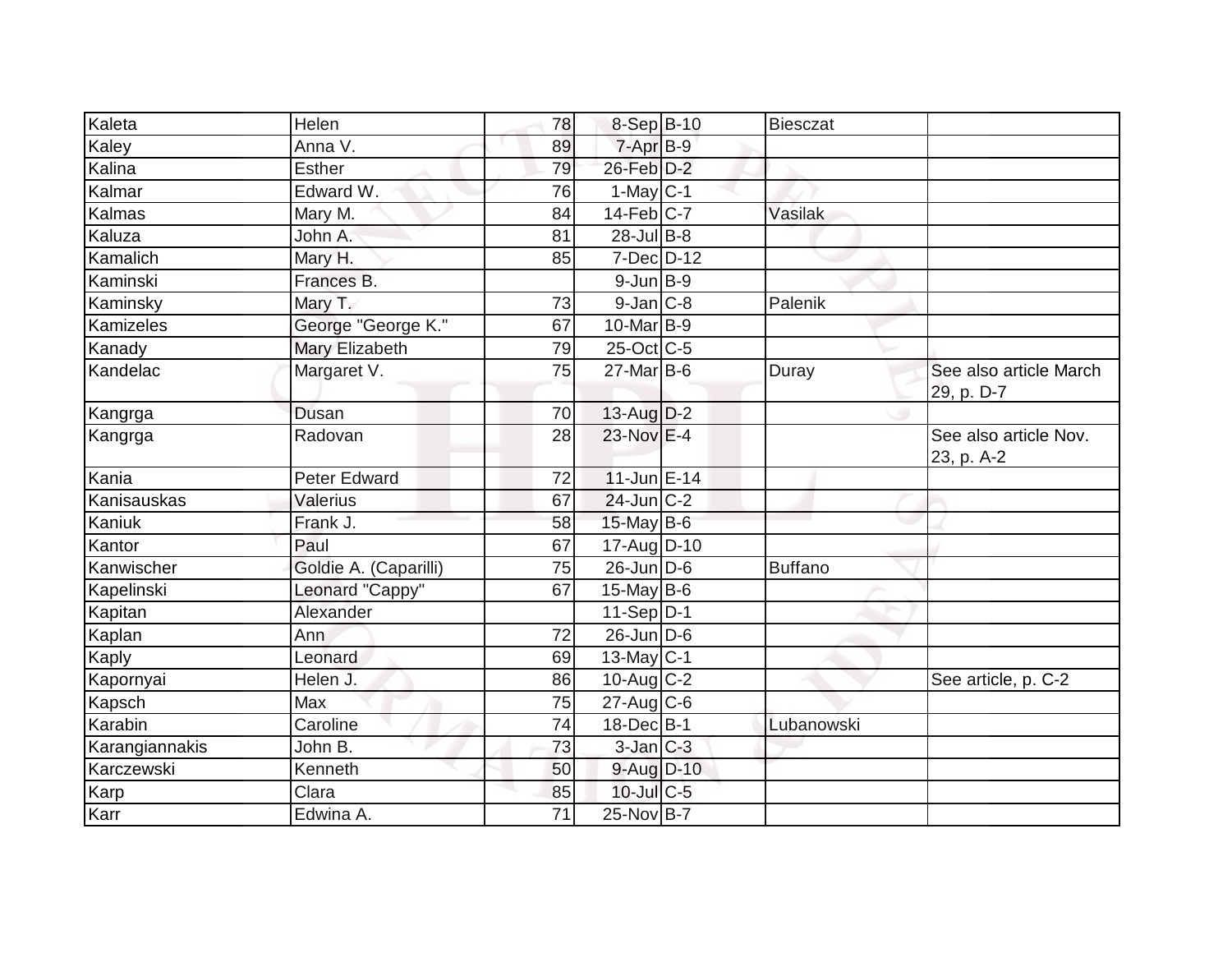| Kaleta | Helen | 78 | 8-Sep | B-10 | Biesczat | |
|---|---|---|---|---|---|---|
| Kaley | Anna V. | 89 | 7-Apr | B-9 | | |
| Kalina | Esther | 79 | 26-Feb | D-2 | | |
| Kalmar | Edward W. | 76 | 1-May | C-1 | | |
| Kalmas | Mary M. | 84 | 14-Feb | C-7 | Vasilak | |
| Kaluza | John A. | 81 | 28-Jul | B-8 | | |
| Kamalich | Mary H. | 85 | 7-Dec | D-12 | | |
| Kaminski | Frances B. | | 9-Jun | B-9 | | |
| Kaminsky | Mary T. | 73 | 9-Jan | C-8 | Palenik | |
| Kamizeles | George "George K." | 67 | 10-Mar | B-9 | | |
| Kanady | Mary Elizabeth | 79 | 25-Oct | C-5 | | |
| Kandelac | Margaret V. | 75 | 27-Mar | B-6 | Duray | See also article March 29, p. D-7 |
| Kangrga | Dusan | 70 | 13-Aug | D-2 | | |
| Kangrga | Radovan | 28 | 23-Nov | E-4 | | See also article Nov. 23, p. A-2 |
| Kania | Peter Edward | 72 | 11-Jun | E-14 | | |
| Kanisauskas | Valerius | 67 | 24-Jun | C-2 | | |
| Kaniuk | Frank J. | 58 | 15-May | B-6 | | |
| Kantor | Paul | 67 | 17-Aug | D-10 | | |
| Kanwischer | Goldie A. (Caparilli) | 75 | 26-Jun | D-6 | Buffano | |
| Kapelinski | Leonard "Cappy" | 67 | 15-May | B-6 | | |
| Kapitan | Alexander | | 11-Sep | D-1 | | |
| Kaplan | Ann | 72 | 26-Jun | D-6 | | |
| Kaply | Leonard | 69 | 13-May | C-1 | | |
| Kapornyai | Helen J. | 86 | 10-Aug | C-2 | | See article, p. C-2 |
| Kapsch | Max | 75 | 27-Aug | C-6 | | |
| Karabin | Caroline | 74 | 18-Dec | B-1 | Lubanowski | |
| Karangiannakis | John B. | 73 | 3-Jan | C-3 | | |
| Karczewski | Kenneth | 50 | 9-Aug | D-10 | | |
| Karp | Clara | 85 | 10-Jul | C-5 | | |
| Karr | Edwina A. | 71 | 25-Nov | B-7 | | |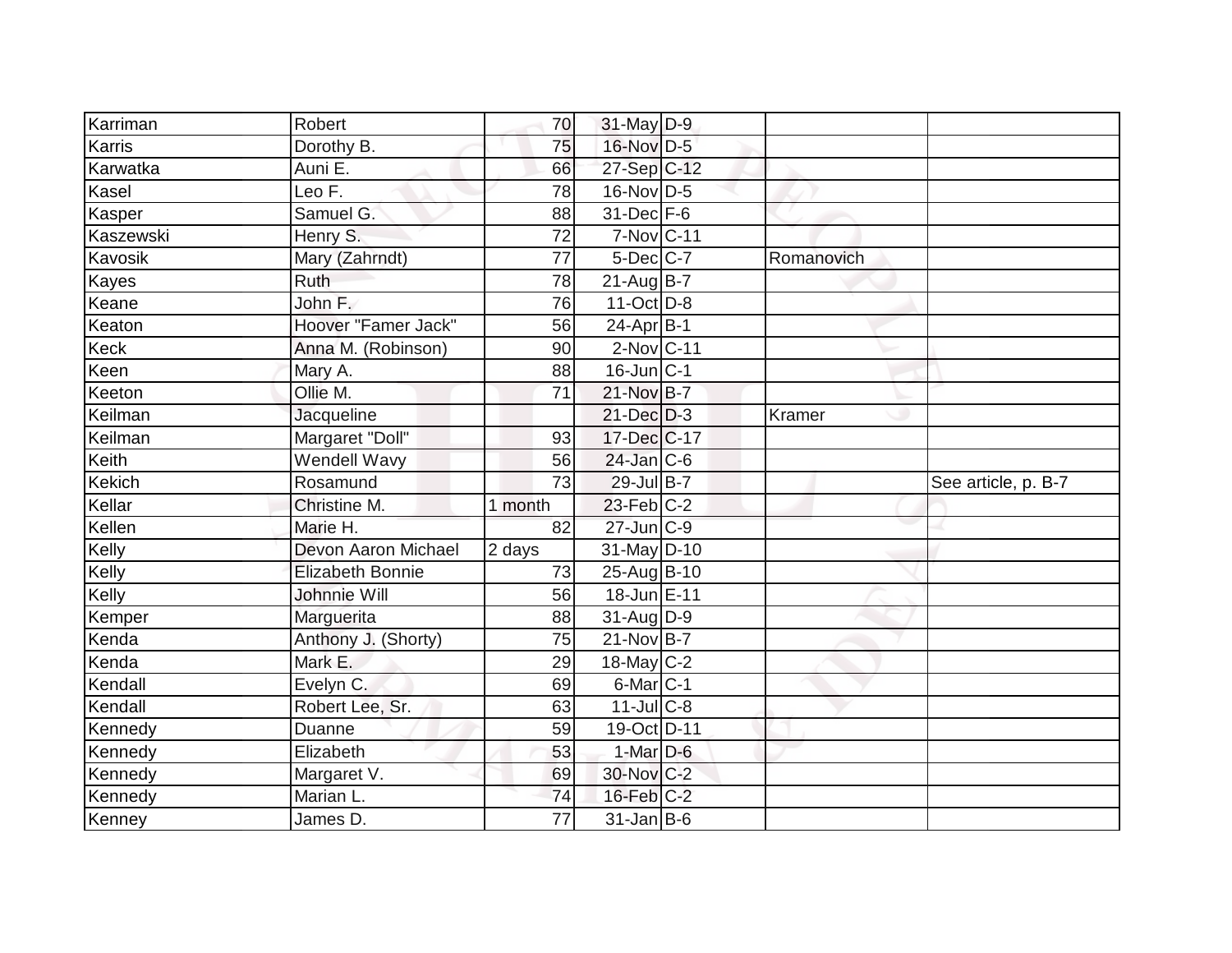| | | | | | | |
|---|---|---|---|---|---|---|
| Karriman | Robert | 70 | 31-May | D-9 | | |
| Karris | Dorothy B. | 75 | 16-Nov | D-5 | | |
| Karwatka | Auni E. | 66 | 27-Sep | C-12 | | |
| Kasel | Leo F. | 78 | 16-Nov | D-5 | | |
| Kasper | Samuel G. | 88 | 31-Dec | F-6 | | |
| Kaszewski | Henry S. | 72 | 7-Nov | C-11 | | |
| Kavosik | Mary (Zahrndt) | 77 | 5-Dec | C-7 | Romanovich | |
| Kayes | Ruth | 78 | 21-Aug | B-7 | | |
| Keane | John F. | 76 | 11-Oct | D-8 | | |
| Keaton | Hoover "Famer Jack" | 56 | 24-Apr | B-1 | | |
| Keck | Anna M. (Robinson) | 90 | 2-Nov | C-11 | | |
| Keen | Mary A. | 88 | 16-Jun | C-1 | | |
| Keeton | Ollie M. | 71 | 21-Nov | B-7 | | |
| Keilman | Jacqueline | | 21-Dec | D-3 | Kramer | |
| Keilman | Margaret "Doll" | 93 | 17-Dec | C-17 | | |
| Keith | Wendell Wavy | 56 | 24-Jan | C-6 | | |
| Kekich | Rosamund | 73 | 29-Jul | B-7 | | See article, p. B-7 |
| Kellar | Christine M. | 1 month | 23-Feb | C-2 | | |
| Kellen | Marie H. | 82 | 27-Jun | C-9 | | |
| Kelly | Devon Aaron Michael | 2 days | 31-May | D-10 | | |
| Kelly | Elizabeth Bonnie | 73 | 25-Aug | B-10 | | |
| Kelly | Johnnie Will | 56 | 18-Jun | E-11 | | |
| Kemper | Marguerita | 88 | 31-Aug | D-9 | | |
| Kenda | Anthony J. (Shorty) | 75 | 21-Nov | B-7 | | |
| Kenda | Mark E. | 29 | 18-May | C-2 | | |
| Kendall | Evelyn C. | 69 | 6-Mar | C-1 | | |
| Kendall | Robert Lee, Sr. | 63 | 11-Jul | C-8 | | |
| Kennedy | Duanne | 59 | 19-Oct | D-11 | | |
| Kennedy | Elizabeth | 53 | 1-Mar | D-6 | | |
| Kennedy | Margaret V. | 69 | 30-Nov | C-2 | | |
| Kennedy | Marian L. | 74 | 16-Feb | C-2 | | |
| Kenney | James D. | 77 | 31-Jan | B-6 | | |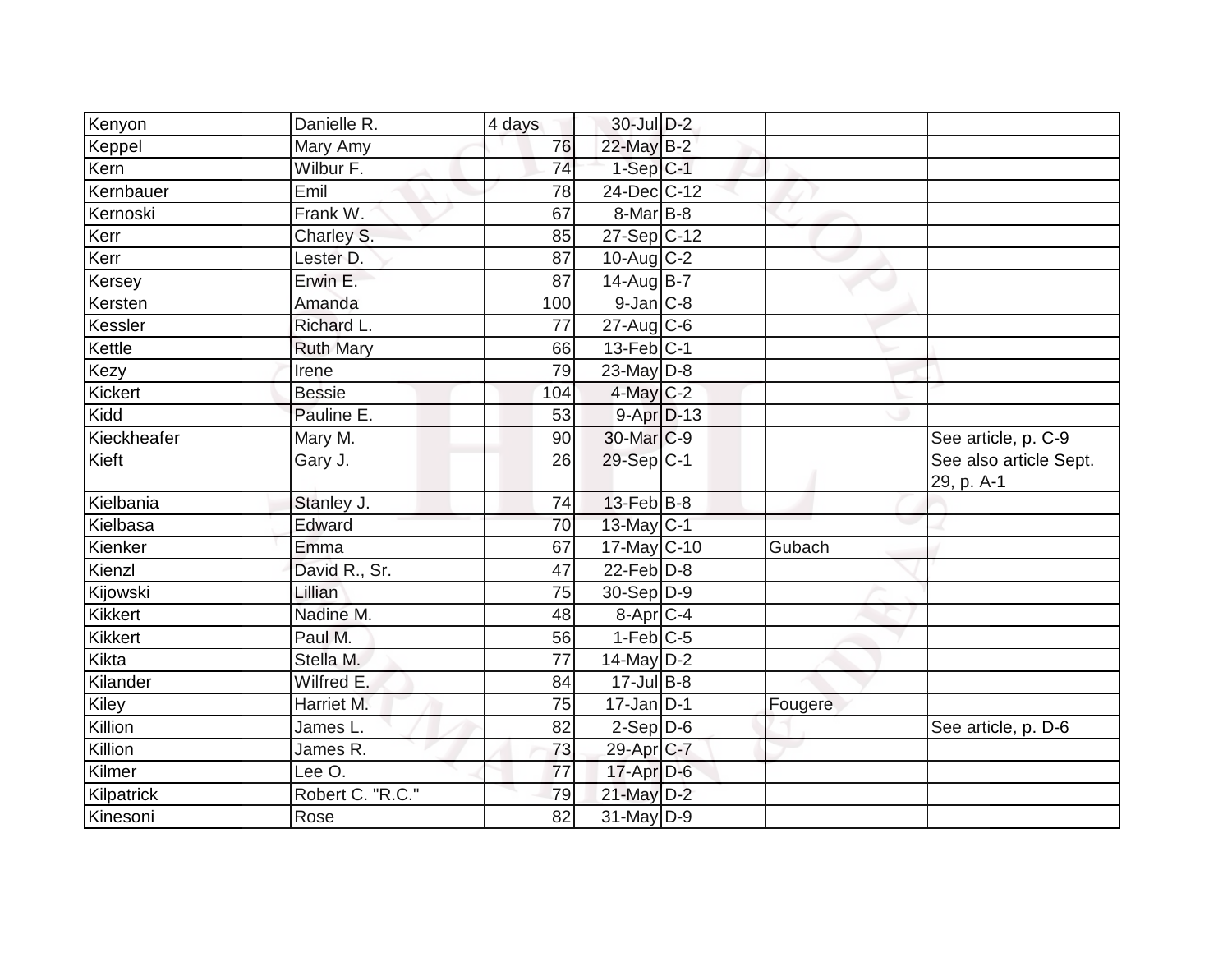| | | | | | | |
|---|---|---|---|---|---|---|
| Kenyon | Danielle R. | 4 days | 30-Jul | D-2 | | |
| Keppel | Mary Amy | 76 | 22-May | B-2 | | |
| Kern | Wilbur F. | 74 | 1-Sep | C-1 | | |
| Kernbauer | Emil | 78 | 24-Dec | C-12 | | |
| Kernoski | Frank W. | 67 | 8-Mar | B-8 | | |
| Kerr | Charley S. | 85 | 27-Sep | C-12 | | |
| Kerr | Lester D. | 87 | 10-Aug | C-2 | | |
| Kersey | Erwin E. | 87 | 14-Aug | B-7 | | |
| Kersten | Amanda | 100 | 9-Jan | C-8 | | |
| Kessler | Richard L. | 77 | 27-Aug | C-6 | | |
| Kettle | Ruth Mary | 66 | 13-Feb | C-1 | | |
| Kezy | Irene | 79 | 23-May | D-8 | | |
| Kickert | Bessie | 104 | 4-May | C-2 | | |
| Kidd | Pauline E. | 53 | 9-Apr | D-13 | | |
| Kieckheafer | Mary M. | 90 | 30-Mar | C-9 | | See article, p. C-9 |
| Kieft | Gary J. | 26 | 29-Sep | C-1 | | See also article Sept. 29, p. A-1 |
| Kielbania | Stanley J. | 74 | 13-Feb | B-8 | | |
| Kielbasa | Edward | 70 | 13-May | C-1 | | |
| Kienker | Emma | 67 | 17-May | C-10 | Gubach | |
| Kienzl | David R., Sr. | 47 | 22-Feb | D-8 | | |
| Kijowski | Lillian | 75 | 30-Sep | D-9 | | |
| Kikkert | Nadine M. | 48 | 8-Apr | C-4 | | |
| Kikkert | Paul M. | 56 | 1-Feb | C-5 | | |
| Kikta | Stella M. | 77 | 14-May | D-2 | | |
| Kilander | Wilfred E. | 84 | 17-Jul | B-8 | | |
| Kiley | Harriet M. | 75 | 17-Jan | D-1 | Fougere | |
| Killion | James L. | 82 | 2-Sep | D-6 | | See article, p. D-6 |
| Killion | James R. | 73 | 29-Apr | C-7 | | |
| Kilmer | Lee O. | 77 | 17-Apr | D-6 | | |
| Kilpatrick | Robert C. "R.C." | 79 | 21-May | D-2 | | |
| Kinesoni | Rose | 82 | 31-May | D-9 | | |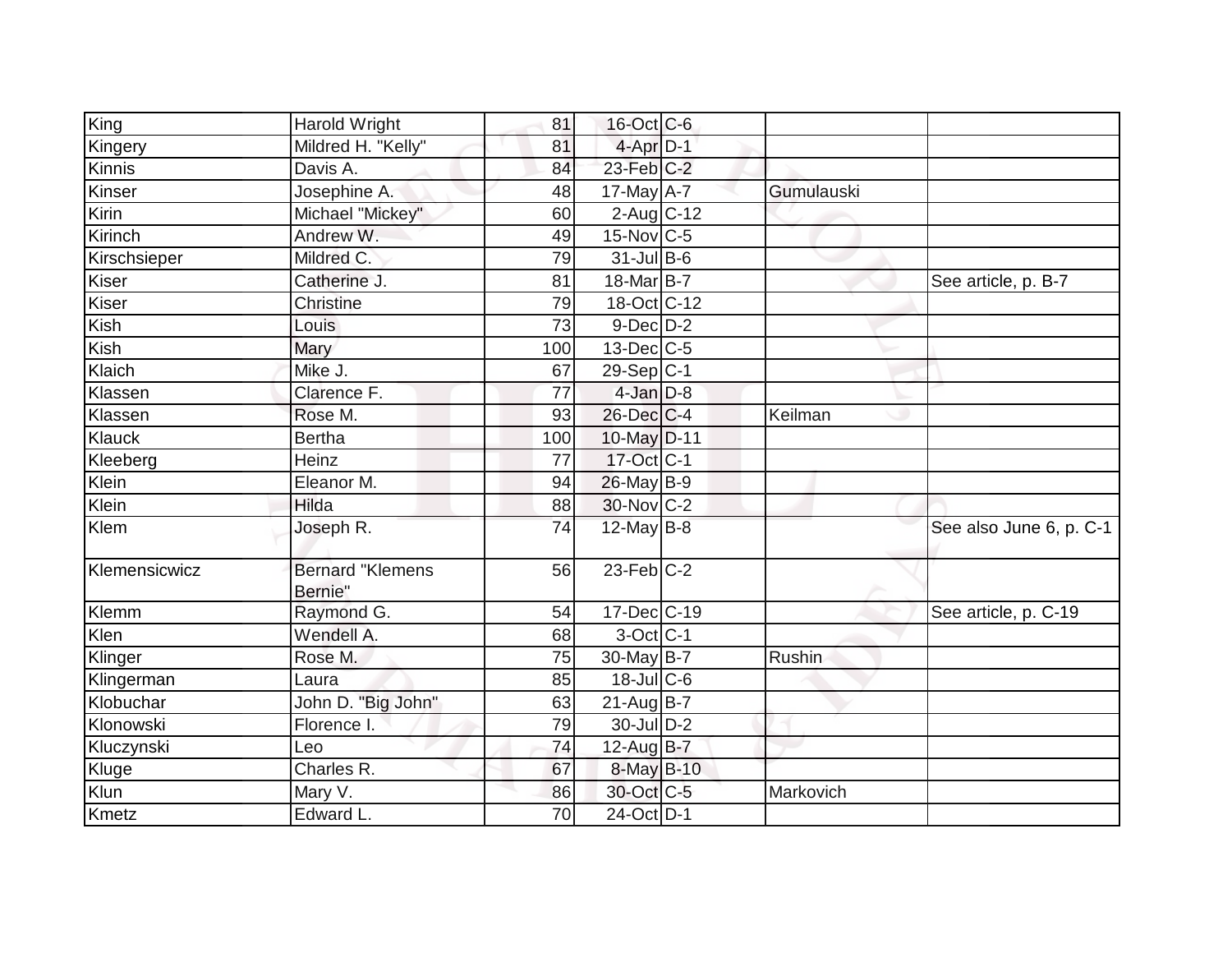| | | | | | | |
|---|---|---|---|---|---|---|
| King | Harold Wright | 81 | 16-Oct | C-6 | | |
| Kingery | Mildred H. "Kelly" | 81 | 4-Apr | D-1 | | |
| Kinnis | Davis A. | 84 | 23-Feb | C-2 | | |
| Kinser | Josephine A. | 48 | 17-May | A-7 | Gumulauski | |
| Kirin | Michael "Mickey" | 60 | 2-Aug | C-12 | | |
| Kirinch | Andrew W. | 49 | 15-Nov | C-5 | | |
| Kirschsieper | Mildred C. | 79 | 31-Jul | B-6 | | |
| Kiser | Catherine J. | 81 | 18-Mar | B-7 | | See article, p. B-7 |
| Kiser | Christine | 79 | 18-Oct | C-12 | | |
| Kish | Louis | 73 | 9-Dec | D-2 | | |
| Kish | Mary | 100 | 13-Dec | C-5 | | |
| Klaich | Mike J. | 67 | 29-Sep | C-1 | | |
| Klassen | Clarence F. | 77 | 4-Jan | D-8 | | |
| Klassen | Rose M. | 93 | 26-Dec | C-4 | Keilman | |
| Klauck | Bertha | 100 | 10-May | D-11 | | |
| Kleeberg | Heinz | 77 | 17-Oct | C-1 | | |
| Klein | Eleanor M. | 94 | 26-May | B-9 | | |
| Klein | Hilda | 88 | 30-Nov | C-2 | | |
| Klem | Joseph R. | 74 | 12-May | B-8 | | See also June 6, p. C-1 |
| Klemensicwicz | Bernard "Klemens Bernie" | 56 | 23-Feb | C-2 | | |
| Klemm | Raymond G. | 54 | 17-Dec | C-19 | | See article, p. C-19 |
| Klen | Wendell A. | 68 | 3-Oct | C-1 | | |
| Klinger | Rose M. | 75 | 30-May | B-7 | Rushin | |
| Klingerman | Laura | 85 | 18-Jul | C-6 | | |
| Klobuchar | John D. "Big John" | 63 | 21-Aug | B-7 | | |
| Klonowski | Florence I. | 79 | 30-Jul | D-2 | | |
| Kluczynski | Leo | 74 | 12-Aug | B-7 | | |
| Kluge | Charles R. | 67 | 8-May | B-10 | | |
| Klun | Mary V. | 86 | 30-Oct | C-5 | Markovich | |
| Kmetz | Edward L. | 70 | 24-Oct | D-1 | | |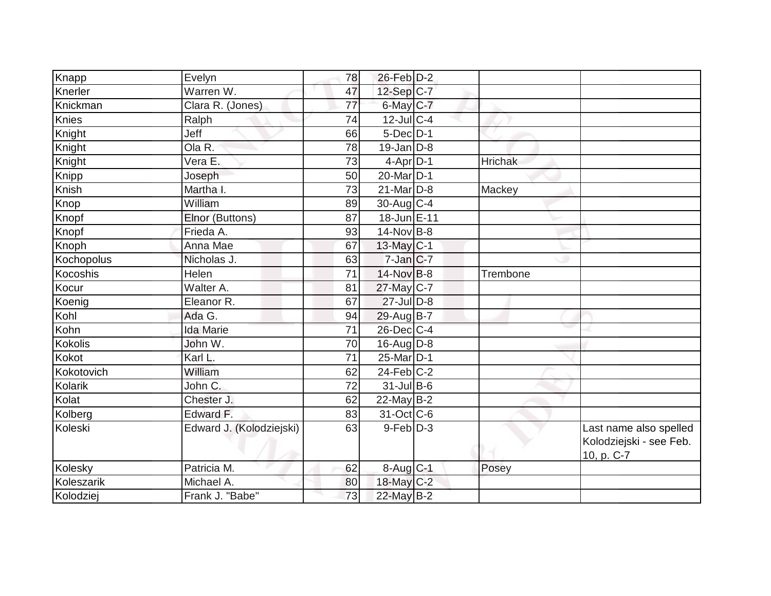| | | | | | | |
|---|---|---|---|---|---|---|
| Knapp | Evelyn | 78 | 26-Feb | D-2 | | |
| Knerler | Warren W. | 47 | 12-Sep | C-7 | | |
| Knickman | Clara R. (Jones) | 77 | 6-May | C-7 | | |
| Knies | Ralph | 74 | 12-Jul | C-4 | | |
| Knight | Jeff | 66 | 5-Dec | D-1 | | |
| Knight | Ola R. | 78 | 19-Jan | D-8 | | |
| Knight | Vera E. | 73 | 4-Apr | D-1 | Hrichak | |
| Knipp | Joseph | 50 | 20-Mar | D-1 | | |
| Knish | Martha I. | 73 | 21-Mar | D-8 | Mackey | |
| Knop | William | 89 | 30-Aug | C-4 | | |
| Knopf | Elnor (Buttons) | 87 | 18-Jun | E-11 | | |
| Knopf | Frieda A. | 93 | 14-Nov | B-8 | | |
| Knoph | Anna Mae | 67 | 13-May | C-1 | | |
| Kochopolus | Nicholas J. | 63 | 7-Jan | C-7 | | |
| Kocoshis | Helen | 71 | 14-Nov | B-8 | Trembone | |
| Kocur | Walter A. | 81 | 27-May | C-7 | | |
| Koenig | Eleanor R. | 67 | 27-Jul | D-8 | | |
| Kohl | Ada G. | 94 | 29-Aug | B-7 | | |
| Kohn | Ida Marie | 71 | 26-Dec | C-4 | | |
| Kokolis | John W. | 70 | 16-Aug | D-8 | | |
| Kokot | Karl L. | 71 | 25-Mar | D-1 | | |
| Kokotovich | William | 62 | 24-Feb | C-2 | | |
| Kolarik | John C. | 72 | 31-Jul | B-6 | | |
| Kolat | Chester J. | 62 | 22-May | B-2 | | |
| Kolberg | Edward F. | 83 | 31-Oct | C-6 | | |
| Koleski | Edward J. (Kolodziejski) | 63 | 9-Feb | D-3 | | Last name also spelled Kolodziejski - see Feb. 10, p. C-7 |
| Kolesky | Patricia M. | 62 | 8-Aug | C-1 | Posey | |
| Koleszarik | Michael A. | 80 | 18-May | C-2 | | |
| Kolodziej | Frank J. "Babe" | 73 | 22-May | B-2 | | |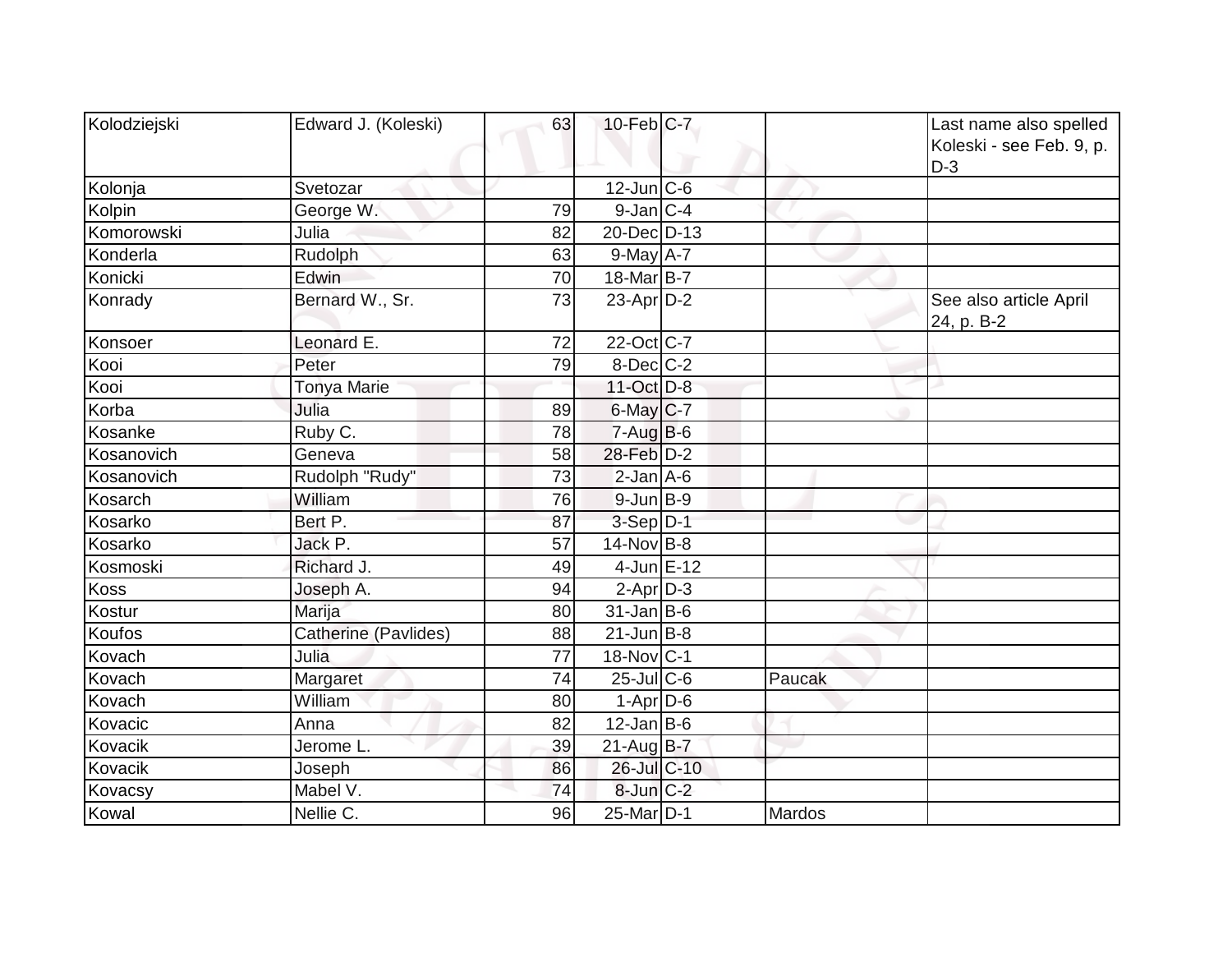| Kolodziejski | Edward J. (Koleski) | 63 | 10-Feb | C-7 | | Last name also spelled Koleski - see Feb. 9, p. D-3 |
|---|---|---|---|---|---|---|
| Kolonja | Svetozar | | 12-Jun | C-6 | | |
| Kolpin | George W. | 79 | 9-Jan | C-4 | | |
| Komorowski | Julia | 82 | 20-Dec | D-13 | | |
| Konderla | Rudolph | 63 | 9-May | A-7 | | |
| Konicki | Edwin | 70 | 18-Mar | B-7 | | |
| Konrady | Bernard W., Sr. | 73 | 23-Apr | D-2 | | See also article April 24, p. B-2 |
| Konsoer | Leonard E. | 72 | 22-Oct | C-7 | | |
| Kooi | Peter | 79 | 8-Dec | C-2 | | |
| Kooi | Tonya Marie | | 11-Oct | D-8 | | |
| Korba | Julia | 89 | 6-May | C-7 | | |
| Kosanke | Ruby C. | 78 | 7-Aug | B-6 | | |
| Kosanovich | Geneva | 58 | 28-Feb | D-2 | | |
| Kosanovich | Rudolph "Rudy" | 73 | 2-Jan | A-6 | | |
| Kosarch | William | 76 | 9-Jun | B-9 | | |
| Kosarko | Bert P. | 87 | 3-Sep | D-1 | | |
| Kosarko | Jack P. | 57 | 14-Nov | B-8 | | |
| Kosmoski | Richard J. | 49 | 4-Jun | E-12 | | |
| Koss | Joseph A. | 94 | 2-Apr | D-3 | | |
| Kostur | Marija | 80 | 31-Jan | B-6 | | |
| Koufos | Catherine (Pavlides) | 88 | 21-Jun | B-8 | | |
| Kovach | Julia | 77 | 18-Nov | C-1 | | |
| Kovach | Margaret | 74 | 25-Jul | C-6 | Paucak | |
| Kovach | William | 80 | 1-Apr | D-6 | | |
| Kovacic | Anna | 82 | 12-Jan | B-6 | | |
| Kovacik | Jerome L. | 39 | 21-Aug | B-7 | | |
| Kovacik | Joseph | 86 | 26-Jul | C-10 | | |
| Kovacsy | Mabel V. | 74 | 8-Jun | C-2 | | |
| Kowal | Nellie C. | 96 | 25-Mar | D-1 | Mardos | |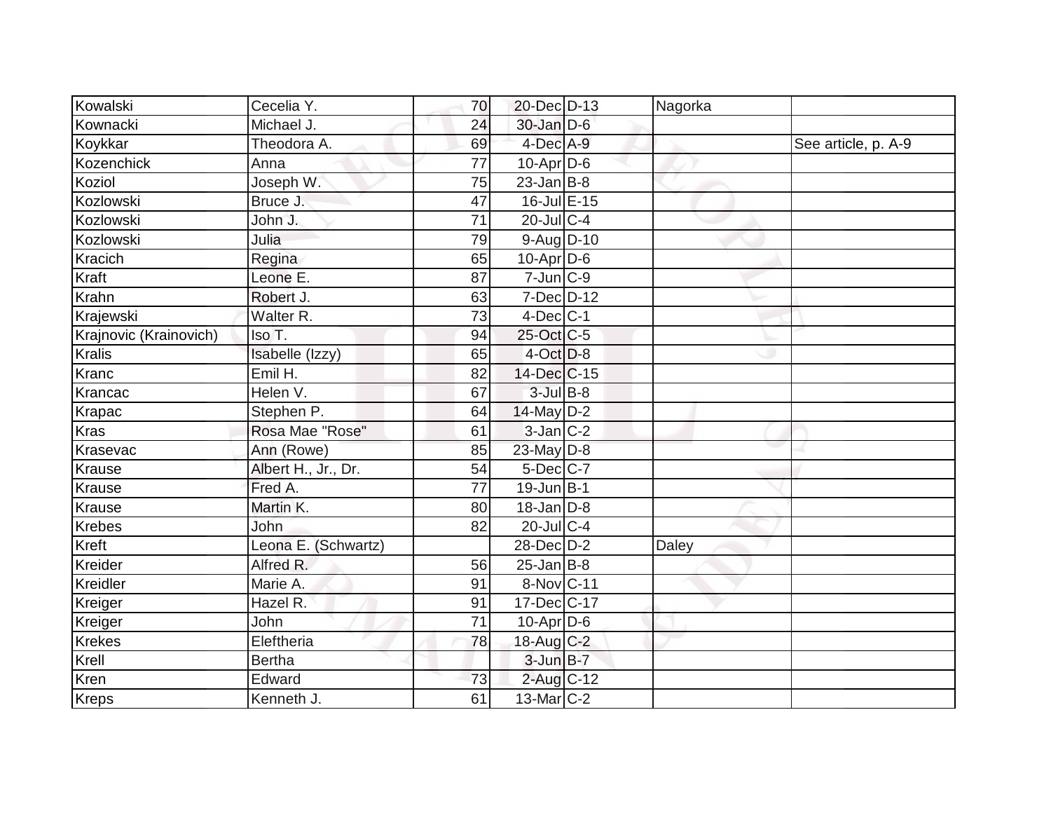| Kowalski | Cecelia Y. | 70 | 20-Dec | D-13 | Nagorka | |
|---|---|---|---|---|---|---|
| Kownacki | Michael J. | 24 | 30-Jan | D-6 | | |
| Koykkar | Theodora A. | 69 | 4-Dec | A-9 | | See article, p. A-9 |
| Kozenchick | Anna | 77 | 10-Apr | D-6 | | |
| Koziol | Joseph W. | 75 | 23-Jan | B-8 | | |
| Kozlowski | Bruce J. | 47 | 16-Jul | E-15 | | |
| Kozlowski | John J. | 71 | 20-Jul | C-4 | | |
| Kozlowski | Julia | 79 | 9-Aug | D-10 | | |
| Kracich | Regina | 65 | 10-Apr | D-6 | | |
| Kraft | Leone E. | 87 | 7-Jun | C-9 | | |
| Krahn | Robert J. | 63 | 7-Dec | D-12 | | |
| Krajewski | Walter R. | 73 | 4-Dec | C-1 | | |
| Krajnovic (Krainovich) | Iso T. | 94 | 25-Oct | C-5 | | |
| Kralis | Isabelle (Izzy) | 65 | 4-Oct | D-8 | | |
| Kranc | Emil H. | 82 | 14-Dec | C-15 | | |
| Krancac | Helen V. | 67 | 3-Jul | B-8 | | |
| Krapac | Stephen P. | 64 | 14-May | D-2 | | |
| Kras | Rosa Mae "Rose" | 61 | 3-Jan | C-2 | | |
| Krasevac | Ann (Rowe) | 85 | 23-May | D-8 | | |
| Krause | Albert H., Jr., Dr. | 54 | 5-Dec | C-7 | | |
| Krause | Fred A. | 77 | 19-Jun | B-1 | | |
| Krause | Martin K. | 80 | 18-Jan | D-8 | | |
| Krebes | John | 82 | 20-Jul | C-4 | | |
| Kreft | Leona E. (Schwartz) | | 28-Dec | D-2 | Daley | |
| Kreider | Alfred R. | 56 | 25-Jan | B-8 | | |
| Kreidler | Marie A. | 91 | 8-Nov | C-11 | | |
| Kreiger | Hazel R. | 91 | 17-Dec | C-17 | | |
| Kreiger | John | 71 | 10-Apr | D-6 | | |
| Krekes | Eleftheria | 78 | 18-Aug | C-2 | | |
| Krell | Bertha | | 3-Jun | B-7 | | |
| Kren | Edward | 73 | 2-Aug | C-12 | | |
| Kreps | Kenneth J. | 61 | 13-Mar | C-2 | | |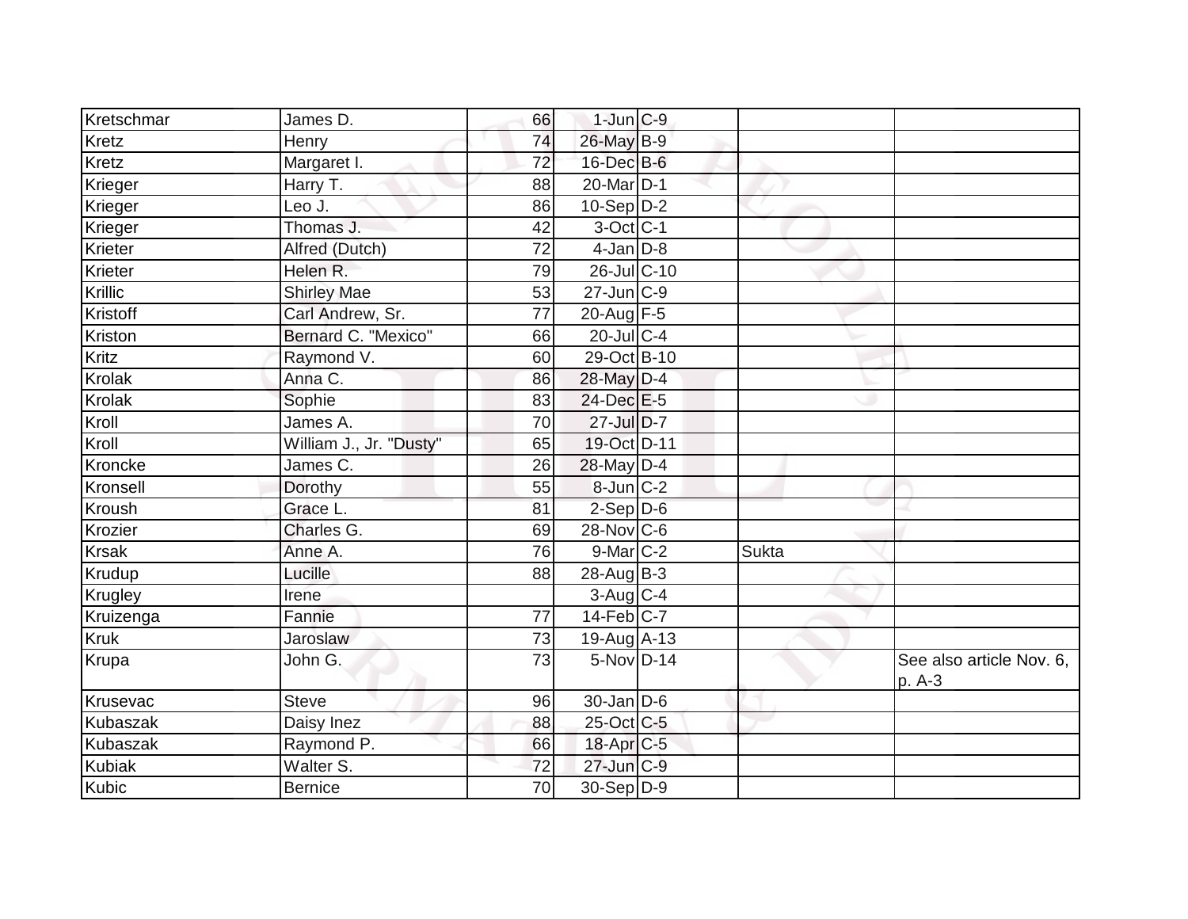| | | | | | | |
|---|---|---|---|---|---|---|
| Kretschmar | James D. | 66 | 1-Jun | C-9 | | |
| Kretz | Henry | 74 | 26-May | B-9 | | |
| Kretz | Margaret I. | 72 | 16-Dec | B-6 | | |
| Krieger | Harry T. | 88 | 20-Mar | D-1 | | |
| Krieger | Leo J. | 86 | 10-Sep | D-2 | | |
| Krieger | Thomas J. | 42 | 3-Oct | C-1 | | |
| Krieter | Alfred (Dutch) | 72 | 4-Jan | D-8 | | |
| Krieter | Helen R. | 79 | 26-Jul | C-10 | | |
| Krillic | Shirley Mae | 53 | 27-Jun | C-9 | | |
| Kristoff | Carl Andrew, Sr. | 77 | 20-Aug | F-5 | | |
| Kriston | Bernard C. "Mexico" | 66 | 20-Jul | C-4 | | |
| Kritz | Raymond V. | 60 | 29-Oct | B-10 | | |
| Krolak | Anna C. | 86 | 28-May | D-4 | | |
| Krolak | Sophie | 83 | 24-Dec | E-5 | | |
| Kroll | James A. | 70 | 27-Jul | D-7 | | |
| Kroll | William J., Jr. "Dusty" | 65 | 19-Oct | D-11 | | |
| Kroncke | James C. | 26 | 28-May | D-4 | | |
| Kronsell | Dorothy | 55 | 8-Jun | C-2 | | |
| Kroush | Grace L. | 81 | 2-Sep | D-6 | | |
| Krozier | Charles G. | 69 | 28-Nov | C-6 | | |
| Krsak | Anne A. | 76 | 9-Mar | C-2 | Sukta | |
| Krudup | Lucille | 88 | 28-Aug | B-3 | | |
| Krugley | Irene | | 3-Aug | C-4 | | |
| Kruizenga | Fannie | 77 | 14-Feb | C-7 | | |
| Kruk | Jaroslaw | 73 | 19-Aug | A-13 | | |
| Krupa | John G. | 73 | 5-Nov | D-14 | | See also article Nov. 6, p. A-3 |
| Krusevac | Steve | 96 | 30-Jan | D-6 | | |
| Kubaszak | Daisy Inez | 88 | 25-Oct | C-5 | | |
| Kubaszak | Raymond P. | 66 | 18-Apr | C-5 | | |
| Kubiak | Walter S. | 72 | 27-Jun | C-9 | | |
| Kubic | Bernice | 70 | 30-Sep | D-9 | | |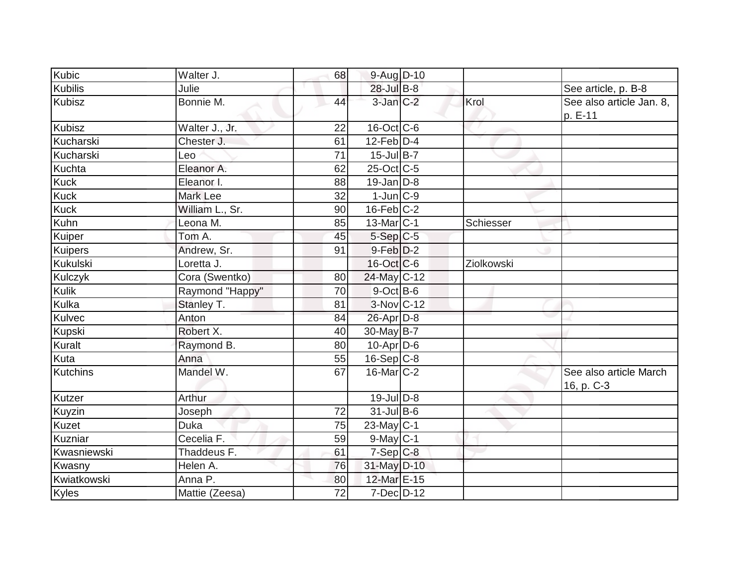| Kubic | Walter J. | 68 | 9-Aug | D-10 | | |
|---|---|---|---|---|---|---|
| Kubilis | Julie | | 28-Jul | B-8 | | See article, p. B-8 |
| Kubisz | Bonnie M. | 44 | 3-Jan | C-2 | Krol | See also article Jan. 8, p. E-11 |
| Kubisz | Walter J., Jr. | 22 | 16-Oct | C-6 | | |
| Kucharski | Chester J. | 61 | 12-Feb | D-4 | | |
| Kucharski | Leo | 71 | 15-Jul | B-7 | | |
| Kuchta | Eleanor A. | 62 | 25-Oct | C-5 | | |
| Kuck | Eleanor I. | 88 | 19-Jan | D-8 | | |
| Kuck | Mark Lee | 32 | 1-Jun | C-9 | | |
| Kuck | William L., Sr. | 90 | 16-Feb | C-2 | | |
| Kuhn | Leona M. | 85 | 13-Mar | C-1 | Schiesser | |
| Kuiper | Tom A. | 45 | 5-Sep | C-5 | | |
| Kuipers | Andrew, Sr. | 91 | 9-Feb | D-2 | | |
| Kukulski | Loretta J. | | 16-Oct | C-6 | Ziolkowski | |
| Kulczyk | Cora (Swentko) | 80 | 24-May | C-12 | | |
| Kulik | Raymond "Happy" | 70 | 9-Oct | B-6 | | |
| Kulka | Stanley T. | 81 | 3-Nov | C-12 | | |
| Kulvec | Anton | 84 | 26-Apr | D-8 | | |
| Kupski | Robert X. | 40 | 30-May | B-7 | | |
| Kuralt | Raymond B. | 80 | 10-Apr | D-6 | | |
| Kuta | Anna | 55 | 16-Sep | C-8 | | |
| Kutchins | Mandel W. | 67 | 16-Mar | C-2 | | See also article March 16, p. C-3 |
| Kutzer | Arthur | | 19-Jul | D-8 | | |
| Kuyzin | Joseph | 72 | 31-Jul | B-6 | | |
| Kuzet | Duka | 75 | 23-May | C-1 | | |
| Kuzniar | Cecelia F. | 59 | 9-May | C-1 | | |
| Kwasniewski | Thaddeus F. | 61 | 7-Sep | C-8 | | |
| Kwasny | Helen A. | 76 | 31-May | D-10 | | |
| Kwiatkowski | Anna P. | 80 | 12-Mar | E-15 | | |
| Kyles | Mattie (Zeesa) | 72 | 7-Dec | D-12 | | |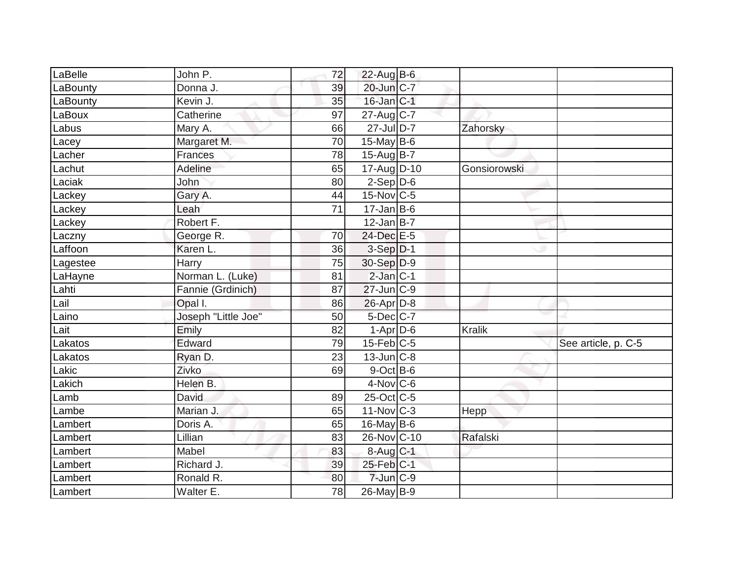| | | | | | | |
|---|---|---|---|---|---|---|
| LaBelle | John P. | 72 | 22-Aug | B-6 | | |
| LaBounty | Donna J. | 39 | 20-Jun | C-7 | | |
| LaBounty | Kevin J. | 35 | 16-Jan | C-1 | | |
| LaBoux | Catherine | 97 | 27-Aug | C-7 | | |
| Labus | Mary A. | 66 | 27-Jul | D-7 | Zahorsky | |
| Lacey | Margaret M. | 70 | 15-May | B-6 | | |
| Lacher | Frances | 78 | 15-Aug | B-7 | | |
| Lachut | Adeline | 65 | 17-Aug | D-10 | Gonsiorowski | |
| Laciak | John | 80 | 2-Sep | D-6 | | |
| Lackey | Gary A. | 44 | 15-Nov | C-5 | | |
| Lackey | Leah | 71 | 17-Jan | B-6 | | |
| Lackey | Robert F. | | 12-Jan | B-7 | | |
| Laczny | George R. | 70 | 24-Dec | E-5 | | |
| Laffoon | Karen L. | 36 | 3-Sep | D-1 | | |
| Lagestee | Harry | 75 | 30-Sep | D-9 | | |
| LaHayne | Norman L. (Luke) | 81 | 2-Jan | C-1 | | |
| Lahti | Fannie (Grdinich) | 87 | 27-Jun | C-9 | | |
| Lail | Opal I. | 86 | 26-Apr | D-8 | | |
| Laino | Joseph "Little Joe" | 50 | 5-Dec | C-7 | | |
| Lait | Emily | 82 | 1-Apr | D-6 | Kralik | |
| Lakatos | Edward | 79 | 15-Feb | C-5 | | See article, p. C-5 |
| Lakatos | Ryan D. | 23 | 13-Jun | C-8 | | |
| Lakic | Zivko | 69 | 9-Oct | B-6 | | |
| Lakich | Helen B. | | 4-Nov | C-6 | | |
| Lamb | David | 89 | 25-Oct | C-5 | | |
| Lambe | Marian J. | 65 | 11-Nov | C-3 | Hepp | |
| Lambert | Doris A. | 65 | 16-May | B-6 | | |
| Lambert | Lillian | 83 | 26-Nov | C-10 | Rafalski | |
| Lambert | Mabel | 83 | 8-Aug | C-1 | | |
| Lambert | Richard J. | 39 | 25-Feb | C-1 | | |
| Lambert | Ronald R. | 80 | 7-Jun | C-9 | | |
| Lambert | Walter E. | 78 | 26-May | B-9 | | |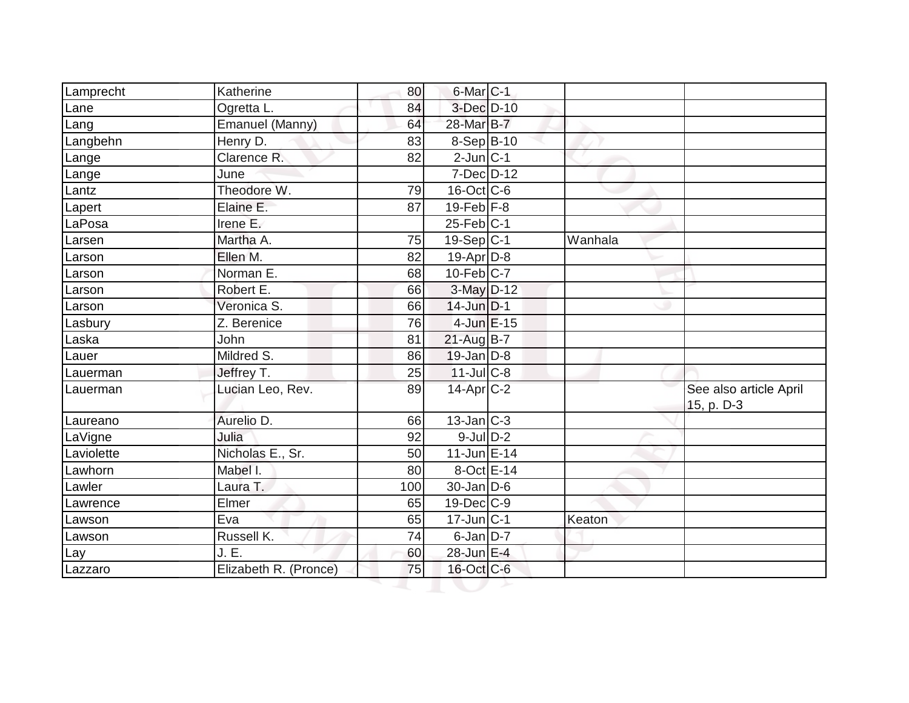| | | | | | | |
|---|---|---|---|---|---|---|
| Lamprecht | Katherine | 80 | 6-Mar | C-1 | | |
| Lane | Ogretta L. | 84 | 3-Dec | D-10 | | |
| Lang | Emanuel (Manny) | 64 | 28-Mar | B-7 | | |
| Langbehn | Henry D. | 83 | 8-Sep | B-10 | | |
| Lange | Clarence R. | 82 | 2-Jun | C-1 | | |
| Lange | June | | 7-Dec | D-12 | | |
| Lantz | Theodore W. | 79 | 16-Oct | C-6 | | |
| Lapert | Elaine E. | 87 | 19-Feb | F-8 | | |
| LaPosa | Irene E. | | 25-Feb | C-1 | | |
| Larsen | Martha A. | 75 | 19-Sep | C-1 | Wanhala | |
| Larson | Ellen M. | 82 | 19-Apr | D-8 | | |
| Larson | Norman E. | 68 | 10-Feb | C-7 | | |
| Larson | Robert E. | 66 | 3-May | D-12 | | |
| Larson | Veronica S. | 66 | 14-Jun | D-1 | | |
| Lasbury | Z. Berenice | 76 | 4-Jun | E-15 | | |
| Laska | John | 81 | 21-Aug | B-7 | | |
| Lauer | Mildred S. | 86 | 19-Jan | D-8 | | |
| Lauerman | Jeffrey T. | 25 | 11-Jul | C-8 | | |
| Lauerman | Lucian Leo, Rev. | 89 | 14-Apr | C-2 | | See also article April 15, p. D-3 |
| Laureano | Aurelio D. | 66 | 13-Jan | C-3 | | |
| LaVigne | Julia | 92 | 9-Jul | D-2 | | |
| Laviolette | Nicholas E., Sr. | 50 | 11-Jun | E-14 | | |
| Lawhorn | Mabel I. | 80 | 8-Oct | E-14 | | |
| Lawler | Laura T. | 100 | 30-Jan | D-6 | | |
| Lawrence | Elmer | 65 | 19-Dec | C-9 | | |
| Lawson | Eva | 65 | 17-Jun | C-1 | Keaton | |
| Lawson | Russell K. | 74 | 6-Jan | D-7 | | |
| Lay | J. E. | 60 | 28-Jun | E-4 | | |
| Lazzaro | Elizabeth R. (Pronce) | 75 | 16-Oct | C-6 | | |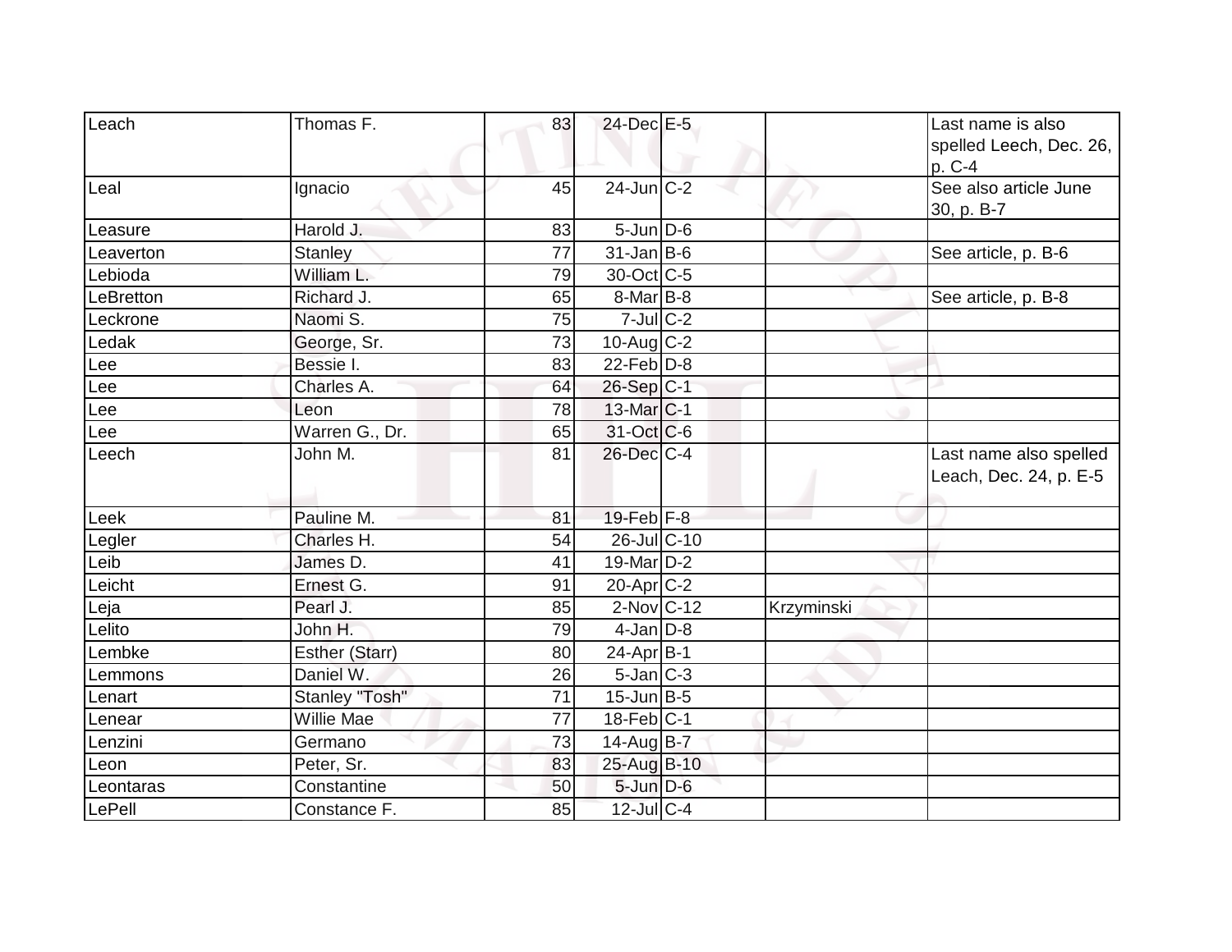| Leach | Thomas F. | 83 | 24-Dec | E-5 | | Last name is also spelled Leech, Dec. 26, p. C-4 |
|---|---|---|---|---|---|---|
| Leal | Ignacio | 45 | 24-Jun | C-2 | | See also article June 30, p. B-7 |
| Leasure | Harold J. | 83 | 5-Jun | D-6 | | |
| Leaverton | Stanley | 77 | 31-Jan | B-6 | | See article, p. B-6 |
| Lebioda | William L. | 79 | 30-Oct | C-5 | | |
| LeBretton | Richard J. | 65 | 8-Mar | B-8 | | See article, p. B-8 |
| Leckrone | Naomi S. | 75 | 7-Jul | C-2 | | |
| Ledak | George, Sr. | 73 | 10-Aug | C-2 | | |
| Lee | Bessie I. | 83 | 22-Feb | D-8 | | |
| Lee | Charles A. | 64 | 26-Sep | C-1 | | |
| Lee | Leon | 78 | 13-Mar | C-1 | | |
| Lee | Warren G., Dr. | 65 | 31-Oct | C-6 | | |
| Leech | John M. | 81 | 26-Dec | C-4 | | Last name also spelled Leach, Dec. 24, p. E-5 |
| Leek | Pauline M. | 81 | 19-Feb | F-8 | | |
| Legler | Charles H. | 54 | 26-Jul | C-10 | | |
| Leib | James D. | 41 | 19-Mar | D-2 | | |
| Leicht | Ernest G. | 91 | 20-Apr | C-2 | | |
| Leja | Pearl J. | 85 | 2-Nov | C-12 | Krzyminski | |
| Lelito | John H. | 79 | 4-Jan | D-8 | | |
| Lembke | Esther (Starr) | 80 | 24-Apr | B-1 | | |
| Lemmons | Daniel W. | 26 | 5-Jan | C-3 | | |
| Lenart | Stanley "Tosh" | 71 | 15-Jun | B-5 | | |
| Lenear | Willie Mae | 77 | 18-Feb | C-1 | | |
| Lenzini | Germano | 73 | 14-Aug | B-7 | | |
| Leon | Peter, Sr. | 83 | 25-Aug | B-10 | | |
| Leontaras | Constantine | 50 | 5-Jun | D-6 | | |
| LePell | Constance F. | 85 | 12-Jul | C-4 | | |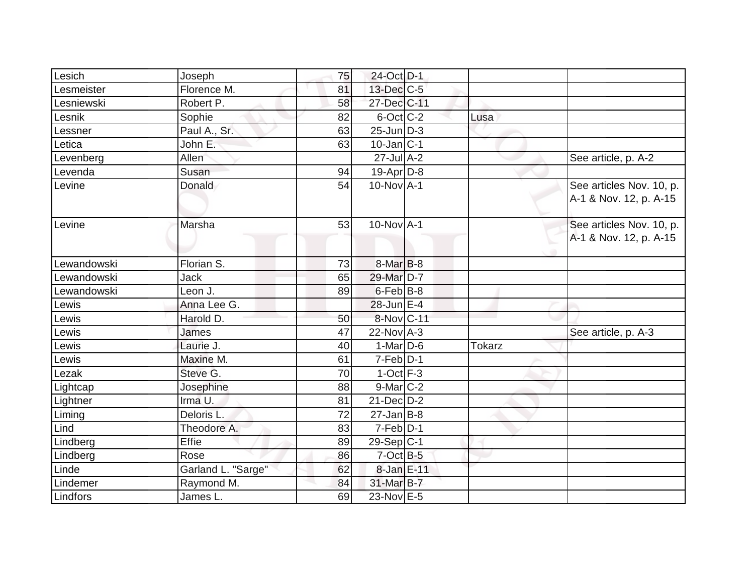| | | | | | | |
|---|---|---|---|---|---|---|
| Lesich | Joseph | 75 | 24-Oct | D-1 | | |
| Lesmeister | Florence M. | 81 | 13-Dec | C-5 | | |
| Lesniewski | Robert P. | 58 | 27-Dec | C-11 | | |
| Lesnik | Sophie | 82 | 6-Oct | C-2 | Lusa | |
| Lessner | Paul A., Sr. | 63 | 25-Jun | D-3 | | |
| Letica | John E. | 63 | 10-Jan | C-1 | | |
| Levenberg | Allen | | 27-Jul | A-2 | | See article, p. A-2 |
| Levenda | Susan | 94 | 19-Apr | D-8 | | |
| Levine | Donald | 54 | 10-Nov | A-1 | | See articles Nov. 10, p. A-1 & Nov. 12, p. A-15 |
| Levine | Marsha | 53 | 10-Nov | A-1 | | See articles Nov. 10, p. A-1 & Nov. 12, p. A-15 |
| Lewandowski | Florian S. | 73 | 8-Mar | B-8 | | |
| Lewandowski | Jack | 65 | 29-Mar | D-7 | | |
| Lewandowski | Leon J. | 89 | 6-Feb | B-8 | | |
| Lewis | Anna Lee G. | | 28-Jun | E-4 | | |
| Lewis | Harold D. | 50 | 8-Nov | C-11 | | |
| Lewis | James | 47 | 22-Nov | A-3 | | See article, p. A-3 |
| Lewis | Laurie J. | 40 | 1-Mar | D-6 | Tokarz | |
| Lewis | Maxine M. | 61 | 7-Feb | D-1 | | |
| Lezak | Steve G. | 70 | 1-Oct | F-3 | | |
| Lightcap | Josephine | 88 | 9-Mar | C-2 | | |
| Lightner | Irma U. | 81 | 21-Dec | D-2 | | |
| Liming | Deloris L. | 72 | 27-Jan | B-8 | | |
| Lind | Theodore A. | 83 | 7-Feb | D-1 | | |
| Lindberg | Effie | 89 | 29-Sep | C-1 | | |
| Lindberg | Rose | 86 | 7-Oct | B-5 | | |
| Linde | Garland L. "Sarge" | 62 | 8-Jan | E-11 | | |
| Lindemer | Raymond M. | 84 | 31-Mar | B-7 | | |
| Lindfors | James L. | 69 | 23-Nov | E-5 | | |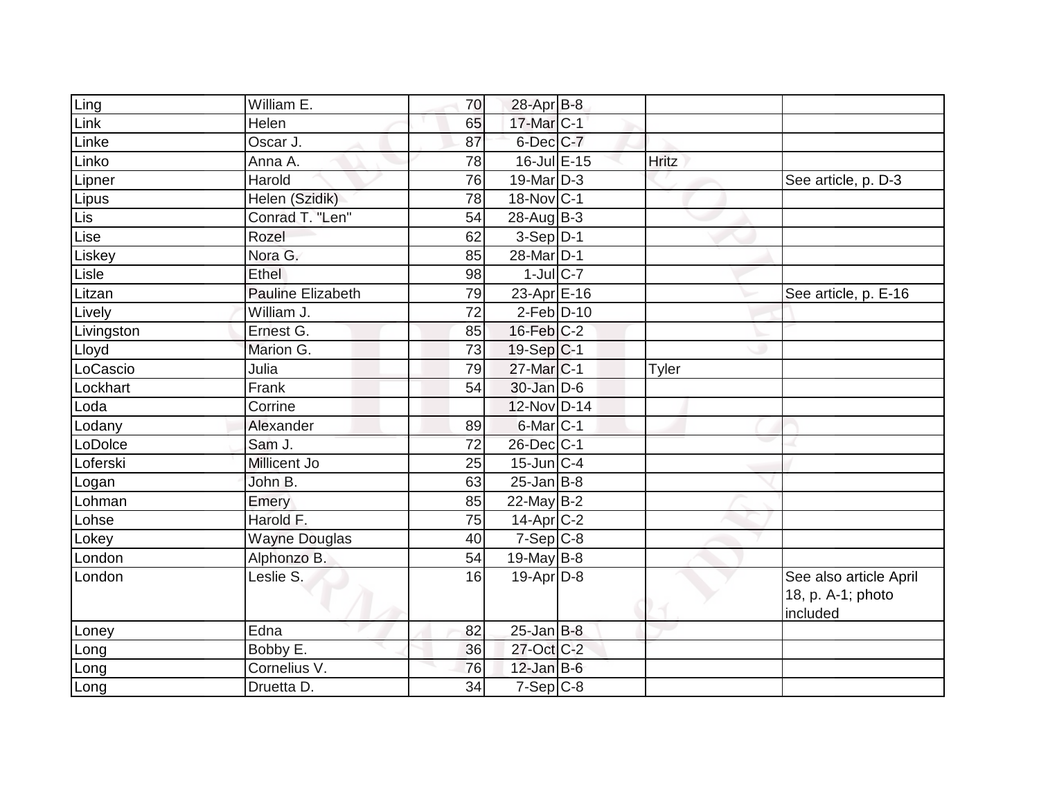| Ling | William E. | 70 | 28-Apr | B-8 | | |
|---|---|---|---|---|---|---|
| Link | Helen | 65 | 17-Mar | C-1 | | |
| Linke | Oscar J. | 87 | 6-Dec | C-7 | | |
| Linko | Anna A. | 78 | 16-Jul | E-15 | Hritz | |
| Lipner | Harold | 76 | 19-Mar | D-3 | | See article, p. D-3 |
| Lipus | Helen (Szidik) | 78 | 18-Nov | C-1 | | |
| Lis | Conrad T. "Len" | 54 | 28-Aug | B-3 | | |
| Lise | Rozel | 62 | 3-Sep | D-1 | | |
| Liskey | Nora G. | 85 | 28-Mar | D-1 | | |
| Lisle | Ethel | 98 | 1-Jul | C-7 | | |
| Litzan | Pauline Elizabeth | 79 | 23-Apr | E-16 | | See article, p. E-16 |
| Lively | William J. | 72 | 2-Feb | D-10 | | |
| Livingston | Ernest G. | 85 | 16-Feb | C-2 | | |
| Lloyd | Marion G. | 73 | 19-Sep | C-1 | | |
| LoCascio | Julia | 79 | 27-Mar | C-1 | Tyler | |
| Lockhart | Frank | 54 | 30-Jan | D-6 | | |
| Loda | Corrine | | 12-Nov | D-14 | | |
| Lodany | Alexander | 89 | 6-Mar | C-1 | | |
| LoDolce | Sam J. | 72 | 26-Dec | C-1 | | |
| Loferski | Millicent Jo | 25 | 15-Jun | C-4 | | |
| Logan | John B. | 63 | 25-Jan | B-8 | | |
| Lohman | Emery | 85 | 22-May | B-2 | | |
| Lohse | Harold F. | 75 | 14-Apr | C-2 | | |
| Lokey | Wayne Douglas | 40 | 7-Sep | C-8 | | |
| London | Alphonzo B. | 54 | 19-May | B-8 | | |
| London | Leslie S. | 16 | 19-Apr | D-8 | | See also article April 18, p. A-1; photo included |
| Loney | Edna | 82 | 25-Jan | B-8 | | |
| Long | Bobby E. | 36 | 27-Oct | C-2 | | |
| Long | Cornelius V. | 76 | 12-Jan | B-6 | | |
| Long | Druetta D. | 34 | 7-Sep | C-8 | | |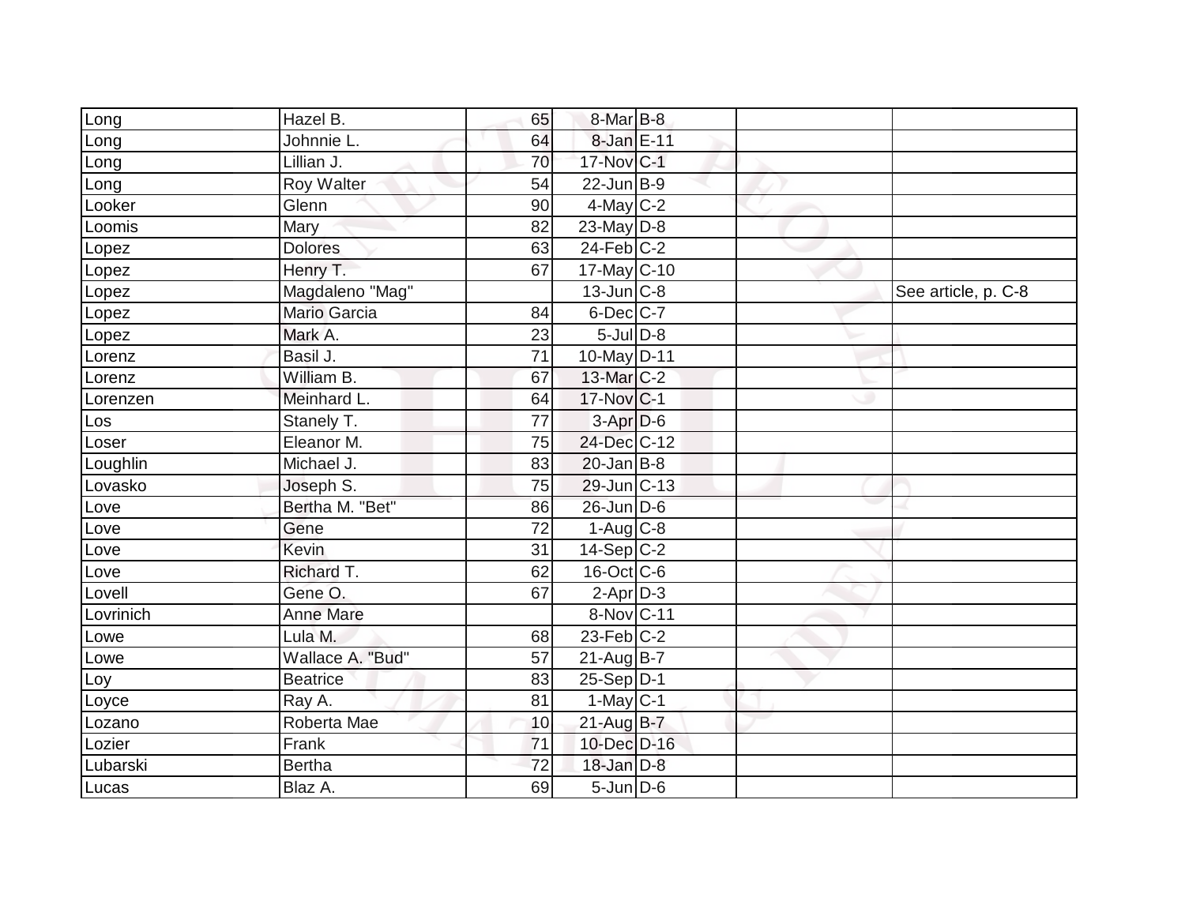| Long | Hazel B. | 65 | 8-Mar | B-8 | | |
|---|---|---|---|---|---|---|
| Long | Johnnie L. | 64 | 8-Jan | E-11 | | |
| Long | Lillian J. | 70 | 17-Nov | C-1 | | |
| Long | Roy Walter | 54 | 22-Jun | B-9 | | |
| Looker | Glenn | 90 | 4-May | C-2 | | |
| Loomis | Mary | 82 | 23-May | D-8 | | |
| Lopez | Dolores | 63 | 24-Feb | C-2 | | |
| Lopez | Henry T. | 67 | 17-May | C-10 | | |
| Lopez | Magdaleno "Mag" | | 13-Jun | C-8 | | See article, p. C-8 |
| Lopez | Mario Garcia | 84 | 6-Dec | C-7 | | |
| Lopez | Mark A. | 23 | 5-Jul | D-8 | | |
| Lorenz | Basil J. | 71 | 10-May | D-11 | | |
| Lorenz | William B. | 67 | 13-Mar | C-2 | | |
| Lorenzen | Meinhard L. | 64 | 17-Nov | C-1 | | |
| Los | Stanely T. | 77 | 3-Apr | D-6 | | |
| Loser | Eleanor M. | 75 | 24-Dec | C-12 | | |
| Loughlin | Michael J. | 83 | 20-Jan | B-8 | | |
| Lovasko | Joseph S. | 75 | 29-Jun | C-13 | | |
| Love | Bertha M. "Bet" | 86 | 26-Jun | D-6 | | |
| Love | Gene | 72 | 1-Aug | C-8 | | |
| Love | Kevin | 31 | 14-Sep | C-2 | | |
| Love | Richard T. | 62 | 16-Oct | C-6 | | |
| Lovell | Gene O. | 67 | 2-Apr | D-3 | | |
| Lovrinich | Anne Mare | | 8-Nov | C-11 | | |
| Lowe | Lula M. | 68 | 23-Feb | C-2 | | |
| Lowe | Wallace A. "Bud" | 57 | 21-Aug | B-7 | | |
| Loy | Beatrice | 83 | 25-Sep | D-1 | | |
| Loyce | Ray A. | 81 | 1-May | C-1 | | |
| Lozano | Roberta Mae | 10 | 21-Aug | B-7 | | |
| Lozier | Frank | 71 | 10-Dec | D-16 | | |
| Lubarski | Bertha | 72 | 18-Jan | D-8 | | |
| Lucas | Blaz A. | 69 | 5-Jun | D-6 | | |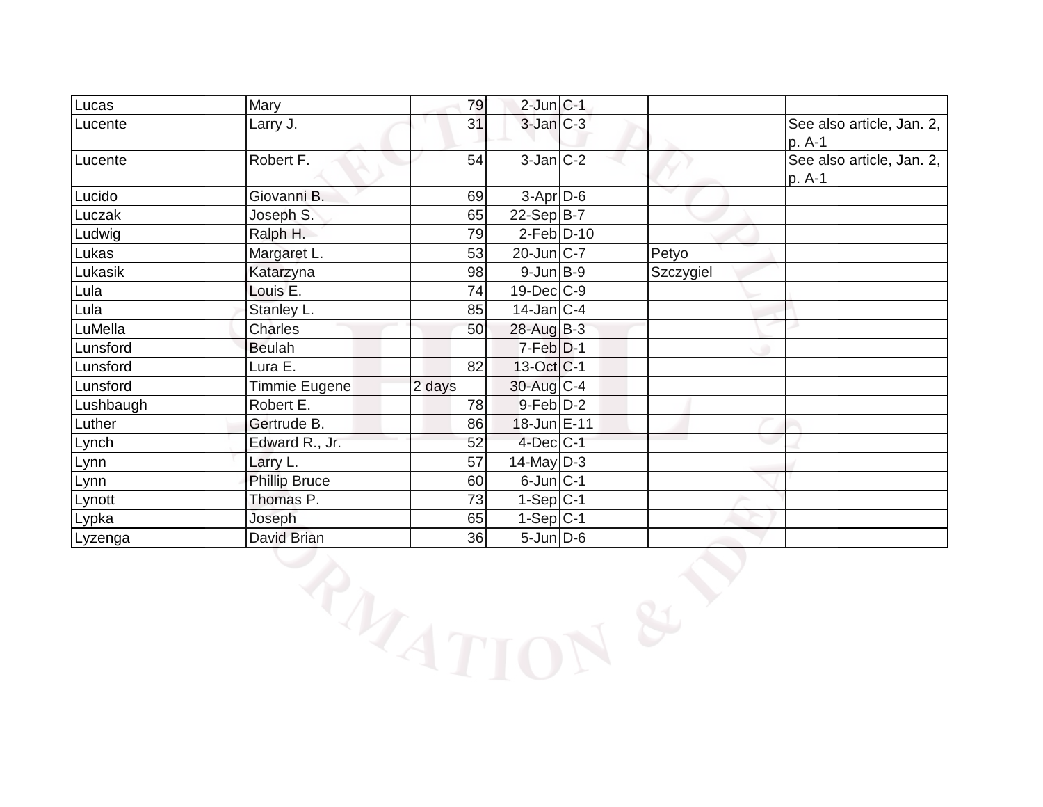| Lucas | Mary | 79 | 2-Jun | C-1 | | |
|---|---|---|---|---|---|---|
| Lucente | Larry J. | 31 | 3-Jan | C-3 | | See also article, Jan. 2, p. A-1 |
| Lucente | Robert F. | 54 | 3-Jan | C-2 | | See also article, Jan. 2, p. A-1 |
| Lucido | Giovanni B. | 69 | 3-Apr | D-6 | | |
| Luczak | Joseph S. | 65 | 22-Sep | B-7 | | |
| Ludwig | Ralph H. | 79 | 2-Feb | D-10 | | |
| Lukas | Margaret L. | 53 | 20-Jun | C-7 | Petyo | |
| Lukasik | Katarzyna | 98 | 9-Jun | B-9 | Szczygiel | |
| Lula | Louis E. | 74 | 19-Dec | C-9 | | |
| Lula | Stanley L. | 85 | 14-Jan | C-4 | | |
| LuMella | Charles | 50 | 28-Aug | B-3 | | |
| Lunsford | Beulah | | 7-Feb | D-1 | | |
| Lunsford | Lura E. | 82 | 13-Oct | C-1 | | |
| Lunsford | Timmie Eugene | 2 days | 30-Aug | C-4 | | |
| Lushbaugh | Robert E. | 78 | 9-Feb | D-2 | | |
| Luther | Gertrude B. | 86 | 18-Jun | E-11 | | |
| Lynch | Edward R., Jr. | 52 | 4-Dec | C-1 | | |
| Lynn | Larry L. | 57 | 14-May | D-3 | | |
| Lynn | Phillip Bruce | 60 | 6-Jun | C-1 | | |
| Lynott | Thomas P. | 73 | 1-Sep | C-1 | | |
| Lypka | Joseph | 65 | 1-Sep | C-1 | | |
| Lyzenga | David Brian | 36 | 5-Jun | D-6 | | |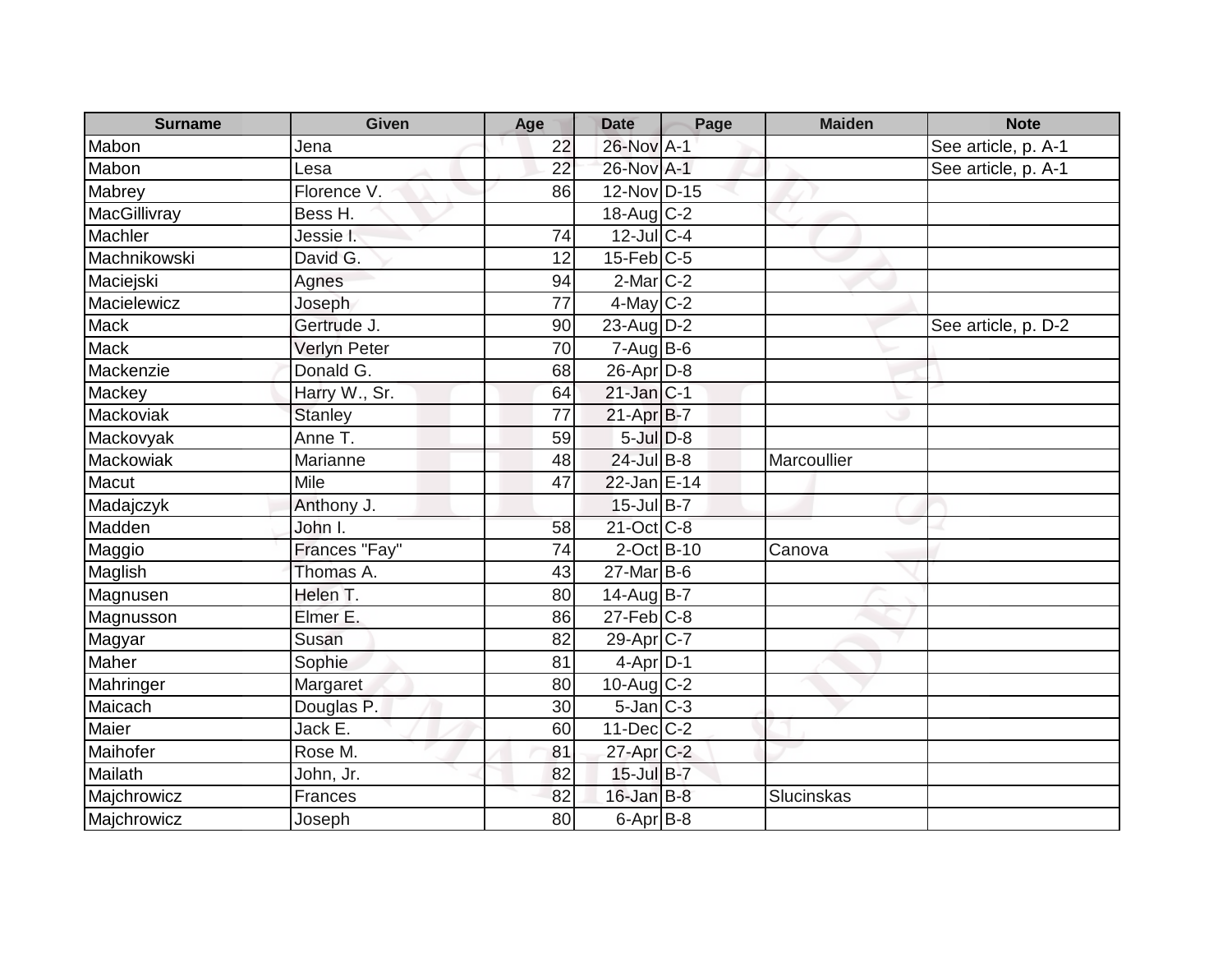| Surname | Given | Age | Date | Page | Maiden | Note |
|---|---|---|---|---|---|---|
| Mabon | Jena | 22 | 26-Nov | A-1 | | See article, p. A-1 |
| Mabon | Lesa | 22 | 26-Nov | A-1 | | See article, p. A-1 |
| Mabrey | Florence V. | 86 | 12-Nov | D-15 | | |
| MacGillivray | Bess H. | | 18-Aug | C-2 | | |
| Machler | Jessie I. | 74 | 12-Jul | C-4 | | |
| Machnikowski | David G. | 12 | 15-Feb | C-5 | | |
| Maciejski | Agnes | 94 | 2-Mar | C-2 | | |
| Macielewicz | Joseph | 77 | 4-May | C-2 | | |
| Mack | Gertrude J. | 90 | 23-Aug | D-2 | | See article, p. D-2 |
| Mack | Verlyn Peter | 70 | 7-Aug | B-6 | | |
| Mackenzie | Donald G. | 68 | 26-Apr | D-8 | | |
| Mackey | Harry W., Sr. | 64 | 21-Jan | C-1 | | |
| Mackoviak | Stanley | 77 | 21-Apr | B-7 | | |
| Mackovyak | Anne T. | 59 | 5-Jul | D-8 | | |
| Mackowiak | Marianne | 48 | 24-Jul | B-8 | Marcoullier | |
| Macut | Mile | 47 | 22-Jan | E-14 | | |
| Madajczyk | Anthony J. | | 15-Jul | B-7 | | |
| Madden | John I. | 58 | 21-Oct | C-8 | | |
| Maggio | Frances "Fay" | 74 | 2-Oct | B-10 | Canova | |
| Maglish | Thomas A. | 43 | 27-Mar | B-6 | | |
| Magnusen | Helen T. | 80 | 14-Aug | B-7 | | |
| Magnusson | Elmer E. | 86 | 27-Feb | C-8 | | |
| Magyar | Susan | 82 | 29-Apr | C-7 | | |
| Maher | Sophie | 81 | 4-Apr | D-1 | | |
| Mahringer | Margaret | 80 | 10-Aug | C-2 | | |
| Maicach | Douglas P. | 30 | 5-Jan | C-3 | | |
| Maier | Jack E. | 60 | 11-Dec | C-2 | | |
| Maihofer | Rose M. | 81 | 27-Apr | C-2 | | |
| Mailath | John, Jr. | 82 | 15-Jul | B-7 | | |
| Majchrowicz | Frances | 82 | 16-Jan | B-8 | Slucinskas | |
| Majchrowicz | Joseph | 80 | 6-Apr | B-8 | | |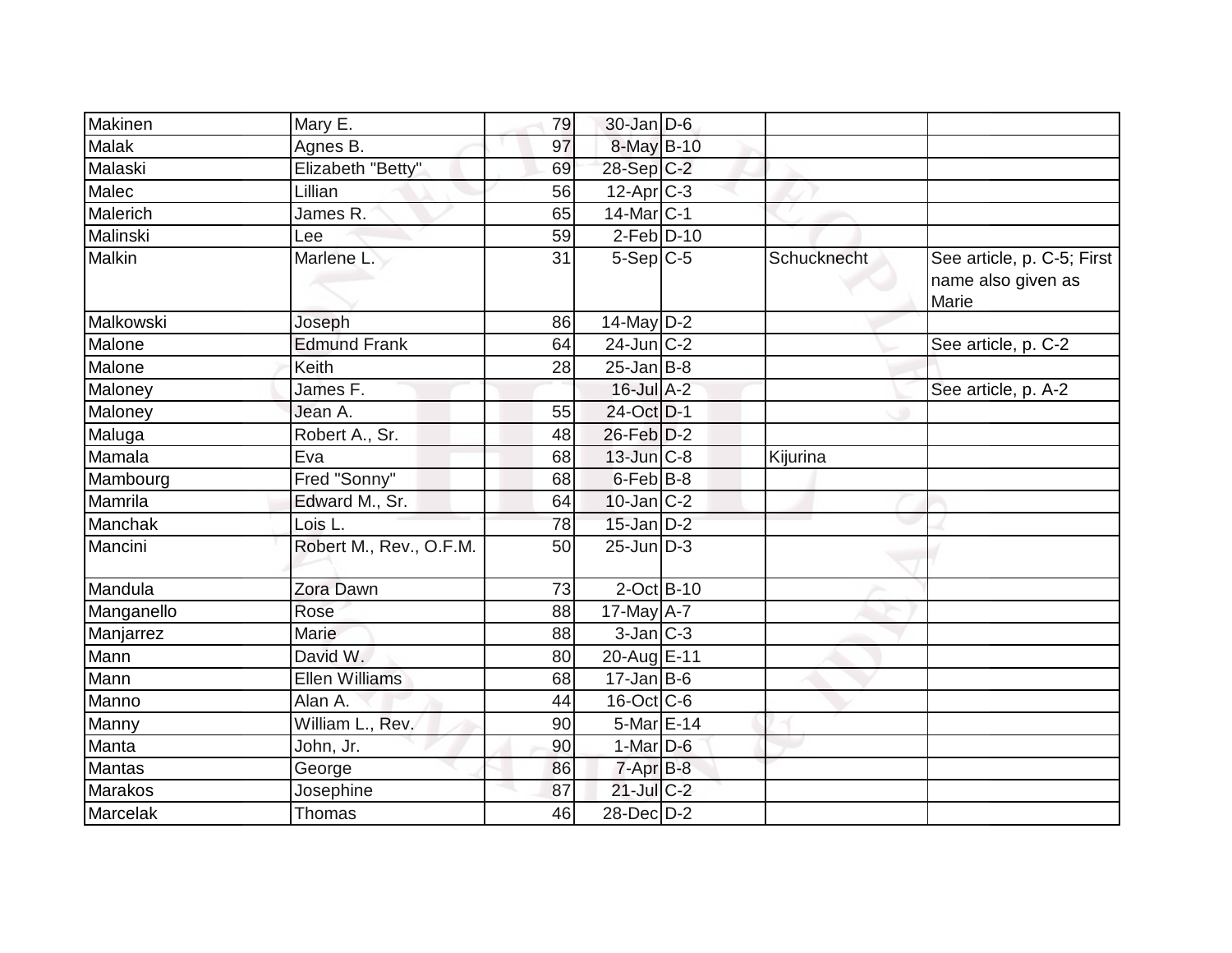| Makinen | Mary E. | 79 | 30-Jan | D-6 | | |
|---|---|---|---|---|---|---|
| Malak | Agnes B. | 97 | 8-May | B-10 | | |
| Malaski | Elizabeth "Betty" | 69 | 28-Sep | C-2 | | |
| Malec | Lillian | 56 | 12-Apr | C-3 | | |
| Malerich | James R. | 65 | 14-Mar | C-1 | | |
| Malinski | Lee | 59 | 2-Feb | D-10 | | |
| Malkin | Marlene L. | 31 | 5-Sep | C-5 | Schucknecht | See article, p. C-5; First name also given as Marie |
| Malkowski | Joseph | 86 | 14-May | D-2 | | |
| Malone | Edmund Frank | 64 | 24-Jun | C-2 | | See article, p. C-2 |
| Malone | Keith | 28 | 25-Jan | B-8 | | |
| Maloney | James F. | | 16-Jul | A-2 | | See article, p. A-2 |
| Maloney | Jean A. | 55 | 24-Oct | D-1 | | |
| Maluga | Robert A., Sr. | 48 | 26-Feb | D-2 | | |
| Mamala | Eva | 68 | 13-Jun | C-8 | Kijurina | |
| Mambourg | Fred "Sonny" | 68 | 6-Feb | B-8 | | |
| Mamrila | Edward M., Sr. | 64 | 10-Jan | C-2 | | |
| Manchak | Lois L. | 78 | 15-Jan | D-2 | | |
| Mancini | Robert M., Rev., O.F.M. | 50 | 25-Jun | D-3 | | |
| Mandula | Zora Dawn | 73 | 2-Oct | B-10 | | |
| Manganello | Rose | 88 | 17-May | A-7 | | |
| Manjarrez | Marie | 88 | 3-Jan | C-3 | | |
| Mann | David W. | 80 | 20-Aug | E-11 | | |
| Mann | Ellen Williams | 68 | 17-Jan | B-6 | | |
| Manno | Alan A. | 44 | 16-Oct | C-6 | | |
| Manny | William L., Rev. | 90 | 5-Mar | E-14 | | |
| Manta | John, Jr. | 90 | 1-Mar | D-6 | | |
| Mantas | George | 86 | 7-Apr | B-8 | | |
| Marakos | Josephine | 87 | 21-Jul | C-2 | | |
| Marcelak | Thomas | 46 | 28-Dec | D-2 | | |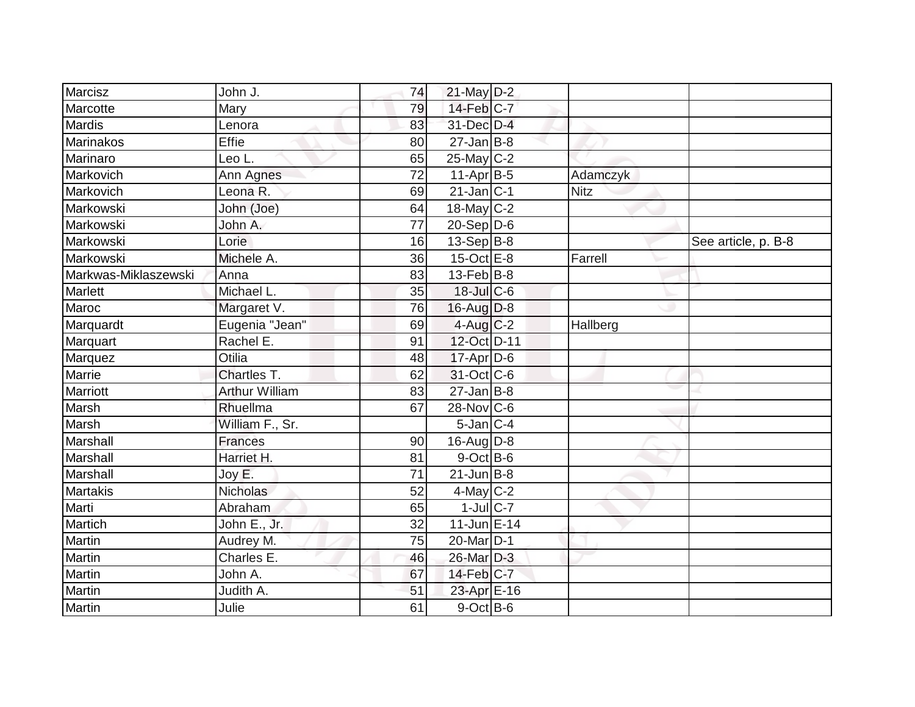| | | | | | | |
|---|---|---|---|---|---|---|
| Marcisz | John J. | 74 | 21-May | D-2 | | |
| Marcotte | Mary | 79 | 14-Feb | C-7 | | |
| Mardis | Lenora | 83 | 31-Dec | D-4 | | |
| Marinakos | Effie | 80 | 27-Jan | B-8 | | |
| Marinaro | Leo L. | 65 | 25-May | C-2 | | |
| Markovich | Ann Agnes | 72 | 11-Apr | B-5 | Adamczyk | |
| Markovich | Leona R. | 69 | 21-Jan | C-1 | Nitz | |
| Markowski | John (Joe) | 64 | 18-May | C-2 | | |
| Markowski | John A. | 77 | 20-Sep | D-6 | | |
| Markowski | Lorie | 16 | 13-Sep | B-8 | | See article, p. B-8 |
| Markowski | Michele A. | 36 | 15-Oct | E-8 | Farrell | |
| Markwas-Miklaszewski | Anna | 83 | 13-Feb | B-8 | | |
| Marlett | Michael L. | 35 | 18-Jul | C-6 | | |
| Maroc | Margaret V. | 76 | 16-Aug | D-8 | | |
| Marquardt | Eugenia "Jean" | 69 | 4-Aug | C-2 | Hallberg | |
| Marquart | Rachel E. | 91 | 12-Oct | D-11 | | |
| Marquez | Otilia | 48 | 17-Apr | D-6 | | |
| Marrie | Chartles T. | 62 | 31-Oct | C-6 | | |
| Marriott | Arthur William | 83 | 27-Jan | B-8 | | |
| Marsh | Rhuellma | 67 | 28-Nov | C-6 | | |
| Marsh | William F., Sr. | | 5-Jan | C-4 | | |
| Marshall | Frances | 90 | 16-Aug | D-8 | | |
| Marshall | Harriet H. | 81 | 9-Oct | B-6 | | |
| Marshall | Joy E. | 71 | 21-Jun | B-8 | | |
| Martakis | Nicholas | 52 | 4-May | C-2 | | |
| Marti | Abraham | 65 | 1-Jul | C-7 | | |
| Martich | John E., Jr. | 32 | 11-Jun | E-14 | | |
| Martin | Audrey M. | 75 | 20-Mar | D-1 | | |
| Martin | Charles E. | 46 | 26-Mar | D-3 | | |
| Martin | John A. | 67 | 14-Feb | C-7 | | |
| Martin | Judith A. | 51 | 23-Apr | E-16 | | |
| Martin | Julie | 61 | 9-Oct | B-6 | | |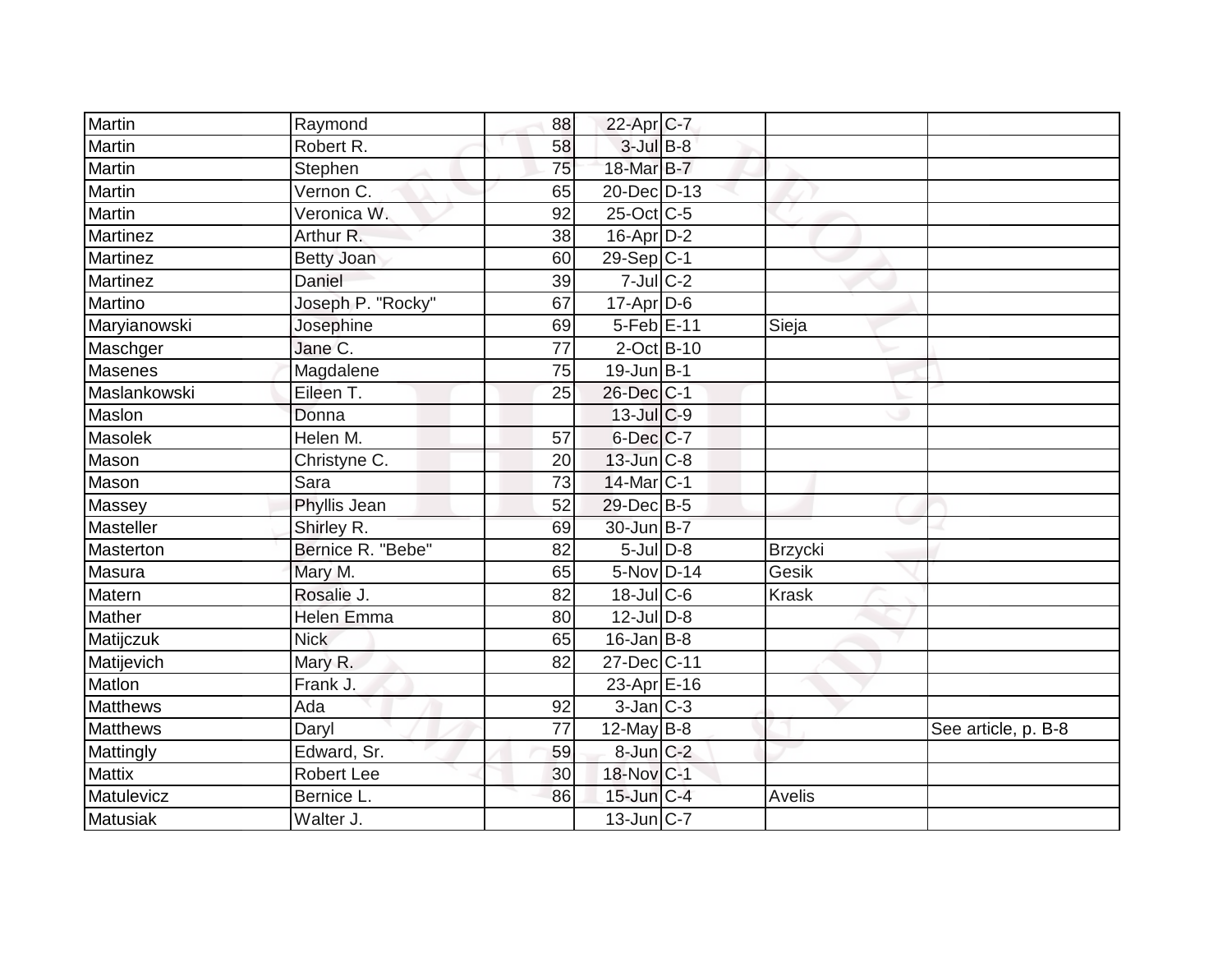| Martin | Raymond | 88 | 22-Apr | C-7 | | |
|---|---|---|---|---|---|---|
| Martin | Robert R. | 58 | 3-Jul | B-8 | | |
| Martin | Stephen | 75 | 18-Mar | B-7 | | |
| Martin | Vernon C. | 65 | 20-Dec | D-13 | | |
| Martin | Veronica W. | 92 | 25-Oct | C-5 | | |
| Martinez | Arthur R. | 38 | 16-Apr | D-2 | | |
| Martinez | Betty Joan | 60 | 29-Sep | C-1 | | |
| Martinez | Daniel | 39 | 7-Jul | C-2 | | |
| Martino | Joseph P. "Rocky" | 67 | 17-Apr | D-6 | | |
| Maryianowski | Josephine | 69 | 5-Feb | E-11 | Sieja | |
| Maschger | Jane C. | 77 | 2-Oct | B-10 | | |
| Masenes | Magdalene | 75 | 19-Jun | B-1 | | |
| Maslankowski | Eileen T. | 25 | 26-Dec | C-1 | | |
| Maslon | Donna | | 13-Jul | C-9 | | |
| Masolek | Helen M. | 57 | 6-Dec | C-7 | | |
| Mason | Christyne C. | 20 | 13-Jun | C-8 | | |
| Mason | Sara | 73 | 14-Mar | C-1 | | |
| Massey | Phyllis Jean | 52 | 29-Dec | B-5 | | |
| Masteller | Shirley R. | 69 | 30-Jun | B-7 | | |
| Masterton | Bernice R. "Bebe" | 82 | 5-Jul | D-8 | Brzycki | |
| Masura | Mary M. | 65 | 5-Nov | D-14 | Gesik | |
| Matern | Rosalie J. | 82 | 18-Jul | C-6 | Krask | |
| Mather | Helen Emma | 80 | 12-Jul | D-8 | | |
| Matijczuk | Nick | 65 | 16-Jan | B-8 | | |
| Matijevich | Mary R. | 82 | 27-Dec | C-11 | | |
| Matlon | Frank J. | | 23-Apr | E-16 | | |
| Matthews | Ada | 92 | 3-Jan | C-3 | | |
| Matthews | Daryl | 77 | 12-May | B-8 | | See article, p. B-8 |
| Mattingly | Edward, Sr. | 59 | 8-Jun | C-2 | | |
| Mattix | Robert Lee | 30 | 18-Nov | C-1 | | |
| Matulevicz | Bernice L. | 86 | 15-Jun | C-4 | Avelis | |
| Matusiak | Walter J. | | 13-Jun | C-7 | | |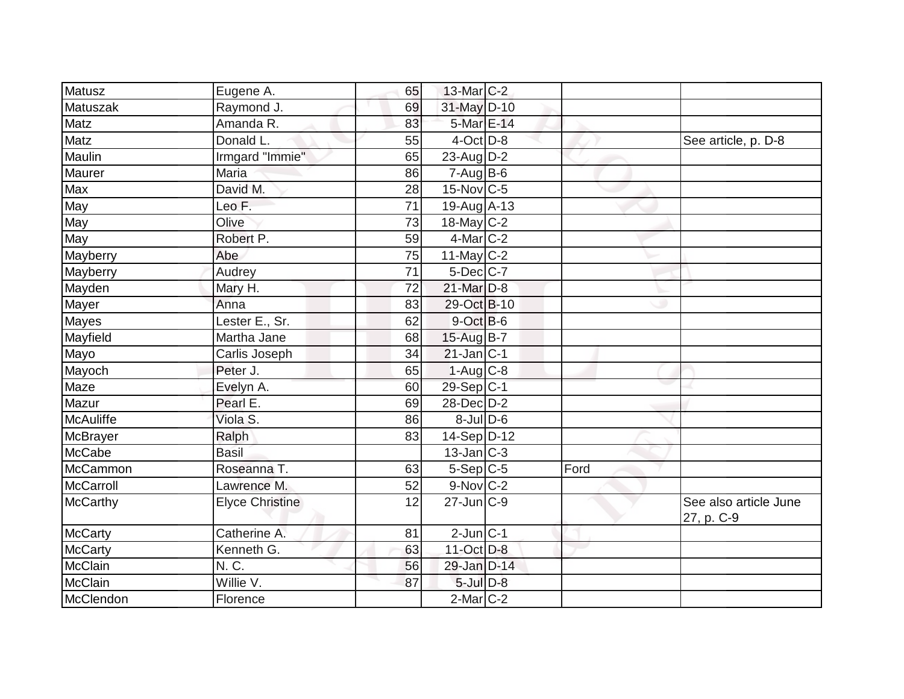| Matusz | Eugene A. | 65 | 13-Mar | C-2 | | |
|---|---|---|---|---|---|---|
| Matuszak | Raymond J. | 69 | 31-May | D-10 | | |
| Matz | Amanda R. | 83 | 5-Mar | E-14 | | |
| Matz | Donald L. | 55 | 4-Oct | D-8 | | See article, p. D-8 |
| Maulin | Irmgard "Immie" | 65 | 23-Aug | D-2 | | |
| Maurer | Maria | 86 | 7-Aug | B-6 | | |
| Max | David M. | 28 | 15-Nov | C-5 | | |
| May | Leo F. | 71 | 19-Aug | A-13 | | |
| May | Olive | 73 | 18-May | C-2 | | |
| May | Robert P. | 59 | 4-Mar | C-2 | | |
| Mayberry | Abe | 75 | 11-May | C-2 | | |
| Mayberry | Audrey | 71 | 5-Dec | C-7 | | |
| Mayden | Mary H. | 72 | 21-Mar | D-8 | | |
| Mayer | Anna | 83 | 29-Oct | B-10 | | |
| Mayes | Lester E., Sr. | 62 | 9-Oct | B-6 | | |
| Mayfield | Martha Jane | 68 | 15-Aug | B-7 | | |
| Mayo | Carlis Joseph | 34 | 21-Jan | C-1 | | |
| Mayoch | Peter J. | 65 | 1-Aug | C-8 | | |
| Maze | Evelyn A. | 60 | 29-Sep | C-1 | | |
| Mazur | Pearl E. | 69 | 28-Dec | D-2 | | |
| McAuliffe | Viola S. | 86 | 8-Jul | D-6 | | |
| McBrayer | Ralph | 83 | 14-Sep | D-12 | | |
| McCabe | Basil | | 13-Jan | C-3 | | |
| McCammon | Roseanna T. | 63 | 5-Sep | C-5 | Ford | |
| McCarroll | Lawrence M. | 52 | 9-Nov | C-2 | | |
| McCarthy | Elyce Christine | 12 | 27-Jun | C-9 | | See also article June 27, p. C-9 |
| McCarty | Catherine A. | 81 | 2-Jun | C-1 | | |
| McCarty | Kenneth G. | 63 | 11-Oct | D-8 | | |
| McClain | N. C. | 56 | 29-Jan | D-14 | | |
| McClain | Willie V. | 87 | 5-Jul | D-8 | | |
| McClendon | Florence | | 2-Mar | C-2 | | |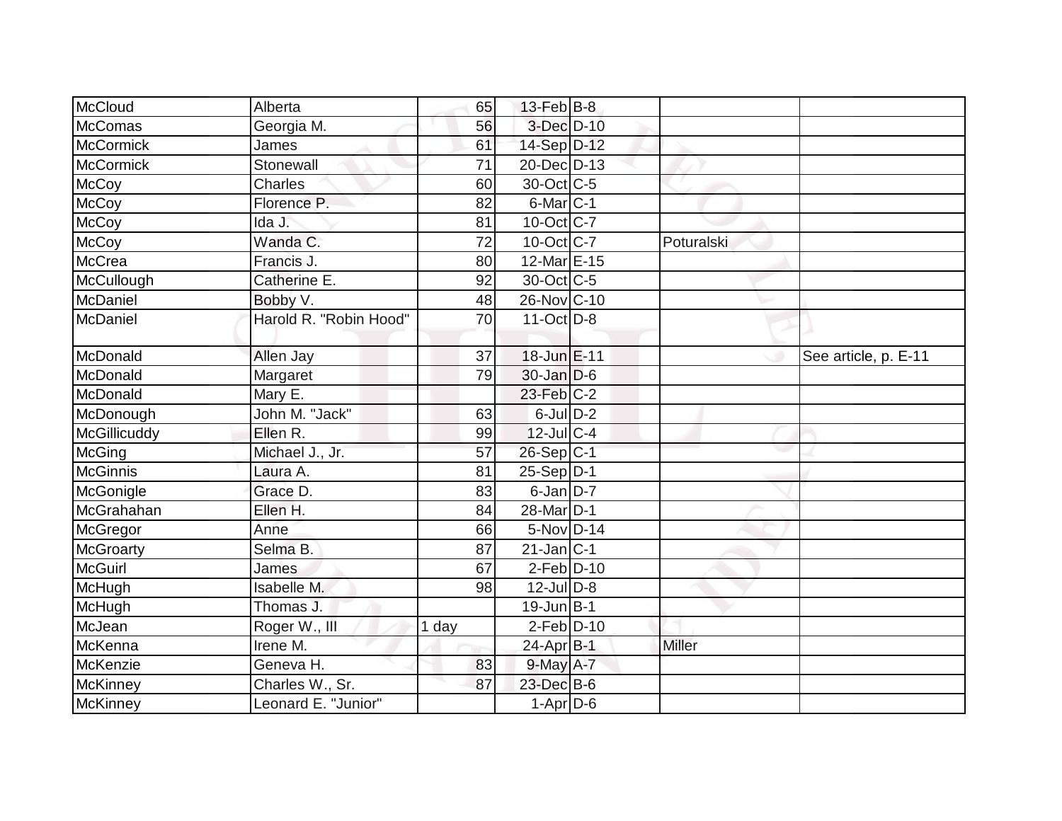| | | | | | | |
|---|---|---|---|---|---|---|
| McCloud | Alberta | 65 | 13-Feb | B-8 | | |
| McComas | Georgia M. | 56 | 3-Dec | D-10 | | |
| McCormick | James | 61 | 14-Sep | D-12 | | |
| McCormick | Stonewall | 71 | 20-Dec | D-13 | | |
| McCoy | Charles | 60 | 30-Oct | C-5 | | |
| McCoy | Florence P. | 82 | 6-Mar | C-1 | | |
| McCoy | Ida J. | 81 | 10-Oct | C-7 | | |
| McCoy | Wanda C. | 72 | 10-Oct | C-7 | Poturalski | |
| McCrea | Francis J. | 80 | 12-Mar | E-15 | | |
| McCullough | Catherine E. | 92 | 30-Oct | C-5 | | |
| McDaniel | Bobby V. | 48 | 26-Nov | C-10 | | |
| McDaniel | Harold R. "Robin Hood" | 70 | 11-Oct | D-8 | | |
| McDonald | Allen Jay | 37 | 18-Jun | E-11 | | See article, p. E-11 |
| McDonald | Margaret | 79 | 30-Jan | D-6 | | |
| McDonald | Mary E. | | 23-Feb | C-2 | | |
| McDonough | John M. "Jack" | 63 | 6-Jul | D-2 | | |
| McGillicuddy | Ellen R. | 99 | 12-Jul | C-4 | | |
| McGing | Michael J., Jr. | 57 | 26-Sep | C-1 | | |
| McGinnis | Laura A. | 81 | 25-Sep | D-1 | | |
| McGonigle | Grace D. | 83 | 6-Jan | D-7 | | |
| McGrahahan | Ellen H. | 84 | 28-Mar | D-1 | | |
| McGregor | Anne | 66 | 5-Nov | D-14 | | |
| McGroarty | Selma B. | 87 | 21-Jan | C-1 | | |
| McGuirl | James | 67 | 2-Feb | D-10 | | |
| McHugh | Isabelle M. | 98 | 12-Jul | D-8 | | |
| McHugh | Thomas J. | | 19-Jun | B-1 | | |
| McJean | Roger W., III | 1 day | 2-Feb | D-10 | | |
| McKenna | Irene M. | | 24-Apr | B-1 | Miller | |
| McKenzie | Geneva H. | 83 | 9-May | A-7 | | |
| McKinney | Charles W., Sr. | 87 | 23-Dec | B-6 | | |
| McKinney | Leonard E. "Junior" | | 1-Apr | D-6 | | |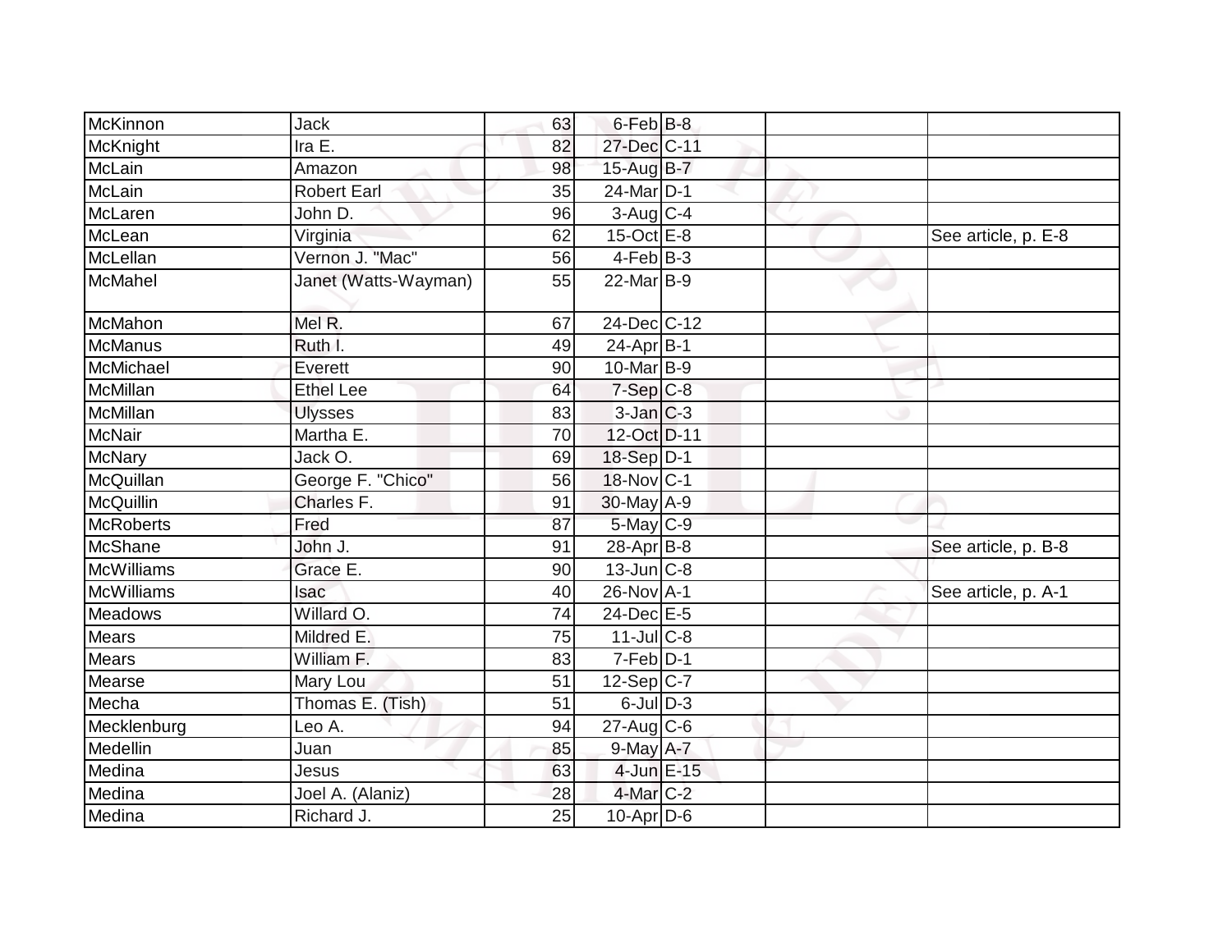| | | | | | | |
|---|---|---|---|---|---|---|
| McKinnon | Jack | 63 | 6-Feb | B-8 | | |
| McKnight | Ira E. | 82 | 27-Dec | C-11 | | |
| McLain | Amazon | 98 | 15-Aug | B-7 | | |
| McLain | Robert Earl | 35 | 24-Mar | D-1 | | |
| McLaren | John D. | 96 | 3-Aug | C-4 | | |
| McLean | Virginia | 62 | 15-Oct | E-8 | | See article, p. E-8 |
| McLellan | Vernon J. "Mac" | 56 | 4-Feb | B-3 | | |
| McMahel | Janet (Watts-Wayman) | 55 | 22-Mar | B-9 | | |
| McMahon | Mel R. | 67 | 24-Dec | C-12 | | |
| McManus | Ruth I. | 49 | 24-Apr | B-1 | | |
| McMichael | Everett | 90 | 10-Mar | B-9 | | |
| McMillan | Ethel Lee | 64 | 7-Sep | C-8 | | |
| McMillan | Ulysses | 83 | 3-Jan | C-3 | | |
| McNair | Martha E. | 70 | 12-Oct | D-11 | | |
| McNary | Jack O. | 69 | 18-Sep | D-1 | | |
| McQuillan | George F. "Chico" | 56 | 18-Nov | C-1 | | |
| McQuillin | Charles F. | 91 | 30-May | A-9 | | |
| McRoberts | Fred | 87 | 5-May | C-9 | | |
| McShane | John J. | 91 | 28-Apr | B-8 | | See article, p. B-8 |
| McWilliams | Grace E. | 90 | 13-Jun | C-8 | | |
| McWilliams | Isac | 40 | 26-Nov | A-1 | | See article, p. A-1 |
| Meadows | Willard O. | 74 | 24-Dec | E-5 | | |
| Mears | Mildred E. | 75 | 11-Jul | C-8 | | |
| Mears | William F. | 83 | 7-Feb | D-1 | | |
| Mearse | Mary Lou | 51 | 12-Sep | C-7 | | |
| Mecha | Thomas E. (Tish) | 51 | 6-Jul | D-3 | | |
| Mecklenburg | Leo A. | 94 | 27-Aug | C-6 | | |
| Medellin | Juan | 85 | 9-May | A-7 | | |
| Medina | Jesus | 63 | 4-Jun | E-15 | | |
| Medina | Joel A. (Alaniz) | 28 | 4-Mar | C-2 | | |
| Medina | Richard J. | 25 | 10-Apr | D-6 | | |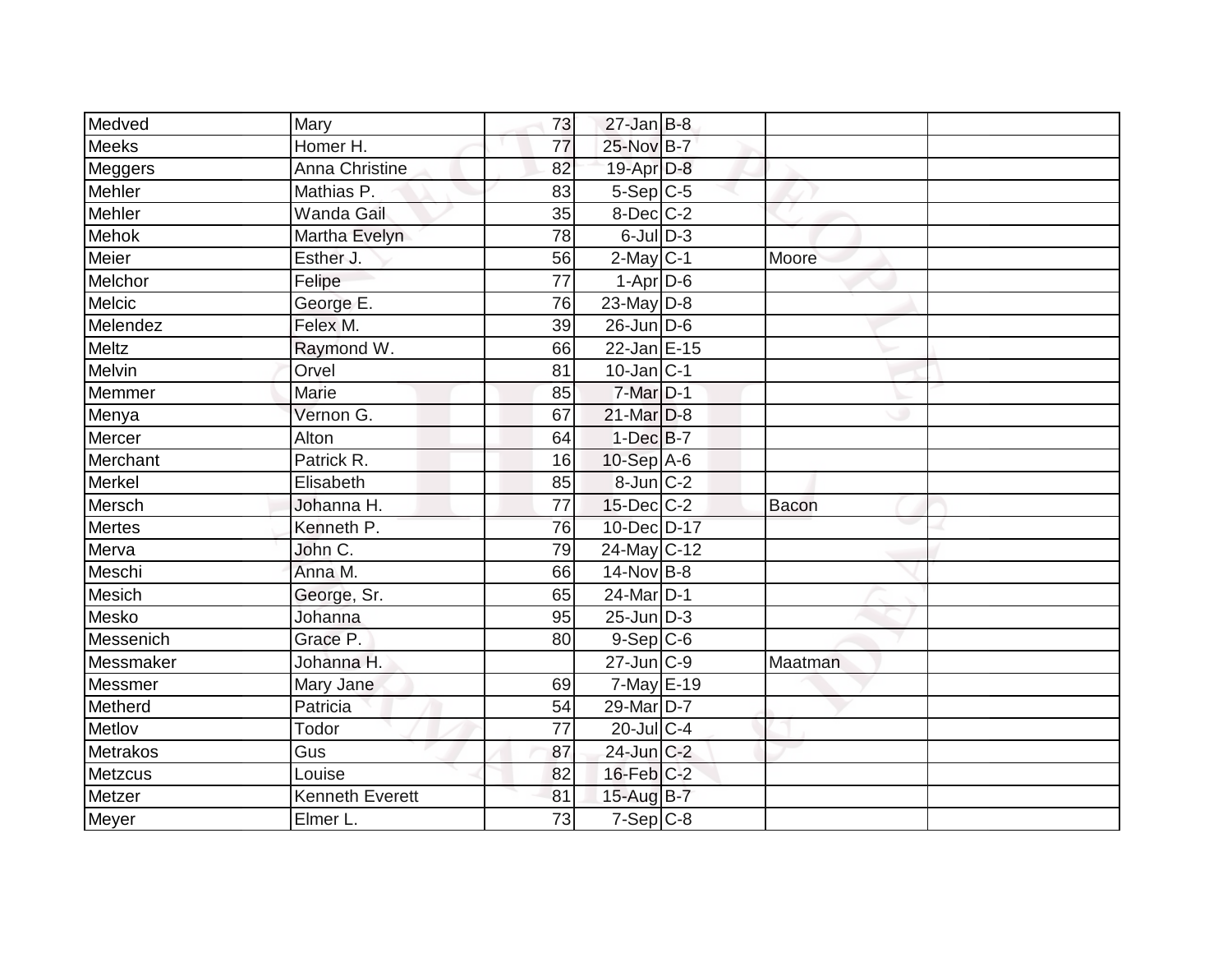| | | | | | | |
|---|---|---|---|---|---|---|
| Medved | Mary | 73 | 27-Jan | B-8 | | |
| Meeks | Homer H. | 77 | 25-Nov | B-7 | | |
| Meggers | Anna Christine | 82 | 19-Apr | D-8 | | |
| Mehler | Mathias P. | 83 | 5-Sep | C-5 | | |
| Mehler | Wanda Gail | 35 | 8-Dec | C-2 | | |
| Mehok | Martha Evelyn | 78 | 6-Jul | D-3 | | |
| Meier | Esther J. | 56 | 2-May | C-1 | Moore | |
| Melchor | Felipe | 77 | 1-Apr | D-6 | | |
| Melcic | George E. | 76 | 23-May | D-8 | | |
| Melendez | Felex M. | 39 | 26-Jun | D-6 | | |
| Meltz | Raymond W. | 66 | 22-Jan | E-15 | | |
| Melvin | Orvel | 81 | 10-Jan | C-1 | | |
| Memmer | Marie | 85 | 7-Mar | D-1 | | |
| Menya | Vernon G. | 67 | 21-Mar | D-8 | | |
| Mercer | Alton | 64 | 1-Dec | B-7 | | |
| Merchant | Patrick R. | 16 | 10-Sep | A-6 | | |
| Merkel | Elisabeth | 85 | 8-Jun | C-2 | | |
| Mersch | Johanna H. | 77 | 15-Dec | C-2 | Bacon | |
| Mertes | Kenneth P. | 76 | 10-Dec | D-17 | | |
| Merva | John C. | 79 | 24-May | C-12 | | |
| Meschi | Anna M. | 66 | 14-Nov | B-8 | | |
| Mesich | George, Sr. | 65 | 24-Mar | D-1 | | |
| Mesko | Johanna | 95 | 25-Jun | D-3 | | |
| Messenich | Grace P. | 80 | 9-Sep | C-6 | | |
| Messmaker | Johanna H. | | 27-Jun | C-9 | Maatman | |
| Messmer | Mary Jane | 69 | 7-May | E-19 | | |
| Metherd | Patricia | 54 | 29-Mar | D-7 | | |
| Metlov | Todor | 77 | 20-Jul | C-4 | | |
| Metrakos | Gus | 87 | 24-Jun | C-2 | | |
| Metzcus | Louise | 82 | 16-Feb | C-2 | | |
| Metzer | Kenneth Everett | 81 | 15-Aug | B-7 | | |
| Meyer | Elmer L. | 73 | 7-Sep | C-8 | | |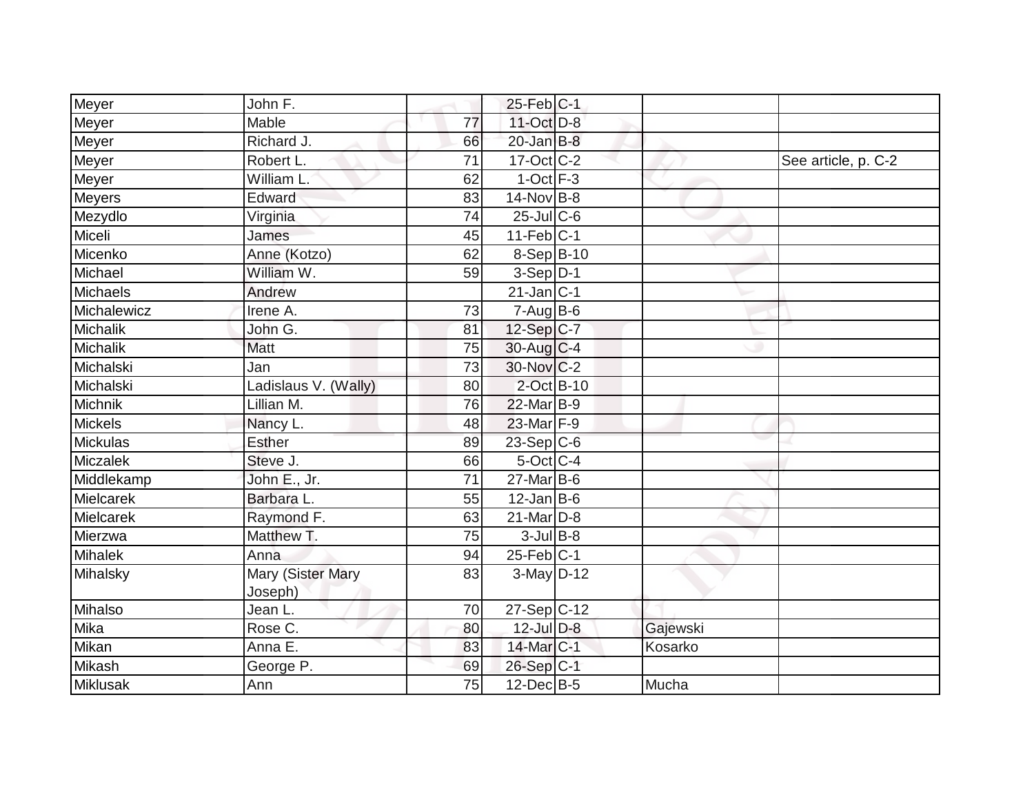| Meyer | John F. | | 25-Feb | C-1 | | |
|---|---|---|---|---|---|---|
| Meyer | Mable | 77 | 11-Oct | D-8 | | |
| Meyer | Richard J. | 66 | 20-Jan | B-8 | | |
| Meyer | Robert L. | 71 | 17-Oct | C-2 | | See article, p. C-2 |
| Meyer | William L. | 62 | 1-Oct | F-3 | | |
| Meyers | Edward | 83 | 14-Nov | B-8 | | |
| Mezydlo | Virginia | 74 | 25-Jul | C-6 | | |
| Miceli | James | 45 | 11-Feb | C-1 | | |
| Micenko | Anne (Kotzo) | 62 | 8-Sep | B-10 | | |
| Michael | William W. | 59 | 3-Sep | D-1 | | |
| Michaels | Andrew | | 21-Jan | C-1 | | |
| Michalewicz | Irene A. | 73 | 7-Aug | B-6 | | |
| Michalik | John G. | 81 | 12-Sep | C-7 | | |
| Michalik | Matt | 75 | 30-Aug | C-4 | | |
| Michalski | Jan | 73 | 30-Nov | C-2 | | |
| Michalski | Ladislaus V. (Wally) | 80 | 2-Oct | B-10 | | |
| Michnik | Lillian M. | 76 | 22-Mar | B-9 | | |
| Mickels | Nancy L. | 48 | 23-Mar | F-9 | | |
| Mickulas | Esther | 89 | 23-Sep | C-6 | | |
| Miczalek | Steve J. | 66 | 5-Oct | C-4 | | |
| Middlekamp | John E., Jr. | 71 | 27-Mar | B-6 | | |
| Mielcarek | Barbara L. | 55 | 12-Jan | B-6 | | |
| Mielcarek | Raymond F. | 63 | 21-Mar | D-8 | | |
| Mierzwa | Matthew T. | 75 | 3-Jul | B-8 | | |
| Mihalek | Anna | 94 | 25-Feb | C-1 | | |
| Mihalsky | Mary (Sister Mary Joseph) | 83 | 3-May | D-12 | | |
| Mihalso | Jean L. | 70 | 27-Sep | C-12 | | |
| Mika | Rose C. | 80 | 12-Jul | D-8 | Gajewski | |
| Mikan | Anna E. | 83 | 14-Mar | C-1 | Kosarko | |
| Mikash | George P. | 69 | 26-Sep | C-1 | | |
| Miklusak | Ann | 75 | 12-Dec | B-5 | Mucha | |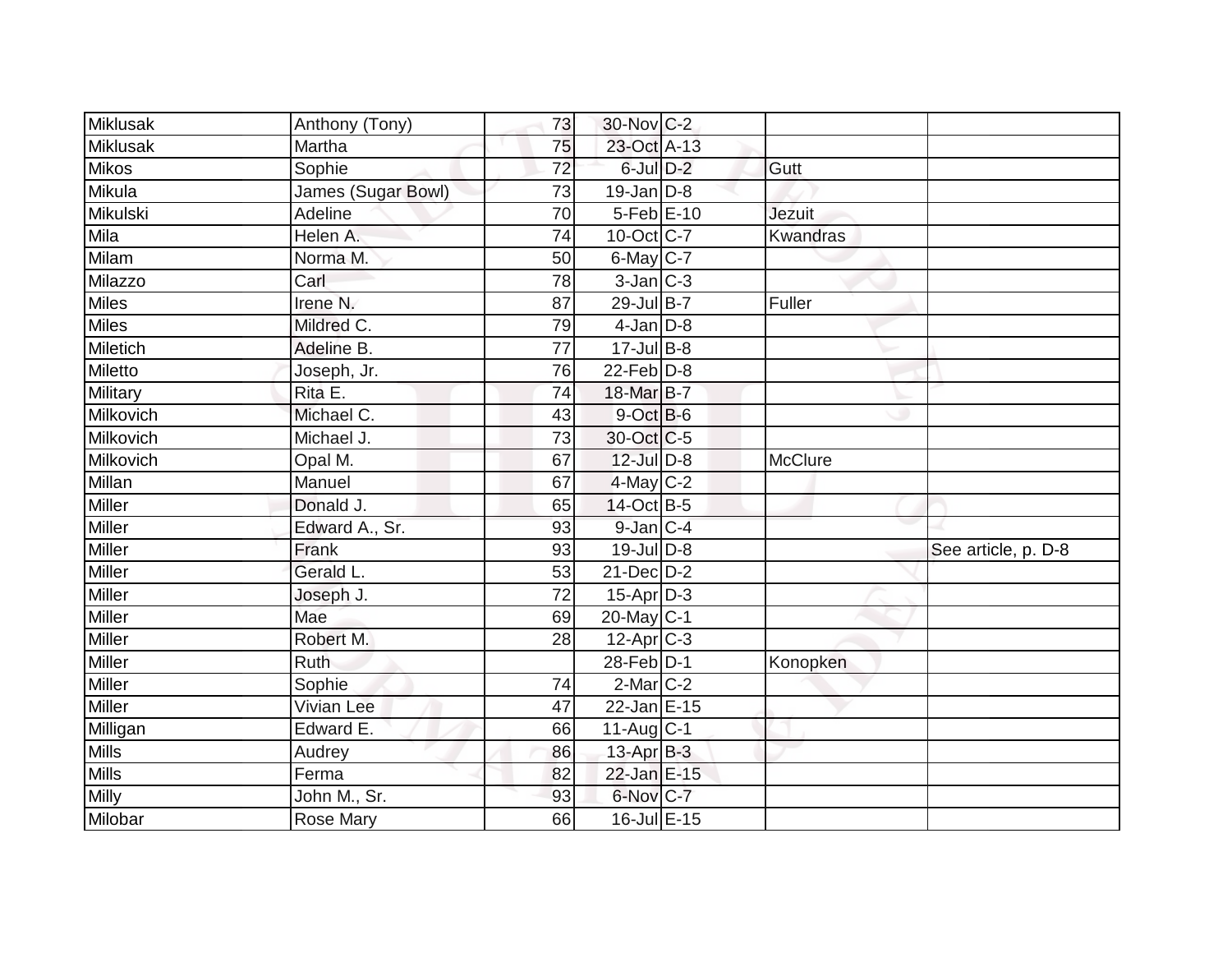| | | | | | | |
|---|---|---|---|---|---|---|
| Miklusak | Anthony (Tony) | 73 | 30-Nov | C-2 | | |
| Miklusak | Martha | 75 | 23-Oct | A-13 | | |
| Mikos | Sophie | 72 | 6-Jul | D-2 | Gutt | |
| Mikula | James (Sugar Bowl) | 73 | 19-Jan | D-8 | | |
| Mikulski | Adeline | 70 | 5-Feb | E-10 | Jezuit | |
| Mila | Helen A. | 74 | 10-Oct | C-7 | Kwandras | |
| Milam | Norma M. | 50 | 6-May | C-7 | | |
| Milazzo | Carl | 78 | 3-Jan | C-3 | | |
| Miles | Irene N. | 87 | 29-Jul | B-7 | Fuller | |
| Miles | Mildred C. | 79 | 4-Jan | D-8 | | |
| Miletich | Adeline B. | 77 | 17-Jul | B-8 | | |
| Miletto | Joseph, Jr. | 76 | 22-Feb | D-8 | | |
| Military | Rita E. | 74 | 18-Mar | B-7 | | |
| Milkovich | Michael C. | 43 | 9-Oct | B-6 | | |
| Milkovich | Michael J. | 73 | 30-Oct | C-5 | | |
| Milkovich | Opal M. | 67 | 12-Jul | D-8 | McClure | |
| Millan | Manuel | 67 | 4-May | C-2 | | |
| Miller | Donald J. | 65 | 14-Oct | B-5 | | |
| Miller | Edward A., Sr. | 93 | 9-Jan | C-4 | | |
| Miller | Frank | 93 | 19-Jul | D-8 | | See article, p. D-8 |
| Miller | Gerald L. | 53 | 21-Dec | D-2 | | |
| Miller | Joseph J. | 72 | 15-Apr | D-3 | | |
| Miller | Mae | 69 | 20-May | C-1 | | |
| Miller | Robert M. | 28 | 12-Apr | C-3 | | |
| Miller | Ruth | | 28-Feb | D-1 | Konopken | |
| Miller | Sophie | 74 | 2-Mar | C-2 | | |
| Miller | Vivian Lee | 47 | 22-Jan | E-15 | | |
| Milligan | Edward E. | 66 | 11-Aug | C-1 | | |
| Mills | Audrey | 86 | 13-Apr | B-3 | | |
| Mills | Ferma | 82 | 22-Jan | E-15 | | |
| Milly | John M., Sr. | 93 | 6-Nov | C-7 | | |
| Milobar | Rose Mary | 66 | 16-Jul | E-15 | | |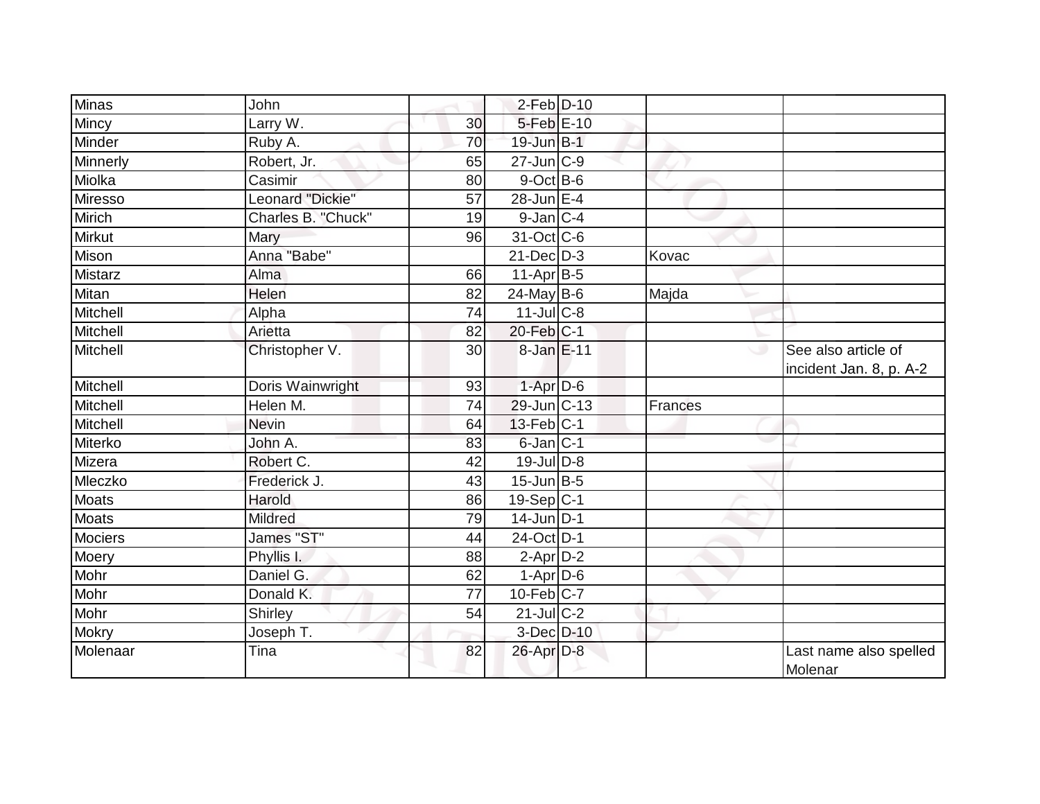| | | | | | | |
|---|---|---|---|---|---|---|
| Minas | John | | 2-Feb | D-10 | | |
| Mincy | Larry W. | 30 | 5-Feb | E-10 | | |
| Minder | Ruby A. | 70 | 19-Jun | B-1 | | |
| Minnerly | Robert, Jr. | 65 | 27-Jun | C-9 | | |
| Miolka | Casimir | 80 | 9-Oct | B-6 | | |
| Miresso | Leonard "Dickie" | 57 | 28-Jun | E-4 | | |
| Mirich | Charles B. "Chuck" | 19 | 9-Jan | C-4 | | |
| Mirkut | Mary | 96 | 31-Oct | C-6 | | |
| Mison | Anna "Babe" | | 21-Dec | D-3 | Kovac | |
| Mistarz | Alma | 66 | 11-Apr | B-5 | | |
| Mitan | Helen | 82 | 24-May | B-6 | Majda | |
| Mitchell | Alpha | 74 | 11-Jul | C-8 | | |
| Mitchell | Arietta | 82 | 20-Feb | C-1 | | |
| Mitchell | Christopher V. | 30 | 8-Jan | E-11 | | See also article of incident Jan. 8, p. A-2 |
| Mitchell | Doris Wainwright | 93 | 1-Apr | D-6 | | |
| Mitchell | Helen M. | 74 | 29-Jun | C-13 | Frances | |
| Mitchell | Nevin | 64 | 13-Feb | C-1 | | |
| Miterko | John A. | 83 | 6-Jan | C-1 | | |
| Mizera | Robert C. | 42 | 19-Jul | D-8 | | |
| Mleczko | Frederick J. | 43 | 15-Jun | B-5 | | |
| Moats | Harold | 86 | 19-Sep | C-1 | | |
| Moats | Mildred | 79 | 14-Jun | D-1 | | |
| Mociers | James "ST" | 44 | 24-Oct | D-1 | | |
| Moery | Phyllis I. | 88 | 2-Apr | D-2 | | |
| Mohr | Daniel G. | 62 | 1-Apr | D-6 | | |
| Mohr | Donald K. | 77 | 10-Feb | C-7 | | |
| Mohr | Shirley | 54 | 21-Jul | C-2 | | |
| Mokry | Joseph T. | | 3-Dec | D-10 | | |
| Molenaar | Tina | 82 | 26-Apr | D-8 | | Last name also spelled Molenar |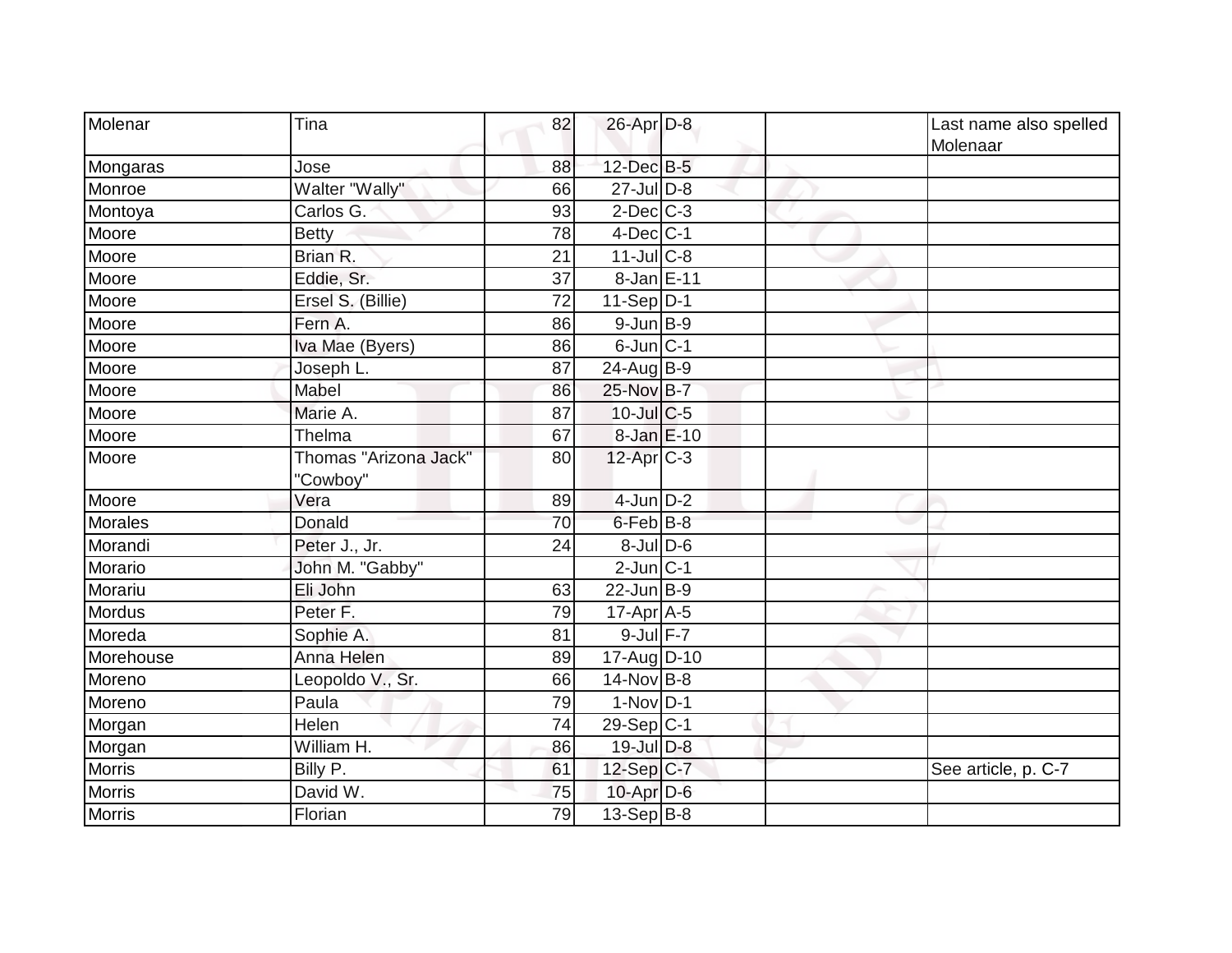| | | | | | | |
|---|---|---|---|---|---|---|
| Molenar | Tina | 82 | 26-Apr | D-8 | | Last name also spelled Molenaar |
| Mongaras | Jose | 88 | 12-Dec | B-5 | | |
| Monroe | Walter "Wally" | 66 | 27-Jul | D-8 | | |
| Montoya | Carlos G. | 93 | 2-Dec | C-3 | | |
| Moore | Betty | 78 | 4-Dec | C-1 | | |
| Moore | Brian R. | 21 | 11-Jul | C-8 | | |
| Moore | Eddie, Sr. | 37 | 8-Jan | E-11 | | |
| Moore | Ersel S. (Billie) | 72 | 11-Sep | D-1 | | |
| Moore | Fern A. | 86 | 9-Jun | B-9 | | |
| Moore | Iva Mae (Byers) | 86 | 6-Jun | C-1 | | |
| Moore | Joseph L. | 87 | 24-Aug | B-9 | | |
| Moore | Mabel | 86 | 25-Nov | B-7 | | |
| Moore | Marie A. | 87 | 10-Jul | C-5 | | |
| Moore | Thelma | 67 | 8-Jan | E-10 | | |
| Moore | Thomas "Arizona Jack" "Cowboy" | 80 | 12-Apr | C-3 | | |
| Moore | Vera | 89 | 4-Jun | D-2 | | |
| Morales | Donald | 70 | 6-Feb | B-8 | | |
| Morandi | Peter J., Jr. | 24 | 8-Jul | D-6 | | |
| Morario | John M. "Gabby" | | 2-Jun | C-1 | | |
| Morariu | Eli John | 63 | 22-Jun | B-9 | | |
| Mordus | Peter F. | 79 | 17-Apr | A-5 | | |
| Moreda | Sophie A. | 81 | 9-Jul | F-7 | | |
| Morehouse | Anna Helen | 89 | 17-Aug | D-10 | | |
| Moreno | Leopoldo V., Sr. | 66 | 14-Nov | B-8 | | |
| Moreno | Paula | 79 | 1-Nov | D-1 | | |
| Morgan | Helen | 74 | 29-Sep | C-1 | | |
| Morgan | William H. | 86 | 19-Jul | D-8 | | |
| Morris | Billy P. | 61 | 12-Sep | C-7 | | See article, p. C-7 |
| Morris | David W. | 75 | 10-Apr | D-6 | | |
| Morris | Florian | 79 | 13-Sep | B-8 | | |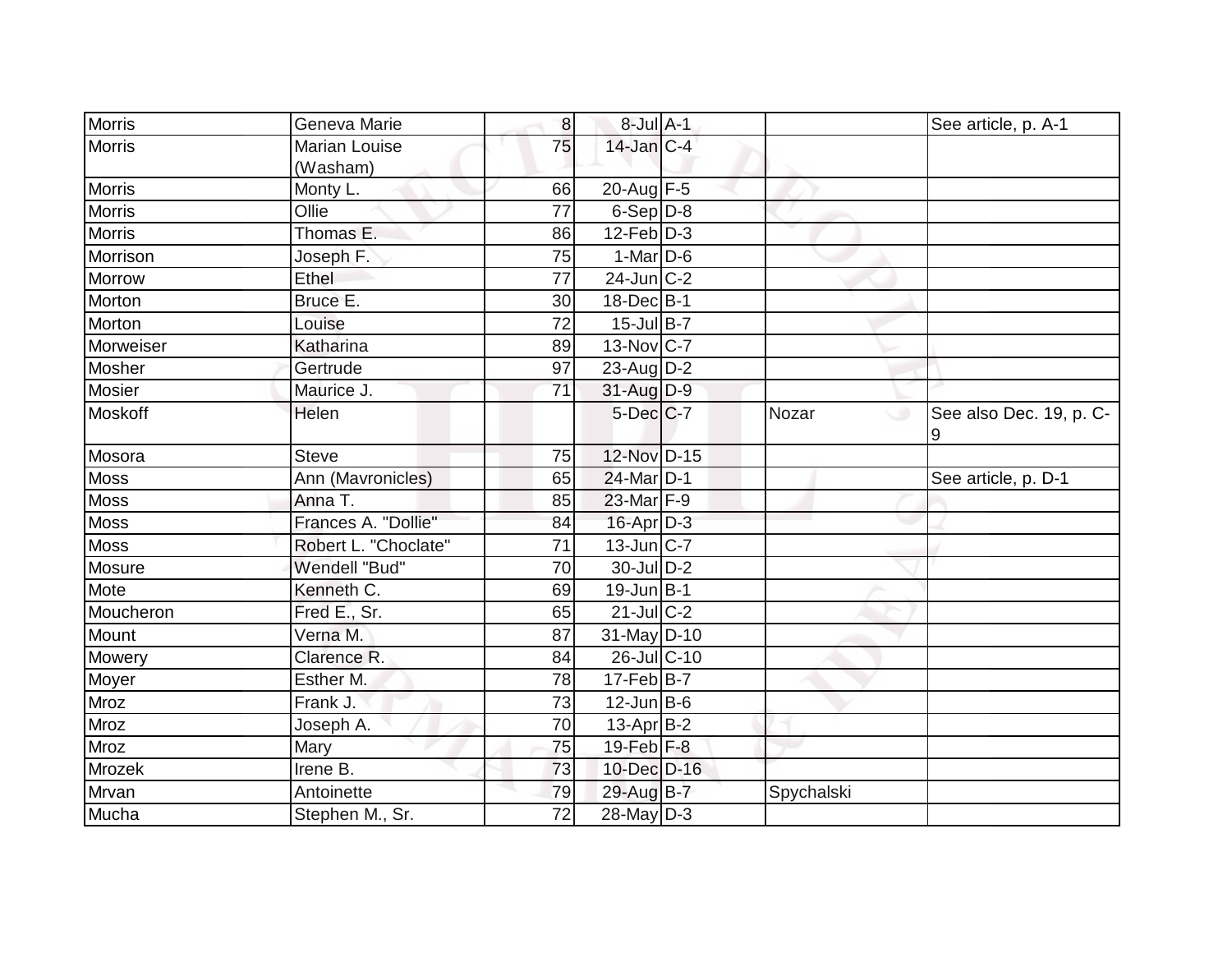| | | | | | | |
|---|---|---|---|---|---|---|
| Morris | Geneva Marie | 8 | 8-Jul | A-1 | | See article, p. A-1 |
| Morris | Marian Louise (Washam) | 75 | 14-Jan | C-4 | | |
| Morris | Monty L. | 66 | 20-Aug | F-5 | | |
| Morris | Ollie | 77 | 6-Sep | D-8 | | |
| Morris | Thomas E. | 86 | 12-Feb | D-3 | | |
| Morrison | Joseph F. | 75 | 1-Mar | D-6 | | |
| Morrow | Ethel | 77 | 24-Jun | C-2 | | |
| Morton | Bruce E. | 30 | 18-Dec | B-1 | | |
| Morton | Louise | 72 | 15-Jul | B-7 | | |
| Morweiser | Katharina | 89 | 13-Nov | C-7 | | |
| Mosher | Gertrude | 97 | 23-Aug | D-2 | | |
| Mosier | Maurice J. | 71 | 31-Aug | D-9 | | |
| Moskoff | Helen | | 5-Dec | C-7 | Nozar | See also Dec. 19, p. C-9 |
| Mosora | Steve | 75 | 12-Nov | D-15 | | |
| Moss | Ann (Mavronicles) | 65 | 24-Mar | D-1 | | See article, p. D-1 |
| Moss | Anna T. | 85 | 23-Mar | F-9 | | |
| Moss | Frances A. "Dollie" | 84 | 16-Apr | D-3 | | |
| Moss | Robert L. "Choclate" | 71 | 13-Jun | C-7 | | |
| Mosure | Wendell "Bud" | 70 | 30-Jul | D-2 | | |
| Mote | Kenneth C. | 69 | 19-Jun | B-1 | | |
| Moucheron | Fred E., Sr. | 65 | 21-Jul | C-2 | | |
| Mount | Verna M. | 87 | 31-May | D-10 | | |
| Mowery | Clarence R. | 84 | 26-Jul | C-10 | | |
| Moyer | Esther M. | 78 | 17-Feb | B-7 | | |
| Mroz | Frank J. | 73 | 12-Jun | B-6 | | |
| Mroz | Joseph A. | 70 | 13-Apr | B-2 | | |
| Mroz | Mary | 75 | 19-Feb | F-8 | | |
| Mrozek | Irene B. | 73 | 10-Dec | D-16 | | |
| Mrvan | Antoinette | 79 | 29-Aug | B-7 | Spychalski | |
| Mucha | Stephen M., Sr. | 72 | 28-May | D-3 | | |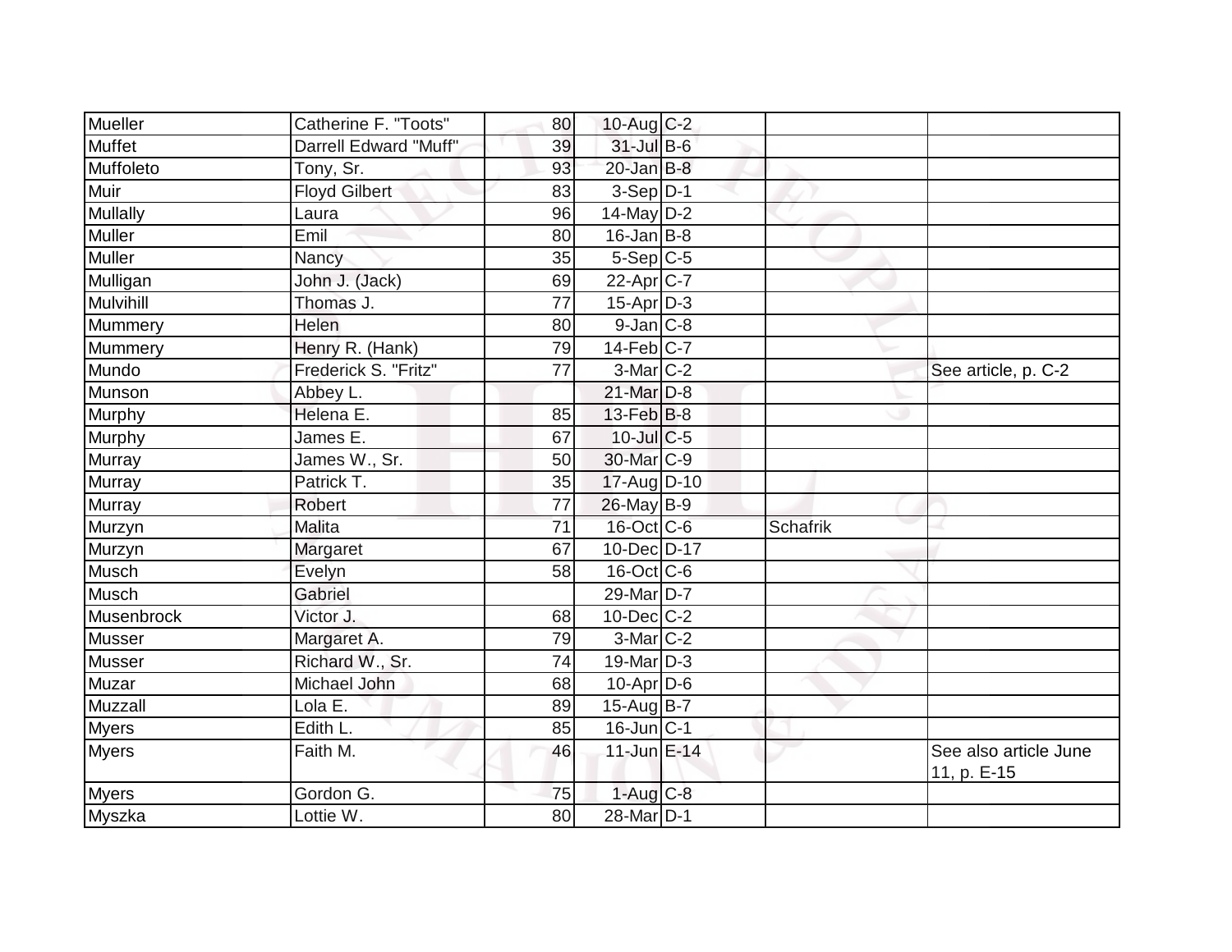| | | | | | | |
|---|---|---|---|---|---|---|
| Mueller | Catherine F. "Toots" | 80 | 10-Aug | C-2 | | |
| Muffet | Darrell Edward "Muff" | 39 | 31-Jul | B-6 | | |
| Muffoleto | Tony, Sr. | 93 | 20-Jan | B-8 | | |
| Muir | Floyd Gilbert | 83 | 3-Sep | D-1 | | |
| Mullally | Laura | 96 | 14-May | D-2 | | |
| Muller | Emil | 80 | 16-Jan | B-8 | | |
| Muller | Nancy | 35 | 5-Sep | C-5 | | |
| Mulligan | John J. (Jack) | 69 | 22-Apr | C-7 | | |
| Mulvihill | Thomas J. | 77 | 15-Apr | D-3 | | |
| Mummery | Helen | 80 | 9-Jan | C-8 | | |
| Mummery | Henry R. (Hank) | 79 | 14-Feb | C-7 | | |
| Mundo | Frederick S. "Fritz" | 77 | 3-Mar | C-2 | | See article, p. C-2 |
| Munson | Abbey L. | | 21-Mar | D-8 | | |
| Murphy | Helena E. | 85 | 13-Feb | B-8 | | |
| Murphy | James E. | 67 | 10-Jul | C-5 | | |
| Murray | James W., Sr. | 50 | 30-Mar | C-9 | | |
| Murray | Patrick T. | 35 | 17-Aug | D-10 | | |
| Murray | Robert | 77 | 26-May | B-9 | | |
| Murzyn | Malita | 71 | 16-Oct | C-6 | Schafrik | |
| Murzyn | Margaret | 67 | 10-Dec | D-17 | | |
| Musch | Evelyn | 58 | 16-Oct | C-6 | | |
| Musch | Gabriel | | 29-Mar | D-7 | | |
| Musenbrock | Victor J. | 68 | 10-Dec | C-2 | | |
| Musser | Margaret A. | 79 | 3-Mar | C-2 | | |
| Musser | Richard W., Sr. | 74 | 19-Mar | D-3 | | |
| Muzar | Michael John | 68 | 10-Apr | D-6 | | |
| Muzzall | Lola E. | 89 | 15-Aug | B-7 | | |
| Myers | Edith L. | 85 | 16-Jun | C-1 | | |
| Myers | Faith M. | 46 | 11-Jun | E-14 | | See also article June 11, p. E-15 |
| Myers | Gordon G. | 75 | 1-Aug | C-8 | | |
| Myszka | Lottie W. | 80 | 28-Mar | D-1 | | |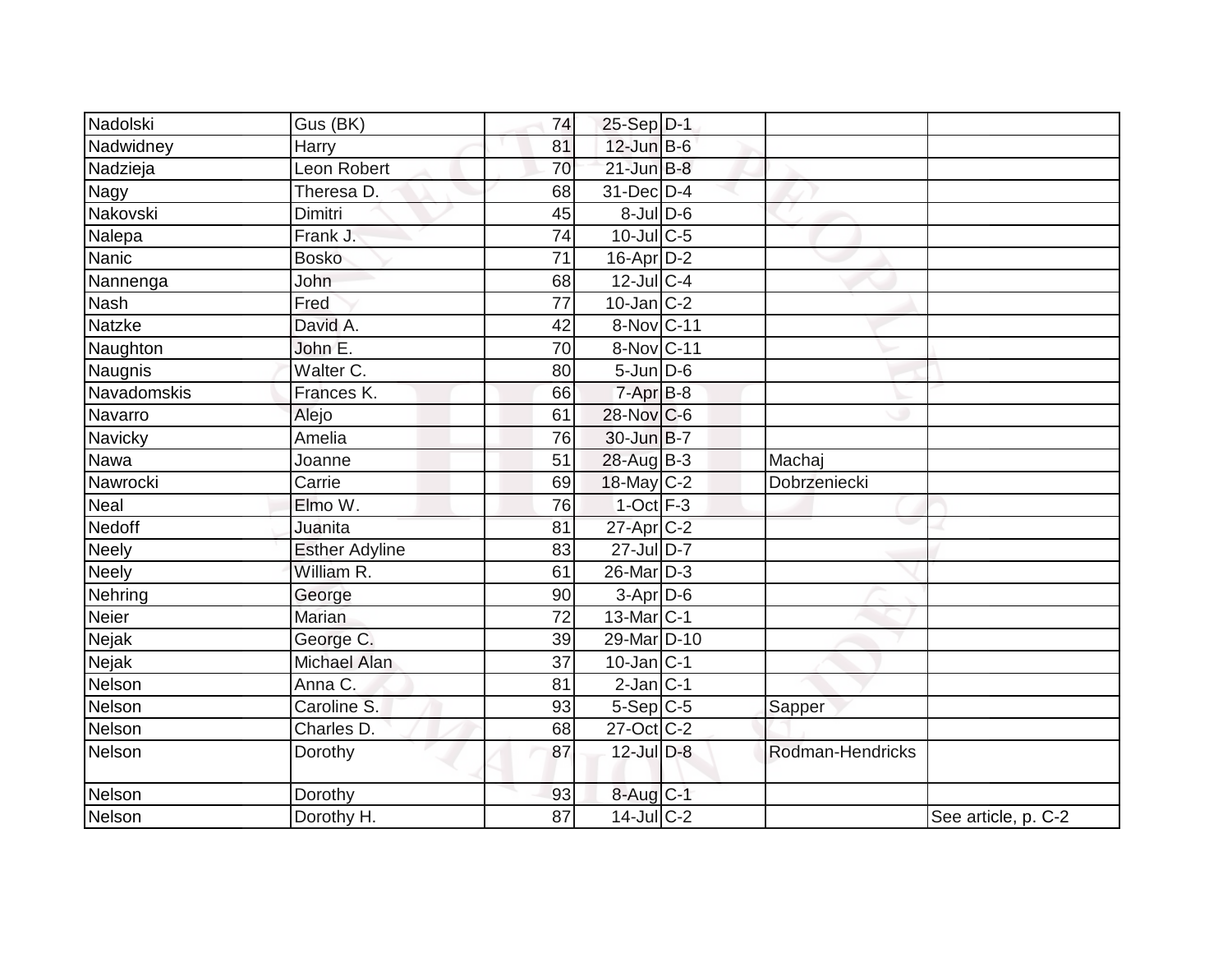| Nadolski | Gus (BK) | 74 | 25-Sep | D-1 | | |
|---|---|---|---|---|---|---|
| Nadwidney | Harry | 81 | 12-Jun | B-6 | | |
| Nadzieja | Leon Robert | 70 | 21-Jun | B-8 | | |
| Nagy | Theresa D. | 68 | 31-Dec | D-4 | | |
| Nakovski | Dimitri | 45 | 8-Jul | D-6 | | |
| Nalepa | Frank J. | 74 | 10-Jul | C-5 | | |
| Nanic | Bosko | 71 | 16-Apr | D-2 | | |
| Nannenga | John | 68 | 12-Jul | C-4 | | |
| Nash | Fred | 77 | 10-Jan | C-2 | | |
| Natzke | David A. | 42 | 8-Nov | C-11 | | |
| Naughton | John E. | 70 | 8-Nov | C-11 | | |
| Naugnis | Walter C. | 80 | 5-Jun | D-6 | | |
| Navadomskis | Frances K. | 66 | 7-Apr | B-8 | | |
| Navarro | Alejo | 61 | 28-Nov | C-6 | | |
| Navicky | Amelia | 76 | 30-Jun | B-7 | | |
| Nawa | Joanne | 51 | 28-Aug | B-3 | Machaj | |
| Nawrocki | Carrie | 69 | 18-May | C-2 | Dobrzeniecki | |
| Neal | Elmo W. | 76 | 1-Oct | F-3 | | |
| Nedoff | Juanita | 81 | 27-Apr | C-2 | | |
| Neely | Esther Adyline | 83 | 27-Jul | D-7 | | |
| Neely | William R. | 61 | 26-Mar | D-3 | | |
| Nehring | George | 90 | 3-Apr | D-6 | | |
| Neier | Marian | 72 | 13-Mar | C-1 | | |
| Nejak | George C. | 39 | 29-Mar | D-10 | | |
| Nejak | Michael Alan | 37 | 10-Jan | C-1 | | |
| Nelson | Anna C. | 81 | 2-Jan | C-1 | | |
| Nelson | Caroline S. | 93 | 5-Sep | C-5 | Sapper | |
| Nelson | Charles D. | 68 | 27-Oct | C-2 | | |
| Nelson | Dorothy | 87 | 12-Jul | D-8 | Rodman-Hendricks | |
| Nelson | Dorothy | 93 | 8-Aug | C-1 | | |
| Nelson | Dorothy H. | 87 | 14-Jul | C-2 | | See article, p. C-2 |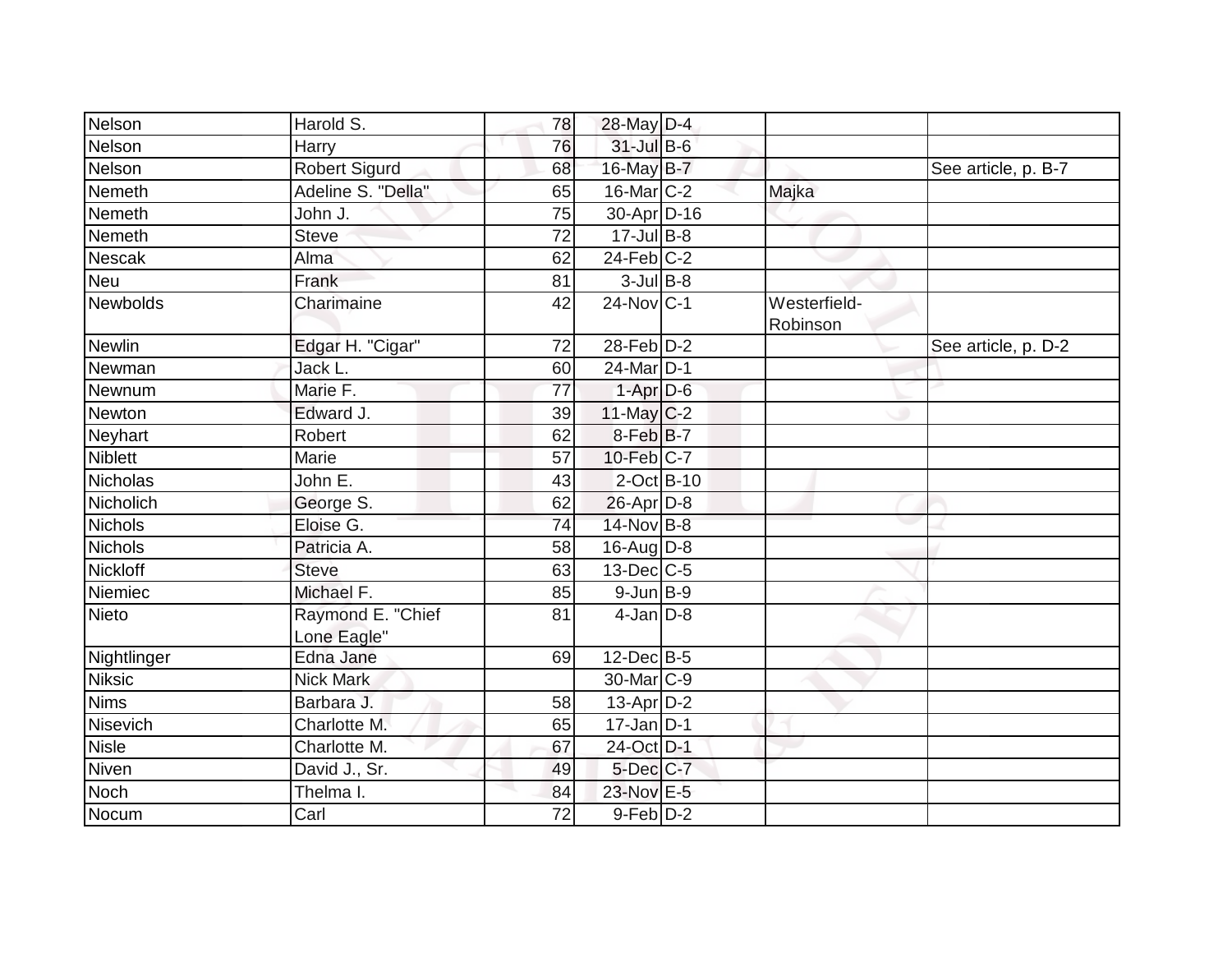| | | | | | | |
|---|---|---|---|---|---|---|
| Nelson | Harold S. | 78 | 28-May | D-4 | | |
| Nelson | Harry | 76 | 31-Jul | B-6 | | |
| Nelson | Robert Sigurd | 68 | 16-May | B-7 | | See article, p. B-7 |
| Nemeth | Adeline S. "Della" | 65 | 16-Mar | C-2 | Majka | |
| Nemeth | John J. | 75 | 30-Apr | D-16 | | |
| Nemeth | Steve | 72 | 17-Jul | B-8 | | |
| Nescak | Alma | 62 | 24-Feb | C-2 | | |
| Neu | Frank | 81 | 3-Jul | B-8 | | |
| Newbolds | Charimaine | 42 | 24-Nov | C-1 | Westerfield-Robinson | |
| Newlin | Edgar H. "Cigar" | 72 | 28-Feb | D-2 | | See article, p. D-2 |
| Newman | Jack L. | 60 | 24-Mar | D-1 | | |
| Newnum | Marie F. | 77 | 1-Apr | D-6 | | |
| Newton | Edward J. | 39 | 11-May | C-2 | | |
| Neyhart | Robert | 62 | 8-Feb | B-7 | | |
| Niblett | Marie | 57 | 10-Feb | C-7 | | |
| Nicholas | John E. | 43 | 2-Oct | B-10 | | |
| Nicholich | George S. | 62 | 26-Apr | D-8 | | |
| Nichols | Eloise G. | 74 | 14-Nov | B-8 | | |
| Nichols | Patricia A. | 58 | 16-Aug | D-8 | | |
| Nickloff | Steve | 63 | 13-Dec | C-5 | | |
| Niemiec | Michael F. | 85 | 9-Jun | B-9 | | |
| Nieto | Raymond E. "Chief Lone Eagle" | 81 | 4-Jan | D-8 | | |
| Nightlinger | Edna Jane | 69 | 12-Dec | B-5 | | |
| Niksic | Nick Mark | | 30-Mar | C-9 | | |
| Nims | Barbara J. | 58 | 13-Apr | D-2 | | |
| Nisevich | Charlotte M. | 65 | 17-Jan | D-1 | | |
| Nisle | Charlotte M. | 67 | 24-Oct | D-1 | | |
| Niven | David J., Sr. | 49 | 5-Dec | C-7 | | |
| Noch | Thelma I. | 84 | 23-Nov | E-5 | | |
| Nocum | Carl | 72 | 9-Feb | D-2 | | |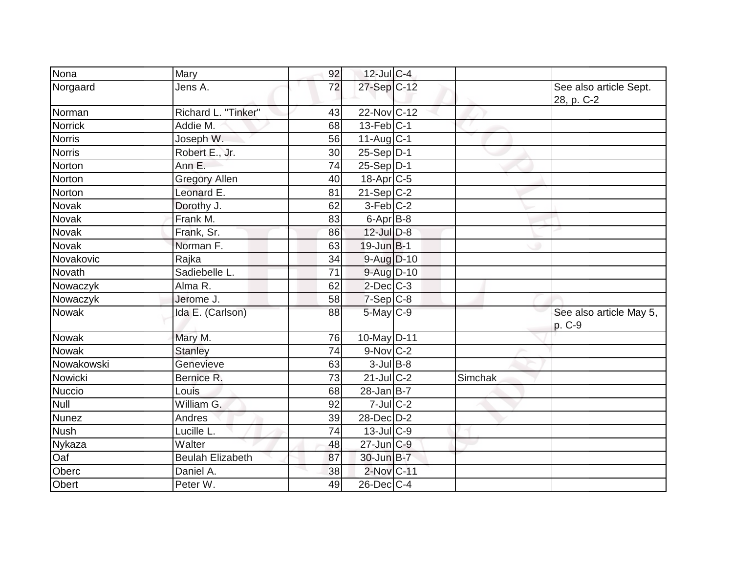| | | | | | | |
|---|---|---|---|---|---|---|
| Nona | Mary | 92 | 12-Jul | C-4 | | |
| Norgaard | Jens A. | 72 | 27-Sep | C-12 | | See also article Sept. 28, p. C-2 |
| Norman | Richard L. "Tinker" | 43 | 22-Nov | C-12 | | |
| Norrick | Addie M. | 68 | 13-Feb | C-1 | | |
| Norris | Joseph W. | 56 | 11-Aug | C-1 | | |
| Norris | Robert E., Jr. | 30 | 25-Sep | D-1 | | |
| Norton | Ann E. | 74 | 25-Sep | D-1 | | |
| Norton | Gregory Allen | 40 | 18-Apr | C-5 | | |
| Norton | Leonard E. | 81 | 21-Sep | C-2 | | |
| Novak | Dorothy J. | 62 | 3-Feb | C-2 | | |
| Novak | Frank M. | 83 | 6-Apr | B-8 | | |
| Novak | Frank, Sr. | 86 | 12-Jul | D-8 | | |
| Novak | Norman F. | 63 | 19-Jun | B-1 | | |
| Novakovic | Rajka | 34 | 9-Aug | D-10 | | |
| Novath | Sadiebelle L. | 71 | 9-Aug | D-10 | | |
| Nowaczyk | Alma R. | 62 | 2-Dec | C-3 | | |
| Nowaczyk | Jerome J. | 58 | 7-Sep | C-8 | | |
| Nowak | Ida E. (Carlson) | 88 | 5-May | C-9 | | See also article May 5, p. C-9 |
| Nowak | Mary M. | 76 | 10-May | D-11 | | |
| Nowak | Stanley | 74 | 9-Nov | C-2 | | |
| Nowakowski | Genevieve | 63 | 3-Jul | B-8 | | |
| Nowicki | Bernice R. | 73 | 21-Jul | C-2 | Simchak | |
| Nuccio | Louis | 68 | 28-Jan | B-7 | | |
| Null | William G. | 92 | 7-Jul | C-2 | | |
| Nunez | Andres | 39 | 28-Dec | D-2 | | |
| Nush | Lucille L. | 74 | 13-Jul | C-9 | | |
| Nykaza | Walter | 48 | 27-Jun | C-9 | | |
| Oaf | Beulah Elizabeth | 87 | 30-Jun | B-7 | | |
| Oberc | Daniel A. | 38 | 2-Nov | C-11 | | |
| Obert | Peter W. | 49 | 26-Dec | C-4 | | |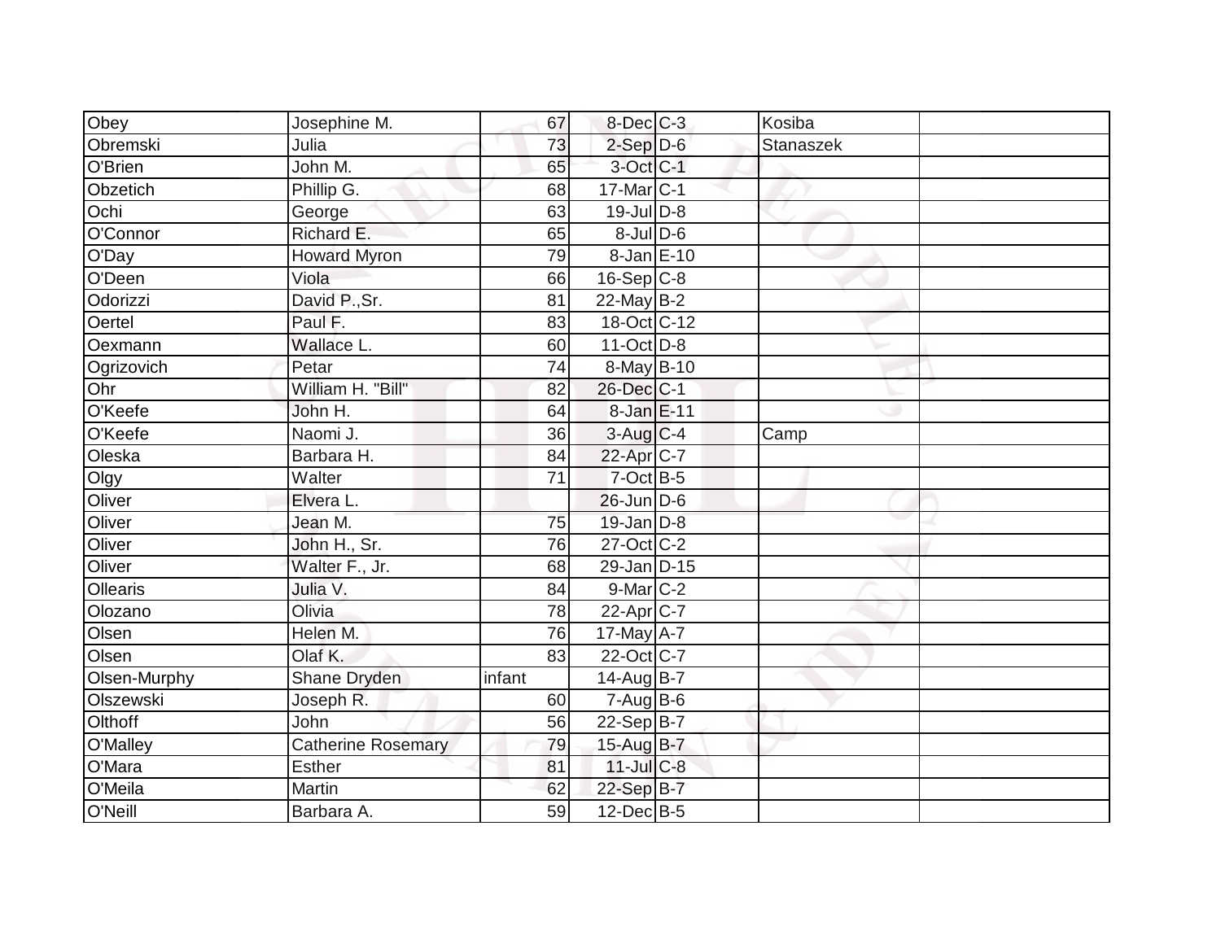| Obey | Josephine M. | 67 | 8-Dec | C-3 | Kosiba | |
|---|---|---|---|---|---|---|
| Obremski | Julia | 73 | 2-Sep | D-6 | Stanaszek | |
| O'Brien | John M. | 65 | 3-Oct | C-1 | | |
| Obzetich | Phillip G. | 68 | 17-Mar | C-1 | | |
| Ochi | George | 63 | 19-Jul | D-8 | | |
| O'Connor | Richard E. | 65 | 8-Jul | D-6 | | |
| O'Day | Howard Myron | 79 | 8-Jan | E-10 | | |
| O'Deen | Viola | 66 | 16-Sep | C-8 | | |
| Odorizzi | David P.,Sr. | 81 | 22-May | B-2 | | |
| Oertel | Paul F. | 83 | 18-Oct | C-12 | | |
| Oexmann | Wallace L. | 60 | 11-Oct | D-8 | | |
| Ogrizovich | Petar | 74 | 8-May | B-10 | | |
| Ohr | William H. "Bill" | 82 | 26-Dec | C-1 | | |
| O'Keefe | John H. | 64 | 8-Jan | E-11 | | |
| O'Keefe | Naomi J. | 36 | 3-Aug | C-4 | Camp | |
| Oleska | Barbara H. | 84 | 22-Apr | C-7 | | |
| Olgy | Walter | 71 | 7-Oct | B-5 | | |
| Oliver | Elvera L. | | 26-Jun | D-6 | | |
| Oliver | Jean M. | 75 | 19-Jan | D-8 | | |
| Oliver | John H., Sr. | 76 | 27-Oct | C-2 | | |
| Oliver | Walter F., Jr. | 68 | 29-Jan | D-15 | | |
| Ollearis | Julia V. | 84 | 9-Mar | C-2 | | |
| Olozano | Olivia | 78 | 22-Apr | C-7 | | |
| Olsen | Helen M. | 76 | 17-May | A-7 | | |
| Olsen | Olaf K. | 83 | 22-Oct | C-7 | | |
| Olsen-Murphy | Shane Dryden | infant | 14-Aug | B-7 | | |
| Olszewski | Joseph R. | 60 | 7-Aug | B-6 | | |
| Olthoff | John | 56 | 22-Sep | B-7 | | |
| O'Malley | Catherine Rosemary | 79 | 15-Aug | B-7 | | |
| O'Mara | Esther | 81 | 11-Jul | C-8 | | |
| O'Meila | Martin | 62 | 22-Sep | B-7 | | |
| O'Neill | Barbara A. | 59 | 12-Dec | B-5 | | |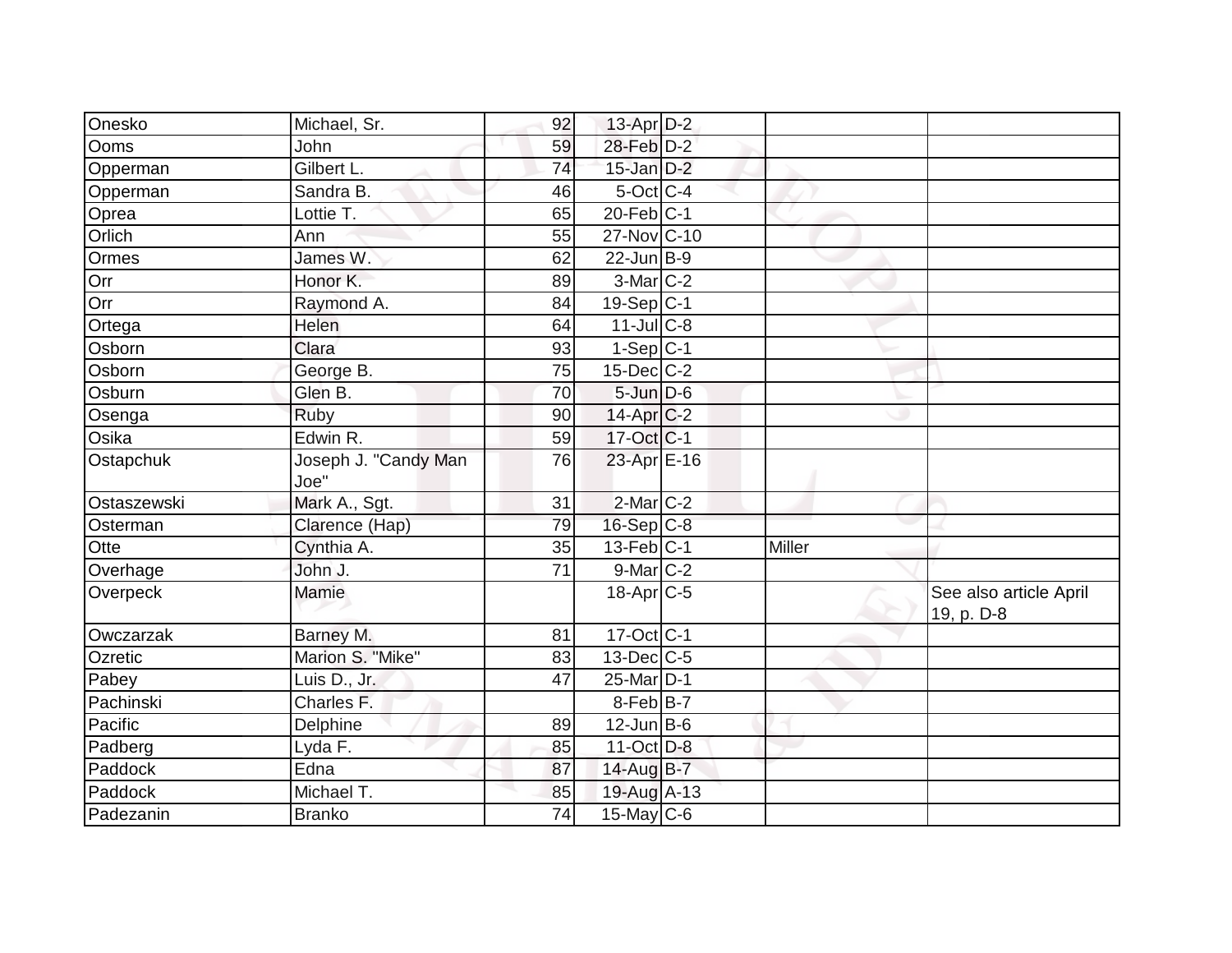| | | | | | | |
|---|---|---|---|---|---|---|
| Onesko | Michael, Sr. | 92 | 13-Apr | D-2 | | |
| Ooms | John | 59 | 28-Feb | D-2 | | |
| Opperman | Gilbert L. | 74 | 15-Jan | D-2 | | |
| Opperman | Sandra B. | 46 | 5-Oct | C-4 | | |
| Oprea | Lottie T. | 65 | 20-Feb | C-1 | | |
| Orlich | Ann | 55 | 27-Nov | C-10 | | |
| Ormes | James W. | 62 | 22-Jun | B-9 | | |
| Orr | Honor K. | 89 | 3-Mar | C-2 | | |
| Orr | Raymond A. | 84 | 19-Sep | C-1 | | |
| Ortega | Helen | 64 | 11-Jul | C-8 | | |
| Osborn | Clara | 93 | 1-Sep | C-1 | | |
| Osborn | George B. | 75 | 15-Dec | C-2 | | |
| Osburn | Glen B. | 70 | 5-Jun | D-6 | | |
| Osenga | Ruby | 90 | 14-Apr | C-2 | | |
| Osika | Edwin R. | 59 | 17-Oct | C-1 | | |
| Ostapchuk | Joseph J. "Candy Man Joe" | 76 | 23-Apr | E-16 | | |
| Ostaszewski | Mark A., Sgt. | 31 | 2-Mar | C-2 | | |
| Osterman | Clarence (Hap) | 79 | 16-Sep | C-8 | | |
| Otte | Cynthia A. | 35 | 13-Feb | C-1 | Miller | |
| Overhage | John J. | 71 | 9-Mar | C-2 | | |
| Overpeck | Mamie | | 18-Apr | C-5 | | See also article April 19, p. D-8 |
| Owczarzak | Barney M. | 81 | 17-Oct | C-1 | | |
| Ozretic | Marion S. "Mike" | 83 | 13-Dec | C-5 | | |
| Pabey | Luis D., Jr. | 47 | 25-Mar | D-1 | | |
| Pachinski | Charles F. | | 8-Feb | B-7 | | |
| Pacific | Delphine | 89 | 12-Jun | B-6 | | |
| Padberg | Lyda F. | 85 | 11-Oct | D-8 | | |
| Paddock | Edna | 87 | 14-Aug | B-7 | | |
| Paddock | Michael T. | 85 | 19-Aug | A-13 | | |
| Padezanin | Branko | 74 | 15-May | C-6 | | |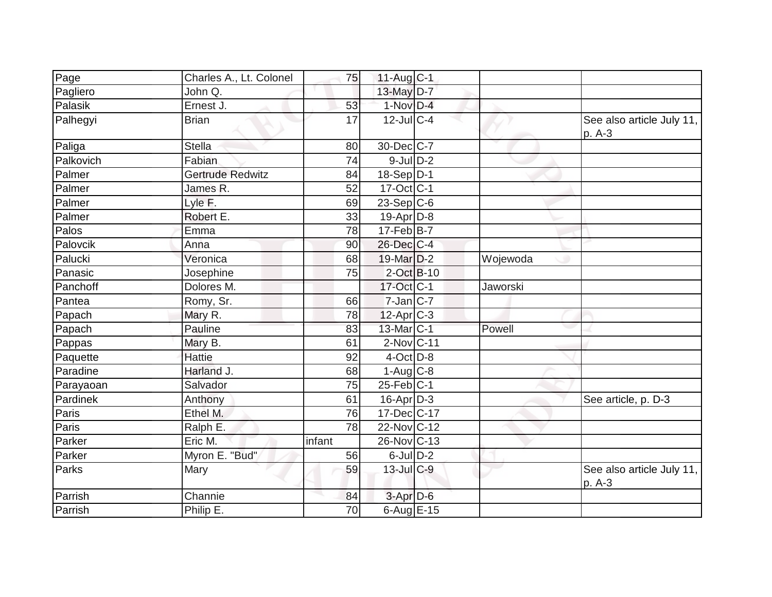| | | | | | | |
|---|---|---|---|---|---|---|
| Page | Charles A., Lt. Colonel | 75 | 11-Aug | C-1 | | |
| Pagliero | John Q. | | 13-May | D-7 | | |
| Palasik | Ernest J. | 53 | 1-Nov | D-4 | | |
| Palhegyi | Brian | 17 | 12-Jul | C-4 | | See also article July 11, p. A-3 |
| Paliga | Stella | 80 | 30-Dec | C-7 | | |
| Palkovich | Fabian | 74 | 9-Jul | D-2 | | |
| Palmer | Gertrude Redwitz | 84 | 18-Sep | D-1 | | |
| Palmer | James R. | 52 | 17-Oct | C-1 | | |
| Palmer | Lyle F. | 69 | 23-Sep | C-6 | | |
| Palmer | Robert E. | 33 | 19-Apr | D-8 | | |
| Palos | Emma | 78 | 17-Feb | B-7 | | |
| Palovcik | Anna | 90 | 26-Dec | C-4 | | |
| Palucki | Veronica | 68 | 19-Mar | D-2 | Wojewoda | |
| Panasic | Josephine | 75 | 2-Oct | B-10 | | |
| Panchoff | Dolores M. | | 17-Oct | C-1 | Jaworski | |
| Pantea | Romy, Sr. | 66 | 7-Jan | C-7 | | |
| Papach | Mary R. | 78 | 12-Apr | C-3 | | |
| Papach | Pauline | 83 | 13-Mar | C-1 | Powell | |
| Pappas | Mary B. | 61 | 2-Nov | C-11 | | |
| Paquette | Hattie | 92 | 4-Oct | D-8 | | |
| Paradine | Harland J. | 68 | 1-Aug | C-8 | | |
| Parayaoan | Salvador | 75 | 25-Feb | C-1 | | |
| Pardinek | Anthony | 61 | 16-Apr | D-3 | | See article, p. D-3 |
| Paris | Ethel M. | 76 | 17-Dec | C-17 | | |
| Paris | Ralph E. | 78 | 22-Nov | C-12 | | |
| Parker | Eric M. | infant | 26-Nov | C-13 | | |
| Parker | Myron E. "Bud" | 56 | 6-Jul | D-2 | | |
| Parks | Mary | 59 | 13-Jul | C-9 | | See also article July 11, p. A-3 |
| Parrish | Channie | 84 | 3-Apr | D-6 | | |
| Parrish | Philip E. | 70 | 6-Aug | E-15 | | |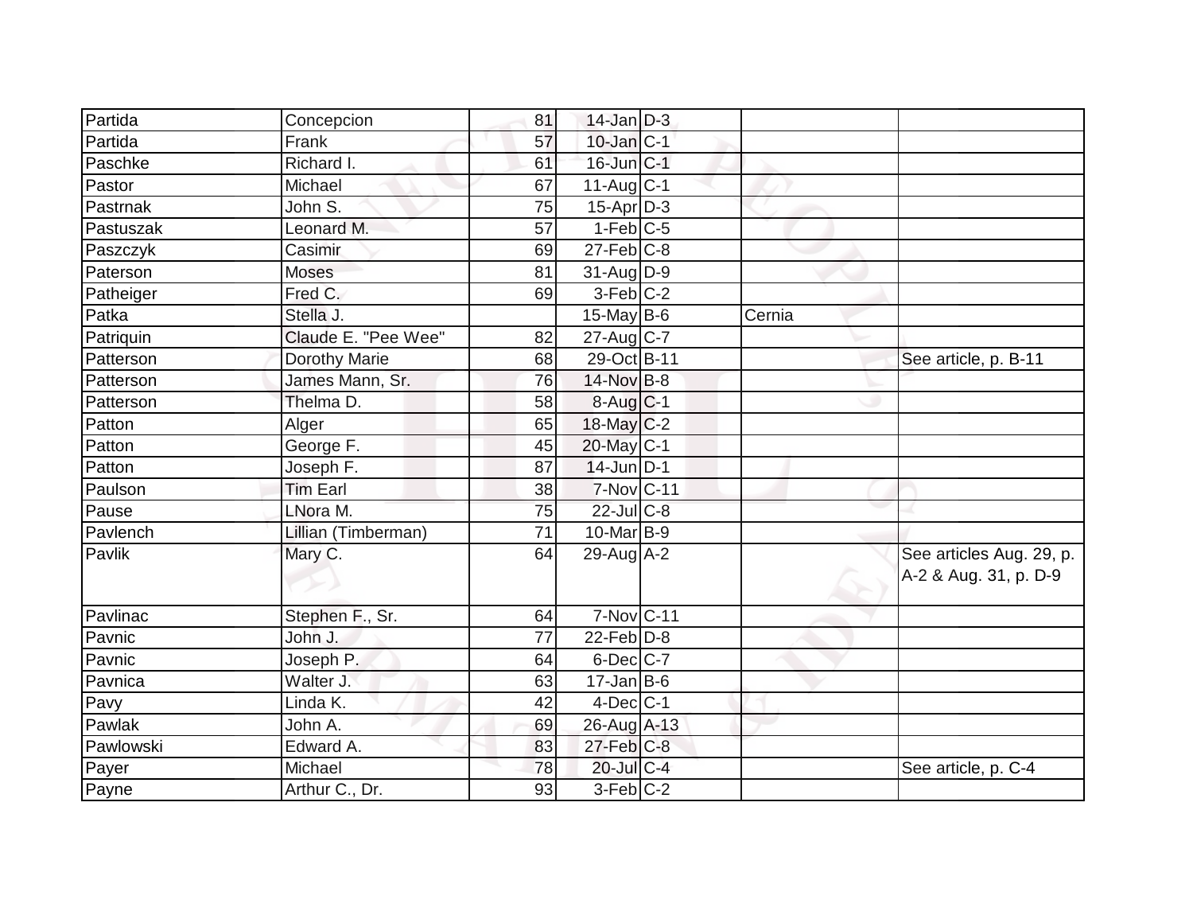| | | | | | | |
|---|---|---|---|---|---|---|
| Partida | Concepcion | 81 | 14-Jan | D-3 | | |
| Partida | Frank | 57 | 10-Jan | C-1 | | |
| Paschke | Richard I. | 61 | 16-Jun | C-1 | | |
| Pastor | Michael | 67 | 11-Aug | C-1 | | |
| Pastrnak | John S. | 75 | 15-Apr | D-3 | | |
| Pastuszak | Leonard M. | 57 | 1-Feb | C-5 | | |
| Paszczyk | Casimir | 69 | 27-Feb | C-8 | | |
| Paterson | Moses | 81 | 31-Aug | D-9 | | |
| Patheiger | Fred C. | 69 | 3-Feb | C-2 | | |
| Patka | Stella J. | | 15-May | B-6 | Cernia | |
| Patriquin | Claude E. "Pee Wee" | 82 | 27-Aug | C-7 | | |
| Patterson | Dorothy Marie | 68 | 29-Oct | B-11 | | See article, p. B-11 |
| Patterson | James Mann, Sr. | 76 | 14-Nov | B-8 | | |
| Patterson | Thelma D. | 58 | 8-Aug | C-1 | | |
| Patton | Alger | 65 | 18-May | C-2 | | |
| Patton | George F. | 45 | 20-May | C-1 | | |
| Patton | Joseph F. | 87 | 14-Jun | D-1 | | |
| Paulson | Tim Earl | 38 | 7-Nov | C-11 | | |
| Pause | LNora M. | 75 | 22-Jul | C-8 | | |
| Pavlench | Lillian (Timberman) | 71 | 10-Mar | B-9 | | |
| Pavlik | Mary C. | 64 | 29-Aug | A-2 | | See articles Aug. 29, p. A-2 & Aug. 31, p. D-9 |
| Pavlinac | Stephen F., Sr. | 64 | 7-Nov | C-11 | | |
| Pavnic | John J. | 77 | 22-Feb | D-8 | | |
| Pavnic | Joseph P. | 64 | 6-Dec | C-7 | | |
| Pavnica | Walter J. | 63 | 17-Jan | B-6 | | |
| Pavy | Linda K. | 42 | 4-Dec | C-1 | | |
| Pawlak | John A. | 69 | 26-Aug | A-13 | | |
| Pawlowski | Edward A. | 83 | 27-Feb | C-8 | | |
| Payer | Michael | 78 | 20-Jul | C-4 | | See article, p. C-4 |
| Payne | Arthur C., Dr. | 93 | 3-Feb | C-2 | | |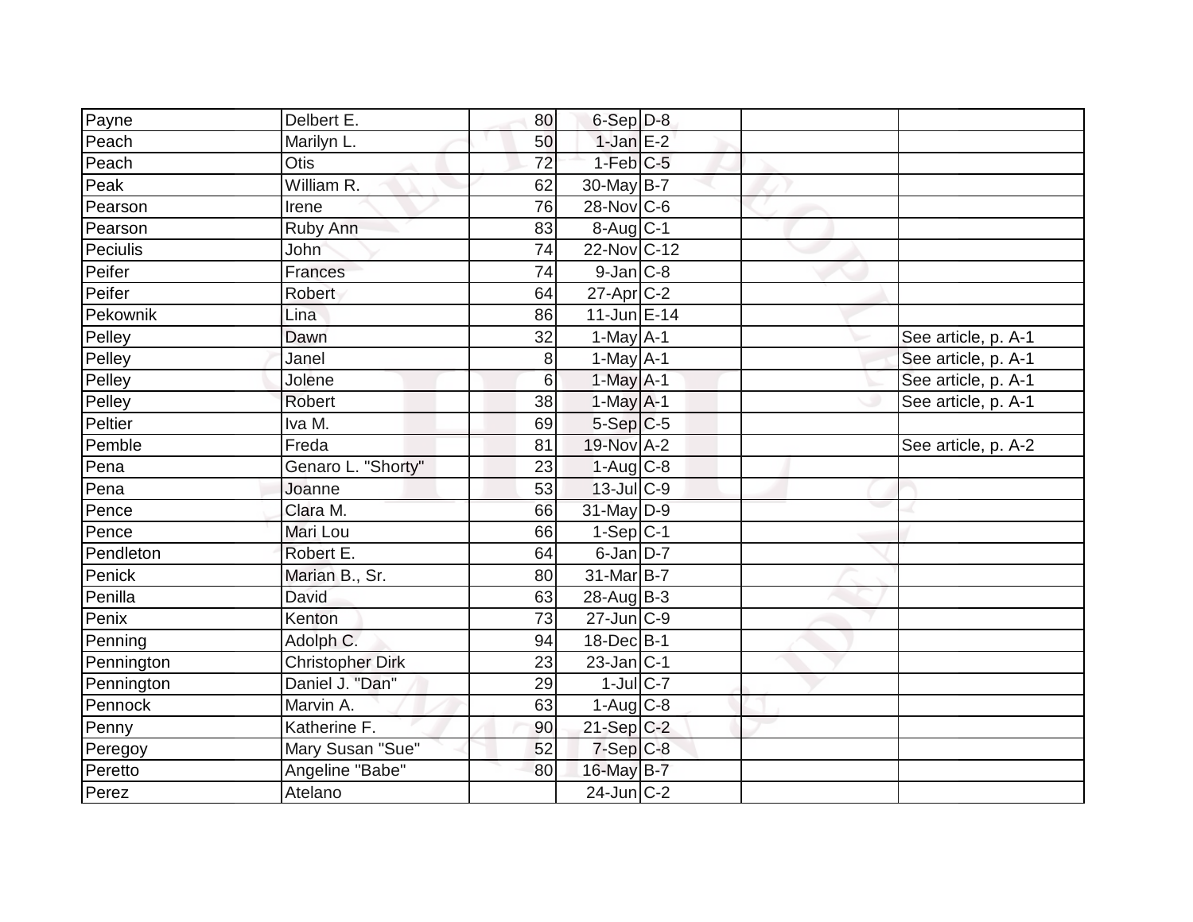| Payne | Delbert E. | 80 | 6-Sep | D-8 | | |
|---|---|---|---|---|---|---|
| Peach | Marilyn L. | 50 | 1-Jan | E-2 | | |
| Peach | Otis | 72 | 1-Feb | C-5 | | |
| Peak | William R. | 62 | 30-May | B-7 | | |
| Pearson | Irene | 76 | 28-Nov | C-6 | | |
| Pearson | Ruby Ann | 83 | 8-Aug | C-1 | | |
| Peciulis | John | 74 | 22-Nov | C-12 | | |
| Peifer | Frances | 74 | 9-Jan | C-8 | | |
| Peifer | Robert | 64 | 27-Apr | C-2 | | |
| Pekownik | Lina | 86 | 11-Jun | E-14 | | |
| Pelley | Dawn | 32 | 1-May | A-1 | | See article, p. A-1 |
| Pelley | Janel | 8 | 1-May | A-1 | | See article, p. A-1 |
| Pelley | Jolene | 6 | 1-May | A-1 | | See article, p. A-1 |
| Pelley | Robert | 38 | 1-May | A-1 | | See article, p. A-1 |
| Peltier | Iva M. | 69 | 5-Sep | C-5 | | |
| Pemble | Freda | 81 | 19-Nov | A-2 | | See article, p. A-2 |
| Pena | Genaro L. "Shorty" | 23 | 1-Aug | C-8 | | |
| Pena | Joanne | 53 | 13-Jul | C-9 | | |
| Pence | Clara M. | 66 | 31-May | D-9 | | |
| Pence | Mari Lou | 66 | 1-Sep | C-1 | | |
| Pendleton | Robert E. | 64 | 6-Jan | D-7 | | |
| Penick | Marian B., Sr. | 80 | 31-Mar | B-7 | | |
| Penilla | David | 63 | 28-Aug | B-3 | | |
| Penix | Kenton | 73 | 27-Jun | C-9 | | |
| Penning | Adolph C. | 94 | 18-Dec | B-1 | | |
| Pennington | Christopher Dirk | 23 | 23-Jan | C-1 | | |
| Pennington | Daniel J. "Dan" | 29 | 1-Jul | C-7 | | |
| Pennock | Marvin A. | 63 | 1-Aug | C-8 | | |
| Penny | Katherine F. | 90 | 21-Sep | C-2 | | |
| Peregoy | Mary Susan "Sue" | 52 | 7-Sep | C-8 | | |
| Peretto | Angeline "Babe" | 80 | 16-May | B-7 | | |
| Perez | Atelano | | 24-Jun | C-2 | | |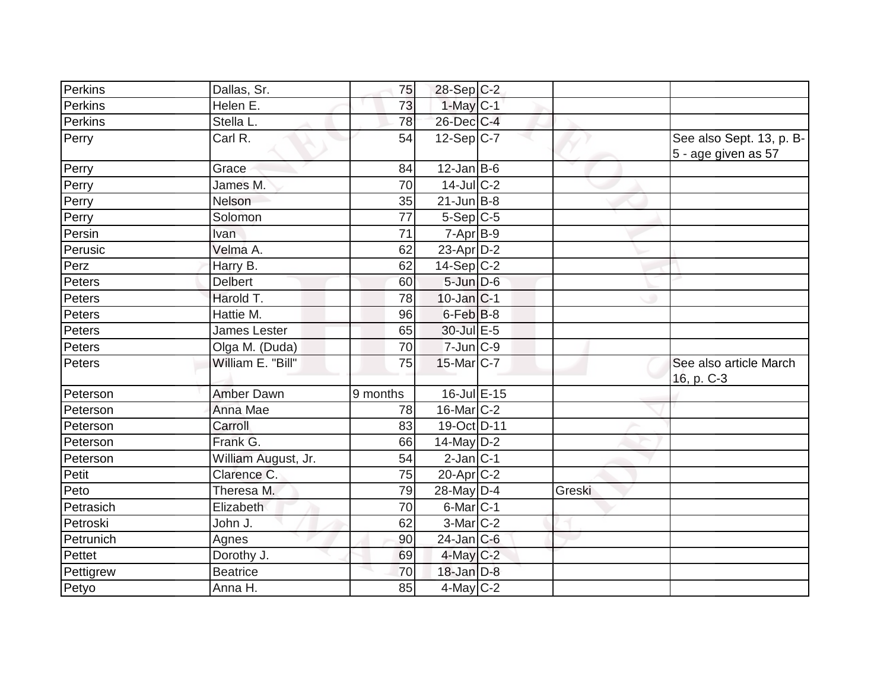| Perkins | Dallas, Sr. | 75 | 28-Sep | C-2 | | |
|---|---|---|---|---|---|---|
| Perkins | Helen E. | 73 | 1-May | C-1 | | |
| Perkins | Stella L. | 78 | 26-Dec | C-4 | | |
| Perry | Carl R. | 54 | 12-Sep | C-7 | | See also Sept. 13, p. B-5 - age given as 57 |
| Perry | Grace | 84 | 12-Jan | B-6 | | |
| Perry | James M. | 70 | 14-Jul | C-2 | | |
| Perry | Nelson | 35 | 21-Jun | B-8 | | |
| Perry | Solomon | 77 | 5-Sep | C-5 | | |
| Persin | Ivan | 71 | 7-Apr | B-9 | | |
| Perusic | Velma A. | 62 | 23-Apr | D-2 | | |
| Perz | Harry B. | 62 | 14-Sep | C-2 | | |
| Peters | Delbert | 60 | 5-Jun | D-6 | | |
| Peters | Harold T. | 78 | 10-Jan | C-1 | | |
| Peters | Hattie M. | 96 | 6-Feb | B-8 | | |
| Peters | James Lester | 65 | 30-Jul | E-5 | | |
| Peters | Olga M. (Duda) | 70 | 7-Jun | C-9 | | |
| Peters | William E. "Bill" | 75 | 15-Mar | C-7 | | See also article March 16, p. C-3 |
| Peterson | Amber Dawn | 9 months | 16-Jul | E-15 | | |
| Peterson | Anna Mae | 78 | 16-Mar | C-2 | | |
| Peterson | Carroll | 83 | 19-Oct | D-11 | | |
| Peterson | Frank G. | 66 | 14-May | D-2 | | |
| Peterson | William August, Jr. | 54 | 2-Jan | C-1 | | |
| Petit | Clarence C. | 75 | 20-Apr | C-2 | | |
| Peto | Theresa M. | 79 | 28-May | D-4 | Greski | |
| Petrasich | Elizabeth | 70 | 6-Mar | C-1 | | |
| Petroski | John J. | 62 | 3-Mar | C-2 | | |
| Petrunich | Agnes | 90 | 24-Jan | C-6 | | |
| Pettet | Dorothy J. | 69 | 4-May | C-2 | | |
| Pettigrew | Beatrice | 70 | 18-Jan | D-8 | | |
| Petyo | Anna H. | 85 | 4-May | C-2 | | |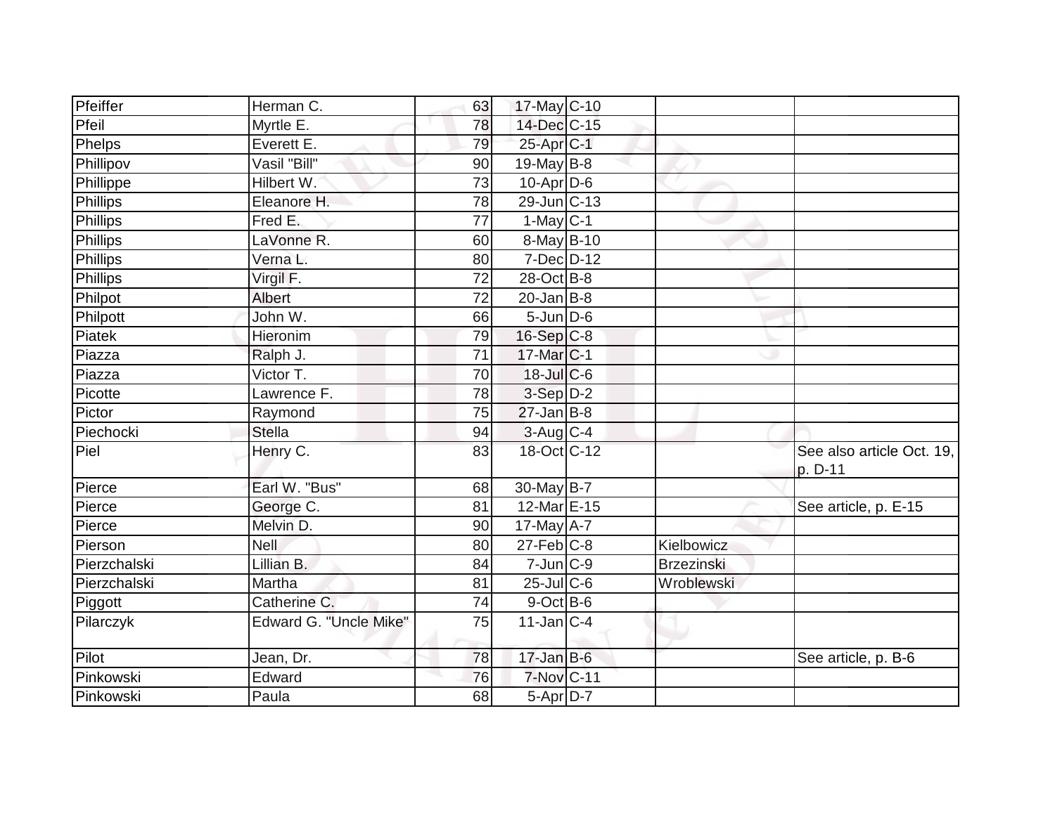| | | | | | | |
|---|---|---|---|---|---|---|
| Pfeiffer | Herman C. | 63 | 17-May | C-10 | | |
| Pfeil | Myrtle E. | 78 | 14-Dec | C-15 | | |
| Phelps | Everett E. | 79 | 25-Apr | C-1 | | |
| Phillipov | Vasil "Bill" | 90 | 19-May | B-8 | | |
| Phillippe | Hilbert W. | 73 | 10-Apr | D-6 | | |
| Phillips | Eleanore H. | 78 | 29-Jun | C-13 | | |
| Phillips | Fred E. | 77 | 1-May | C-1 | | |
| Phillips | LaVonne R. | 60 | 8-May | B-10 | | |
| Phillips | Verna L. | 80 | 7-Dec | D-12 | | |
| Phillips | Virgil F. | 72 | 28-Oct | B-8 | | |
| Philpot | Albert | 72 | 20-Jan | B-8 | | |
| Philpott | John W. | 66 | 5-Jun | D-6 | | |
| Piatek | Hieronim | 79 | 16-Sep | C-8 | | |
| Piazza | Ralph J. | 71 | 17-Mar | C-1 | | |
| Piazza | Victor T. | 70 | 18-Jul | C-6 | | |
| Picotte | Lawrence F. | 78 | 3-Sep | D-2 | | |
| Pictor | Raymond | 75 | 27-Jan | B-8 | | |
| Piechocki | Stella | 94 | 3-Aug | C-4 | | |
| Piel | Henry C. | 83 | 18-Oct | C-12 | | See also article Oct. 19, p. D-11 |
| Pierce | Earl W. "Bus" | 68 | 30-May | B-7 | | |
| Pierce | George C. | 81 | 12-Mar | E-15 | | See article, p. E-15 |
| Pierce | Melvin D. | 90 | 17-May | A-7 | | |
| Pierson | Nell | 80 | 27-Feb | C-8 | Kielbowicz | |
| Pierzchalski | Lillian B. | 84 | 7-Jun | C-9 | Brzezinski | |
| Pierzchalski | Martha | 81 | 25-Jul | C-6 | Wroblewski | |
| Piggott | Catherine C. | 74 | 9-Oct | B-6 | | |
| Pilarczyk | Edward G. "Uncle Mike" | 75 | 11-Jan | C-4 | | |
| Pilot | Jean, Dr. | 78 | 17-Jan | B-6 | | See article, p. B-6 |
| Pinkowski | Edward | 76 | 7-Nov | C-11 | | |
| Pinkowski | Paula | 68 | 5-Apr | D-7 | | |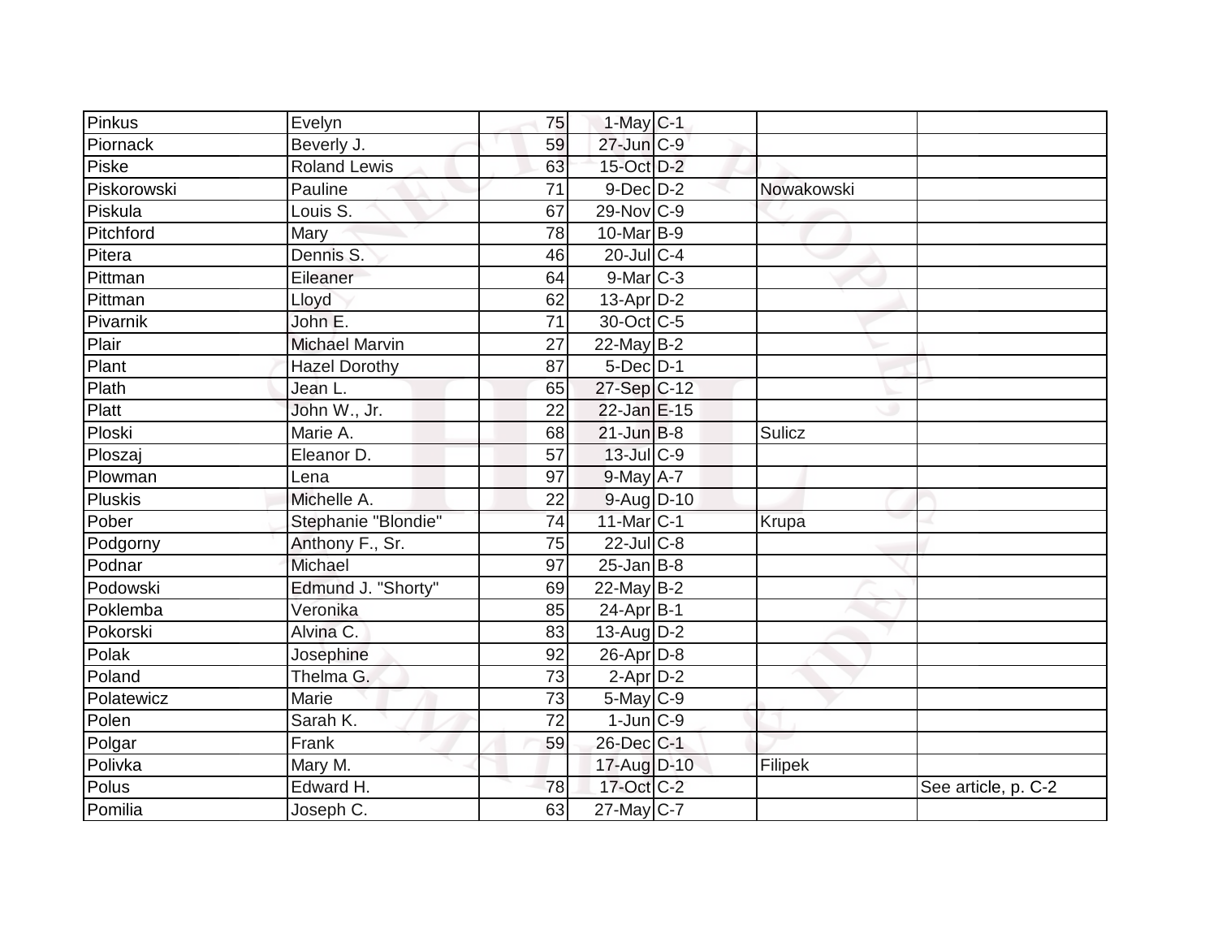| | | | | | | |
|---|---|---|---|---|---|---|
| Pinkus | Evelyn | 75 | 1-May | C-1 | | |
| Piornack | Beverly J. | 59 | 27-Jun | C-9 | | |
| Piske | Roland Lewis | 63 | 15-Oct | D-2 | | |
| Piskorowski | Pauline | 71 | 9-Dec | D-2 | Nowakowski | |
| Piskula | Louis S. | 67 | 29-Nov | C-9 | | |
| Pitchford | Mary | 78 | 10-Mar | B-9 | | |
| Pitera | Dennis S. | 46 | 20-Jul | C-4 | | |
| Pittman | Eileaner | 64 | 9-Mar | C-3 | | |
| Pittman | Lloyd | 62 | 13-Apr | D-2 | | |
| Pivarnik | John E. | 71 | 30-Oct | C-5 | | |
| Plair | Michael Marvin | 27 | 22-May | B-2 | | |
| Plant | Hazel Dorothy | 87 | 5-Dec | D-1 | | |
| Plath | Jean L. | 65 | 27-Sep | C-12 | | |
| Platt | John W., Jr. | 22 | 22-Jan | E-15 | | |
| Ploski | Marie A. | 68 | 21-Jun | B-8 | Sulicz | |
| Ploszaj | Eleanor D. | 57 | 13-Jul | C-9 | | |
| Plowman | Lena | 97 | 9-May | A-7 | | |
| Pluskis | Michelle A. | 22 | 9-Aug | D-10 | | |
| Pober | Stephanie "Blondie" | 74 | 11-Mar | C-1 | Krupa | |
| Podgorny | Anthony F., Sr. | 75 | 22-Jul | C-8 | | |
| Podnar | Michael | 97 | 25-Jan | B-8 | | |
| Podowski | Edmund J. "Shorty" | 69 | 22-May | B-2 | | |
| Poklemba | Veronika | 85 | 24-Apr | B-1 | | |
| Pokorski | Alvina C. | 83 | 13-Aug | D-2 | | |
| Polak | Josephine | 92 | 26-Apr | D-8 | | |
| Poland | Thelma G. | 73 | 2-Apr | D-2 | | |
| Polatewicz | Marie | 73 | 5-May | C-9 | | |
| Polen | Sarah K. | 72 | 1-Jun | C-9 | | |
| Polgar | Frank | 59 | 26-Dec | C-1 | | |
| Polivka | Mary M. | | 17-Aug | D-10 | Filipek | |
| Polus | Edward H. | 78 | 17-Oct | C-2 | | See article, p. C-2 |
| Pomilia | Joseph C. | 63 | 27-May | C-7 | | |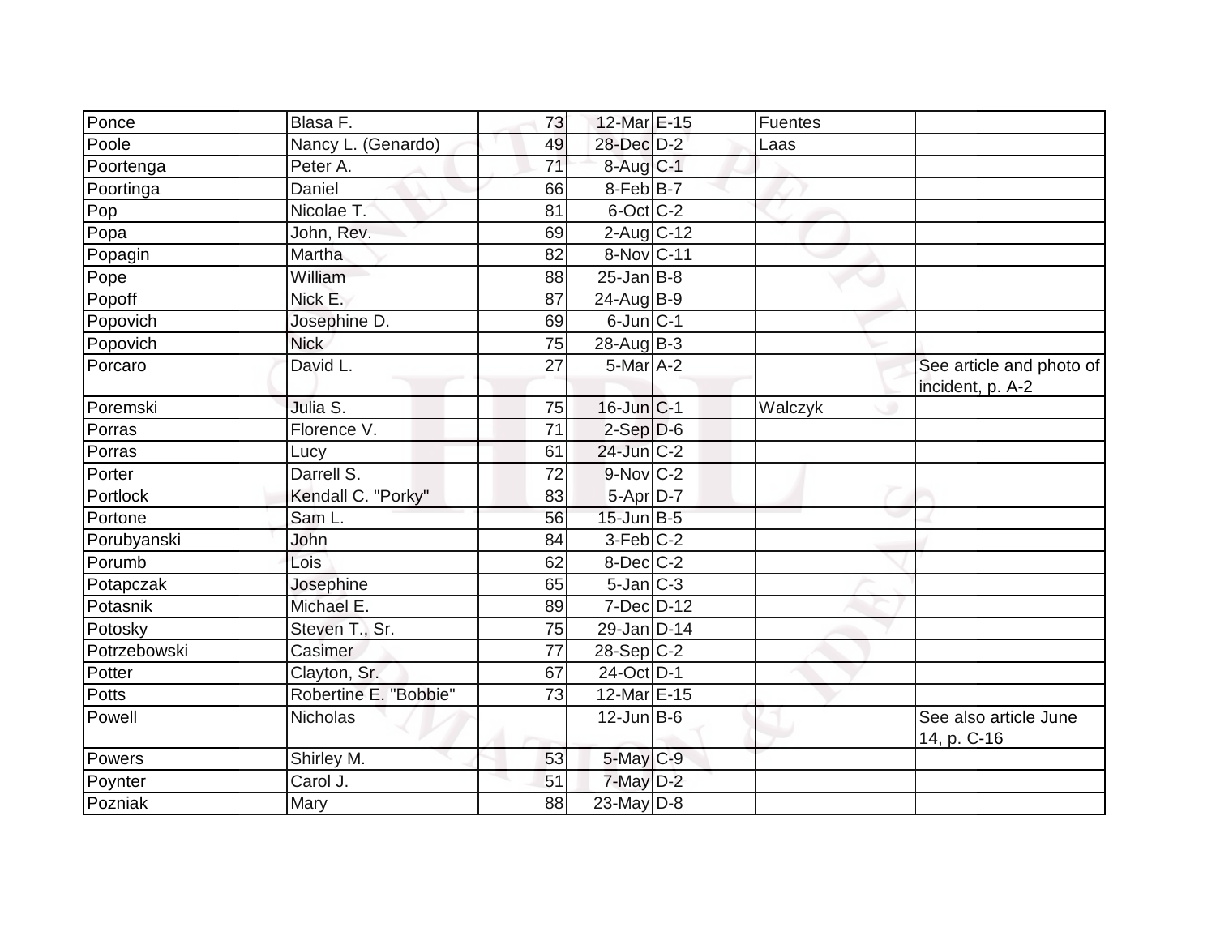| Ponce | Blasa F. | 73 | 12-Mar | E-15 | Fuentes | |
|---|---|---|---|---|---|---|
| Poole | Nancy L. (Genardo) | 49 | 28-Dec | D-2 | Laas | |
| Poortenga | Peter A. | 71 | 8-Aug | C-1 | | |
| Poortinga | Daniel | 66 | 8-Feb | B-7 | | |
| Pop | Nicolae T. | 81 | 6-Oct | C-2 | | |
| Popa | John, Rev. | 69 | 2-Aug | C-12 | | |
| Popagin | Martha | 82 | 8-Nov | C-11 | | |
| Pope | William | 88 | 25-Jan | B-8 | | |
| Popoff | Nick E. | 87 | 24-Aug | B-9 | | |
| Popovich | Josephine D. | 69 | 6-Jun | C-1 | | |
| Popovich | Nick | 75 | 28-Aug | B-3 | | |
| Porcaro | David L. | 27 | 5-Mar | A-2 | | See article and photo of incident, p. A-2 |
| Poremski | Julia S. | 75 | 16-Jun | C-1 | Walczyk | |
| Porras | Florence V. | 71 | 2-Sep | D-6 | | |
| Porras | Lucy | 61 | 24-Jun | C-2 | | |
| Porter | Darrell S. | 72 | 9-Nov | C-2 | | |
| Portlock | Kendall C. "Porky" | 83 | 5-Apr | D-7 | | |
| Portone | Sam L. | 56 | 15-Jun | B-5 | | |
| Porubyanski | John | 84 | 3-Feb | C-2 | | |
| Porumb | Lois | 62 | 8-Dec | C-2 | | |
| Potapczak | Josephine | 65 | 5-Jan | C-3 | | |
| Potasnik | Michael E. | 89 | 7-Dec | D-12 | | |
| Potosky | Steven T., Sr. | 75 | 29-Jan | D-14 | | |
| Potrzebowski | Casimer | 77 | 28-Sep | C-2 | | |
| Potter | Clayton, Sr. | 67 | 24-Oct | D-1 | | |
| Potts | Robertine E. "Bobbie" | 73 | 12-Mar | E-15 | | |
| Powell | Nicholas | | 12-Jun | B-6 | | See also article June 14, p. C-16 |
| Powers | Shirley M. | 53 | 5-May | C-9 | | |
| Poynter | Carol J. | 51 | 7-May | D-2 | | |
| Pozniak | Mary | 88 | 23-May | D-8 | | |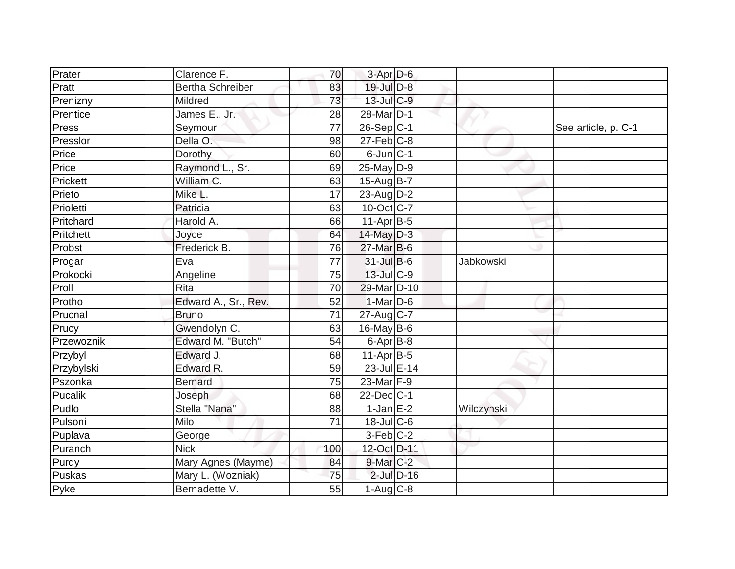| | | | | | | |
|---|---|---|---|---|---|---|
| Prater | Clarence F. | 70 | 3-Apr | D-6 | | |
| Pratt | Bertha Schreiber | 83 | 19-Jul | D-8 | | |
| Prenizny | Mildred | 73 | 13-Jul | C-9 | | |
| Prentice | James E., Jr. | 28 | 28-Mar | D-1 | | |
| Press | Seymour | 77 | 26-Sep | C-1 | | See article, p. C-1 |
| Presslor | Della O. | 98 | 27-Feb | C-8 | | |
| Price | Dorothy | 60 | 6-Jun | C-1 | | |
| Price | Raymond L., Sr. | 69 | 25-May | D-9 | | |
| Prickett | William C. | 63 | 15-Aug | B-7 | | |
| Prieto | Mike L. | 17 | 23-Aug | D-2 | | |
| Prioletti | Patricia | 63 | 10-Oct | C-7 | | |
| Pritchard | Harold A. | 66 | 11-Apr | B-5 | | |
| Pritchett | Joyce | 64 | 14-May | D-3 | | |
| Probst | Frederick B. | 76 | 27-Mar | B-6 | | |
| Progar | Eva | 77 | 31-Jul | B-6 | Jabkowski | |
| Prokocki | Angeline | 75 | 13-Jul | C-9 | | |
| Proll | Rita | 70 | 29-Mar | D-10 | | |
| Protho | Edward A., Sr., Rev. | 52 | 1-Mar | D-6 | | |
| Prucnal | Bruno | 71 | 27-Aug | C-7 | | |
| Prucy | Gwendolyn C. | 63 | 16-May | B-6 | | |
| Przewoznik | Edward M. "Butch" | 54 | 6-Apr | B-8 | | |
| Przybyl | Edward J. | 68 | 11-Apr | B-5 | | |
| Przybylski | Edward R. | 59 | 23-Jul | E-14 | | |
| Pszonka | Bernard | 75 | 23-Mar | F-9 | | |
| Pucalik | Joseph | 68 | 22-Dec | C-1 | | |
| Pudlo | Stella "Nana" | 88 | 1-Jan | E-2 | Wilczynski | |
| Pulsoni | Milo | 71 | 18-Jul | C-6 | | |
| Puplava | George | | 3-Feb | C-2 | | |
| Puranch | Nick | 100 | 12-Oct | D-11 | | |
| Purdy | Mary Agnes (Mayme) | 84 | 9-Mar | C-2 | | |
| Puskas | Mary L. (Wozniak) | 75 | 2-Jul | D-16 | | |
| Pyke | Bernadette V. | 55 | 1-Aug | C-8 | | |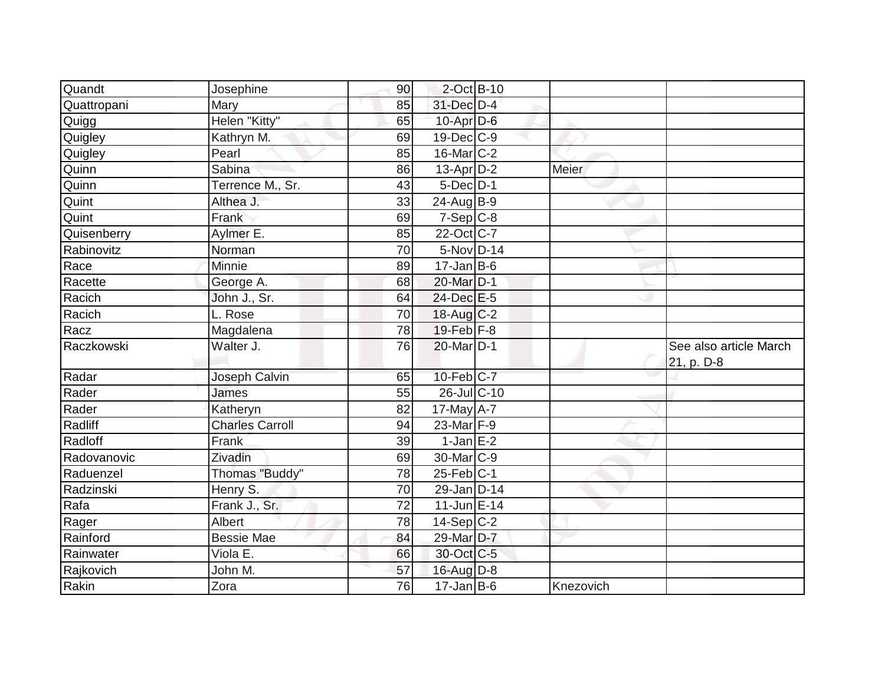| | | | | | | |
|---|---|---|---|---|---|---|
| Quandt | Josephine | 90 | 2-Oct | B-10 | | |
| Quattropani | Mary | 85 | 31-Dec | D-4 | | |
| Quigg | Helen "Kitty" | 65 | 10-Apr | D-6 | | |
| Quigley | Kathryn M. | 69 | 19-Dec | C-9 | | |
| Quigley | Pearl | 85 | 16-Mar | C-2 | | |
| Quinn | Sabina | 86 | 13-Apr | D-2 | Meier | |
| Quinn | Terrence M., Sr. | 43 | 5-Dec | D-1 | | |
| Quint | Althea J. | 33 | 24-Aug | B-9 | | |
| Quint | Frank | 69 | 7-Sep | C-8 | | |
| Quisenberry | Aylmer E. | 85 | 22-Oct | C-7 | | |
| Rabinovitz | Norman | 70 | 5-Nov | D-14 | | |
| Race | Minnie | 89 | 17-Jan | B-6 | | |
| Racette | George A. | 68 | 20-Mar | D-1 | | |
| Racich | John J., Sr. | 64 | 24-Dec | E-5 | | |
| Racich | L. Rose | 70 | 18-Aug | C-2 | | |
| Racz | Magdalena | 78 | 19-Feb | F-8 | | |
| Raczkowski | Walter J. | 76 | 20-Mar | D-1 | | See also article March 21, p. D-8 |
| Radar | Joseph Calvin | 65 | 10-Feb | C-7 | | |
| Rader | James | 55 | 26-Jul | C-10 | | |
| Rader | Katheryn | 82 | 17-May | A-7 | | |
| Radliff | Charles Carroll | 94 | 23-Mar | F-9 | | |
| Radloff | Frank | 39 | 1-Jan | E-2 | | |
| Radovanovic | Zivadin | 69 | 30-Mar | C-9 | | |
| Raduenzel | Thomas "Buddy" | 78 | 25-Feb | C-1 | | |
| Radzinski | Henry S. | 70 | 29-Jan | D-14 | | |
| Rafa | Frank J., Sr. | 72 | 11-Jun | E-14 | | |
| Rager | Albert | 78 | 14-Sep | C-2 | | |
| Rainford | Bessie Mae | 84 | 29-Mar | D-7 | | |
| Rainwater | Viola E. | 66 | 30-Oct | C-5 | | |
| Rajkovich | John M. | 57 | 16-Aug | D-8 | | |
| Rakin | Zora | 76 | 17-Jan | B-6 | Knezovich | |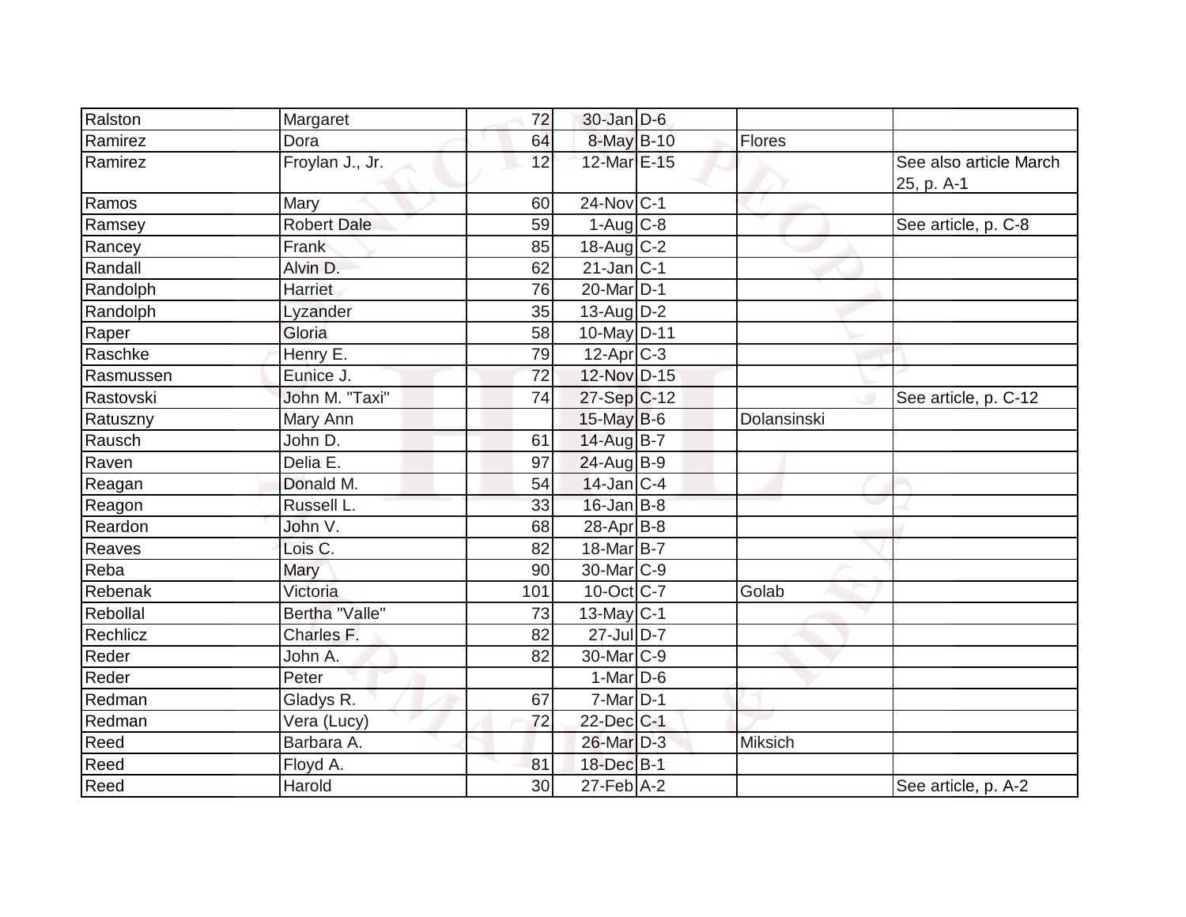| Ralston | Margaret | 72 | 30-Jan | D-6 | | |
|---|---|---|---|---|---|---|
| Ramirez | Dora | 64 | 8-May | B-10 | Flores | |
| Ramirez | Froylan J., Jr. | 12 | 12-Mar | E-15 | | See also article March 25, p. A-1 |
| Ramos | Mary | 60 | 24-Nov | C-1 | | |
| Ramsey | Robert Dale | 59 | 1-Aug | C-8 | | See article, p. C-8 |
| Rancey | Frank | 85 | 18-Aug | C-2 | | |
| Randall | Alvin D. | 62 | 21-Jan | C-1 | | |
| Randolph | Harriet | 76 | 20-Mar | D-1 | | |
| Randolph | Lyzander | 35 | 13-Aug | D-2 | | |
| Raper | Gloria | 58 | 10-May | D-11 | | |
| Raschke | Henry E. | 79 | 12-Apr | C-3 | | |
| Rasmussen | Eunice J. | 72 | 12-Nov | D-15 | | |
| Rastovski | John M. "Taxi" | 74 | 27-Sep | C-12 | | See article, p. C-12 |
| Ratuszny | Mary Ann | | 15-May | B-6 | Dolansinski | |
| Rausch | John D. | 61 | 14-Aug | B-7 | | |
| Raven | Delia E. | 97 | 24-Aug | B-9 | | |
| Reagan | Donald M. | 54 | 14-Jan | C-4 | | |
| Reagon | Russell L. | 33 | 16-Jan | B-8 | | |
| Reardon | John V. | 68 | 28-Apr | B-8 | | |
| Reaves | Lois C. | 82 | 18-Mar | B-7 | | |
| Reba | Mary | 90 | 30-Mar | C-9 | | |
| Rebenak | Victoria | 101 | 10-Oct | C-7 | Golab | |
| Rebollal | Bertha "Valle" | 73 | 13-May | C-1 | | |
| Rechlicz | Charles F. | 82 | 27-Jul | D-7 | | |
| Reder | John A. | 82 | 30-Mar | C-9 | | |
| Reder | Peter | | 1-Mar | D-6 | | |
| Redman | Gladys R. | 67 | 7-Mar | D-1 | | |
| Redman | Vera (Lucy) | 72 | 22-Dec | C-1 | | |
| Reed | Barbara A. | | 26-Mar | D-3 | Miksich | |
| Reed | Floyd A. | 81 | 18-Dec | B-1 | | |
| Reed | Harold | 30 | 27-Feb | A-2 | | See article, p. A-2 |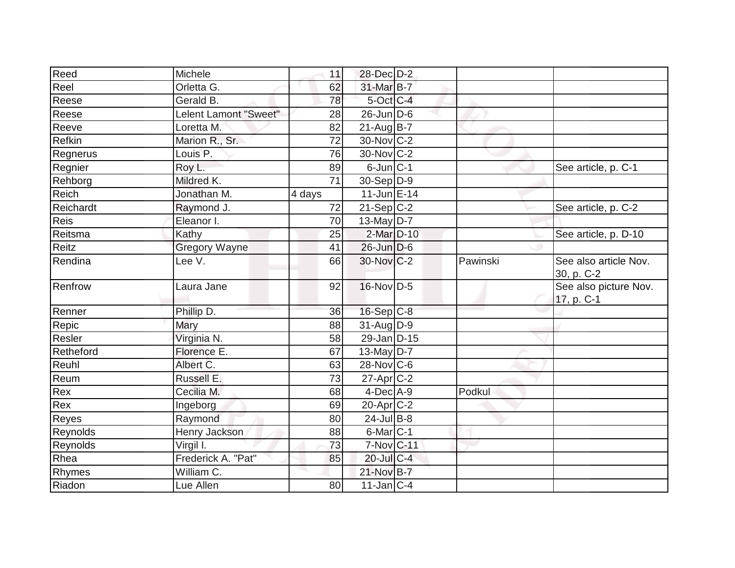| Reed | Michele | 11 | 28-Dec | D-2 | | |
|---|---|---|---|---|---|---|
| Reel | Orletta G. | 62 | 31-Mar | B-7 | | |
| Reese | Gerald B. | 78 | 5-Oct | C-4 | | |
| Reese | Lelent Lamont "Sweet" | 28 | 26-Jun | D-6 | | |
| Reeve | Loretta M. | 82 | 21-Aug | B-7 | | |
| Refkin | Marion R., Sr. | 72 | 30-Nov | C-2 | | |
| Regnerus | Louis P. | 76 | 30-Nov | C-2 | | |
| Regnier | Roy L. | 89 | 6-Jun | C-1 | | See article, p. C-1 |
| Rehborg | Mildred K. | 71 | 30-Sep | D-9 | | |
| Reich | Jonathan M. | 4 days | 11-Jun | E-14 | | |
| Reichardt | Raymond J. | 72 | 21-Sep | C-2 | | See article, p. C-2 |
| Reis | Eleanor I. | 70 | 13-May | D-7 | | |
| Reitsma | Kathy | 25 | 2-Mar | D-10 | | See article, p. D-10 |
| Reitz | Gregory Wayne | 41 | 26-Jun | D-6 | | |
| Rendina | Lee V. | 66 | 30-Nov | C-2 | Pawinski | See also article Nov. 30, p. C-2 |
| Renfrow | Laura Jane | 92 | 16-Nov | D-5 | | See also picture Nov. 17, p. C-1 |
| Renner | Phillip D. | 36 | 16-Sep | C-8 | | |
| Repic | Mary | 88 | 31-Aug | D-9 | | |
| Resler | Virginia N. | 58 | 29-Jan | D-15 | | |
| Retheford | Florence E. | 67 | 13-May | D-7 | | |
| Reuhl | Albert C. | 63 | 28-Nov | C-6 | | |
| Reum | Russell E. | 73 | 27-Apr | C-2 | | |
| Rex | Cecilia M. | 68 | 4-Dec | A-9 | Podkul | |
| Rex | Ingeborg | 69 | 20-Apr | C-2 | | |
| Reyes | Raymond | 80 | 24-Jul | B-8 | | |
| Reynolds | Henry Jackson | 88 | 6-Mar | C-1 | | |
| Reynolds | Virgil I. | 73 | 7-Nov | C-11 | | |
| Rhea | Frederick A. "Pat" | 85 | 20-Jul | C-4 | | |
| Rhymes | William C. | | 21-Nov | B-7 | | |
| Riadon | Lue Allen | 80 | 11-Jan | C-4 | | |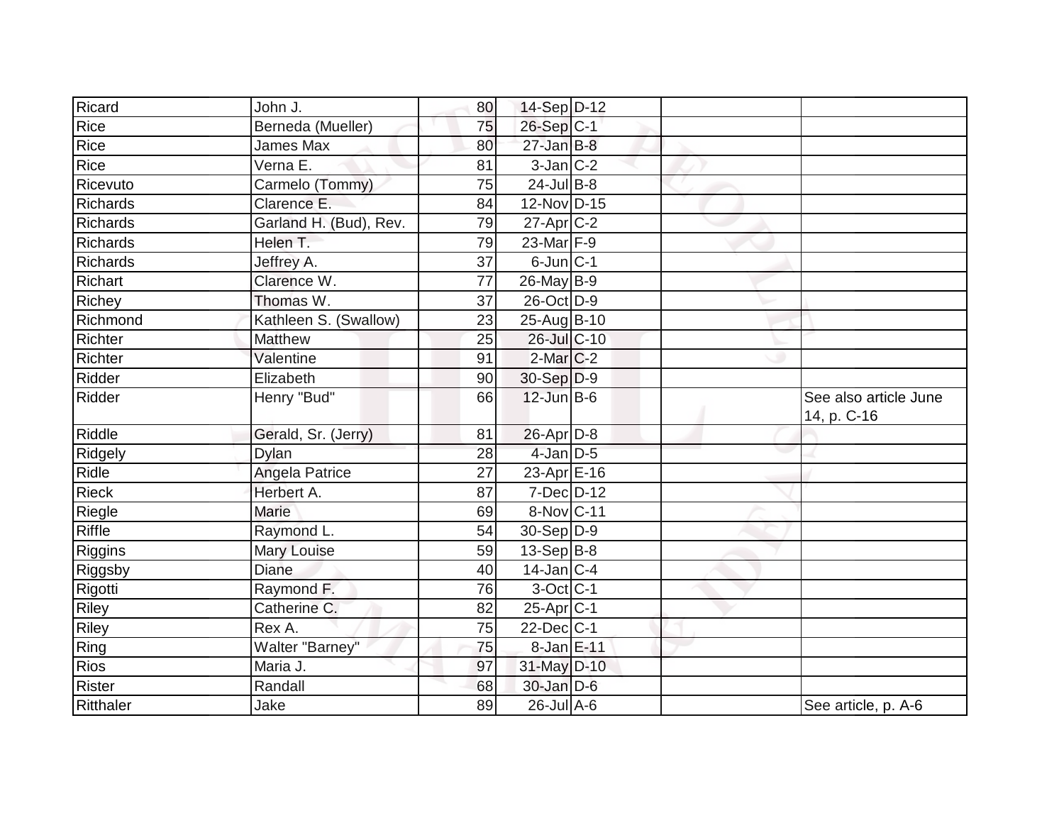| | | | | | | |
|---|---|---|---|---|---|---|
| Ricard | John J. | 80 | 14-Sep | D-12 | | |
| Rice | Berneda (Mueller) | 75 | 26-Sep | C-1 | | |
| Rice | James Max | 80 | 27-Jan | B-8 | | |
| Rice | Verna E. | 81 | 3-Jan | C-2 | | |
| Ricevuto | Carmelo (Tommy) | 75 | 24-Jul | B-8 | | |
| Richards | Clarence E. | 84 | 12-Nov | D-15 | | |
| Richards | Garland H. (Bud), Rev. | 79 | 27-Apr | C-2 | | |
| Richards | Helen T. | 79 | 23-Mar | F-9 | | |
| Richards | Jeffrey A. | 37 | 6-Jun | C-1 | | |
| Richart | Clarence W. | 77 | 26-May | B-9 | | |
| Richey | Thomas W. | 37 | 26-Oct | D-9 | | |
| Richmond | Kathleen S. (Swallow) | 23 | 25-Aug | B-10 | | |
| Richter | Matthew | 25 | 26-Jul | C-10 | | |
| Richter | Valentine | 91 | 2-Mar | C-2 | | |
| Ridder | Elizabeth | 90 | 30-Sep | D-9 | | |
| Ridder | Henry "Bud" | 66 | 12-Jun | B-6 | | See also article June 14, p. C-16 |
| Riddle | Gerald, Sr. (Jerry) | 81 | 26-Apr | D-8 | | |
| Ridgely | Dylan | 28 | 4-Jan | D-5 | | |
| Ridle | Angela Patrice | 27 | 23-Apr | E-16 | | |
| Rieck | Herbert A. | 87 | 7-Dec | D-12 | | |
| Riegle | Marie | 69 | 8-Nov | C-11 | | |
| Riffle | Raymond L. | 54 | 30-Sep | D-9 | | |
| Riggins | Mary Louise | 59 | 13-Sep | B-8 | | |
| Riggsby | Diane | 40 | 14-Jan | C-4 | | |
| Rigotti | Raymond F. | 76 | 3-Oct | C-1 | | |
| Riley | Catherine C. | 82 | 25-Apr | C-1 | | |
| Riley | Rex A. | 75 | 22-Dec | C-1 | | |
| Ring | Walter "Barney" | 75 | 8-Jan | E-11 | | |
| Rios | Maria J. | 97 | 31-May | D-10 | | |
| Rister | Randall | 68 | 30-Jan | D-6 | | |
| Ritthaler | Jake | 89 | 26-Jul | A-6 | | See article, p. A-6 |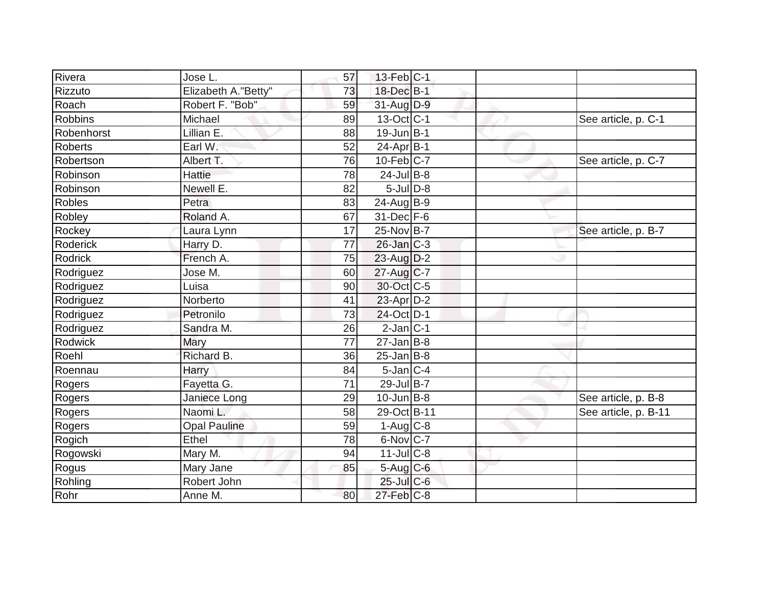| Rivera | Jose L. | 57 | 13-Feb | C-1 | | |
|---|---|---|---|---|---|---|
| Rizzuto | Elizabeth A."Betty" | 73 | 18-Dec | B-1 | | |
| Roach | Robert F. "Bob" | 59 | 31-Aug | D-9 | | |
| Robbins | Michael | 89 | 13-Oct | C-1 | | See article, p. C-1 |
| Robenhorst | Lillian E. | 88 | 19-Jun | B-1 | | |
| Roberts | Earl W. | 52 | 24-Apr | B-1 | | |
| Robertson | Albert T. | 76 | 10-Feb | C-7 | | See article, p. C-7 |
| Robinson | Hattie | 78 | 24-Jul | B-8 | | |
| Robinson | Newell E. | 82 | 5-Jul | D-8 | | |
| Robles | Petra | 83 | 24-Aug | B-9 | | |
| Robley | Roland A. | 67 | 31-Dec | F-6 | | |
| Rockey | Laura Lynn | 17 | 25-Nov | B-7 | | See article, p. B-7 |
| Roderick | Harry D. | 77 | 26-Jan | C-3 | | |
| Rodrick | French A. | 75 | 23-Aug | D-2 | | |
| Rodriguez | Jose M. | 60 | 27-Aug | C-7 | | |
| Rodriguez | Luisa | 90 | 30-Oct | C-5 | | |
| Rodriguez | Norberto | 41 | 23-Apr | D-2 | | |
| Rodriguez | Petronilo | 73 | 24-Oct | D-1 | | |
| Rodriguez | Sandra M. | 26 | 2-Jan | C-1 | | |
| Rodwick | Mary | 77 | 27-Jan | B-8 | | |
| Roehl | Richard B. | 36 | 25-Jan | B-8 | | |
| Roennau | Harry | 84 | 5-Jan | C-4 | | |
| Rogers | Fayetta G. | 71 | 29-Jul | B-7 | | |
| Rogers | Janiece Long | 29 | 10-Jun | B-8 | | See article, p. B-8 |
| Rogers | Naomi L. | 58 | 29-Oct | B-11 | | See article, p. B-11 |
| Rogers | Opal Pauline | 59 | 1-Aug | C-8 | | |
| Rogich | Ethel | 78 | 6-Nov | C-7 | | |
| Rogowski | Mary M. | 94 | 11-Jul | C-8 | | |
| Rogus | Mary Jane | 85 | 5-Aug | C-6 | | |
| Rohling | Robert John | | 25-Jul | C-6 | | |
| Rohr | Anne M. | 80 | 27-Feb | C-8 | | |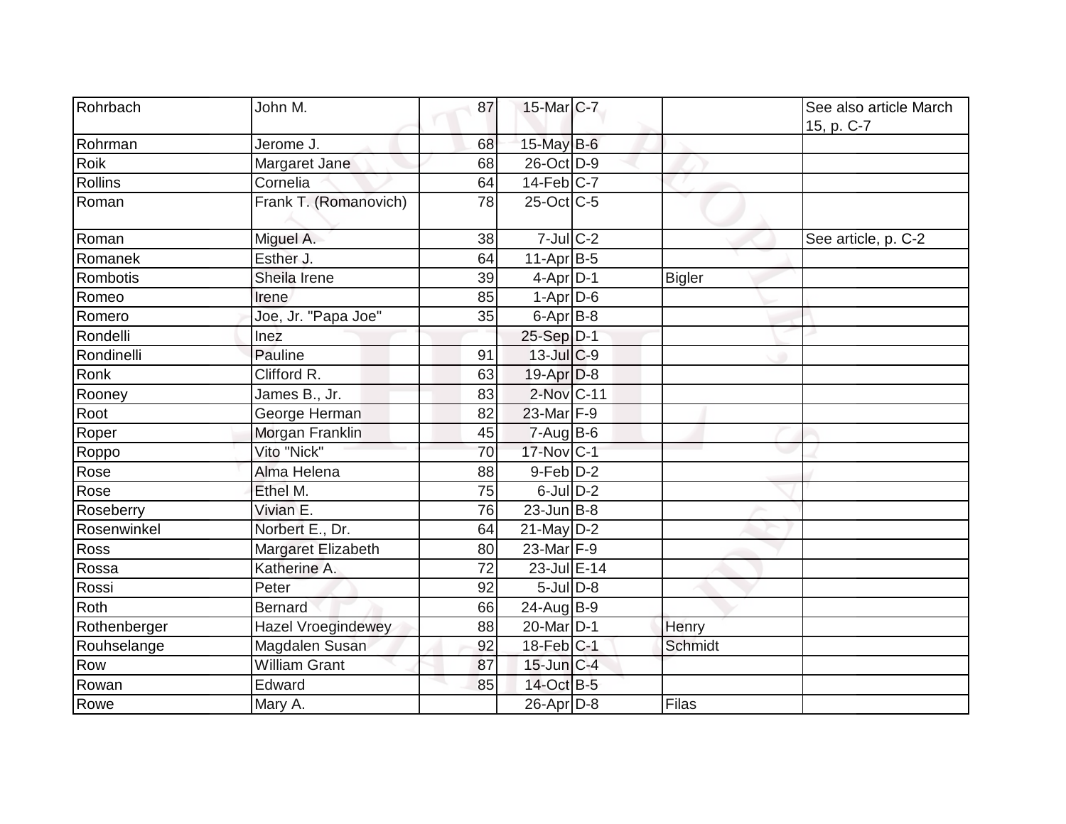| Rohrbach | John M. | 87 | 15-Mar | C-7 | | See also article March 15, p. C-7 |
|---|---|---|---|---|---|---|
| Rohrman | Jerome J. | 68 | 15-May | B-6 | | |
| Roik | Margaret Jane | 68 | 26-Oct | D-9 | | |
| Rollins | Cornelia | 64 | 14-Feb | C-7 | | |
| Roman | Frank T. (Romanovich) | 78 | 25-Oct | C-5 | | |
| Roman | Miguel A. | 38 | 7-Jul | C-2 | | See article, p. C-2 |
| Romanek | Esther J. | 64 | 11-Apr | B-5 | | |
| Rombotis | Sheila Irene | 39 | 4-Apr | D-1 | Bigler | |
| Romeo | Irene | 85 | 1-Apr | D-6 | | |
| Romero | Joe, Jr. "Papa Joe" | 35 | 6-Apr | B-8 | | |
| Rondelli | Inez | | 25-Sep | D-1 | | |
| Rondinelli | Pauline | 91 | 13-Jul | C-9 | | |
| Ronk | Clifford R. | 63 | 19-Apr | D-8 | | |
| Rooney | James B., Jr. | 83 | 2-Nov | C-11 | | |
| Root | George Herman | 82 | 23-Mar | F-9 | | |
| Roper | Morgan Franklin | 45 | 7-Aug | B-6 | | |
| Roppo | Vito "Nick" | 70 | 17-Nov | C-1 | | |
| Rose | Alma Helena | 88 | 9-Feb | D-2 | | |
| Rose | Ethel M. | 75 | 6-Jul | D-2 | | |
| Roseberry | Vivian E. | 76 | 23-Jun | B-8 | | |
| Rosenwinkel | Norbert E., Dr. | 64 | 21-May | D-2 | | |
| Ross | Margaret Elizabeth | 80 | 23-Mar | F-9 | | |
| Rossa | Katherine A. | 72 | 23-Jul | E-14 | | |
| Rossi | Peter | 92 | 5-Jul | D-8 | | |
| Roth | Bernard | 66 | 24-Aug | B-9 | | |
| Rothenberger | Hazel Vroegindewey | 88 | 20-Mar | D-1 | Henry | |
| Rouhselange | Magdalen Susan | 92 | 18-Feb | C-1 | Schmidt | |
| Row | William Grant | 87 | 15-Jun | C-4 | | |
| Rowan | Edward | 85 | 14-Oct | B-5 | | |
| Rowe | Mary A. | | 26-Apr | D-8 | Filas | |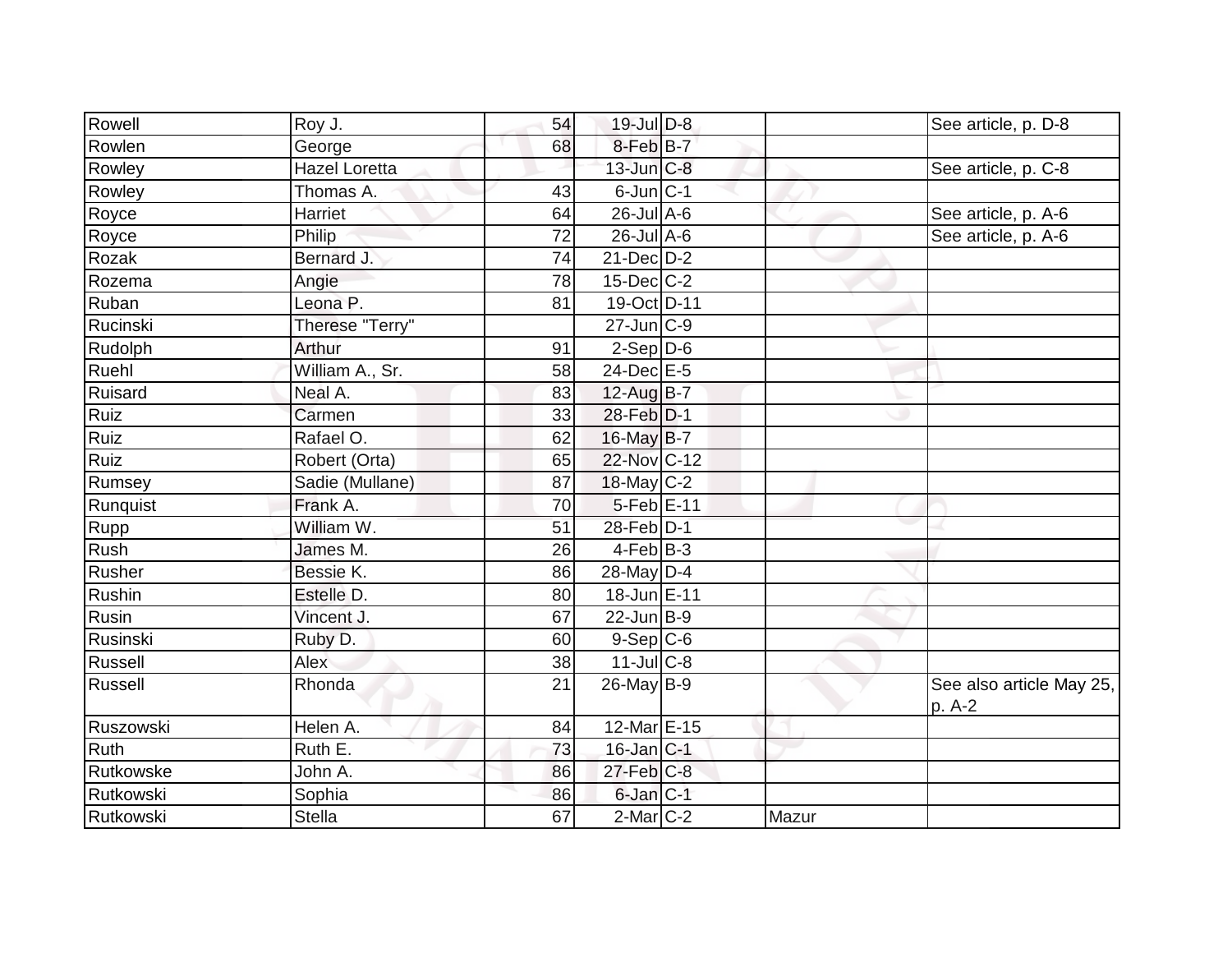| Rowell | Roy J. | 54 | 19-Jul | D-8 | | See article, p. D-8 |
|---|---|---|---|---|---|---|
| Rowlen | George | 68 | 8-Feb | B-7 | | |
| Rowley | Hazel Loretta | | 13-Jun | C-8 | | See article, p. C-8 |
| Rowley | Thomas A. | 43 | 6-Jun | C-1 | | |
| Royce | Harriet | 64 | 26-Jul | A-6 | | See article, p. A-6 |
| Royce | Philip | 72 | 26-Jul | A-6 | | See article, p. A-6 |
| Rozak | Bernard J. | 74 | 21-Dec | D-2 | | |
| Rozema | Angie | 78 | 15-Dec | C-2 | | |
| Ruban | Leona P. | 81 | 19-Oct | D-11 | | |
| Rucinski | Therese "Terry" | | 27-Jun | C-9 | | |
| Rudolph | Arthur | 91 | 2-Sep | D-6 | | |
| Ruehl | William A., Sr. | 58 | 24-Dec | E-5 | | |
| Ruisard | Neal A. | 83 | 12-Aug | B-7 | | |
| Ruiz | Carmen | 33 | 28-Feb | D-1 | | |
| Ruiz | Rafael O. | 62 | 16-May | B-7 | | |
| Ruiz | Robert (Orta) | 65 | 22-Nov | C-12 | | |
| Rumsey | Sadie (Mullane) | 87 | 18-May | C-2 | | |
| Runquist | Frank A. | 70 | 5-Feb | E-11 | | |
| Rupp | William W. | 51 | 28-Feb | D-1 | | |
| Rush | James M. | 26 | 4-Feb | B-3 | | |
| Rusher | Bessie K. | 86 | 28-May | D-4 | | |
| Rushin | Estelle D. | 80 | 18-Jun | E-11 | | |
| Rusin | Vincent J. | 67 | 22-Jun | B-9 | | |
| Rusinski | Ruby D. | 60 | 9-Sep | C-6 | | |
| Russell | Alex | 38 | 11-Jul | C-8 | | |
| Russell | Rhonda | 21 | 26-May | B-9 | | See also article May 25, p. A-2 |
| Ruszowski | Helen A. | 84 | 12-Mar | E-15 | | |
| Ruth | Ruth E. | 73 | 16-Jan | C-1 | | |
| Rutkowske | John A. | 86 | 27-Feb | C-8 | | |
| Rutkowski | Sophia | 86 | 6-Jan | C-1 | | |
| Rutkowski | Stella | 67 | 2-Mar | C-2 | Mazur | |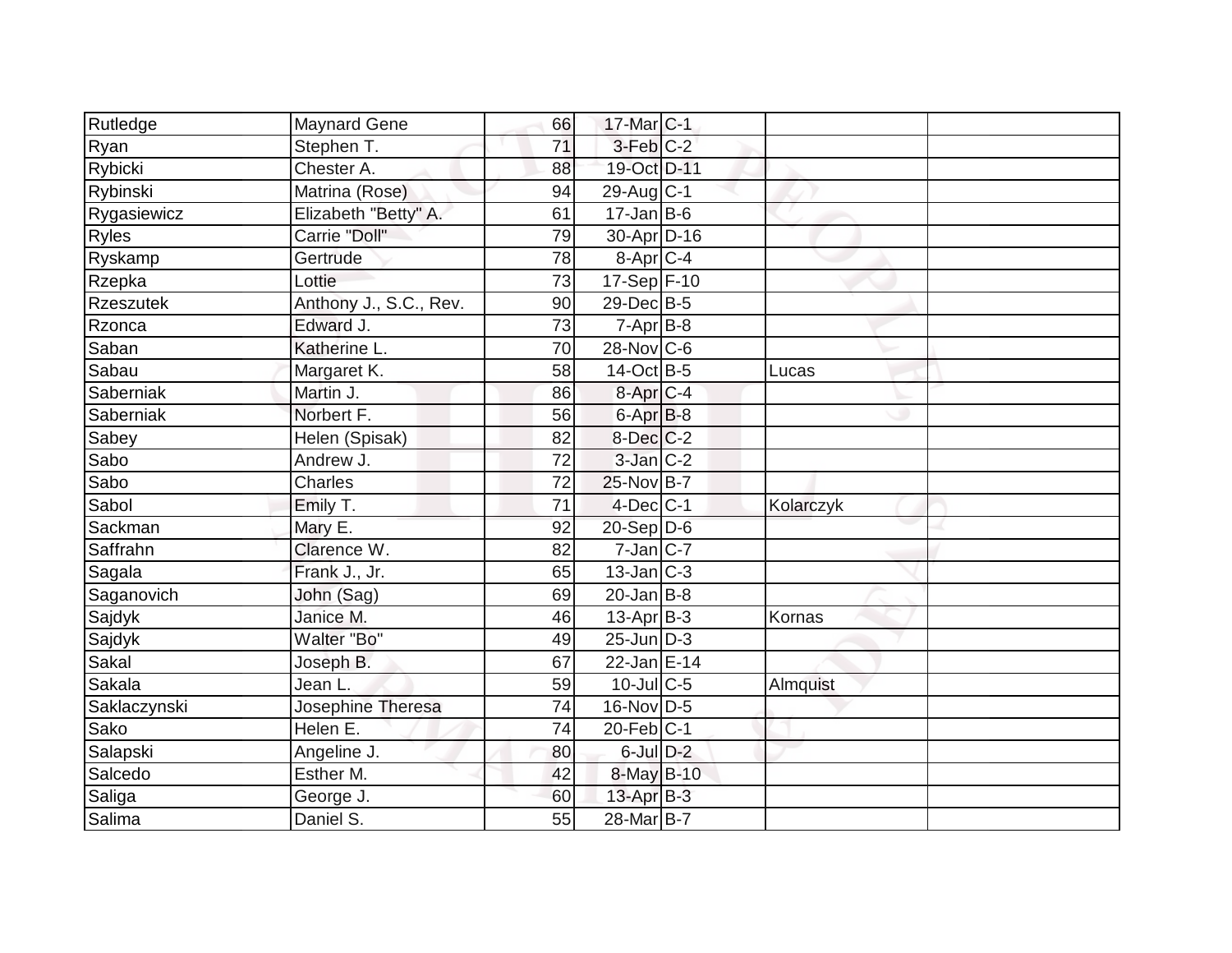| | | | | | | |
|---|---|---|---|---|---|---|
| Rutledge | Maynard Gene | 66 | 17-Mar | C-1 | | |
| Ryan | Stephen T. | 71 | 3-Feb | C-2 | | |
| Rybicki | Chester A. | 88 | 19-Oct | D-11 | | |
| Rybinski | Matrina (Rose) | 94 | 29-Aug | C-1 | | |
| Rygasiewicz | Elizabeth "Betty" A. | 61 | 17-Jan | B-6 | | |
| Ryles | Carrie "Doll" | 79 | 30-Apr | D-16 | | |
| Ryskamp | Gertrude | 78 | 8-Apr | C-4 | | |
| Rzepka | Lottie | 73 | 17-Sep | F-10 | | |
| Rzeszutek | Anthony J., S.C., Rev. | 90 | 29-Dec | B-5 | | |
| Rzonca | Edward J. | 73 | 7-Apr | B-8 | | |
| Saban | Katherine L. | 70 | 28-Nov | C-6 | | |
| Sabau | Margaret K. | 58 | 14-Oct | B-5 | Lucas | |
| Saberniak | Martin J. | 86 | 8-Apr | C-4 | | |
| Saberniak | Norbert F. | 56 | 6-Apr | B-8 | | |
| Sabey | Helen (Spisak) | 82 | 8-Dec | C-2 | | |
| Sabo | Andrew J. | 72 | 3-Jan | C-2 | | |
| Sabo | Charles | 72 | 25-Nov | B-7 | | |
| Sabol | Emily T. | 71 | 4-Dec | C-1 | Kolarczyk | |
| Sackman | Mary E. | 92 | 20-Sep | D-6 | | |
| Saffrahn | Clarence W. | 82 | 7-Jan | C-7 | | |
| Sagala | Frank J., Jr. | 65 | 13-Jan | C-3 | | |
| Saganovich | John (Sag) | 69 | 20-Jan | B-8 | | |
| Sajdyk | Janice M. | 46 | 13-Apr | B-3 | Kornas | |
| Sajdyk | Walter "Bo" | 49 | 25-Jun | D-3 | | |
| Sakal | Joseph B. | 67 | 22-Jan | E-14 | | |
| Sakala | Jean L. | 59 | 10-Jul | C-5 | Almquist | |
| Saklaczynski | Josephine Theresa | 74 | 16-Nov | D-5 | | |
| Sako | Helen E. | 74 | 20-Feb | C-1 | | |
| Salapski | Angeline J. | 80 | 6-Jul | D-2 | | |
| Salcedo | Esther M. | 42 | 8-May | B-10 | | |
| Saliga | George J. | 60 | 13-Apr | B-3 | | |
| Salima | Daniel S. | 55 | 28-Mar | B-7 | | |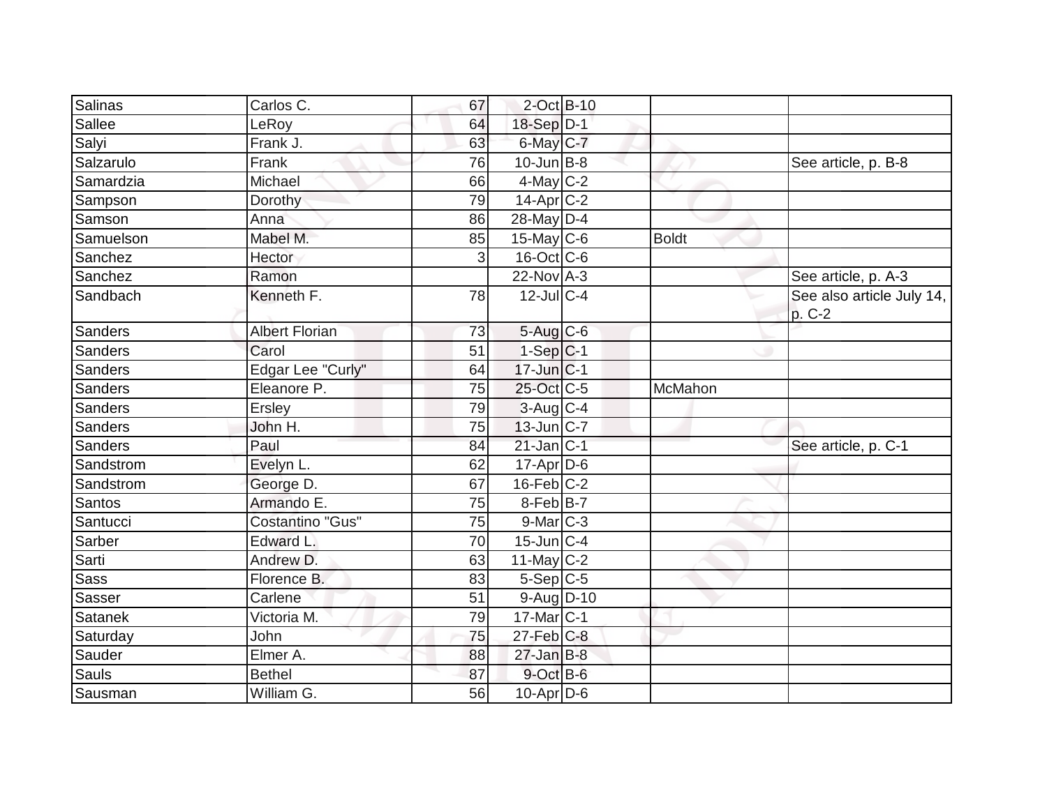| | | | | | | |
|---|---|---|---|---|---|---|
| Salinas | Carlos C. | 67 | 2-Oct | B-10 | | |
| Sallee | LeRoy | 64 | 18-Sep | D-1 | | |
| Salyi | Frank J. | 63 | 6-May | C-7 | | |
| Salzarulo | Frank | 76 | 10-Jun | B-8 | | See article, p. B-8 |
| Samardzia | Michael | 66 | 4-May | C-2 | | |
| Sampson | Dorothy | 79 | 14-Apr | C-2 | | |
| Samson | Anna | 86 | 28-May | D-4 | | |
| Samuelson | Mabel M. | 85 | 15-May | C-6 | Boldt | |
| Sanchez | Hector | 3 | 16-Oct | C-6 | | |
| Sanchez | Ramon | | 22-Nov | A-3 | | See article, p. A-3 |
| Sandbach | Kenneth F. | 78 | 12-Jul | C-4 | | See also article July 14, p. C-2 |
| Sanders | Albert Florian | 73 | 5-Aug | C-6 | | |
| Sanders | Carol | 51 | 1-Sep | C-1 | | |
| Sanders | Edgar Lee "Curly" | 64 | 17-Jun | C-1 | | |
| Sanders | Eleanore P. | 75 | 25-Oct | C-5 | McMahon | |
| Sanders | Ersley | 79 | 3-Aug | C-4 | | |
| Sanders | John H. | 75 | 13-Jun | C-7 | | |
| Sanders | Paul | 84 | 21-Jan | C-1 | | See article, p. C-1 |
| Sandstrom | Evelyn L. | 62 | 17-Apr | D-6 | | |
| Sandstrom | George D. | 67 | 16-Feb | C-2 | | |
| Santos | Armando E. | 75 | 8-Feb | B-7 | | |
| Santucci | Costantino "Gus" | 75 | 9-Mar | C-3 | | |
| Sarber | Edward L. | 70 | 15-Jun | C-4 | | |
| Sarti | Andrew D. | 63 | 11-May | C-2 | | |
| Sass | Florence B. | 83 | 5-Sep | C-5 | | |
| Sasser | Carlene | 51 | 9-Aug | D-10 | | |
| Satanek | Victoria M. | 79 | 17-Mar | C-1 | | |
| Saturday | John | 75 | 27-Feb | C-8 | | |
| Sauder | Elmer A. | 88 | 27-Jan | B-8 | | |
| Sauls | Bethel | 87 | 9-Oct | B-6 | | |
| Sausman | William G. | 56 | 10-Apr | D-6 | | |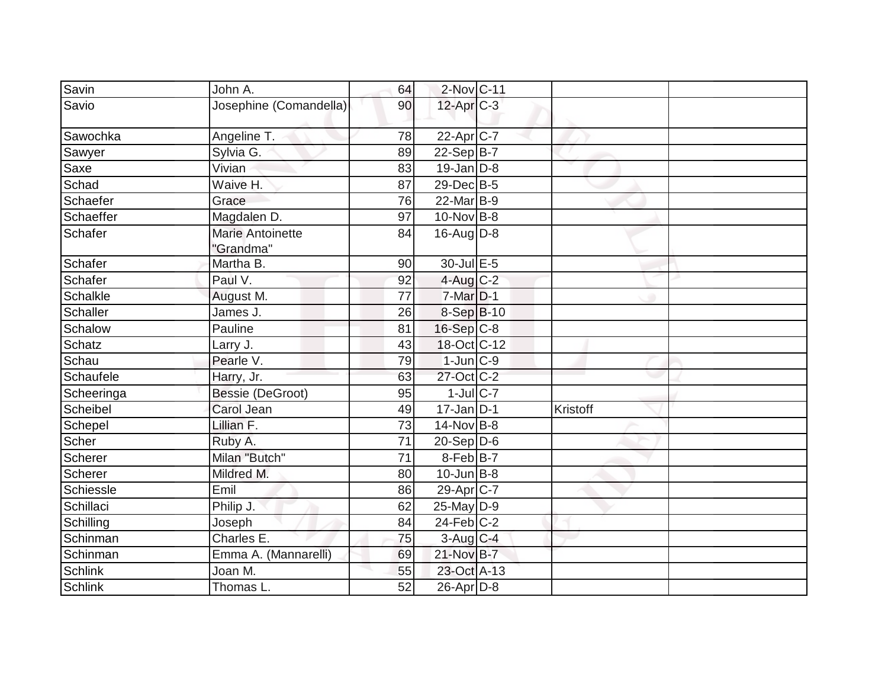| | | | | | | |
|---|---|---|---|---|---|---|
| Savin | John A. | 64 | 2-Nov | C-11 | | |
| Savio | Josephine (Comandella) | 90 | 12-Apr | C-3 | | |
| Sawochka | Angeline T. | 78 | 22-Apr | C-7 | | |
| Sawyer | Sylvia G. | 89 | 22-Sep | B-7 | | |
| Saxe | Vivian | 83 | 19-Jan | D-8 | | |
| Schad | Waive H. | 87 | 29-Dec | B-5 | | |
| Schaefer | Grace | 76 | 22-Mar | B-9 | | |
| Schaeffer | Magdalen D. | 97 | 10-Nov | B-8 | | |
| Schafer | Marie Antoinette "Grandma" | 84 | 16-Aug | D-8 | | |
| Schafer | Martha B. | 90 | 30-Jul | E-5 | | |
| Schafer | Paul V. | 92 | 4-Aug | C-2 | | |
| Schalkle | August M. | 77 | 7-Mar | D-1 | | |
| Schaller | James J. | 26 | 8-Sep | B-10 | | |
| Schalow | Pauline | 81 | 16-Sep | C-8 | | |
| Schatz | Larry J. | 43 | 18-Oct | C-12 | | |
| Schau | Pearle V. | 79 | 1-Jun | C-9 | | |
| Schaufele | Harry, Jr. | 63 | 27-Oct | C-2 | | |
| Scheeringa | Bessie (DeGroot) | 95 | 1-Jul | C-7 | | |
| Scheibel | Carol Jean | 49 | 17-Jan | D-1 | Kristoff | |
| Schepel | Lillian F. | 73 | 14-Nov | B-8 | | |
| Scher | Ruby A. | 71 | 20-Sep | D-6 | | |
| Scherer | Milan "Butch" | 71 | 8-Feb | B-7 | | |
| Scherer | Mildred M. | 80 | 10-Jun | B-8 | | |
| Schiessle | Emil | 86 | 29-Apr | C-7 | | |
| Schillaci | Philip J. | 62 | 25-May | D-9 | | |
| Schilling | Joseph | 84 | 24-Feb | C-2 | | |
| Schinman | Charles E. | 75 | 3-Aug | C-4 | | |
| Schinman | Emma A. (Mannarelli) | 69 | 21-Nov | B-7 | | |
| Schlink | Joan M. | 55 | 23-Oct | A-13 | | |
| Schlink | Thomas L. | 52 | 26-Apr | D-8 | | |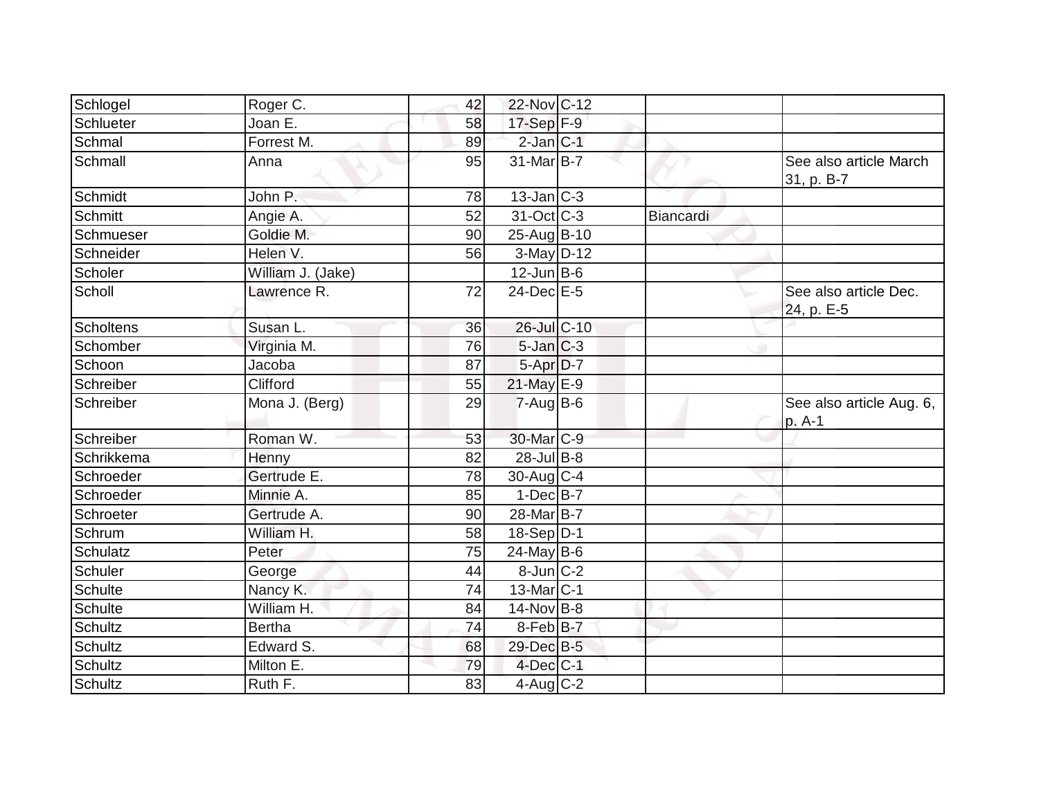| | | | | | | |
|---|---|---|---|---|---|---|
| Schlogel | Roger C. | 42 | 22-Nov | C-12 | | |
| Schlueter | Joan E. | 58 | 17-Sep | F-9 | | |
| Schmal | Forrest M. | 89 | 2-Jan | C-1 | | |
| Schmall | Anna | 95 | 31-Mar | B-7 | | See also article March 31, p. B-7 |
| Schmidt | John P. | 78 | 13-Jan | C-3 | | |
| Schmitt | Angie A. | 52 | 31-Oct | C-3 | Biancardi | |
| Schmueser | Goldie M. | 90 | 25-Aug | B-10 | | |
| Schneider | Helen V. | 56 | 3-May | D-12 | | |
| Scholer | William J. (Jake) | | 12-Jun | B-6 | | |
| Scholl | Lawrence R. | 72 | 24-Dec | E-5 | | See also article Dec. 24, p. E-5 |
| Scholtens | Susan L. | 36 | 26-Jul | C-10 | | |
| Schomber | Virginia M. | 76 | 5-Jan | C-3 | | |
| Schoon | Jacoba | 87 | 5-Apr | D-7 | | |
| Schreiber | Clifford | 55 | 21-May | E-9 | | |
| Schreiber | Mona J. (Berg) | 29 | 7-Aug | B-6 | | See also article Aug. 6, p. A-1 |
| Schreiber | Roman W. | 53 | 30-Mar | C-9 | | |
| Schrikkema | Henny | 82 | 28-Jul | B-8 | | |
| Schroeder | Gertrude E. | 78 | 30-Aug | C-4 | | |
| Schroeder | Minnie A. | 85 | 1-Dec | B-7 | | |
| Schroeter | Gertrude A. | 90 | 28-Mar | B-7 | | |
| Schrum | William H. | 58 | 18-Sep | D-1 | | |
| Schulatz | Peter | 75 | 24-May | B-6 | | |
| Schuler | George | 44 | 8-Jun | C-2 | | |
| Schulte | Nancy K. | 74 | 13-Mar | C-1 | | |
| Schulte | William H. | 84 | 14-Nov | B-8 | | |
| Schultz | Bertha | 74 | 8-Feb | B-7 | | |
| Schultz | Edward S. | 68 | 29-Dec | B-5 | | |
| Schultz | Milton E. | 79 | 4-Dec | C-1 | | |
| Schultz | Ruth F. | 83 | 4-Aug | C-2 | | |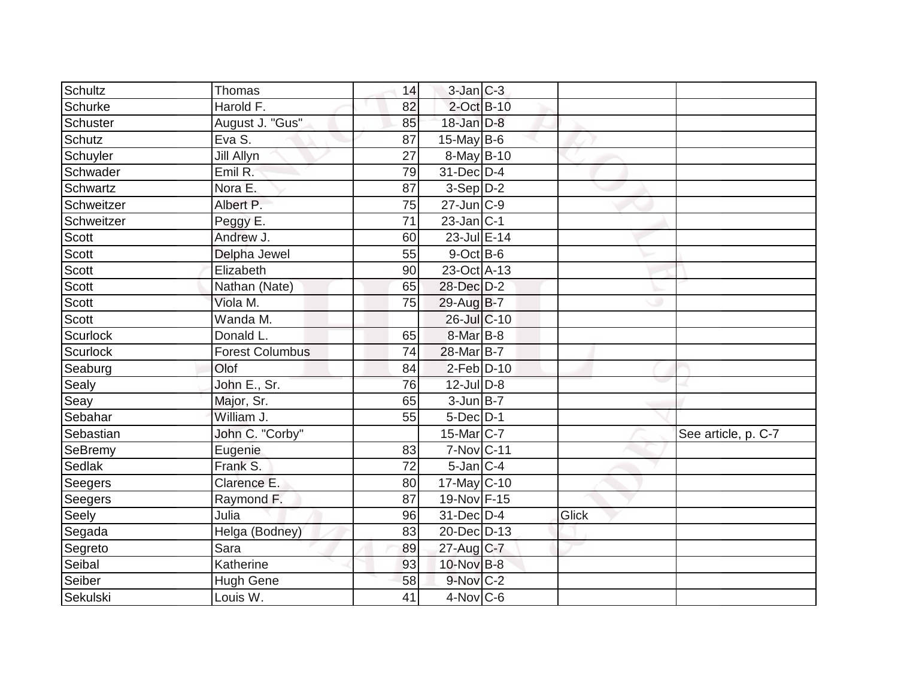| | | | | | | |
|---|---|---|---|---|---|---|
| Schultz | Thomas | 14 | 3-Jan | C-3 | | |
| Schurke | Harold F. | 82 | 2-Oct | B-10 | | |
| Schuster | August J. "Gus" | 85 | 18-Jan | D-8 | | |
| Schutz | Eva S. | 87 | 15-May | B-6 | | |
| Schuyler | Jill Allyn | 27 | 8-May | B-10 | | |
| Schwader | Emil R. | 79 | 31-Dec | D-4 | | |
| Schwartz | Nora E. | 87 | 3-Sep | D-2 | | |
| Schweitzer | Albert P. | 75 | 27-Jun | C-9 | | |
| Schweitzer | Peggy E. | 71 | 23-Jan | C-1 | | |
| Scott | Andrew J. | 60 | 23-Jul | E-14 | | |
| Scott | Delpha Jewel | 55 | 9-Oct | B-6 | | |
| Scott | Elizabeth | 90 | 23-Oct | A-13 | | |
| Scott | Nathan (Nate) | 65 | 28-Dec | D-2 | | |
| Scott | Viola M. | 75 | 29-Aug | B-7 | | |
| Scott | Wanda M. | | 26-Jul | C-10 | | |
| Scurlock | Donald L. | 65 | 8-Mar | B-8 | | |
| Scurlock | Forest Columbus | 74 | 28-Mar | B-7 | | |
| Seaburg | Olof | 84 | 2-Feb | D-10 | | |
| Sealy | John E., Sr. | 76 | 12-Jul | D-8 | | |
| Seay | Major, Sr. | 65 | 3-Jun | B-7 | | |
| Sebahar | William J. | 55 | 5-Dec | D-1 | | |
| Sebastian | John C. "Corby" | | 15-Mar | C-7 | | See article, p. C-7 |
| SeBremy | Eugenie | 83 | 7-Nov | C-11 | | |
| Sedlak | Frank S. | 72 | 5-Jan | C-4 | | |
| Seegers | Clarence E. | 80 | 17-May | C-10 | | |
| Seegers | Raymond F. | 87 | 19-Nov | F-15 | | |
| Seely | Julia | 96 | 31-Dec | D-4 | Glick | |
| Segada | Helga (Bodney) | 83 | 20-Dec | D-13 | | |
| Segreto | Sara | 89 | 27-Aug | C-7 | | |
| Seibal | Katherine | 93 | 10-Nov | B-8 | | |
| Seiber | Hugh Gene | 58 | 9-Nov | C-2 | | |
| Sekulski | Louis W. | 41 | 4-Nov | C-6 | | |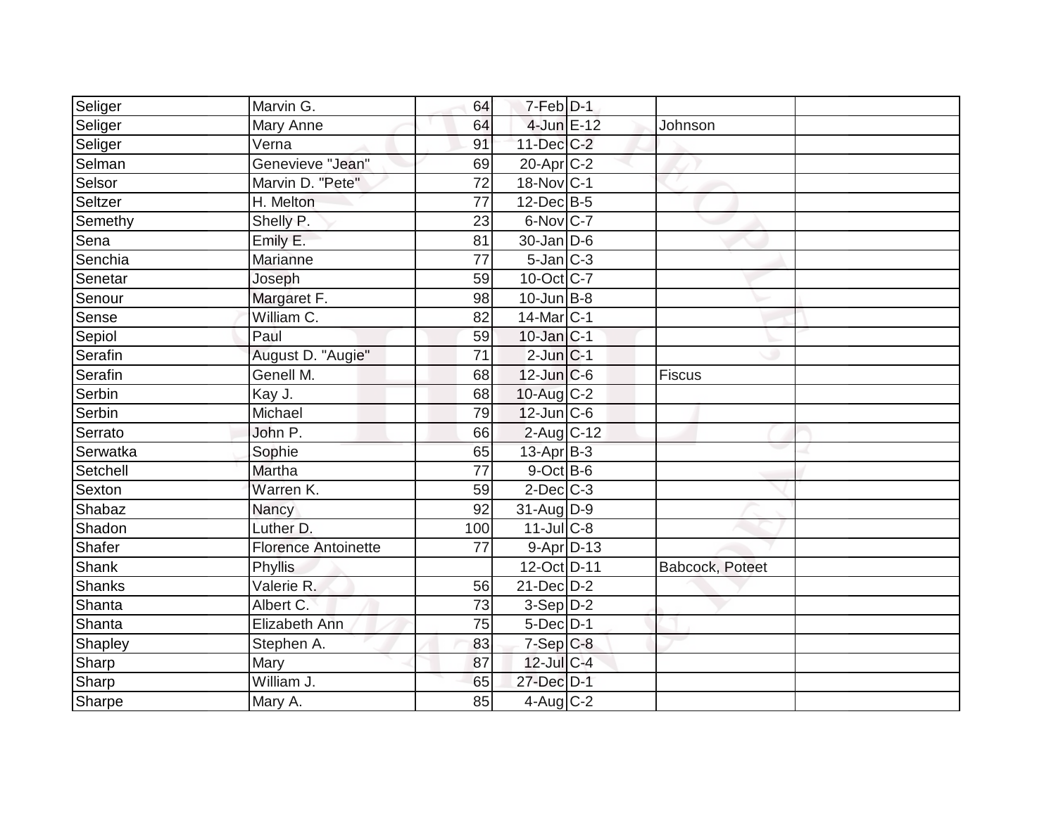| | | | | | | |
|---|---|---|---|---|---|---|
| Seliger | Marvin G. | 64 | 7-Feb | D-1 | | |
| Seliger | Mary Anne | 64 | 4-Jun | E-12 | Johnson | |
| Seliger | Verna | 91 | 11-Dec | C-2 | | |
| Selman | Genevieve "Jean" | 69 | 20-Apr | C-2 | | |
| Selsor | Marvin D. "Pete" | 72 | 18-Nov | C-1 | | |
| Seltzer | H. Melton | 77 | 12-Dec | B-5 | | |
| Semethy | Shelly P. | 23 | 6-Nov | C-7 | | |
| Sena | Emily E. | 81 | 30-Jan | D-6 | | |
| Senchia | Marianne | 77 | 5-Jan | C-3 | | |
| Senetar | Joseph | 59 | 10-Oct | C-7 | | |
| Senour | Margaret F. | 98 | 10-Jun | B-8 | | |
| Sense | William C. | 82 | 14-Mar | C-1 | | |
| Sepiol | Paul | 59 | 10-Jan | C-1 | | |
| Serafin | August D. "Augie" | 71 | 2-Jun | C-1 | | |
| Serafin | Genell M. | 68 | 12-Jun | C-6 | Fiscus | |
| Serbin | Kay J. | 68 | 10-Aug | C-2 | | |
| Serbin | Michael | 79 | 12-Jun | C-6 | | |
| Serrato | John P. | 66 | 2-Aug | C-12 | | |
| Serwatka | Sophie | 65 | 13-Apr | B-3 | | |
| Setchell | Martha | 77 | 9-Oct | B-6 | | |
| Sexton | Warren K. | 59 | 2-Dec | C-3 | | |
| Shabaz | Nancy | 92 | 31-Aug | D-9 | | |
| Shadon | Luther D. | 100 | 11-Jul | C-8 | | |
| Shafer | Florence Antoinette | 77 | 9-Apr | D-13 | | |
| Shank | Phyllis | | 12-Oct | D-11 | Babcock, Poteet | |
| Shanks | Valerie R. | 56 | 21-Dec | D-2 | | |
| Shanta | Albert C. | 73 | 3-Sep | D-2 | | |
| Shanta | Elizabeth Ann | 75 | 5-Dec | D-1 | | |
| Shapley | Stephen A. | 83 | 7-Sep | C-8 | | |
| Sharp | Mary | 87 | 12-Jul | C-4 | | |
| Sharp | William J. | 65 | 27-Dec | D-1 | | |
| Sharpe | Mary A. | 85 | 4-Aug | C-2 | | |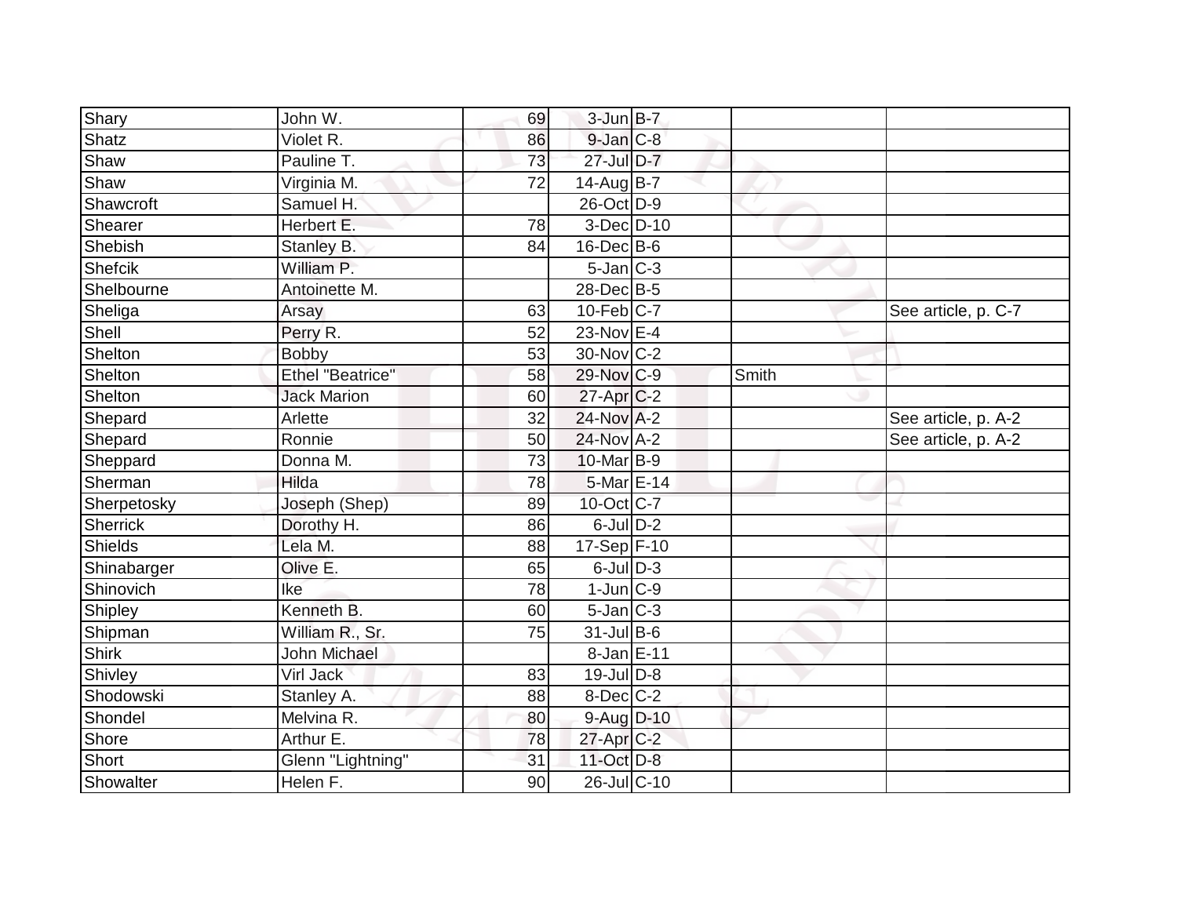| | | | | | | |
|---|---|---|---|---|---|---|
| Shary | John W. | 69 | 3-Jun | B-7 | | |
| Shatz | Violet R. | 86 | 9-Jan | C-8 | | |
| Shaw | Pauline T. | 73 | 27-Jul | D-7 | | |
| Shaw | Virginia M. | 72 | 14-Aug | B-7 | | |
| Shawcroft | Samuel H. | | 26-Oct | D-9 | | |
| Shearer | Herbert E. | 78 | 3-Dec | D-10 | | |
| Shebish | Stanley B. | 84 | 16-Dec | B-6 | | |
| Shefcik | William P. | | 5-Jan | C-3 | | |
| Shelbourne | Antoinette M. | | 28-Dec | B-5 | | |
| Sheliga | Arsay | 63 | 10-Feb | C-7 | | See article, p. C-7 |
| Shell | Perry R. | 52 | 23-Nov | E-4 | | |
| Shelton | Bobby | 53 | 30-Nov | C-2 | | |
| Shelton | Ethel "Beatrice" | 58 | 29-Nov | C-9 | Smith | |
| Shelton | Jack Marion | 60 | 27-Apr | C-2 | | |
| Shepard | Arlette | 32 | 24-Nov | A-2 | | See article, p. A-2 |
| Shepard | Ronnie | 50 | 24-Nov | A-2 | | See article, p. A-2 |
| Sheppard | Donna M. | 73 | 10-Mar | B-9 | | |
| Sherman | Hilda | 78 | 5-Mar | E-14 | | |
| Sherpetosky | Joseph (Shep) | 89 | 10-Oct | C-7 | | |
| Sherrick | Dorothy H. | 86 | 6-Jul | D-2 | | |
| Shields | Lela M. | 88 | 17-Sep | F-10 | | |
| Shinabarger | Olive E. | 65 | 6-Jul | D-3 | | |
| Shinovich | Ike | 78 | 1-Jun | C-9 | | |
| Shipley | Kenneth B. | 60 | 5-Jan | C-3 | | |
| Shipman | William R., Sr. | 75 | 31-Jul | B-6 | | |
| Shirk | John Michael | | 8-Jan | E-11 | | |
| Shivley | Virl Jack | 83 | 19-Jul | D-8 | | |
| Shodowski | Stanley A. | 88 | 8-Dec | C-2 | | |
| Shondel | Melvina R. | 80 | 9-Aug | D-10 | | |
| Shore | Arthur E. | 78 | 27-Apr | C-2 | | |
| Short | Glenn "Lightning" | 31 | 11-Oct | D-8 | | |
| Showalter | Helen F. | 90 | 26-Jul | C-10 | | |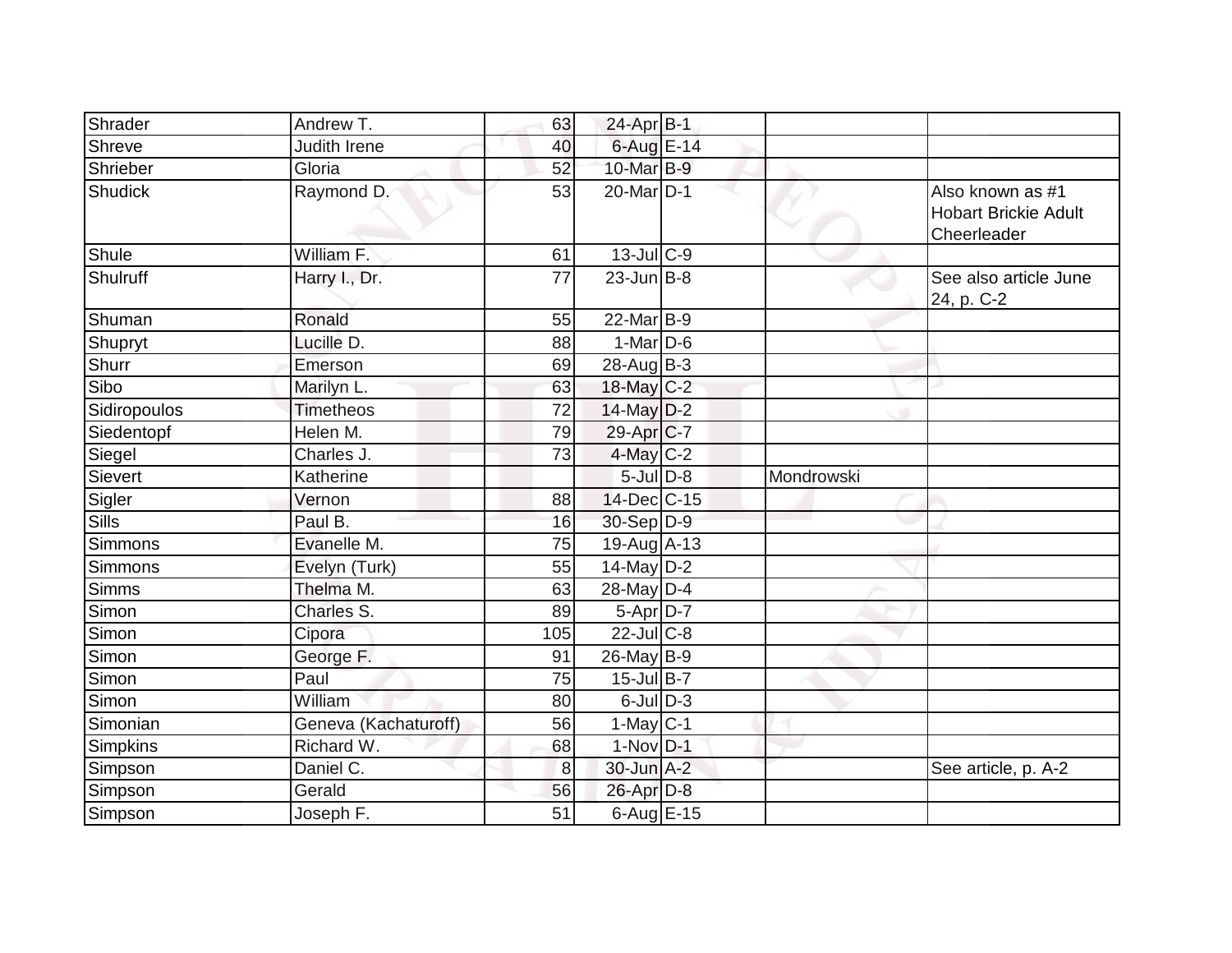| | | | | | | |
|---|---|---|---|---|---|---|
| Shrader | Andrew T. | 63 | 24-Apr | B-1 | | |
| Shreve | Judith Irene | 40 | 6-Aug | E-14 | | |
| Shrieber | Gloria | 52 | 10-Mar | B-9 | | |
| Shudick | Raymond D. | 53 | 20-Mar | D-1 | | Also known as #1 Hobart Brickie Adult Cheerleader |
| Shule | William F. | 61 | 13-Jul | C-9 | | |
| Shulruff | Harry I., Dr. | 77 | 23-Jun | B-8 | | See also article June 24, p. C-2 |
| Shuman | Ronald | 55 | 22-Mar | B-9 | | |
| Shupryt | Lucille D. | 88 | 1-Mar | D-6 | | |
| Shurr | Emerson | 69 | 28-Aug | B-3 | | |
| Sibo | Marilyn L. | 63 | 18-May | C-2 | | |
| Sidiropoulos | Timetheos | 72 | 14-May | D-2 | | |
| Siedentopf | Helen M. | 79 | 29-Apr | C-7 | | |
| Siegel | Charles J. | 73 | 4-May | C-2 | | |
| Sievert | Katherine | | 5-Jul | D-8 | Mondrowski | |
| Sigler | Vernon | 88 | 14-Dec | C-15 | | |
| Sills | Paul B. | 16 | 30-Sep | D-9 | | |
| Simmons | Evanelle M. | 75 | 19-Aug | A-13 | | |
| Simmons | Evelyn (Turk) | 55 | 14-May | D-2 | | |
| Simms | Thelma M. | 63 | 28-May | D-4 | | |
| Simon | Charles S. | 89 | 5-Apr | D-7 | | |
| Simon | Cipora | 105 | 22-Jul | C-8 | | |
| Simon | George F. | 91 | 26-May | B-9 | | |
| Simon | Paul | 75 | 15-Jul | B-7 | | |
| Simon | William | 80 | 6-Jul | D-3 | | |
| Simonian | Geneva (Kachaturoff) | 56 | 1-May | C-1 | | |
| Simpkins | Richard W. | 68 | 1-Nov | D-1 | | |
| Simpson | Daniel C. | 8 | 30-Jun | A-2 | | See article, p. A-2 |
| Simpson | Gerald | 56 | 26-Apr | D-8 | | |
| Simpson | Joseph F. | 51 | 6-Aug | E-15 | | |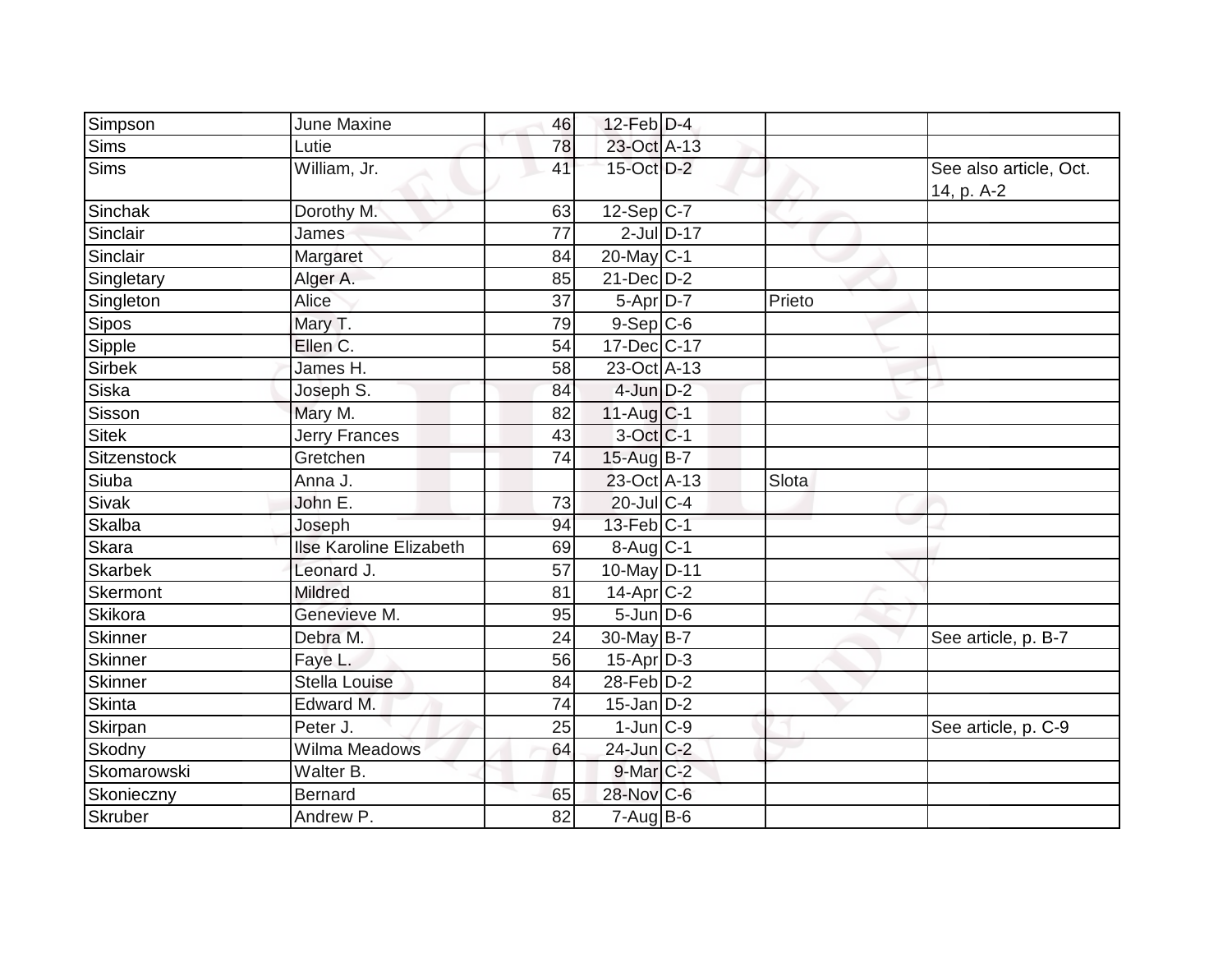| | | | | | | |
|---|---|---|---|---|---|---|
| Simpson | June Maxine | 46 | 12-Feb | D-4 | | |
| Sims | Lutie | 78 | 23-Oct | A-13 | | |
| Sims | William, Jr. | 41 | 15-Oct | D-2 | | See also article, Oct. 14, p. A-2 |
| Sinchak | Dorothy M. | 63 | 12-Sep | C-7 | | |
| Sinclair | James | 77 | 2-Jul | D-17 | | |
| Sinclair | Margaret | 84 | 20-May | C-1 | | |
| Singletary | Alger A. | 85 | 21-Dec | D-2 | | |
| Singleton | Alice | 37 | 5-Apr | D-7 | Prieto | |
| Sipos | Mary T. | 79 | 9-Sep | C-6 | | |
| Sipple | Ellen C. | 54 | 17-Dec | C-17 | | |
| Sirbek | James H. | 58 | 23-Oct | A-13 | | |
| Siska | Joseph S. | 84 | 4-Jun | D-2 | | |
| Sisson | Mary M. | 82 | 11-Aug | C-1 | | |
| Sitek | Jerry Frances | 43 | 3-Oct | C-1 | | |
| Sitzenstock | Gretchen | 74 | 15-Aug | B-7 | | |
| Siuba | Anna J. | | 23-Oct | A-13 | Slota | |
| Sivak | John E. | 73 | 20-Jul | C-4 | | |
| Skalba | Joseph | 94 | 13-Feb | C-1 | | |
| Skara | Ilse Karoline Elizabeth | 69 | 8-Aug | C-1 | | |
| Skarbek | Leonard J. | 57 | 10-May | D-11 | | |
| Skermont | Mildred | 81 | 14-Apr | C-2 | | |
| Skikora | Genevieve M. | 95 | 5-Jun | D-6 | | |
| Skinner | Debra M. | 24 | 30-May | B-7 | | See article, p. B-7 |
| Skinner | Faye L. | 56 | 15-Apr | D-3 | | |
| Skinner | Stella Louise | 84 | 28-Feb | D-2 | | |
| Skinta | Edward M. | 74 | 15-Jan | D-2 | | |
| Skirpan | Peter J. | 25 | 1-Jun | C-9 | | See article, p. C-9 |
| Skodny | Wilma Meadows | 64 | 24-Jun | C-2 | | |
| Skomarowski | Walter B. | | 9-Mar | C-2 | | |
| Skonieczny | Bernard | 65 | 28-Nov | C-6 | | |
| Skruber | Andrew P. | 82 | 7-Aug | B-6 | | |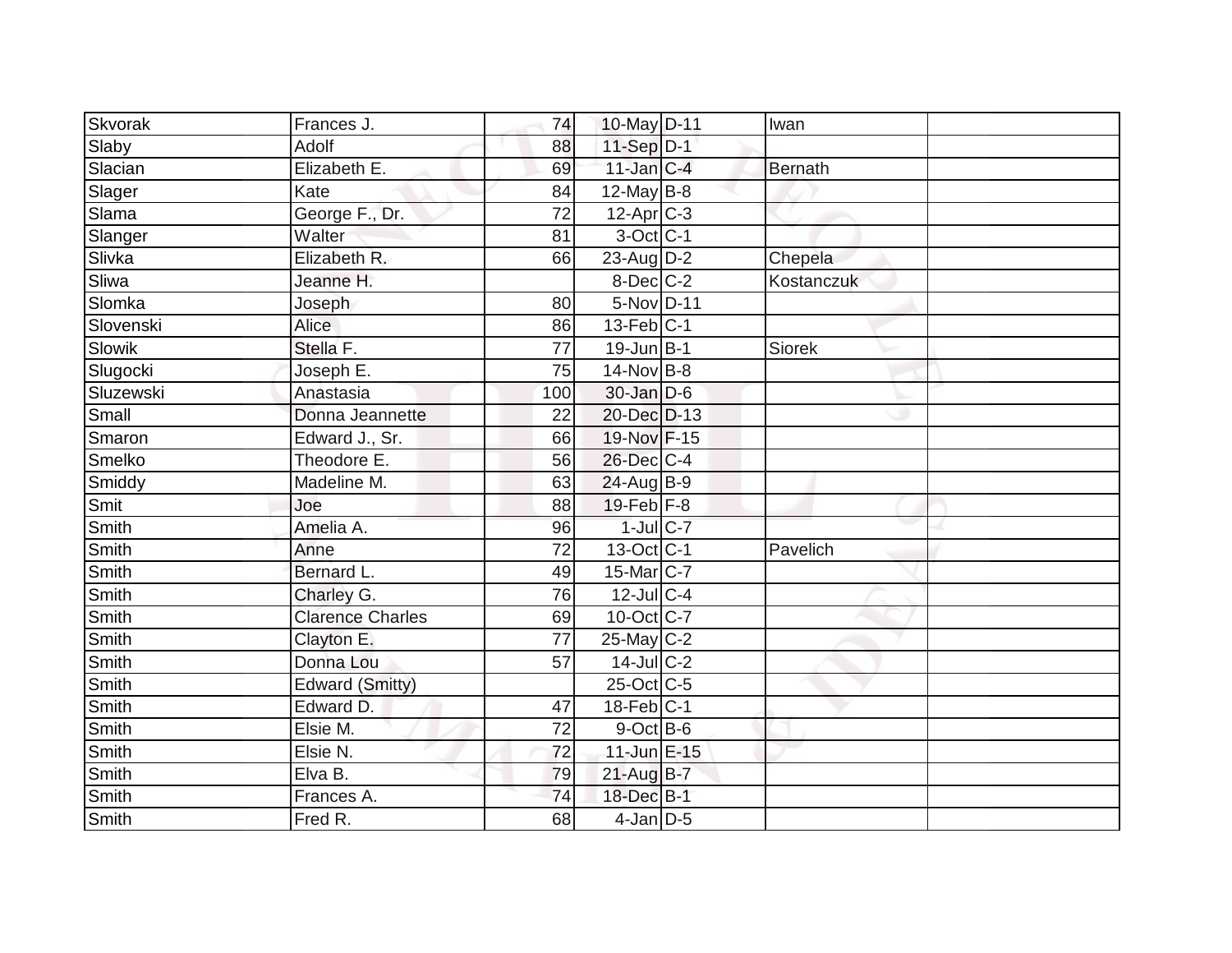| Skvorak | Frances J. | 74 | 10-May | D-11 | Iwan | |
|---|---|---|---|---|---|---|
| Slaby | Adolf | 88 | 11-Sep | D-1 | | |
| Slacian | Elizabeth E. | 69 | 11-Jan | C-4 | Bernath | |
| Slager | Kate | 84 | 12-May | B-8 | | |
| Slama | George F., Dr. | 72 | 12-Apr | C-3 | | |
| Slanger | Walter | 81 | 3-Oct | C-1 | | |
| Slivka | Elizabeth R. | 66 | 23-Aug | D-2 | Chepela | |
| Sliwa | Jeanne H. | | 8-Dec | C-2 | Kostanczuk | |
| Slomka | Joseph | 80 | 5-Nov | D-11 | | |
| Slovenski | Alice | 86 | 13-Feb | C-1 | | |
| Slowik | Stella F. | 77 | 19-Jun | B-1 | Siorek | |
| Slugocki | Joseph E. | 75 | 14-Nov | B-8 | | |
| Sluzewski | Anastasia | 100 | 30-Jan | D-6 | | |
| Small | Donna Jeannette | 22 | 20-Dec | D-13 | | |
| Smaron | Edward J., Sr. | 66 | 19-Nov | F-15 | | |
| Smelko | Theodore E. | 56 | 26-Dec | C-4 | | |
| Smiddy | Madeline M. | 63 | 24-Aug | B-9 | | |
| Smit | Joe | 88 | 19-Feb | F-8 | | |
| Smith | Amelia A. | 96 | 1-Jul | C-7 | | |
| Smith | Anne | 72 | 13-Oct | C-1 | Pavelich | |
| Smith | Bernard L. | 49 | 15-Mar | C-7 | | |
| Smith | Charley G. | 76 | 12-Jul | C-4 | | |
| Smith | Clarence Charles | 69 | 10-Oct | C-7 | | |
| Smith | Clayton E. | 77 | 25-May | C-2 | | |
| Smith | Donna Lou | 57 | 14-Jul | C-2 | | |
| Smith | Edward (Smitty) | | 25-Oct | C-5 | | |
| Smith | Edward D. | 47 | 18-Feb | C-1 | | |
| Smith | Elsie M. | 72 | 9-Oct | B-6 | | |
| Smith | Elsie N. | 72 | 11-Jun | E-15 | | |
| Smith | Elva B. | 79 | 21-Aug | B-7 | | |
| Smith | Frances A. | 74 | 18-Dec | B-1 | | |
| Smith | Fred R. | 68 | 4-Jan | D-5 | | |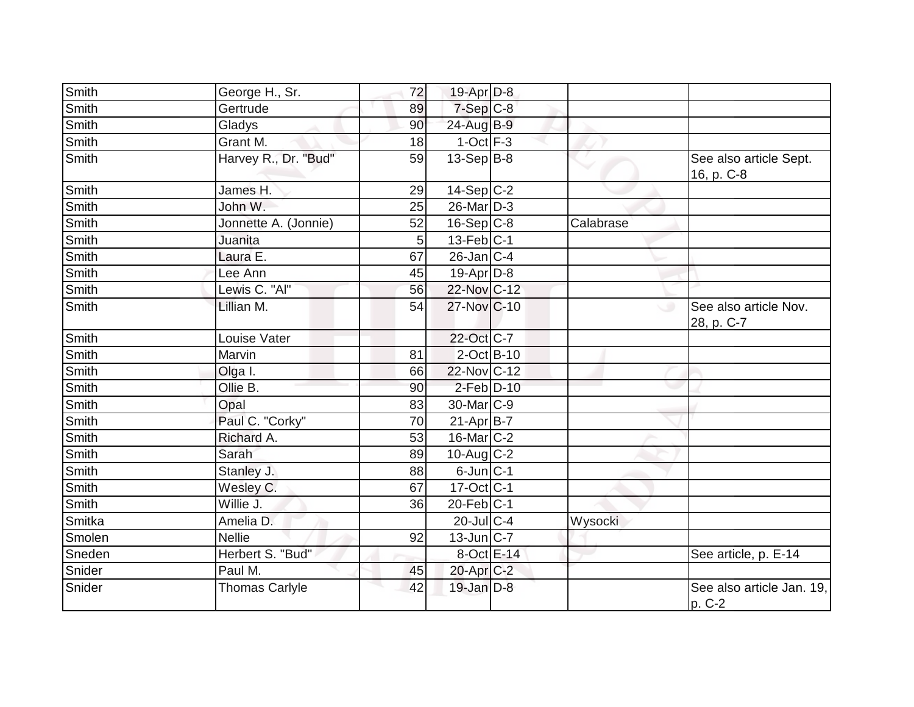| | | | | | | |
|---|---|---|---|---|---|---|
| Smith | George H., Sr. | 72 | 19-Apr | D-8 | | |
| Smith | Gertrude | 89 | 7-Sep | C-8 | | |
| Smith | Gladys | 90 | 24-Aug | B-9 | | |
| Smith | Grant M. | 18 | 1-Oct | F-3 | | |
| Smith | Harvey R., Dr. "Bud" | 59 | 13-Sep | B-8 | | See also article Sept. 16, p. C-8 |
| Smith | James H. | 29 | 14-Sep | C-2 | | |
| Smith | John W. | 25 | 26-Mar | D-3 | | |
| Smith | Jonnette A. (Jonnie) | 52 | 16-Sep | C-8 | Calabrase | |
| Smith | Juanita | 5 | 13-Feb | C-1 | | |
| Smith | Laura E. | 67 | 26-Jan | C-4 | | |
| Smith | Lee Ann | 45 | 19-Apr | D-8 | | |
| Smith | Lewis C. "Al" | 56 | 22-Nov | C-12 | | |
| Smith | Lillian M. | 54 | 27-Nov | C-10 | | See also article Nov. 28, p. C-7 |
| Smith | Louise Vater | | 22-Oct | C-7 | | |
| Smith | Marvin | 81 | 2-Oct | B-10 | | |
| Smith | Olga I. | 66 | 22-Nov | C-12 | | |
| Smith | Ollie B. | 90 | 2-Feb | D-10 | | |
| Smith | Opal | 83 | 30-Mar | C-9 | | |
| Smith | Paul C. "Corky" | 70 | 21-Apr | B-7 | | |
| Smith | Richard A. | 53 | 16-Mar | C-2 | | |
| Smith | Sarah | 89 | 10-Aug | C-2 | | |
| Smith | Stanley J. | 88 | 6-Jun | C-1 | | |
| Smith | Wesley C. | 67 | 17-Oct | C-1 | | |
| Smith | Willie J. | 36 | 20-Feb | C-1 | | |
| Smitka | Amelia D. | | 20-Jul | C-4 | Wysocki | |
| Smolen | Nellie | 92 | 13-Jun | C-7 | | |
| Sneden | Herbert S. "Bud" | | 8-Oct | E-14 | | See article, p. E-14 |
| Snider | Paul M. | 45 | 20-Apr | C-2 | | |
| Snider | Thomas Carlyle | 42 | 19-Jan | D-8 | | See also article Jan. 19, p. C-2 |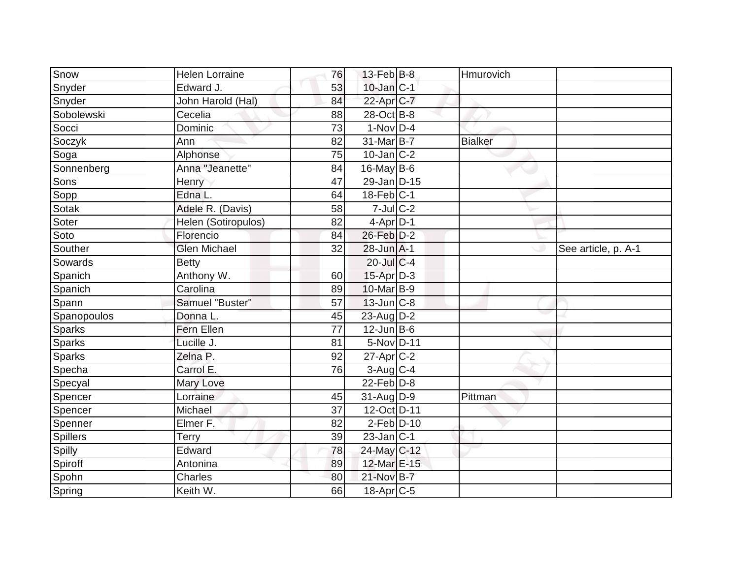| | | | | | | |
|---|---|---|---|---|---|---|
| Snow | Helen Lorraine | 76 | 13-Feb | B-8 | Hmurovich | |
| Snyder | Edward J. | 53 | 10-Jan | C-1 | | |
| Snyder | John Harold (Hal) | 84 | 22-Apr | C-7 | | |
| Sobolewski | Cecelia | 88 | 28-Oct | B-8 | | |
| Socci | Dominic | 73 | 1-Nov | D-4 | | |
| Soczyk | Ann | 82 | 31-Mar | B-7 | Bialker | |
| Soga | Alphonse | 75 | 10-Jan | C-2 | | |
| Sonnenberg | Anna "Jeanette" | 84 | 16-May | B-6 | | |
| Sons | Henry | 47 | 29-Jan | D-15 | | |
| Sopp | Edna L. | 64 | 18-Feb | C-1 | | |
| Sotak | Adele R. (Davis) | 58 | 7-Jul | C-2 | | |
| Soter | Helen (Sotiropulos) | 82 | 4-Apr | D-1 | | |
| Soto | Florencio | 84 | 26-Feb | D-2 | | |
| Souther | Glen Michael | 32 | 28-Jun | A-1 | | See article, p. A-1 |
| Sowards | Betty | | 20-Jul | C-4 | | |
| Spanich | Anthony W. | 60 | 15-Apr | D-3 | | |
| Spanich | Carolina | 89 | 10-Mar | B-9 | | |
| Spann | Samuel "Buster" | 57 | 13-Jun | C-8 | | |
| Spanopoulos | Donna L. | 45 | 23-Aug | D-2 | | |
| Sparks | Fern Ellen | 77 | 12-Jun | B-6 | | |
| Sparks | Lucille J. | 81 | 5-Nov | D-11 | | |
| Sparks | Zelna P. | 92 | 27-Apr | C-2 | | |
| Specha | Carrol E. | 76 | 3-Aug | C-4 | | |
| Specyal | Mary Love | | 22-Feb | D-8 | | |
| Spencer | Lorraine | 45 | 31-Aug | D-9 | Pittman | |
| Spencer | Michael | 37 | 12-Oct | D-11 | | |
| Spenner | Elmer F. | 82 | 2-Feb | D-10 | | |
| Spillers | Terry | 39 | 23-Jan | C-1 | | |
| Spilly | Edward | 78 | 24-May | C-12 | | |
| Spiroff | Antonina | 89 | 12-Mar | E-15 | | |
| Spohn | Charles | 80 | 21-Nov | B-7 | | |
| Spring | Keith W. | 66 | 18-Apr | C-5 | | |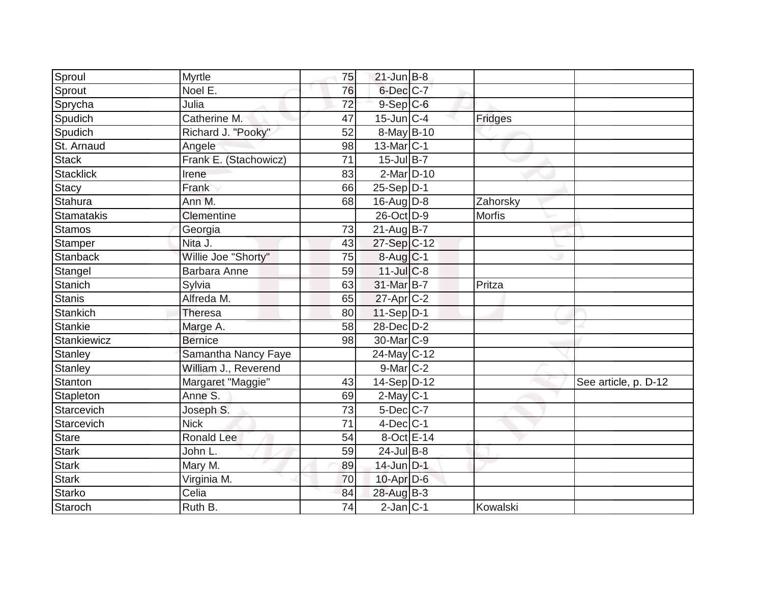| | | | | | | |
|---|---|---|---|---|---|---|
| Sproul | Myrtle | 75 | 21-Jun | B-8 | | |
| Sprout | Noel E. | 76 | 6-Dec | C-7 | | |
| Sprycha | Julia | 72 | 9-Sep | C-6 | | |
| Spudich | Catherine M. | 47 | 15-Jun | C-4 | Fridges | |
| Spudich | Richard J. "Pooky" | 52 | 8-May | B-10 | | |
| St. Arnaud | Angele | 98 | 13-Mar | C-1 | | |
| Stack | Frank E. (Stachowicz) | 71 | 15-Jul | B-7 | | |
| Stacklick | Irene | 83 | 2-Mar | D-10 | | |
| Stacy | Frank | 66 | 25-Sep | D-1 | | |
| Stahura | Ann M. | 68 | 16-Aug | D-8 | Zahorsky | |
| Stamatakis | Clementine | | 26-Oct | D-9 | Morfis | |
| Stamos | Georgia | 73 | 21-Aug | B-7 | | |
| Stamper | Nita J. | 43 | 27-Sep | C-12 | | |
| Stanback | Willie Joe "Shorty" | 75 | 8-Aug | C-1 | | |
| Stangel | Barbara Anne | 59 | 11-Jul | C-8 | | |
| Stanich | Sylvia | 63 | 31-Mar | B-7 | Pritza | |
| Stanis | Alfreda M. | 65 | 27-Apr | C-2 | | |
| Stankich | Theresa | 80 | 11-Sep | D-1 | | |
| Stankie | Marge A. | 58 | 28-Dec | D-2 | | |
| Stankiewicz | Bernice | 98 | 30-Mar | C-9 | | |
| Stanley | Samantha Nancy Faye | | 24-May | C-12 | | |
| Stanley | William J., Reverend | | 9-Mar | C-2 | | |
| Stanton | Margaret "Maggie" | 43 | 14-Sep | D-12 | | See article, p. D-12 |
| Stapleton | Anne S. | 69 | 2-May | C-1 | | |
| Starcevich | Joseph S. | 73 | 5-Dec | C-7 | | |
| Starcevich | Nick | 71 | 4-Dec | C-1 | | |
| Stare | Ronald Lee | 54 | 8-Oct | E-14 | | |
| Stark | John L. | 59 | 24-Jul | B-8 | | |
| Stark | Mary M. | 89 | 14-Jun | D-1 | | |
| Stark | Virginia M. | 70 | 10-Apr | D-6 | | |
| Starko | Celia | 84 | 28-Aug | B-3 | | |
| Staroch | Ruth B. | 74 | 2-Jan | C-1 | Kowalski | |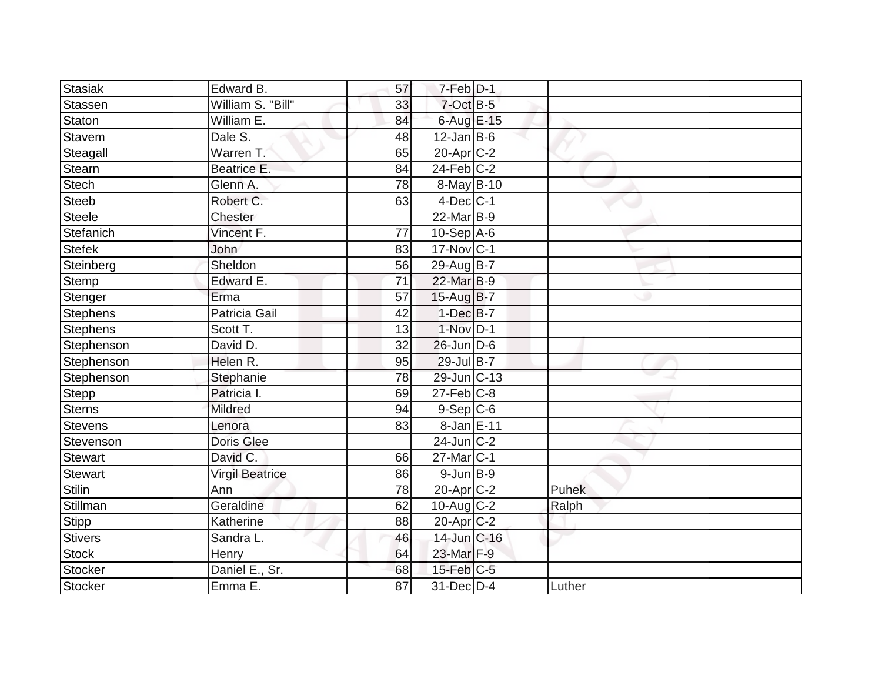| | | | | | | |
|---|---|---|---|---|---|---|
| Stasiak | Edward B. | 57 | 7-Feb | D-1 | | |
| Stassen | William S. "Bill" | 33 | 7-Oct | B-5 | | |
| Staton | William E. | 84 | 6-Aug | E-15 | | |
| Stavem | Dale S. | 48 | 12-Jan | B-6 | | |
| Steagall | Warren T. | 65 | 20-Apr | C-2 | | |
| Stearn | Beatrice E. | 84 | 24-Feb | C-2 | | |
| Stech | Glenn A. | 78 | 8-May | B-10 | | |
| Steeb | Robert C. | 63 | 4-Dec | C-1 | | |
| Steele | Chester | | 22-Mar | B-9 | | |
| Stefanich | Vincent F. | 77 | 10-Sep | A-6 | | |
| Stefek | John | 83 | 17-Nov | C-1 | | |
| Steinberg | Sheldon | 56 | 29-Aug | B-7 | | |
| Stemp | Edward E. | 71 | 22-Mar | B-9 | | |
| Stenger | Erma | 57 | 15-Aug | B-7 | | |
| Stephens | Patricia Gail | 42 | 1-Dec | B-7 | | |
| Stephens | Scott T. | 13 | 1-Nov | D-1 | | |
| Stephenson | David D. | 32 | 26-Jun | D-6 | | |
| Stephenson | Helen R. | 95 | 29-Jul | B-7 | | |
| Stephenson | Stephanie | 78 | 29-Jun | C-13 | | |
| Stepp | Patricia I. | 69 | 27-Feb | C-8 | | |
| Sterns | Mildred | 94 | 9-Sep | C-6 | | |
| Stevens | Lenora | 83 | 8-Jan | E-11 | | |
| Stevenson | Doris Glee | | 24-Jun | C-2 | | |
| Stewart | David C. | 66 | 27-Mar | C-1 | | |
| Stewart | Virgil Beatrice | 86 | 9-Jun | B-9 | | |
| Stilin | Ann | 78 | 20-Apr | C-2 | Puhek | |
| Stillman | Geraldine | 62 | 10-Aug | C-2 | Ralph | |
| Stipp | Katherine | 88 | 20-Apr | C-2 | | |
| Stivers | Sandra L. | 46 | 14-Jun | C-16 | | |
| Stock | Henry | 64 | 23-Mar | F-9 | | |
| Stocker | Daniel E., Sr. | 68 | 15-Feb | C-5 | | |
| Stocker | Emma E. | 87 | 31-Dec | D-4 | Luther | |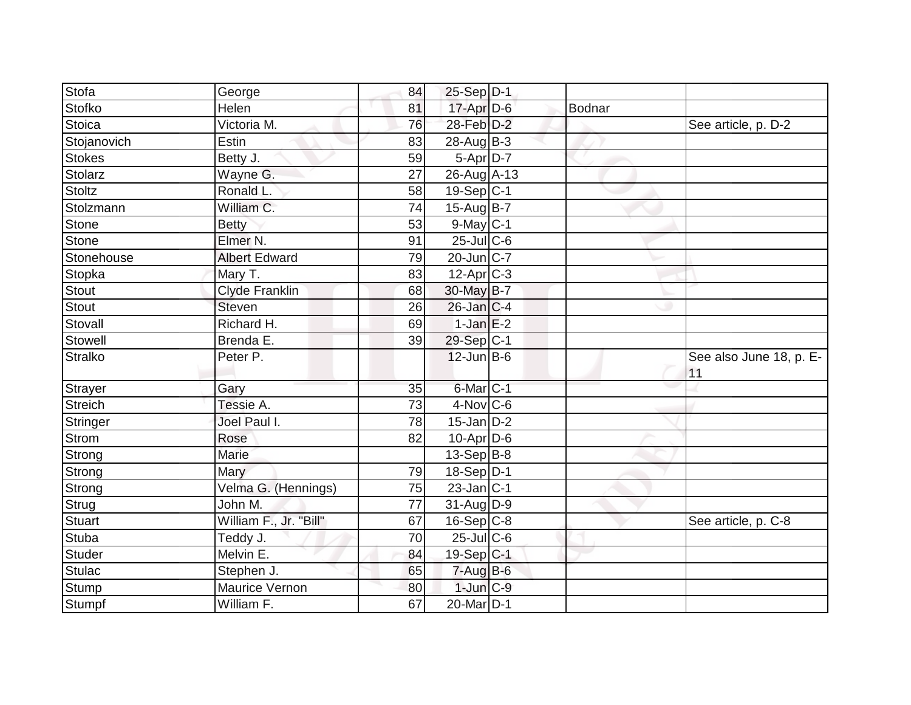| Stofa | George | 84 | 25-Sep | D-1 | | |
|---|---|---|---|---|---|---|
| Stofko | Helen | 81 | 17-Apr | D-6 | Bodnar | |
| Stoica | Victoria M. | 76 | 28-Feb | D-2 | | See article, p. D-2 |
| Stojanovich | Estin | 83 | 28-Aug | B-3 | | |
| Stokes | Betty J. | 59 | 5-Apr | D-7 | | |
| Stolarz | Wayne G. | 27 | 26-Aug | A-13 | | |
| Stoltz | Ronald L. | 58 | 19-Sep | C-1 | | |
| Stolzmann | William C. | 74 | 15-Aug | B-7 | | |
| Stone | Betty | 53 | 9-May | C-1 | | |
| Stone | Elmer N. | 91 | 25-Jul | C-6 | | |
| Stonehouse | Albert Edward | 79 | 20-Jun | C-7 | | |
| Stopka | Mary T. | 83 | 12-Apr | C-3 | | |
| Stout | Clyde Franklin | 68 | 30-May | B-7 | | |
| Stout | Steven | 26 | 26-Jan | C-4 | | |
| Stovall | Richard H. | 69 | 1-Jan | E-2 | | |
| Stowell | Brenda E. | 39 | 29-Sep | C-1 | | |
| Stralko | Peter P. | | 12-Jun | B-6 | | See also June 18, p. E-11 |
| Strayer | Gary | 35 | 6-Mar | C-1 | | |
| Streich | Tessie A. | 73 | 4-Nov | C-6 | | |
| Stringer | Joel Paul I. | 78 | 15-Jan | D-2 | | |
| Strom | Rose | 82 | 10-Apr | D-6 | | |
| Strong | Marie | | 13-Sep | B-8 | | |
| Strong | Mary | 79 | 18-Sep | D-1 | | |
| Strong | Velma G. (Hennings) | 75 | 23-Jan | C-1 | | |
| Strug | John M. | 77 | 31-Aug | D-9 | | |
| Stuart | William F., Jr. "Bill" | 67 | 16-Sep | C-8 | | See article, p. C-8 |
| Stuba | Teddy J. | 70 | 25-Jul | C-6 | | |
| Studer | Melvin E. | 84 | 19-Sep | C-1 | | |
| Stulac | Stephen J. | 65 | 7-Aug | B-6 | | |
| Stump | Maurice Vernon | 80 | 1-Jun | C-9 | | |
| Stumpf | William F. | 67 | 20-Mar | D-1 | | |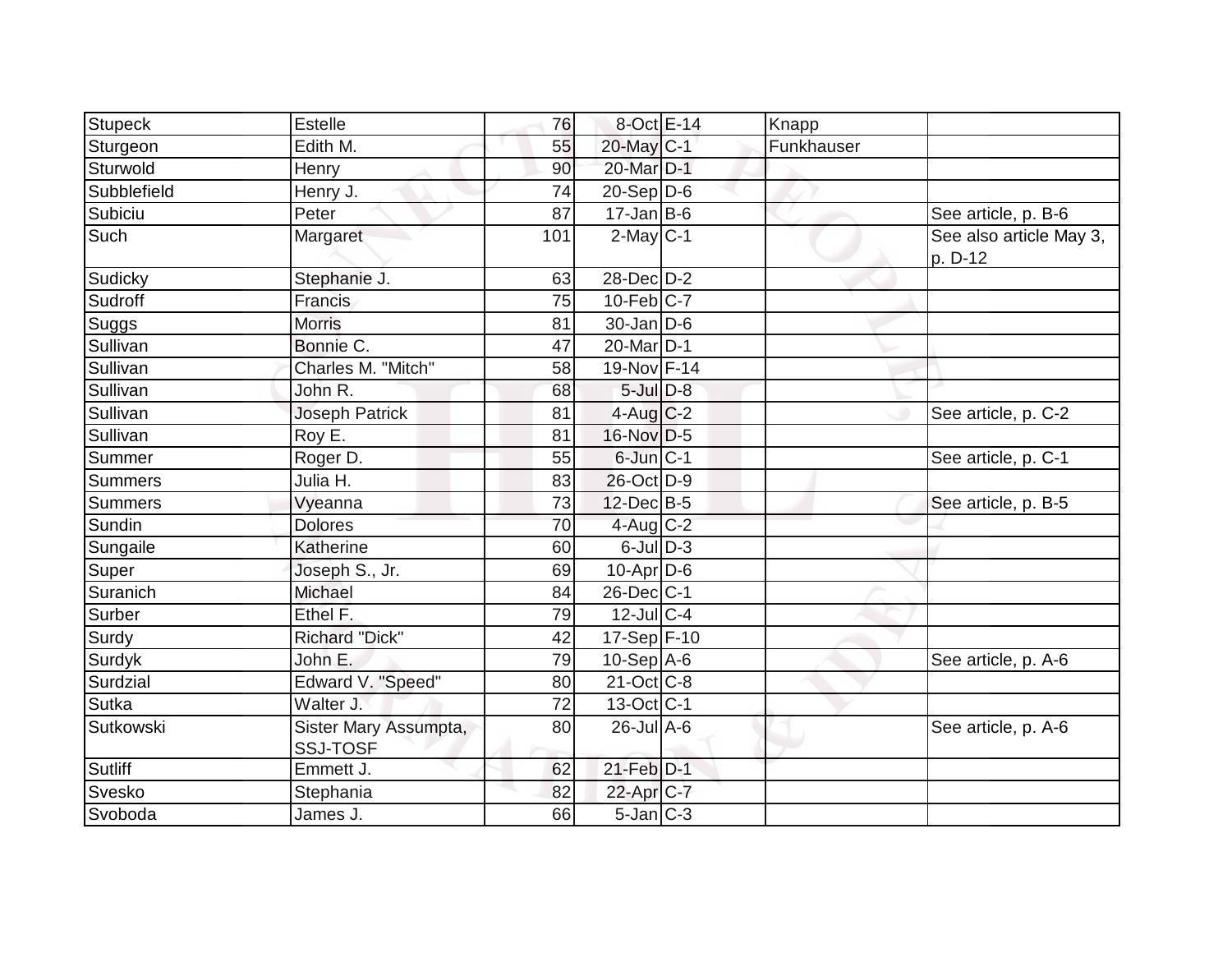| | | | | | | |
|---|---|---|---|---|---|---|
| Stupeck | Estelle | 76 | 8-Oct | E-14 | Knapp | |
| Sturgeon | Edith M. | 55 | 20-May | C-1 | Funkhauser | |
| Sturwold | Henry | 90 | 20-Mar | D-1 | | |
| Subblefield | Henry J. | 74 | 20-Sep | D-6 | | |
| Subiciu | Peter | 87 | 17-Jan | B-6 | | See article, p. B-6 |
| Such | Margaret | 101 | 2-May | C-1 | | See also article May 3, p. D-12 |
| Sudicky | Stephanie J. | 63 | 28-Dec | D-2 | | |
| Sudroff | Francis | 75 | 10-Feb | C-7 | | |
| Suggs | Morris | 81 | 30-Jan | D-6 | | |
| Sullivan | Bonnie C. | 47 | 20-Mar | D-1 | | |
| Sullivan | Charles M. "Mitch" | 58 | 19-Nov | F-14 | | |
| Sullivan | John R. | 68 | 5-Jul | D-8 | | |
| Sullivan | Joseph Patrick | 81 | 4-Aug | C-2 | | See article, p. C-2 |
| Sullivan | Roy E. | 81 | 16-Nov | D-5 | | |
| Summer | Roger D. | 55 | 6-Jun | C-1 | | See article, p. C-1 |
| Summers | Julia H. | 83 | 26-Oct | D-9 | | |
| Summers | Vyeanna | 73 | 12-Dec | B-5 | | See article, p. B-5 |
| Sundin | Dolores | 70 | 4-Aug | C-2 | | |
| Sungaile | Katherine | 60 | 6-Jul | D-3 | | |
| Super | Joseph S., Jr. | 69 | 10-Apr | D-6 | | |
| Suranich | Michael | 84 | 26-Dec | C-1 | | |
| Surber | Ethel F. | 79 | 12-Jul | C-4 | | |
| Surdy | Richard "Dick" | 42 | 17-Sep | F-10 | | |
| Surdyk | John E. | 79 | 10-Sep | A-6 | | See article, p. A-6 |
| Surdzial | Edward V. "Speed" | 80 | 21-Oct | C-8 | | |
| Sutka | Walter J. | 72 | 13-Oct | C-1 | | |
| Sutkowski | Sister Mary Assumpta, SSJ-TOSF | 80 | 26-Jul | A-6 | | See article, p. A-6 |
| Sutliff | Emmett J. | 62 | 21-Feb | D-1 | | |
| Svesko | Stephania | 82 | 22-Apr | C-7 | | |
| Svoboda | James J. | 66 | 5-Jan | C-3 | | |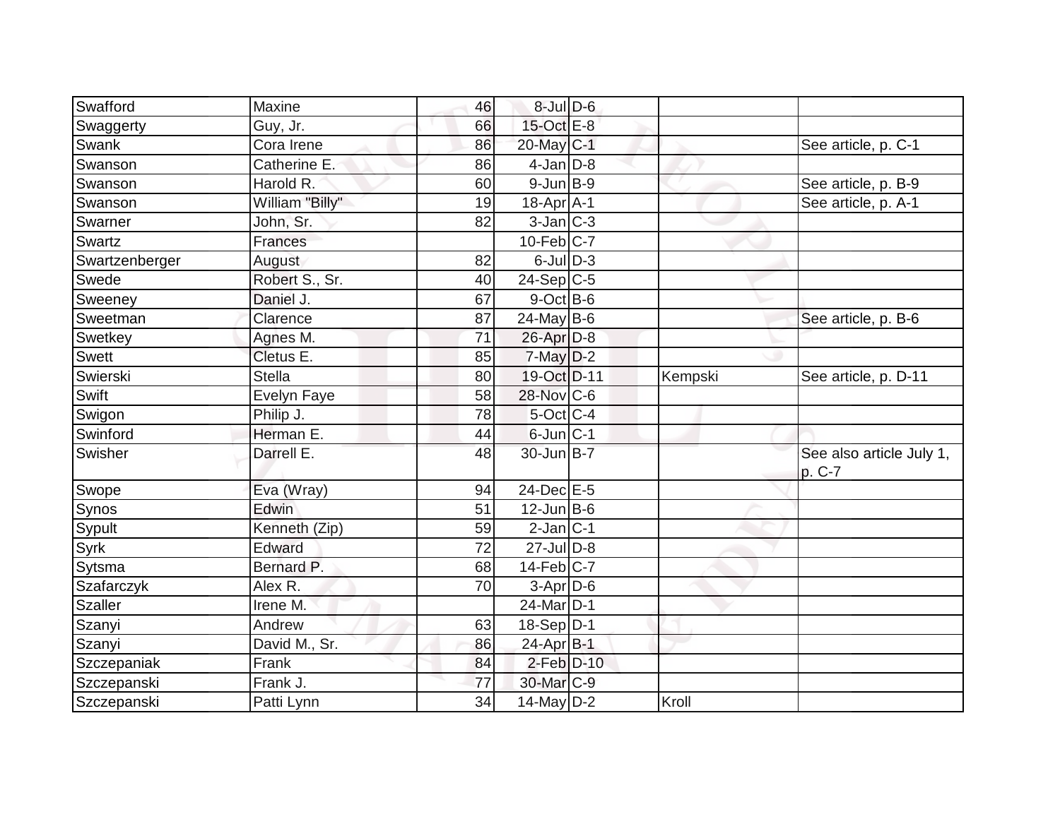| | | | | | | |
|---|---|---|---|---|---|---|
| Swafford | Maxine | 46 | 8-Jul | D-6 | | |
| Swaggerty | Guy, Jr. | 66 | 15-Oct | E-8 | | |
| Swank | Cora Irene | 86 | 20-May | C-1 | | See article, p. C-1 |
| Swanson | Catherine E. | 86 | 4-Jan | D-8 | | |
| Swanson | Harold R. | 60 | 9-Jun | B-9 | | See article, p. B-9 |
| Swanson | William "Billy" | 19 | 18-Apr | A-1 | | See article, p. A-1 |
| Swarner | John, Sr. | 82 | 3-Jan | C-3 | | |
| Swartz | Frances | | 10-Feb | C-7 | | |
| Swartzenberger | August | 82 | 6-Jul | D-3 | | |
| Swede | Robert S., Sr. | 40 | 24-Sep | C-5 | | |
| Sweeney | Daniel J. | 67 | 9-Oct | B-6 | | |
| Sweetman | Clarence | 87 | 24-May | B-6 | | See article, p. B-6 |
| Swetkey | Agnes M. | 71 | 26-Apr | D-8 | | |
| Swett | Cletus E. | 85 | 7-May | D-2 | | |
| Swierski | Stella | 80 | 19-Oct | D-11 | Kempski | See article, p. D-11 |
| Swift | Evelyn Faye | 58 | 28-Nov | C-6 | | |
| Swigon | Philip J. | 78 | 5-Oct | C-4 | | |
| Swinford | Herman E. | 44 | 6-Jun | C-1 | | |
| Swisher | Darrell E. | 48 | 30-Jun | B-7 | | See also article July 1, p. C-7 |
| Swope | Eva (Wray) | 94 | 24-Dec | E-5 | | |
| Synos | Edwin | 51 | 12-Jun | B-6 | | |
| Sypult | Kenneth (Zip) | 59 | 2-Jan | C-1 | | |
| Syrk | Edward | 72 | 27-Jul | D-8 | | |
| Sytsma | Bernard P. | 68 | 14-Feb | C-7 | | |
| Szafarczyk | Alex R. | 70 | 3-Apr | D-6 | | |
| Szaller | Irene M. | | 24-Mar | D-1 | | |
| Szanyi | Andrew | 63 | 18-Sep | D-1 | | |
| Szanyi | David M., Sr. | 86 | 24-Apr | B-1 | | |
| Szczepaniak | Frank | 84 | 2-Feb | D-10 | | |
| Szczepanski | Frank J. | 77 | 30-Mar | C-9 | | |
| Szczepanski | Patti Lynn | 34 | 14-May | D-2 | Kroll | |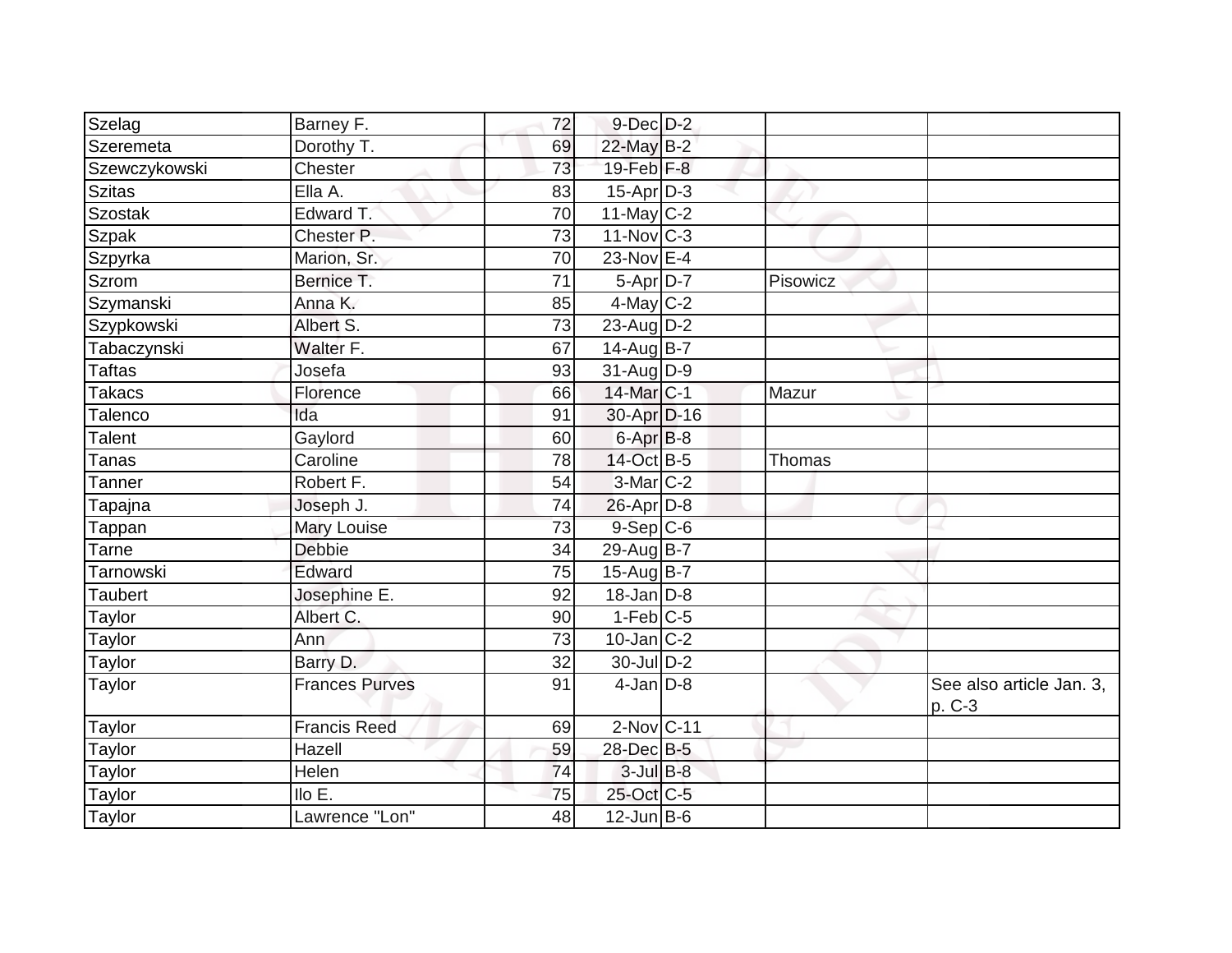| | | | | | | |
|---|---|---|---|---|---|---|
| Szelag | Barney F. | 72 | 9-Dec | D-2 | | |
| Szeremeta | Dorothy T. | 69 | 22-May | B-2 | | |
| Szewczykowski | Chester | 73 | 19-Feb | F-8 | | |
| Szitas | Ella A. | 83 | 15-Apr | D-3 | | |
| Szostak | Edward T. | 70 | 11-May | C-2 | | |
| Szpak | Chester P. | 73 | 11-Nov | C-3 | | |
| Szpyrka | Marion, Sr. | 70 | 23-Nov | E-4 | | |
| Szrom | Bernice T. | 71 | 5-Apr | D-7 | Pisowicz | |
| Szymanski | Anna K. | 85 | 4-May | C-2 | | |
| Szypkowski | Albert S. | 73 | 23-Aug | D-2 | | |
| Tabaczynski | Walter F. | 67 | 14-Aug | B-7 | | |
| Taftas | Josefa | 93 | 31-Aug | D-9 | | |
| Takacs | Florence | 66 | 14-Mar | C-1 | Mazur | |
| Talenco | Ida | 91 | 30-Apr | D-16 | | |
| Talent | Gaylord | 60 | 6-Apr | B-8 | | |
| Tanas | Caroline | 78 | 14-Oct | B-5 | Thomas | |
| Tanner | Robert F. | 54 | 3-Mar | C-2 | | |
| Tapajna | Joseph J. | 74 | 26-Apr | D-8 | | |
| Tappan | Mary Louise | 73 | 9-Sep | C-6 | | |
| Tarne | Debbie | 34 | 29-Aug | B-7 | | |
| Tarnowski | Edward | 75 | 15-Aug | B-7 | | |
| Taubert | Josephine E. | 92 | 18-Jan | D-8 | | |
| Taylor | Albert C. | 90 | 1-Feb | C-5 | | |
| Taylor | Ann | 73 | 10-Jan | C-2 | | |
| Taylor | Barry D. | 32 | 30-Jul | D-2 | | |
| Taylor | Frances Purves | 91 | 4-Jan | D-8 | | See also article Jan. 3, p. C-3 |
| Taylor | Francis Reed | 69 | 2-Nov | C-11 | | |
| Taylor | Hazell | 59 | 28-Dec | B-5 | | |
| Taylor | Helen | 74 | 3-Jul | B-8 | | |
| Taylor | Ilo E. | 75 | 25-Oct | C-5 | | |
| Taylor | Lawrence "Lon" | 48 | 12-Jun | B-6 | | |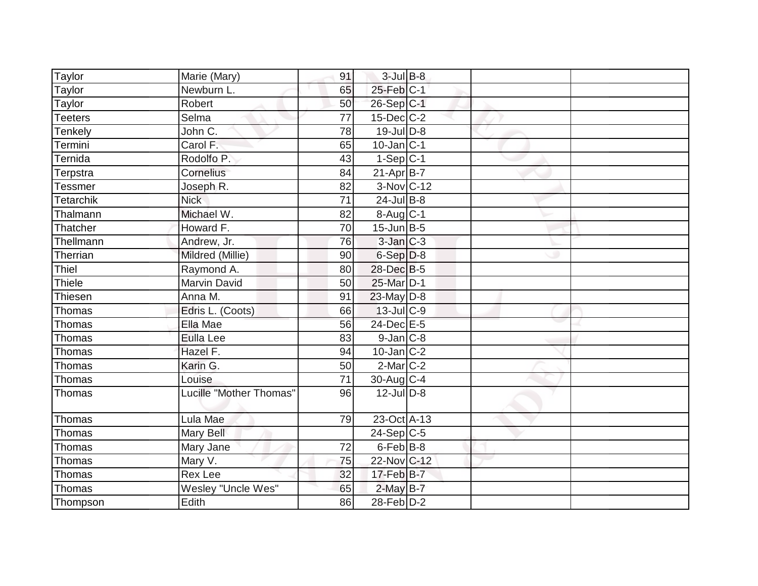| | | | | | | |
|---|---|---|---|---|---|---|
| Taylor | Marie (Mary) | 91 | 3-Jul | B-8 | | |
| Taylor | Newburn L. | 65 | 25-Feb | C-1 | | |
| Taylor | Robert | 50 | 26-Sep | C-1 | | |
| Teeters | Selma | 77 | 15-Dec | C-2 | | |
| Tenkely | John C. | 78 | 19-Jul | D-8 | | |
| Termini | Carol F. | 65 | 10-Jan | C-1 | | |
| Ternida | Rodolfo P. | 43 | 1-Sep | C-1 | | |
| Terpstra | Cornelius | 84 | 21-Apr | B-7 | | |
| Tessmer | Joseph R. | 82 | 3-Nov | C-12 | | |
| Tetarchik | Nick | 71 | 24-Jul | B-8 | | |
| Thalmann | Michael W. | 82 | 8-Aug | C-1 | | |
| Thatcher | Howard F. | 70 | 15-Jun | B-5 | | |
| Thellmann | Andrew, Jr. | 76 | 3-Jan | C-3 | | |
| Therrian | Mildred (Millie) | 90 | 6-Sep | D-8 | | |
| Thiel | Raymond A. | 80 | 28-Dec | B-5 | | |
| Thiele | Marvin David | 50 | 25-Mar | D-1 | | |
| Thiesen | Anna M. | 91 | 23-May | D-8 | | |
| Thomas | Edris L. (Coots) | 66 | 13-Jul | C-9 | | |
| Thomas | Ella Mae | 56 | 24-Dec | E-5 | | |
| Thomas | Eulla Lee | 83 | 9-Jan | C-8 | | |
| Thomas | Hazel F. | 94 | 10-Jan | C-2 | | |
| Thomas | Karin G. | 50 | 2-Mar | C-2 | | |
| Thomas | Louise | 71 | 30-Aug | C-4 | | |
| Thomas | Lucille "Mother Thomas" | 96 | 12-Jul | D-8 | | |
| Thomas | Lula Mae | 79 | 23-Oct | A-13 | | |
| Thomas | Mary Bell | | 24-Sep | C-5 | | |
| Thomas | Mary Jane | 72 | 6-Feb | B-8 | | |
| Thomas | Mary V. | 75 | 22-Nov | C-12 | | |
| Thomas | Rex Lee | 32 | 17-Feb | B-7 | | |
| Thomas | Wesley "Uncle Wes" | 65 | 2-May | B-7 | | |
| Thompson | Edith | 86 | 28-Feb | D-2 | | |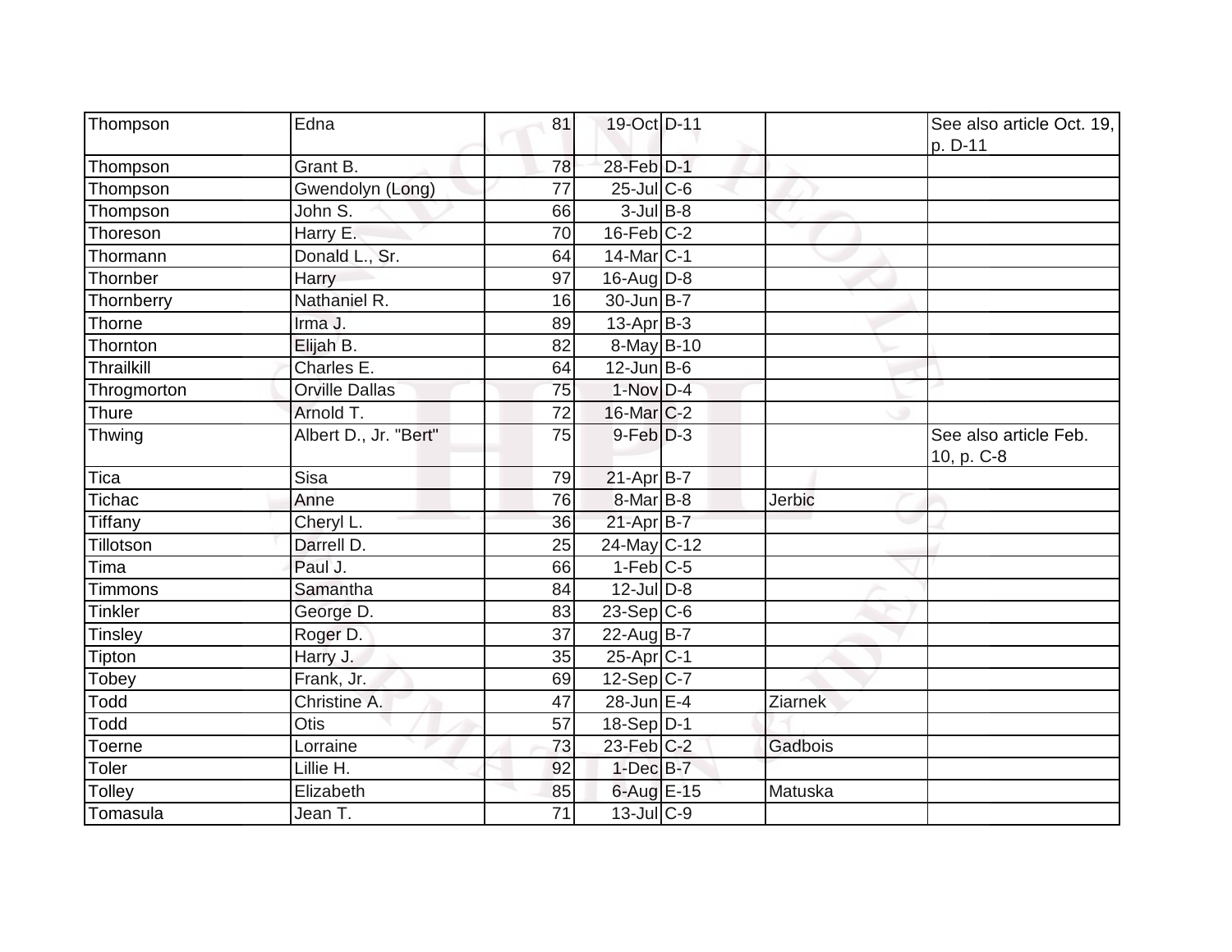| | | | | | | |
|---|---|---|---|---|---|---|
| Thompson | Edna | 81 | 19-Oct | D-11 | | See also article Oct. 19, p. D-11 |
| Thompson | Grant B. | 78 | 28-Feb | D-1 | | |
| Thompson | Gwendolyn (Long) | 77 | 25-Jul | C-6 | | |
| Thompson | John S. | 66 | 3-Jul | B-8 | | |
| Thoreson | Harry E. | 70 | 16-Feb | C-2 | | |
| Thormann | Donald L., Sr. | 64 | 14-Mar | C-1 | | |
| Thornber | Harry | 97 | 16-Aug | D-8 | | |
| Thornberry | Nathaniel R. | 16 | 30-Jun | B-7 | | |
| Thorne | Irma J. | 89 | 13-Apr | B-3 | | |
| Thornton | Elijah B. | 82 | 8-May | B-10 | | |
| Thrailkill | Charles E. | 64 | 12-Jun | B-6 | | |
| Throgmorton | Orville Dallas | 75 | 1-Nov | D-4 | | |
| Thure | Arnold T. | 72 | 16-Mar | C-2 | | |
| Thwing | Albert D., Jr. "Bert" | 75 | 9-Feb | D-3 | | See also article Feb. 10, p. C-8 |
| Tica | Sisa | 79 | 21-Apr | B-7 | | |
| Tichac | Anne | 76 | 8-Mar | B-8 | Jerbic | |
| Tiffany | Cheryl L. | 36 | 21-Apr | B-7 | | |
| Tillotson | Darrell D. | 25 | 24-May | C-12 | | |
| Tima | Paul J. | 66 | 1-Feb | C-5 | | |
| Timmons | Samantha | 84 | 12-Jul | D-8 | | |
| Tinkler | George D. | 83 | 23-Sep | C-6 | | |
| Tinsley | Roger D. | 37 | 22-Aug | B-7 | | |
| Tipton | Harry J. | 35 | 25-Apr | C-1 | | |
| Tobey | Frank, Jr. | 69 | 12-Sep | C-7 | | |
| Todd | Christine A. | 47 | 28-Jun | E-4 | Ziarnek | |
| Todd | Otis | 57 | 18-Sep | D-1 | | |
| Toerne | Lorraine | 73 | 23-Feb | C-2 | Gadbois | |
| Toler | Lillie H. | 92 | 1-Dec | B-7 | | |
| Tolley | Elizabeth | 85 | 6-Aug | E-15 | Matuska | |
| Tomasula | Jean T. | 71 | 13-Jul | C-9 | | |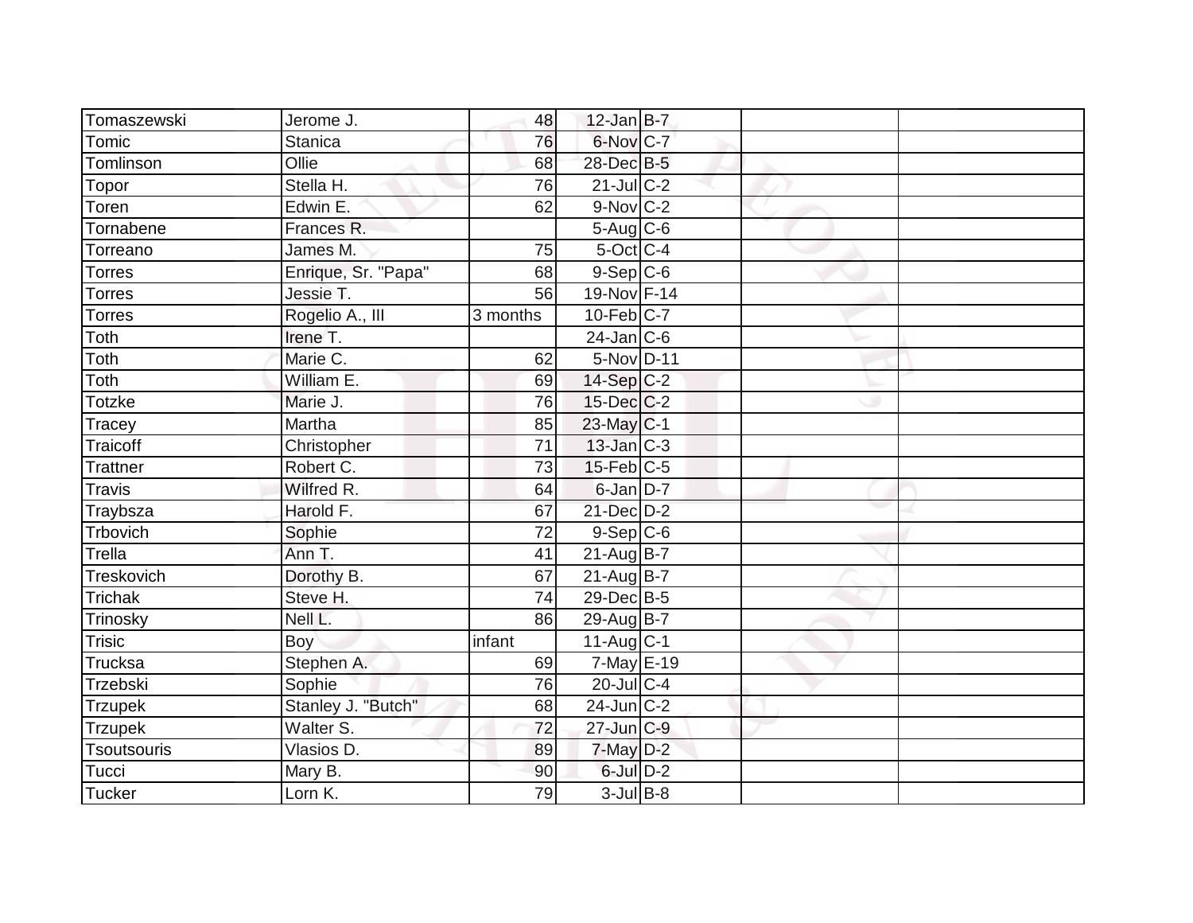| | | | | | | |
|---|---|---|---|---|---|---|
| Tomaszewski | Jerome J. | 48 | 12-Jan | B-7 | | |
| Tomic | Stanica | 76 | 6-Nov | C-7 | | |
| Tomlinson | Ollie | 68 | 28-Dec | B-5 | | |
| Topor | Stella H. | 76 | 21-Jul | C-2 | | |
| Toren | Edwin E. | 62 | 9-Nov | C-2 | | |
| Tornabene | Frances R. | | 5-Aug | C-6 | | |
| Torreano | James M. | 75 | 5-Oct | C-4 | | |
| Torres | Enrique, Sr. "Papa" | 68 | 9-Sep | C-6 | | |
| Torres | Jessie T. | 56 | 19-Nov | F-14 | | |
| Torres | Rogelio A., III | 3 months | 10-Feb | C-7 | | |
| Toth | Irene T. | | 24-Jan | C-6 | | |
| Toth | Marie C. | 62 | 5-Nov | D-11 | | |
| Toth | William E. | 69 | 14-Sep | C-2 | | |
| Totzke | Marie J. | 76 | 15-Dec | C-2 | | |
| Tracey | Martha | 85 | 23-May | C-1 | | |
| Traicoff | Christopher | 71 | 13-Jan | C-3 | | |
| Trattner | Robert C. | 73 | 15-Feb | C-5 | | |
| Travis | Wilfred R. | 64 | 6-Jan | D-7 | | |
| Traybsza | Harold F. | 67 | 21-Dec | D-2 | | |
| Trbovich | Sophie | 72 | 9-Sep | C-6 | | |
| Trella | Ann T. | 41 | 21-Aug | B-7 | | |
| Treskovich | Dorothy B. | 67 | 21-Aug | B-7 | | |
| Trichak | Steve H. | 74 | 29-Dec | B-5 | | |
| Trinosky | Nell L. | 86 | 29-Aug | B-7 | | |
| Trisic | Boy | infant | 11-Aug | C-1 | | |
| Trucksa | Stephen A. | 69 | 7-May | E-19 | | |
| Trzebski | Sophie | 76 | 20-Jul | C-4 | | |
| Trzupek | Stanley J. "Butch" | 68 | 24-Jun | C-2 | | |
| Trzupek | Walter S. | 72 | 27-Jun | C-9 | | |
| Tsoutsouris | Vlasios D. | 89 | 7-May | D-2 | | |
| Tucci | Mary B. | 90 | 6-Jul | D-2 | | |
| Tucker | Lorn K. | 79 | 3-Jul | B-8 | | |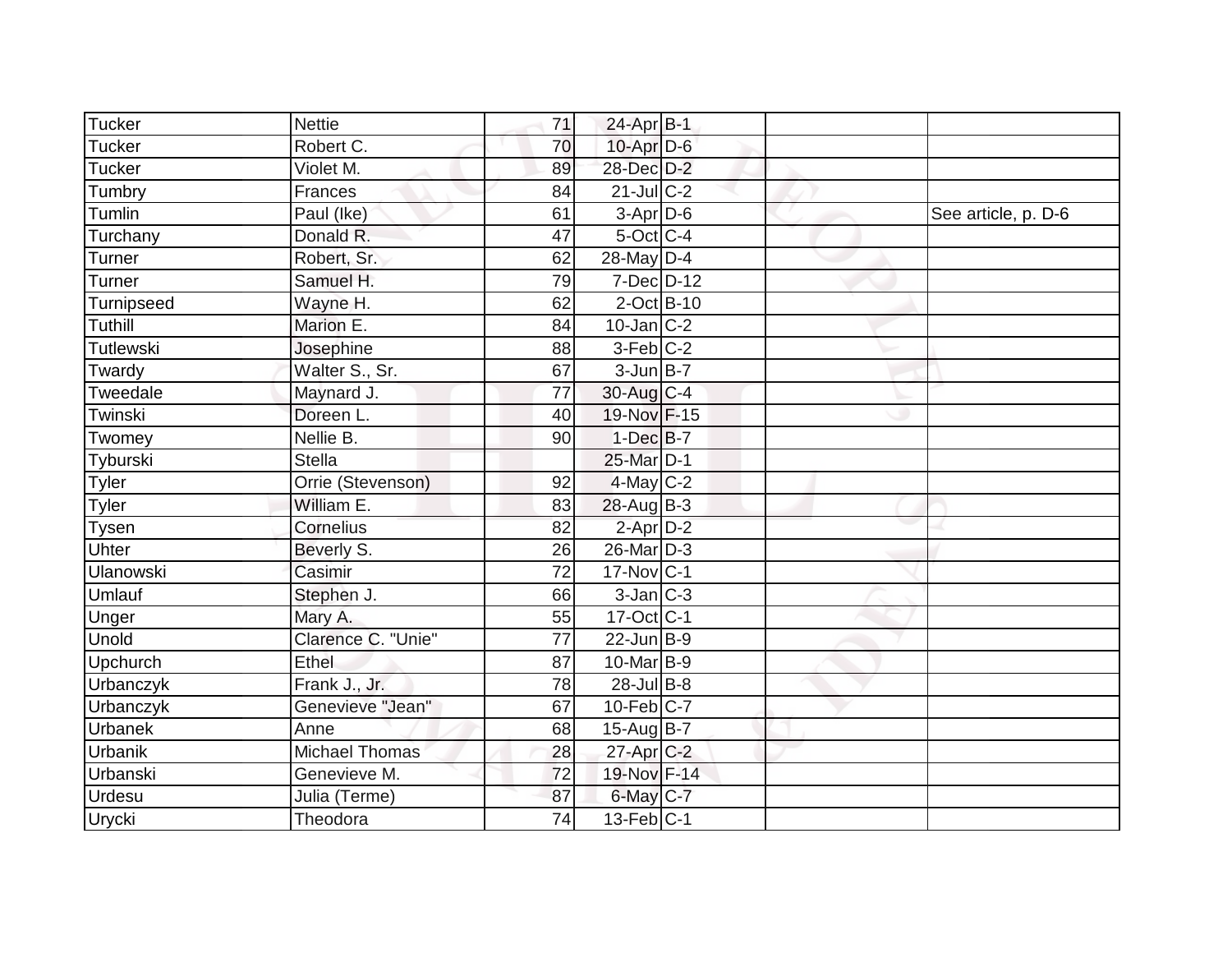| | | | | | | |
|---|---|---|---|---|---|---|
| Tucker | Nettie | 71 | 24-Apr | B-1 | | |
| Tucker | Robert C. | 70 | 10-Apr | D-6 | | |
| Tucker | Violet M. | 89 | 28-Dec | D-2 | | |
| Tumbry | Frances | 84 | 21-Jul | C-2 | | |
| Tumlin | Paul (Ike) | 61 | 3-Apr | D-6 | | See article, p. D-6 |
| Turchany | Donald R. | 47 | 5-Oct | C-4 | | |
| Turner | Robert, Sr. | 62 | 28-May | D-4 | | |
| Turner | Samuel H. | 79 | 7-Dec | D-12 | | |
| Turnipseed | Wayne H. | 62 | 2-Oct | B-10 | | |
| Tuthill | Marion E. | 84 | 10-Jan | C-2 | | |
| Tutlewski | Josephine | 88 | 3-Feb | C-2 | | |
| Twardy | Walter S., Sr. | 67 | 3-Jun | B-7 | | |
| Tweedale | Maynard J. | 77 | 30-Aug | C-4 | | |
| Twinski | Doreen L. | 40 | 19-Nov | F-15 | | |
| Twomey | Nellie B. | 90 | 1-Dec | B-7 | | |
| Tyburski | Stella | | 25-Mar | D-1 | | |
| Tyler | Orrie (Stevenson) | 92 | 4-May | C-2 | | |
| Tyler | William E. | 83 | 28-Aug | B-3 | | |
| Tysen | Cornelius | 82 | 2-Apr | D-2 | | |
| Uhter | Beverly S. | 26 | 26-Mar | D-3 | | |
| Ulanowski | Casimir | 72 | 17-Nov | C-1 | | |
| Umlauf | Stephen J. | 66 | 3-Jan | C-3 | | |
| Unger | Mary A. | 55 | 17-Oct | C-1 | | |
| Unold | Clarence C. "Unie" | 77 | 22-Jun | B-9 | | |
| Upchurch | Ethel | 87 | 10-Mar | B-9 | | |
| Urbanczyk | Frank J., Jr. | 78 | 28-Jul | B-8 | | |
| Urbanczyk | Genevieve "Jean" | 67 | 10-Feb | C-7 | | |
| Urbanek | Anne | 68 | 15-Aug | B-7 | | |
| Urbanik | Michael Thomas | 28 | 27-Apr | C-2 | | |
| Urbanski | Genevieve M. | 72 | 19-Nov | F-14 | | |
| Urdesu | Julia (Terme) | 87 | 6-May | C-7 | | |
| Urycki | Theodora | 74 | 13-Feb | C-1 | | |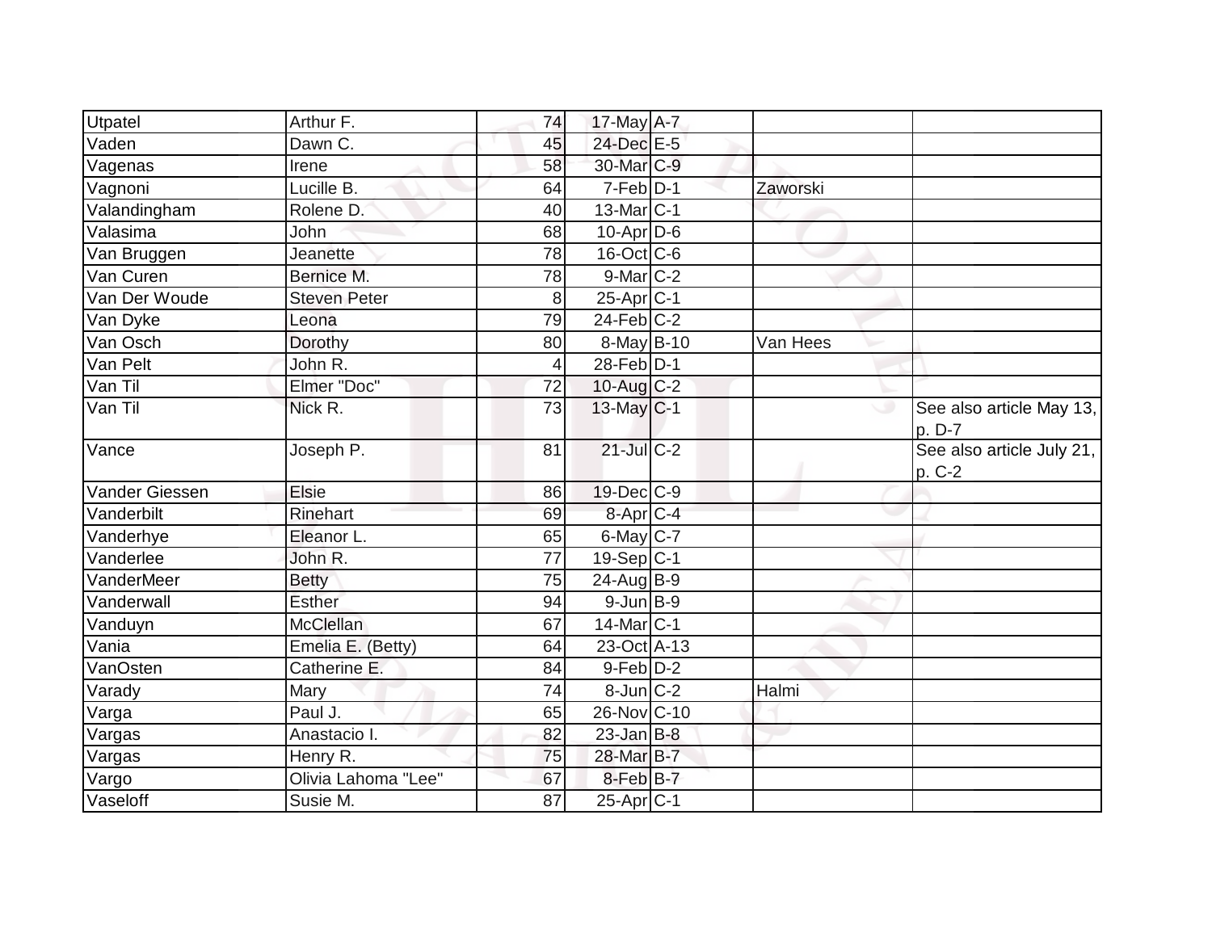| | | | | | | |
|---|---|---|---|---|---|---|
| Utpatel | Arthur F. | 74 | 17-May | A-7 | | |
| Vaden | Dawn C. | 45 | 24-Dec | E-5 | | |
| Vagenas | Irene | 58 | 30-Mar | C-9 | | |
| Vagnoni | Lucille B. | 64 | 7-Feb | D-1 | Zaworski | |
| Valandingham | Rolene D. | 40 | 13-Mar | C-1 | | |
| Valasima | John | 68 | 10-Apr | D-6 | | |
| Van Bruggen | Jeanette | 78 | 16-Oct | C-6 | | |
| Van Curen | Bernice M. | 78 | 9-Mar | C-2 | | |
| Van Der Woude | Steven Peter | 8 | 25-Apr | C-1 | | |
| Van Dyke | Leona | 79 | 24-Feb | C-2 | | |
| Van Osch | Dorothy | 80 | 8-May | B-10 | Van Hees | |
| Van Pelt | John R. | 4 | 28-Feb | D-1 | | |
| Van Til | Elmer "Doc" | 72 | 10-Aug | C-2 | | |
| Van Til | Nick R. | 73 | 13-May | C-1 | | See also article May 13, p. D-7 |
| Vance | Joseph P. | 81 | 21-Jul | C-2 | | See also article July 21, p. C-2 |
| Vander Giessen | Elsie | 86 | 19-Dec | C-9 | | |
| Vanderbilt | Rinehart | 69 | 8-Apr | C-4 | | |
| Vanderhye | Eleanor L. | 65 | 6-May | C-7 | | |
| Vanderlee | John R. | 77 | 19-Sep | C-1 | | |
| VanderMeer | Betty | 75 | 24-Aug | B-9 | | |
| Vanderwall | Esther | 94 | 9-Jun | B-9 | | |
| Vanduyn | McClellan | 67 | 14-Mar | C-1 | | |
| Vania | Emelia E. (Betty) | 64 | 23-Oct | A-13 | | |
| VanOsten | Catherine E. | 84 | 9-Feb | D-2 | | |
| Varady | Mary | 74 | 8-Jun | C-2 | Halmi | |
| Varga | Paul J. | 65 | 26-Nov | C-10 | | |
| Vargas | Anastacio I. | 82 | 23-Jan | B-8 | | |
| Vargas | Henry R. | 75 | 28-Mar | B-7 | | |
| Vargo | Olivia Lahoma "Lee" | 67 | 8-Feb | B-7 | | |
| Vaseloff | Susie M. | 87 | 25-Apr | C-1 | | |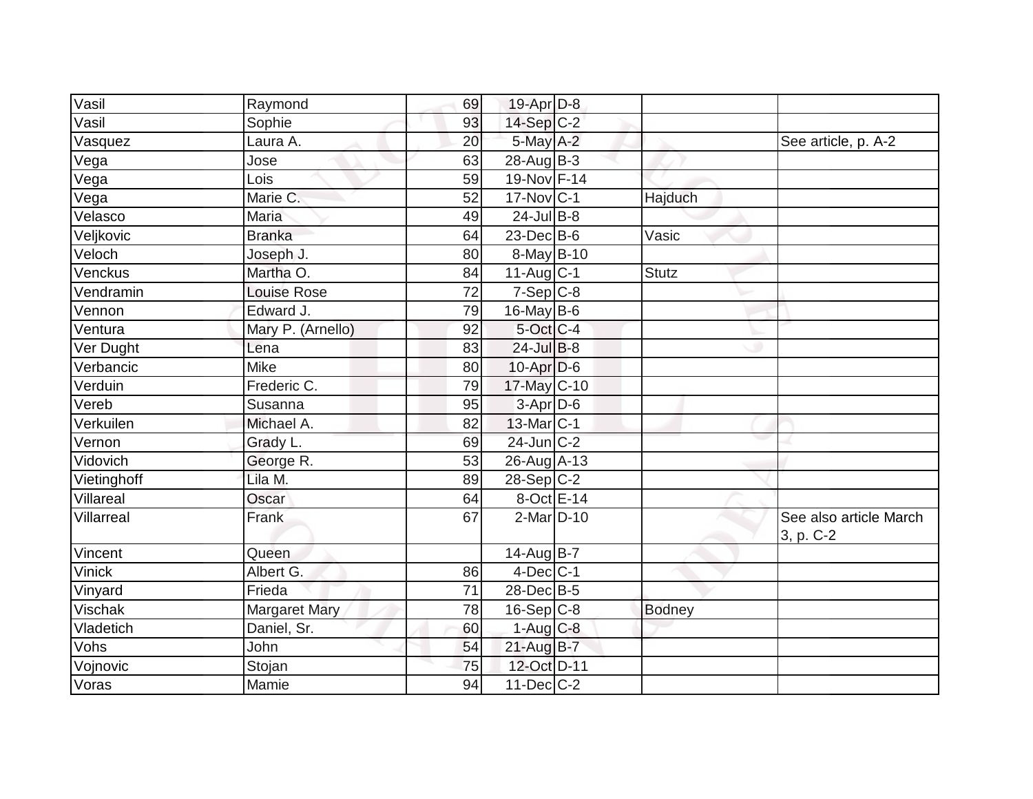| | | | | | | |
|---|---|---|---|---|---|---|
| Vasil | Raymond | 69 | 19-Apr | D-8 | | |
| Vasil | Sophie | 93 | 14-Sep | C-2 | | |
| Vasquez | Laura A. | 20 | 5-May | A-2 | | See article, p. A-2 |
| Vega | Jose | 63 | 28-Aug | B-3 | | |
| Vega | Lois | 59 | 19-Nov | F-14 | | |
| Vega | Marie C. | 52 | 17-Nov | C-1 | Hajduch | |
| Velasco | Maria | 49 | 24-Jul | B-8 | | |
| Veljkovic | Branka | 64 | 23-Dec | B-6 | Vasic | |
| Veloch | Joseph J. | 80 | 8-May | B-10 | | |
| Venckus | Martha O. | 84 | 11-Aug | C-1 | Stutz | |
| Vendramin | Louise Rose | 72 | 7-Sep | C-8 | | |
| Vennon | Edward J. | 79 | 16-May | B-6 | | |
| Ventura | Mary P. (Arnello) | 92 | 5-Oct | C-4 | | |
| Ver Dught | Lena | 83 | 24-Jul | B-8 | | |
| Verbancic | Mike | 80 | 10-Apr | D-6 | | |
| Verduin | Frederic C. | 79 | 17-May | C-10 | | |
| Vereb | Susanna | 95 | 3-Apr | D-6 | | |
| Verkuilen | Michael A. | 82 | 13-Mar | C-1 | | |
| Vernon | Grady L. | 69 | 24-Jun | C-2 | | |
| Vidovich | George R. | 53 | 26-Aug | A-13 | | |
| Vietinghoff | Lila M. | 89 | 28-Sep | C-2 | | |
| Villareal | Oscar | 64 | 8-Oct | E-14 | | |
| Villarreal | Frank | 67 | 2-Mar | D-10 | | See also article March 3, p. C-2 |
| Vincent | Queen | | 14-Aug | B-7 | | |
| Vinick | Albert G. | 86 | 4-Dec | C-1 | | |
| Vinyard | Frieda | 71 | 28-Dec | B-5 | | |
| Vischak | Margaret Mary | 78 | 16-Sep | C-8 | Bodney | |
| Vladetich | Daniel, Sr. | 60 | 1-Aug | C-8 | | |
| Vohs | John | 54 | 21-Aug | B-7 | | |
| Vojnovic | Stojan | 75 | 12-Oct | D-11 | | |
| Voras | Mamie | 94 | 11-Dec | C-2 | | |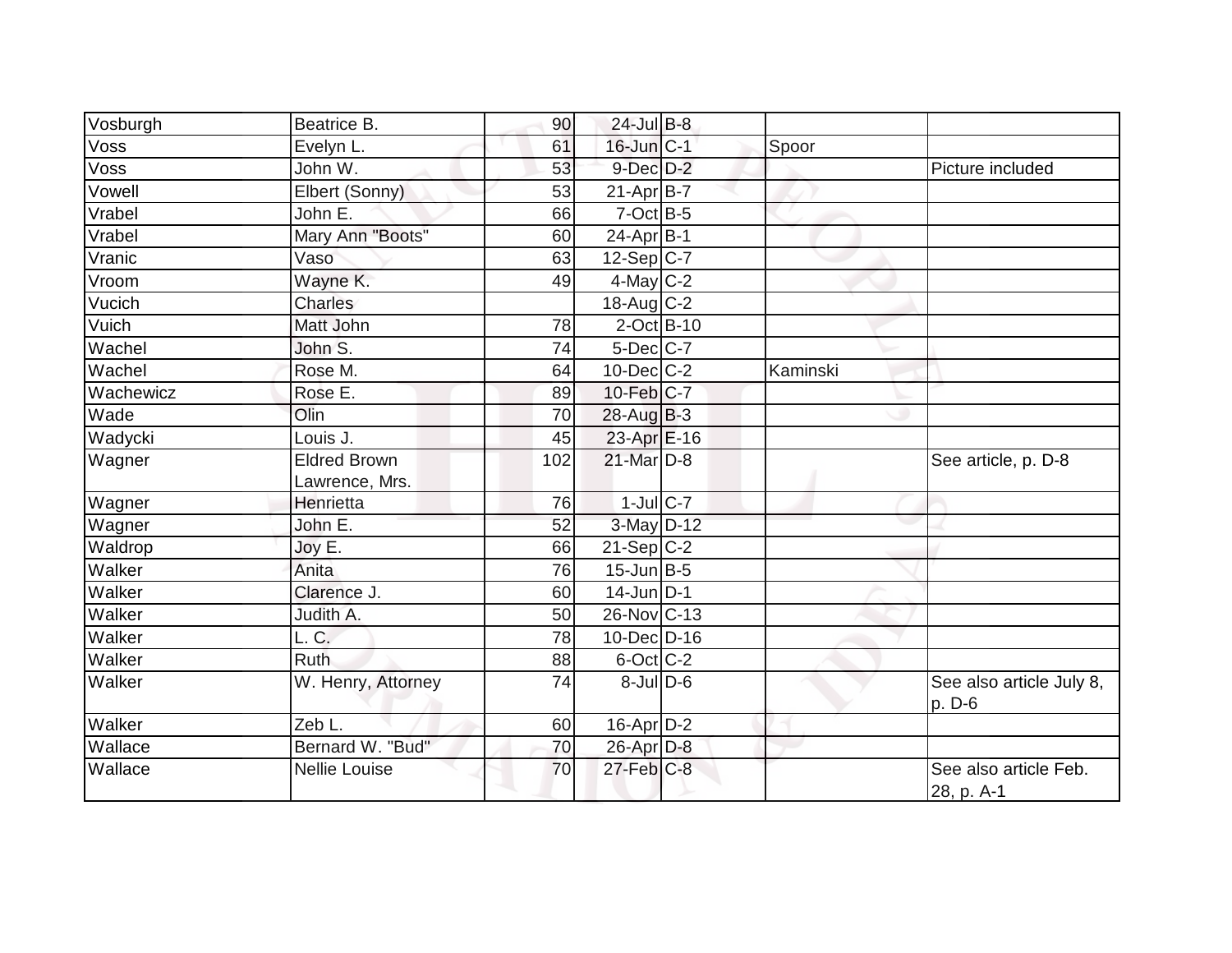| | | | | | | |
|---|---|---|---|---|---|---|
| Vosburgh | Beatrice B. | 90 | 24-Jul | B-8 | | |
| Voss | Evelyn L. | 61 | 16-Jun | C-1 | Spoor | |
| Voss | John W. | 53 | 9-Dec | D-2 | | Picture included |
| Vowell | Elbert (Sonny) | 53 | 21-Apr | B-7 | | |
| Vrabel | John E. | 66 | 7-Oct | B-5 | | |
| Vrabel | Mary Ann "Boots" | 60 | 24-Apr | B-1 | | |
| Vranic | Vaso | 63 | 12-Sep | C-7 | | |
| Vroom | Wayne K. | 49 | 4-May | C-2 | | |
| Vucich | Charles | | 18-Aug | C-2 | | |
| Vuich | Matt John | 78 | 2-Oct | B-10 | | |
| Wachel | John S. | 74 | 5-Dec | C-7 | | |
| Wachel | Rose M. | 64 | 10-Dec | C-2 | Kaminski | |
| Wachewicz | Rose E. | 89 | 10-Feb | C-7 | | |
| Wade | Olin | 70 | 28-Aug | B-3 | | |
| Wadycki | Louis J. | 45 | 23-Apr | E-16 | | |
| Wagner | Eldred Brown Lawrence, Mrs. | 102 | 21-Mar | D-8 | | See article, p. D-8 |
| Wagner | Henrietta | 76 | 1-Jul | C-7 | | |
| Wagner | John E. | 52 | 3-May | D-12 | | |
| Waldrop | Joy E. | 66 | 21-Sep | C-2 | | |
| Walker | Anita | 76 | 15-Jun | B-5 | | |
| Walker | Clarence J. | 60 | 14-Jun | D-1 | | |
| Walker | Judith A. | 50 | 26-Nov | C-13 | | |
| Walker | L. C. | 78 | 10-Dec | D-16 | | |
| Walker | Ruth | 88 | 6-Oct | C-2 | | |
| Walker | W. Henry, Attorney | 74 | 8-Jul | D-6 | | See also article July 8, p. D-6 |
| Walker | Zeb L. | 60 | 16-Apr | D-2 | | |
| Wallace | Bernard W. "Bud" | 70 | 26-Apr | D-8 | | |
| Wallace | Nellie Louise | 70 | 27-Feb | C-8 | | See also article Feb. 28, p. A-1 |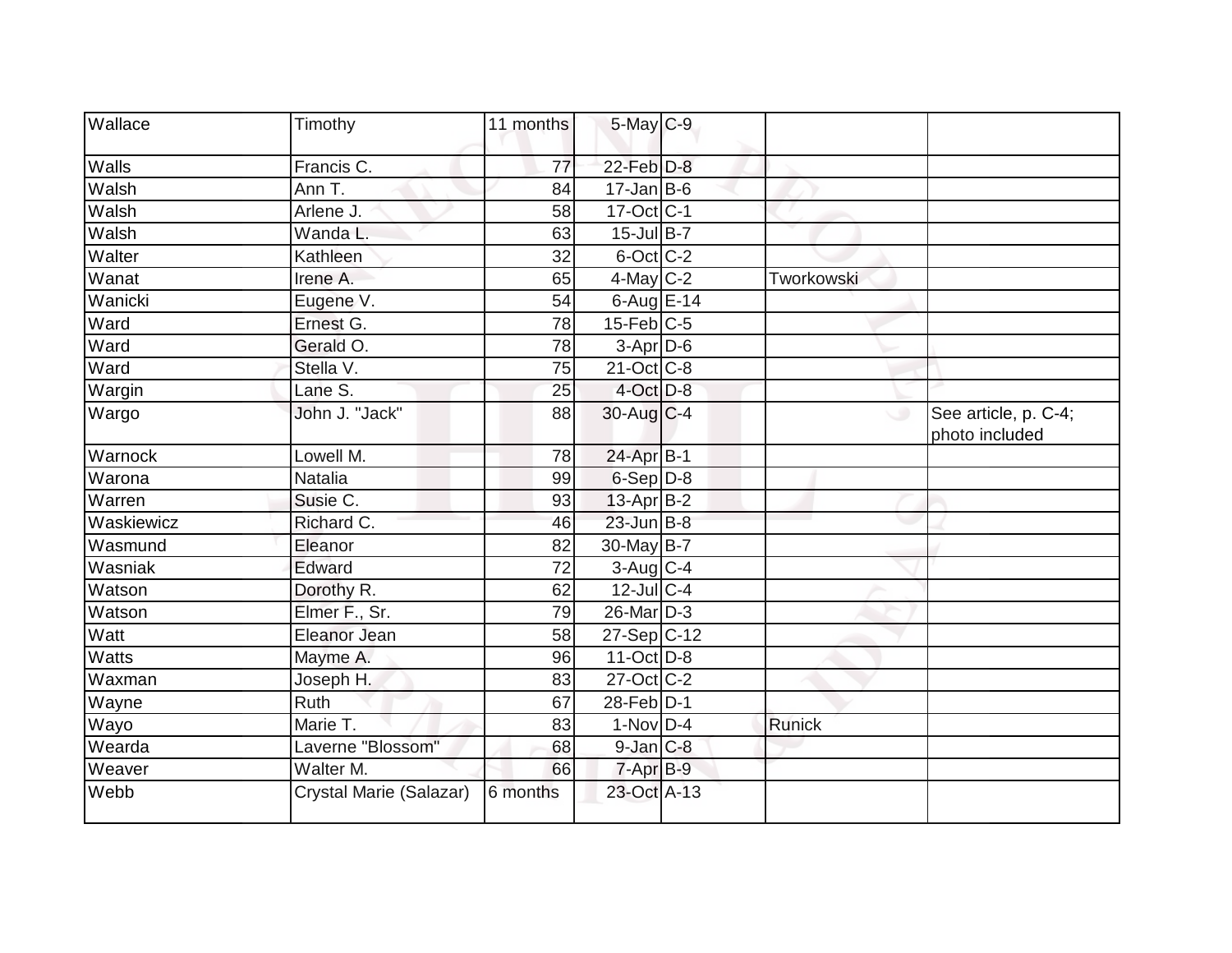| | | | | | | |
|---|---|---|---|---|---|---|
| Wallace | Timothy | 11 months | 5-May | C-9 | | |
| Walls | Francis C. | 77 | 22-Feb | D-8 | | |
| Walsh | Ann T. | 84 | 17-Jan | B-6 | | |
| Walsh | Arlene J. | 58 | 17-Oct | C-1 | | |
| Walsh | Wanda L. | 63 | 15-Jul | B-7 | | |
| Walter | Kathleen | 32 | 6-Oct | C-2 | | |
| Wanat | Irene A. | 65 | 4-May | C-2 | Tworkowski | |
| Wanicki | Eugene V. | 54 | 6-Aug | E-14 | | |
| Ward | Ernest G. | 78 | 15-Feb | C-5 | | |
| Ward | Gerald O. | 78 | 3-Apr | D-6 | | |
| Ward | Stella V. | 75 | 21-Oct | C-8 | | |
| Wargin | Lane S. | 25 | 4-Oct | D-8 | | |
| Wargo | John J. "Jack" | 88 | 30-Aug | C-4 | | See article, p. C-4; photo included |
| Warnock | Lowell M. | 78 | 24-Apr | B-1 | | |
| Warona | Natalia | 99 | 6-Sep | D-8 | | |
| Warren | Susie C. | 93 | 13-Apr | B-2 | | |
| Waskiewicz | Richard C. | 46 | 23-Jun | B-8 | | |
| Wasmund | Eleanor | 82 | 30-May | B-7 | | |
| Wasniak | Edward | 72 | 3-Aug | C-4 | | |
| Watson | Dorothy R. | 62 | 12-Jul | C-4 | | |
| Watson | Elmer F., Sr. | 79 | 26-Mar | D-3 | | |
| Watt | Eleanor Jean | 58 | 27-Sep | C-12 | | |
| Watts | Mayme A. | 96 | 11-Oct | D-8 | | |
| Waxman | Joseph H. | 83 | 27-Oct | C-2 | | |
| Wayne | Ruth | 67 | 28-Feb | D-1 | | |
| Wayo | Marie T. | 83 | 1-Nov | D-4 | Runick | |
| Wearda | Laverne "Blossom" | 68 | 9-Jan | C-8 | | |
| Weaver | Walter M. | 66 | 7-Apr | B-9 | | |
| Webb | Crystal Marie (Salazar) | 6 months | 23-Oct | A-13 | | |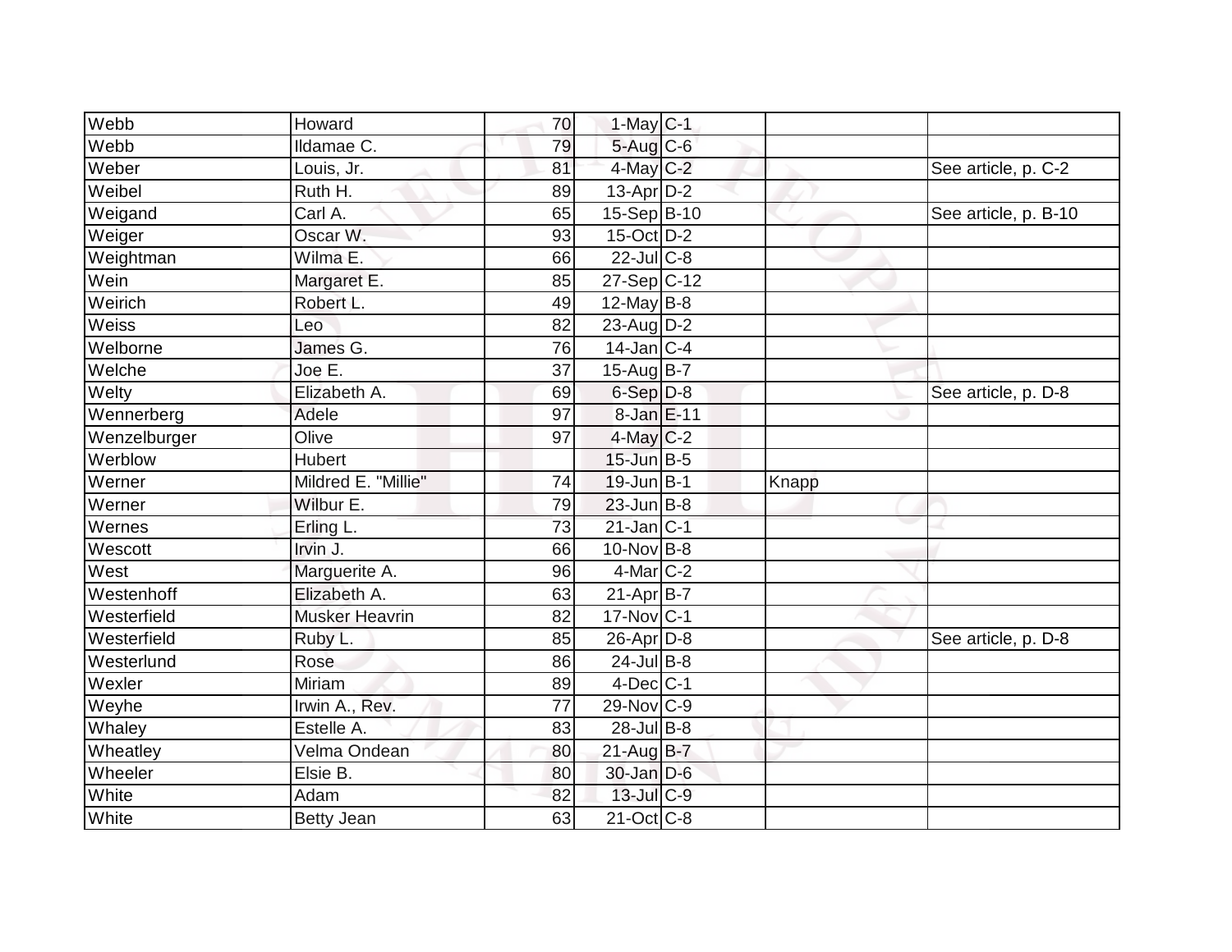| | | | | | | |
|---|---|---|---|---|---|---|
| Webb | Howard | 70 | 1-May | C-1 | | |
| Webb | Ildamae C. | 79 | 5-Aug | C-6 | | |
| Weber | Louis, Jr. | 81 | 4-May | C-2 | | See article, p. C-2 |
| Weibel | Ruth H. | 89 | 13-Apr | D-2 | | |
| Weigand | Carl A. | 65 | 15-Sep | B-10 | | See article, p. B-10 |
| Weiger | Oscar W. | 93 | 15-Oct | D-2 | | |
| Weightman | Wilma E. | 66 | 22-Jul | C-8 | | |
| Wein | Margaret E. | 85 | 27-Sep | C-12 | | |
| Weirich | Robert L. | 49 | 12-May | B-8 | | |
| Weiss | Leo | 82 | 23-Aug | D-2 | | |
| Welborne | James G. | 76 | 14-Jan | C-4 | | |
| Welche | Joe E. | 37 | 15-Aug | B-7 | | |
| Welty | Elizabeth A. | 69 | 6-Sep | D-8 | | See article, p. D-8 |
| Wennerberg | Adele | 97 | 8-Jan | E-11 | | |
| Wenzelburger | Olive | 97 | 4-May | C-2 | | |
| Werblow | Hubert | | 15-Jun | B-5 | | |
| Werner | Mildred E. "Millie" | 74 | 19-Jun | B-1 | Knapp | |
| Werner | Wilbur E. | 79 | 23-Jun | B-8 | | |
| Wernes | Erling L. | 73 | 21-Jan | C-1 | | |
| Wescott | Irvin J. | 66 | 10-Nov | B-8 | | |
| West | Marguerite A. | 96 | 4-Mar | C-2 | | |
| Westenhoff | Elizabeth A. | 63 | 21-Apr | B-7 | | |
| Westerfield | Musker Heavrin | 82 | 17-Nov | C-1 | | |
| Westerfield | Ruby L. | 85 | 26-Apr | D-8 | | See article, p. D-8 |
| Westerlund | Rose | 86 | 24-Jul | B-8 | | |
| Wexler | Miriam | 89 | 4-Dec | C-1 | | |
| Weyhe | Irwin A., Rev. | 77 | 29-Nov | C-9 | | |
| Whaley | Estelle A. | 83 | 28-Jul | B-8 | | |
| Wheatley | Velma Ondean | 80 | 21-Aug | B-7 | | |
| Wheeler | Elsie B. | 80 | 30-Jan | D-6 | | |
| White | Adam | 82 | 13-Jul | C-9 | | |
| White | Betty Jean | 63 | 21-Oct | C-8 | | |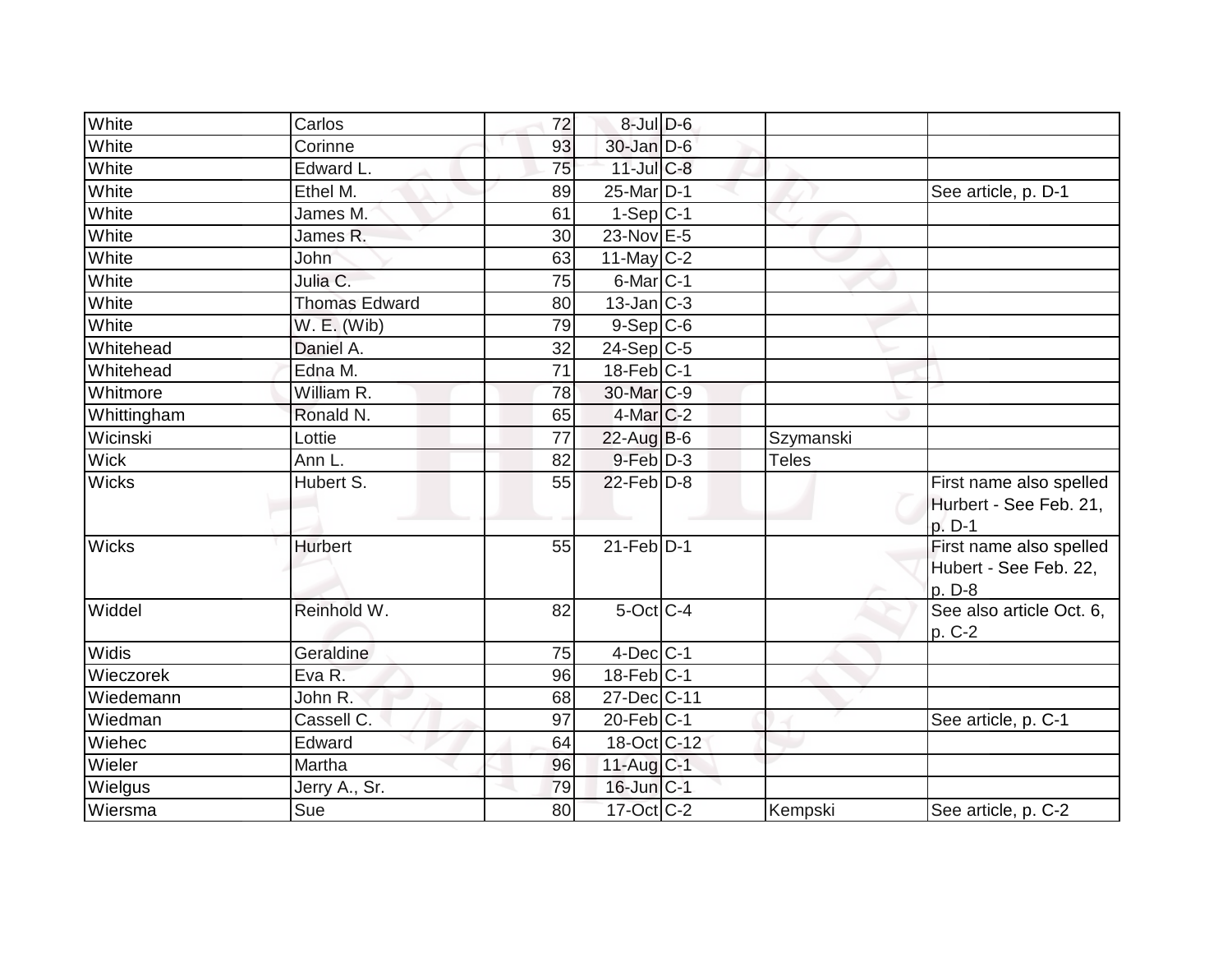| White | Carlos | 72 | 8-Jul | D-6 | | |
|---|---|---|---|---|---|---|
| White | Corinne | 93 | 30-Jan | D-6 | | |
| White | Edward L. | 75 | 11-Jul | C-8 | | |
| White | Ethel M. | 89 | 25-Mar | D-1 | | See article, p. D-1 |
| White | James M. | 61 | 1-Sep | C-1 | | |
| White | James R. | 30 | 23-Nov | E-5 | | |
| White | John | 63 | 11-May | C-2 | | |
| White | Julia C. | 75 | 6-Mar | C-1 | | |
| White | Thomas Edward | 80 | 13-Jan | C-3 | | |
| White | W. E. (Wib) | 79 | 9-Sep | C-6 | | |
| Whitehead | Daniel A. | 32 | 24-Sep | C-5 | | |
| Whitehead | Edna M. | 71 | 18-Feb | C-1 | | |
| Whitmore | William R. | 78 | 30-Mar | C-9 | | |
| Whittingham | Ronald N. | 65 | 4-Mar | C-2 | | |
| Wicinski | Lottie | 77 | 22-Aug | B-6 | Szymanski | |
| Wick | Ann L. | 82 | 9-Feb | D-3 | Teles | |
| Wicks | Hubert S. | 55 | 22-Feb | D-8 | | First name also spelled Hurbert - See Feb. 21, p. D-1 |
| Wicks | Hurbert | 55 | 21-Feb | D-1 | | First name also spelled Hubert - See Feb. 22, p. D-8 |
| Widdel | Reinhold W. | 82 | 5-Oct | C-4 | | See also article Oct. 6, p. C-2 |
| Widis | Geraldine | 75 | 4-Dec | C-1 | | |
| Wieczorek | Eva R. | 96 | 18-Feb | C-1 | | |
| Wiedemann | John R. | 68 | 27-Dec | C-11 | | |
| Wiedman | Cassell C. | 97 | 20-Feb | C-1 | | See article, p. C-1 |
| Wiehec | Edward | 64 | 18-Oct | C-12 | | |
| Wieler | Martha | 96 | 11-Aug | C-1 | | |
| Wielgus | Jerry A., Sr. | 79 | 16-Jun | C-1 | | |
| Wiersma | Sue | 80 | 17-Oct | C-2 | Kempski | See article, p. C-2 |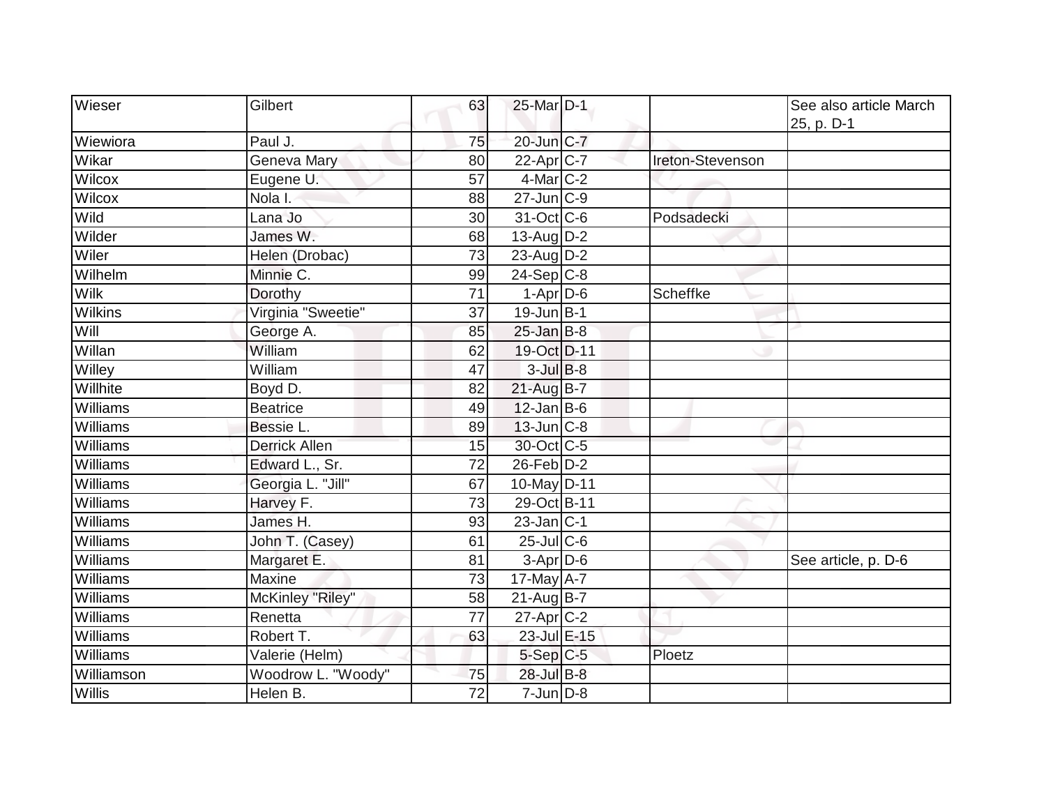| Wieser | Gilbert | 63 | 25-Mar | D-1 | | See also article March 25, p. D-1 |
|---|---|---|---|---|---|---|
| Wiewiora | Paul J. | 75 | 20-Jun | C-7 | | |
| Wikar | Geneva Mary | 80 | 22-Apr | C-7 | Ireton-Stevenson | |
| Wilcox | Eugene U. | 57 | 4-Mar | C-2 | | |
| Wilcox | Nola I. | 88 | 27-Jun | C-9 | | |
| Wild | Lana Jo | 30 | 31-Oct | C-6 | Podsadecki | |
| Wilder | James W. | 68 | 13-Aug | D-2 | | |
| Wiler | Helen (Drobac) | 73 | 23-Aug | D-2 | | |
| Wilhelm | Minnie C. | 99 | 24-Sep | C-8 | | |
| Wilk | Dorothy | 71 | 1-Apr | D-6 | Scheffke | |
| Wilkins | Virginia "Sweetie" | 37 | 19-Jun | B-1 | | |
| Will | George A. | 85 | 25-Jan | B-8 | | |
| Willan | William | 62 | 19-Oct | D-11 | | |
| Willey | William | 47 | 3-Jul | B-8 | | |
| Willhite | Boyd D. | 82 | 21-Aug | B-7 | | |
| Williams | Beatrice | 49 | 12-Jan | B-6 | | |
| Williams | Bessie L. | 89 | 13-Jun | C-8 | | |
| Williams | Derrick Allen | 15 | 30-Oct | C-5 | | |
| Williams | Edward L., Sr. | 72 | 26-Feb | D-2 | | |
| Williams | Georgia L. "Jill" | 67 | 10-May | D-11 | | |
| Williams | Harvey F. | 73 | 29-Oct | B-11 | | |
| Williams | James H. | 93 | 23-Jan | C-1 | | |
| Williams | John T. (Casey) | 61 | 25-Jul | C-6 | | |
| Williams | Margaret E. | 81 | 3-Apr | D-6 | | See article, p. D-6 |
| Williams | Maxine | 73 | 17-May | A-7 | | |
| Williams | McKinley "Riley" | 58 | 21-Aug | B-7 | | |
| Williams | Renetta | 77 | 27-Apr | C-2 | | |
| Williams | Robert T. | 63 | 23-Jul | E-15 | | |
| Williams | Valerie (Helm) | | 5-Sep | C-5 | Ploetz | |
| Williamson | Woodrow L. "Woody" | 75 | 28-Jul | B-8 | | |
| Willis | Helen B. | 72 | 7-Jun | D-8 | | |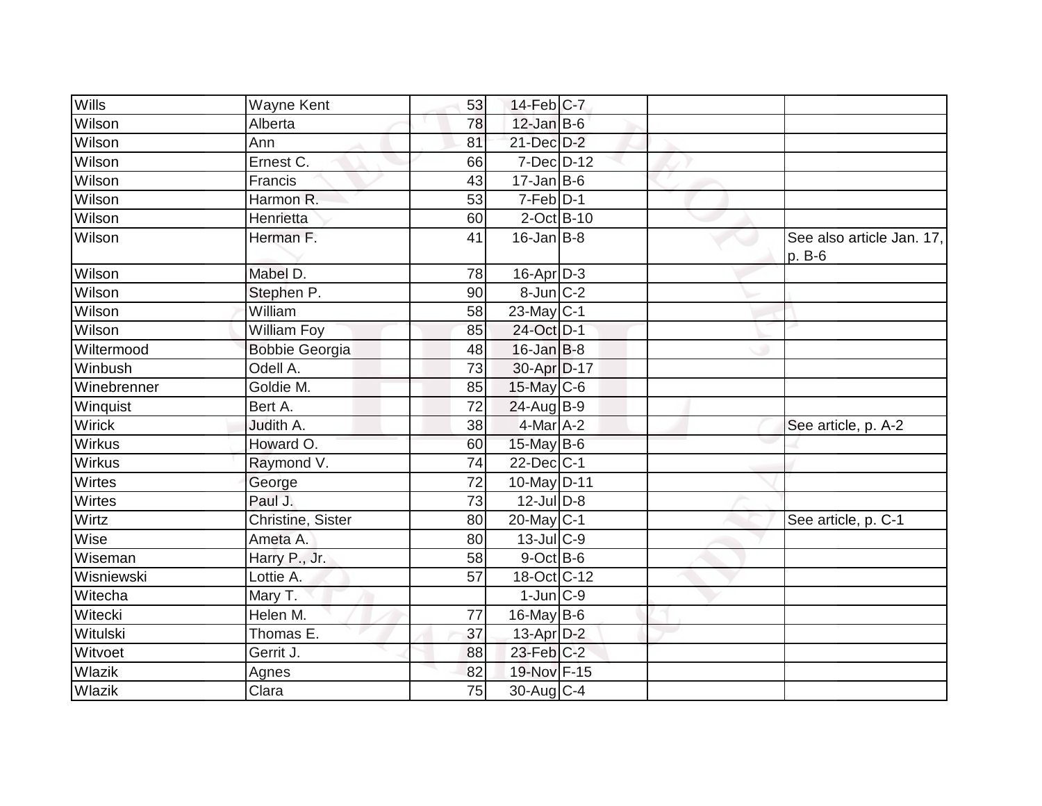| | | | | | | |
|---|---|---|---|---|---|---|
| Wills | Wayne Kent | 53 | 14-Feb | C-7 | | |
| Wilson | Alberta | 78 | 12-Jan | B-6 | | |
| Wilson | Ann | 81 | 21-Dec | D-2 | | |
| Wilson | Ernest C. | 66 | 7-Dec | D-12 | | |
| Wilson | Francis | 43 | 17-Jan | B-6 | | |
| Wilson | Harmon R. | 53 | 7-Feb | D-1 | | |
| Wilson | Henrietta | 60 | 2-Oct | B-10 | | |
| Wilson | Herman F. | 41 | 16-Jan | B-8 | | See also article Jan. 17, p. B-6 |
| Wilson | Mabel D. | 78 | 16-Apr | D-3 | | |
| Wilson | Stephen P. | 90 | 8-Jun | C-2 | | |
| Wilson | William | 58 | 23-May | C-1 | | |
| Wilson | William Foy | 85 | 24-Oct | D-1 | | |
| Wiltermood | Bobbie Georgia | 48 | 16-Jan | B-8 | | |
| Winbush | Odell A. | 73 | 30-Apr | D-17 | | |
| Winebrenner | Goldie M. | 85 | 15-May | C-6 | | |
| Winquist | Bert A. | 72 | 24-Aug | B-9 | | |
| Wirick | Judith A. | 38 | 4-Mar | A-2 | | See article, p. A-2 |
| Wirkus | Howard O. | 60 | 15-May | B-6 | | |
| Wirkus | Raymond V. | 74 | 22-Dec | C-1 | | |
| Wirtes | George | 72 | 10-May | D-11 | | |
| Wirtes | Paul J. | 73 | 12-Jul | D-8 | | |
| Wirtz | Christine, Sister | 80 | 20-May | C-1 | | See article, p. C-1 |
| Wise | Ameta A. | 80 | 13-Jul | C-9 | | |
| Wiseman | Harry P., Jr. | 58 | 9-Oct | B-6 | | |
| Wisniewski | Lottie A. | 57 | 18-Oct | C-12 | | |
| Witecha | Mary T. | | 1-Jun | C-9 | | |
| Witecki | Helen M. | 77 | 16-May | B-6 | | |
| Witulski | Thomas E. | 37 | 13-Apr | D-2 | | |
| Witvoet | Gerrit J. | 88 | 23-Feb | C-2 | | |
| Wlazik | Agnes | 82 | 19-Nov | F-15 | | |
| Wlazik | Clara | 75 | 30-Aug | C-4 | | |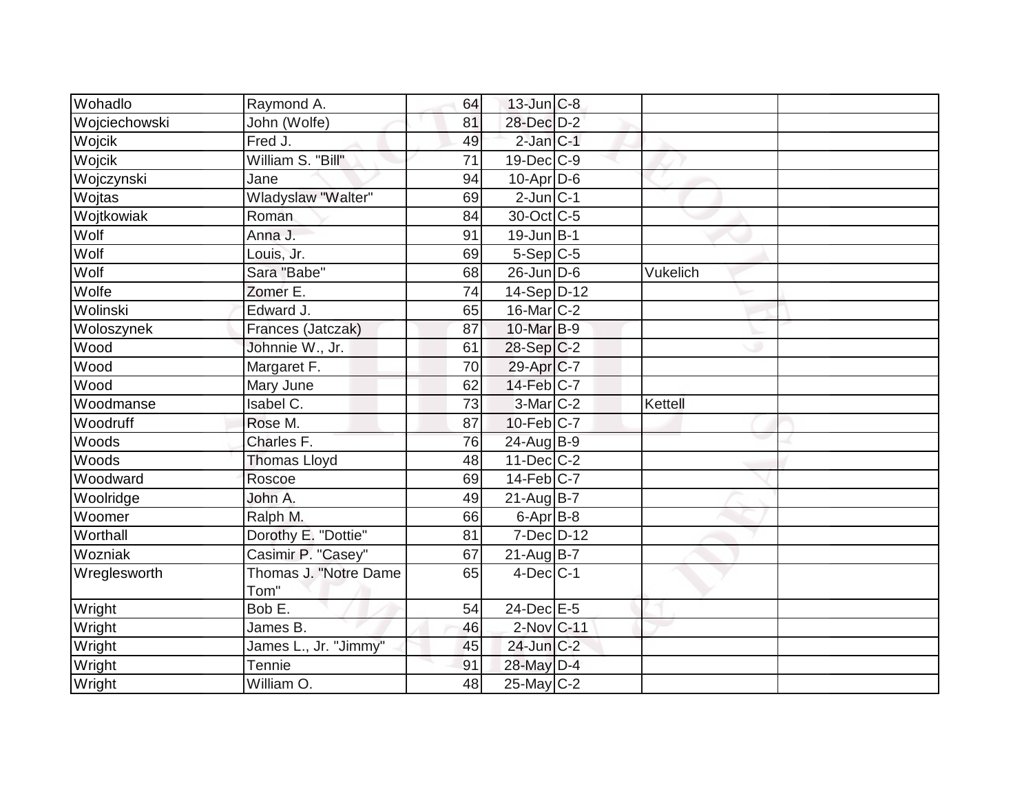| | | | | | | |
|---|---|---|---|---|---|---|
| Wohadlo | Raymond A. | 64 | 13-Jun | C-8 | | |
| Wojciechowski | John (Wolfe) | 81 | 28-Dec | D-2 | | |
| Wojcik | Fred J. | 49 | 2-Jan | C-1 | | |
| Wojcik | William S. "Bill" | 71 | 19-Dec | C-9 | | |
| Wojczynski | Jane | 94 | 10-Apr | D-6 | | |
| Wojtas | Wladyslaw "Walter" | 69 | 2-Jun | C-1 | | |
| Wojtkowiak | Roman | 84 | 30-Oct | C-5 | | |
| Wolf | Anna J. | 91 | 19-Jun | B-1 | | |
| Wolf | Louis, Jr. | 69 | 5-Sep | C-5 | | |
| Wolf | Sara "Babe" | 68 | 26-Jun | D-6 | Vukelich | |
| Wolfe | Zomer E. | 74 | 14-Sep | D-12 | | |
| Wolinski | Edward J. | 65 | 16-Mar | C-2 | | |
| Woloszynek | Frances (Jatczak) | 87 | 10-Mar | B-9 | | |
| Wood | Johnnie W., Jr. | 61 | 28-Sep | C-2 | | |
| Wood | Margaret F. | 70 | 29-Apr | C-7 | | |
| Wood | Mary June | 62 | 14-Feb | C-7 | | |
| Woodmanse | Isabel C. | 73 | 3-Mar | C-2 | Kettell | |
| Woodruff | Rose M. | 87 | 10-Feb | C-7 | | |
| Woods | Charles F. | 76 | 24-Aug | B-9 | | |
| Woods | Thomas Lloyd | 48 | 11-Dec | C-2 | | |
| Woodward | Roscoe | 69 | 14-Feb | C-7 | | |
| Woolridge | John A. | 49 | 21-Aug | B-7 | | |
| Woomer | Ralph M. | 66 | 6-Apr | B-8 | | |
| Worthall | Dorothy E. "Dottie" | 81 | 7-Dec | D-12 | | |
| Wozniak | Casimir P. "Casey" | 67 | 21-Aug | B-7 | | |
| Wreglesworth | Thomas J. "Notre Dame Tom" | 65 | 4-Dec | C-1 | | |
| Wright | Bob E. | 54 | 24-Dec | E-5 | | |
| Wright | James B. | 46 | 2-Nov | C-11 | | |
| Wright | James L., Jr. "Jimmy" | 45 | 24-Jun | C-2 | | |
| Wright | Tennie | 91 | 28-May | D-4 | | |
| Wright | William O. | 48 | 25-May | C-2 | | |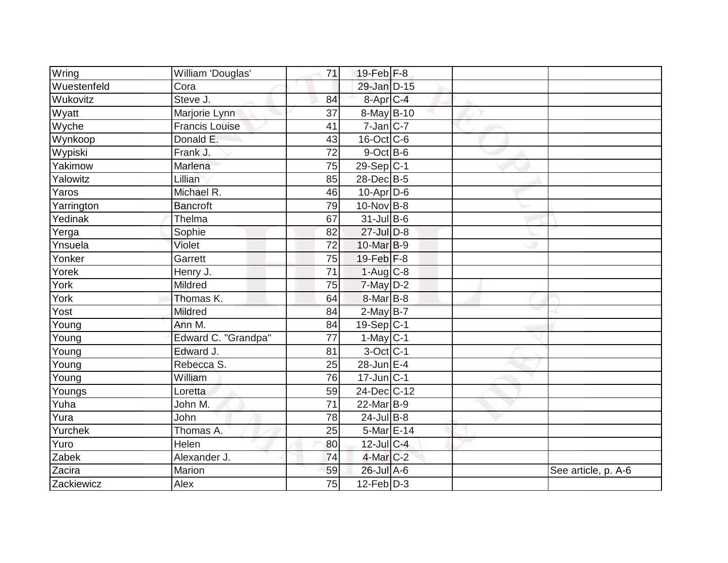| | | | | | | |
|---|---|---|---|---|---|---|
| Wring | William 'Douglas' | 71 | 19-Feb | F-8 | | |
| Wuestenfeld | Cora | | 29-Jan | D-15 | | |
| Wukovitz | Steve J. | 84 | 8-Apr | C-4 | | |
| Wyatt | Marjorie Lynn | 37 | 8-May | B-10 | | |
| Wyche | Francis Louise | 41 | 7-Jan | C-7 | | |
| Wynkoop | Donald E. | 43 | 16-Oct | C-6 | | |
| Wypiski | Frank J. | 72 | 9-Oct | B-6 | | |
| Yakimow | Marlena | 75 | 29-Sep | C-1 | | |
| Yalowitz | Lillian | 85 | 28-Dec | B-5 | | |
| Yaros | Michael R. | 46 | 10-Apr | D-6 | | |
| Yarrington | Bancroft | 79 | 10-Nov | B-8 | | |
| Yedinak | Thelma | 67 | 31-Jul | B-6 | | |
| Yerga | Sophie | 82 | 27-Jul | D-8 | | |
| Ynsuela | Violet | 72 | 10-Mar | B-9 | | |
| Yonker | Garrett | 75 | 19-Feb | F-8 | | |
| Yorek | Henry J. | 71 | 1-Aug | C-8 | | |
| York | Mildred | 75 | 7-May | D-2 | | |
| York | Thomas K. | 64 | 8-Mar | B-8 | | |
| Yost | Mildred | 84 | 2-May | B-7 | | |
| Young | Ann M. | 84 | 19-Sep | C-1 | | |
| Young | Edward C. "Grandpa" | 77 | 1-May | C-1 | | |
| Young | Edward J. | 81 | 3-Oct | C-1 | | |
| Young | Rebecca S. | 25 | 28-Jun | E-4 | | |
| Young | William | 76 | 17-Jun | C-1 | | |
| Youngs | Loretta | 59 | 24-Dec | C-12 | | |
| Yuha | John M. | 71 | 22-Mar | B-9 | | |
| Yura | John | 78 | 24-Jul | B-8 | | |
| Yurchek | Thomas A. | 25 | 5-Mar | E-14 | | |
| Yuro | Helen | 80 | 12-Jul | C-4 | | |
| Zabek | Alexander J. | 74 | 4-Mar | C-2 | | |
| Zacira | Marion | 59 | 26-Jul | A-6 | | See article, p. A-6 |
| Zackiewicz | Alex | 75 | 12-Feb | D-3 | | |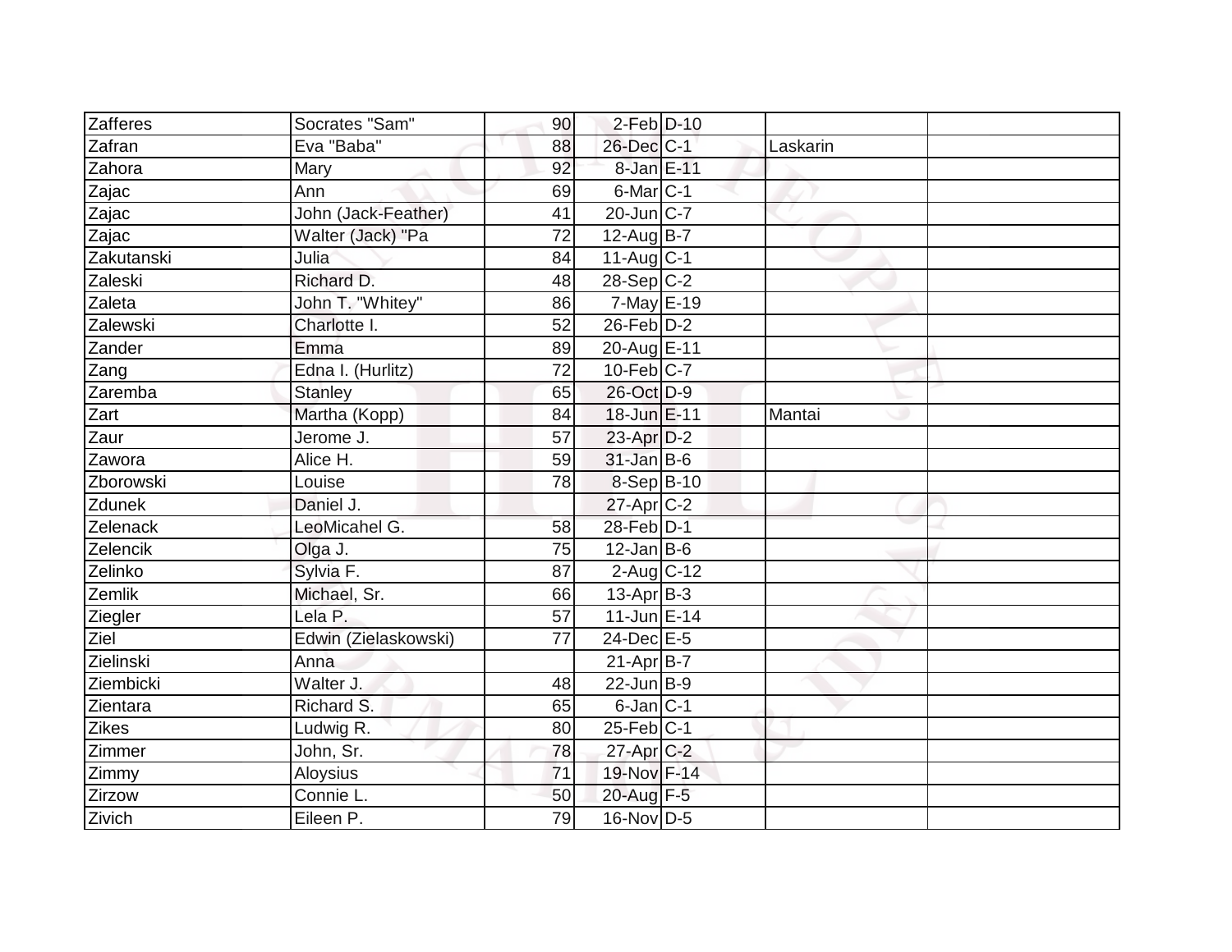| | | | | | | |
|---|---|---|---|---|---|---|
| Zafferes | Socrates "Sam" | 90 | 2-Feb | D-10 | | |
| Zafran | Eva "Baba" | 88 | 26-Dec | C-1 | Laskarin | |
| Zahora | Mary | 92 | 8-Jan | E-11 | | |
| Zajac | Ann | 69 | 6-Mar | C-1 | | |
| Zajac | John (Jack-Feather) | 41 | 20-Jun | C-7 | | |
| Zajac | Walter (Jack) "Pa | 72 | 12-Aug | B-7 | | |
| Zakutanski | Julia | 84 | 11-Aug | C-1 | | |
| Zaleski | Richard D. | 48 | 28-Sep | C-2 | | |
| Zaleta | John T. "Whitey" | 86 | 7-May | E-19 | | |
| Zalewski | Charlotte I. | 52 | 26-Feb | D-2 | | |
| Zander | Emma | 89 | 20-Aug | E-11 | | |
| Zang | Edna I. (Hurlitz) | 72 | 10-Feb | C-7 | | |
| Zaremba | Stanley | 65 | 26-Oct | D-9 | | |
| Zart | Martha (Kopp) | 84 | 18-Jun | E-11 | Mantai | |
| Zaur | Jerome J. | 57 | 23-Apr | D-2 | | |
| Zawora | Alice H. | 59 | 31-Jan | B-6 | | |
| Zborowski | Louise | 78 | 8-Sep | B-10 | | |
| Zdunek | Daniel J. | | 27-Apr | C-2 | | |
| Zelenack | LeoMicahel G. | 58 | 28-Feb | D-1 | | |
| Zelencik | Olga J. | 75 | 12-Jan | B-6 | | |
| Zelinko | Sylvia F. | 87 | 2-Aug | C-12 | | |
| Zemlik | Michael, Sr. | 66 | 13-Apr | B-3 | | |
| Ziegler | Lela P. | 57 | 11-Jun | E-14 | | |
| Ziel | Edwin (Zielaskowski) | 77 | 24-Dec | E-5 | | |
| Zielinski | Anna | | 21-Apr | B-7 | | |
| Ziembicki | Walter J. | 48 | 22-Jun | B-9 | | |
| Zientara | Richard S. | 65 | 6-Jan | C-1 | | |
| Zikes | Ludwig R. | 80 | 25-Feb | C-1 | | |
| Zimmer | John, Sr. | 78 | 27-Apr | C-2 | | |
| Zimmy | Aloysius | 71 | 19-Nov | F-14 | | |
| Zirzow | Connie L. | 50 | 20-Aug | F-5 | | |
| Zivich | Eileen P. | 79 | 16-Nov | D-5 | | |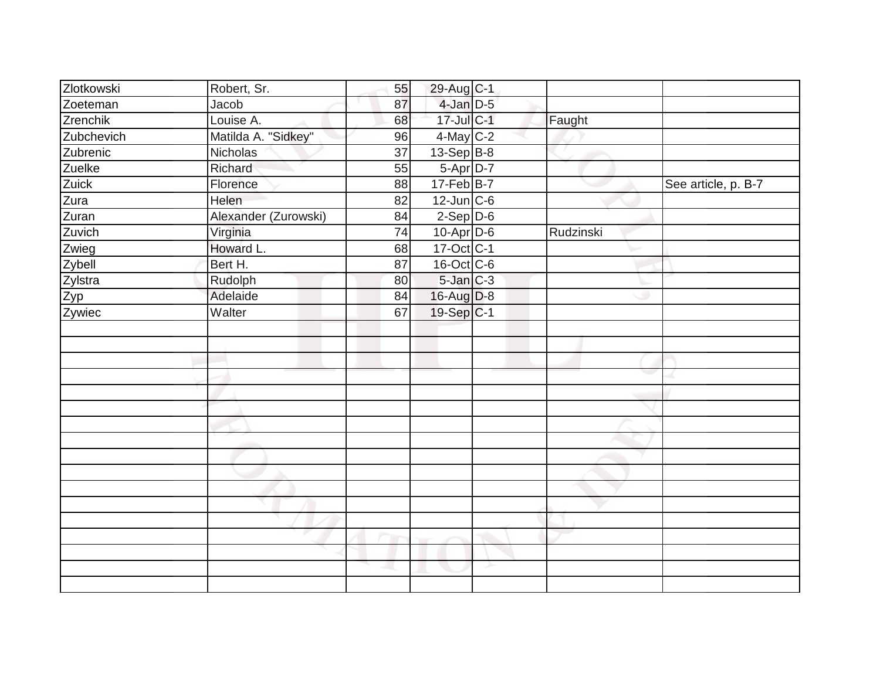| | | | | | | |
|---|---|---|---|---|---|---|
| Zlotkowski | Robert, Sr. | 55 | 29-Aug | C-1 | | |
| Zoeteman | Jacob | 87 | 4-Jan | D-5 | | |
| Zrenchik | Louise A. | 68 | 17-Jul | C-1 | Faught | |
| Zubchevich | Matilda A. "Sidkey" | 96 | 4-May | C-2 | | |
| Zubrenic | Nicholas | 37 | 13-Sep | B-8 | | |
| Zuelke | Richard | 55 | 5-Apr | D-7 | | |
| Zuick | Florence | 88 | 17-Feb | B-7 | | See article, p. B-7 |
| Zura | Helen | 82 | 12-Jun | C-6 | | |
| Zuran | Alexander (Zurowski) | 84 | 2-Sep | D-6 | | |
| Zuvich | Virginia | 74 | 10-Apr | D-6 | Rudzinski | |
| Zwieg | Howard L. | 68 | 17-Oct | C-1 | | |
| Zybell | Bert H. | 87 | 16-Oct | C-6 | | |
| Zylstra | Rudolph | 80 | 5-Jan | C-3 | | |
| Zyp | Adelaide | 84 | 16-Aug | D-8 | | |
| Zywiec | Walter | 67 | 19-Sep | C-1 | | |